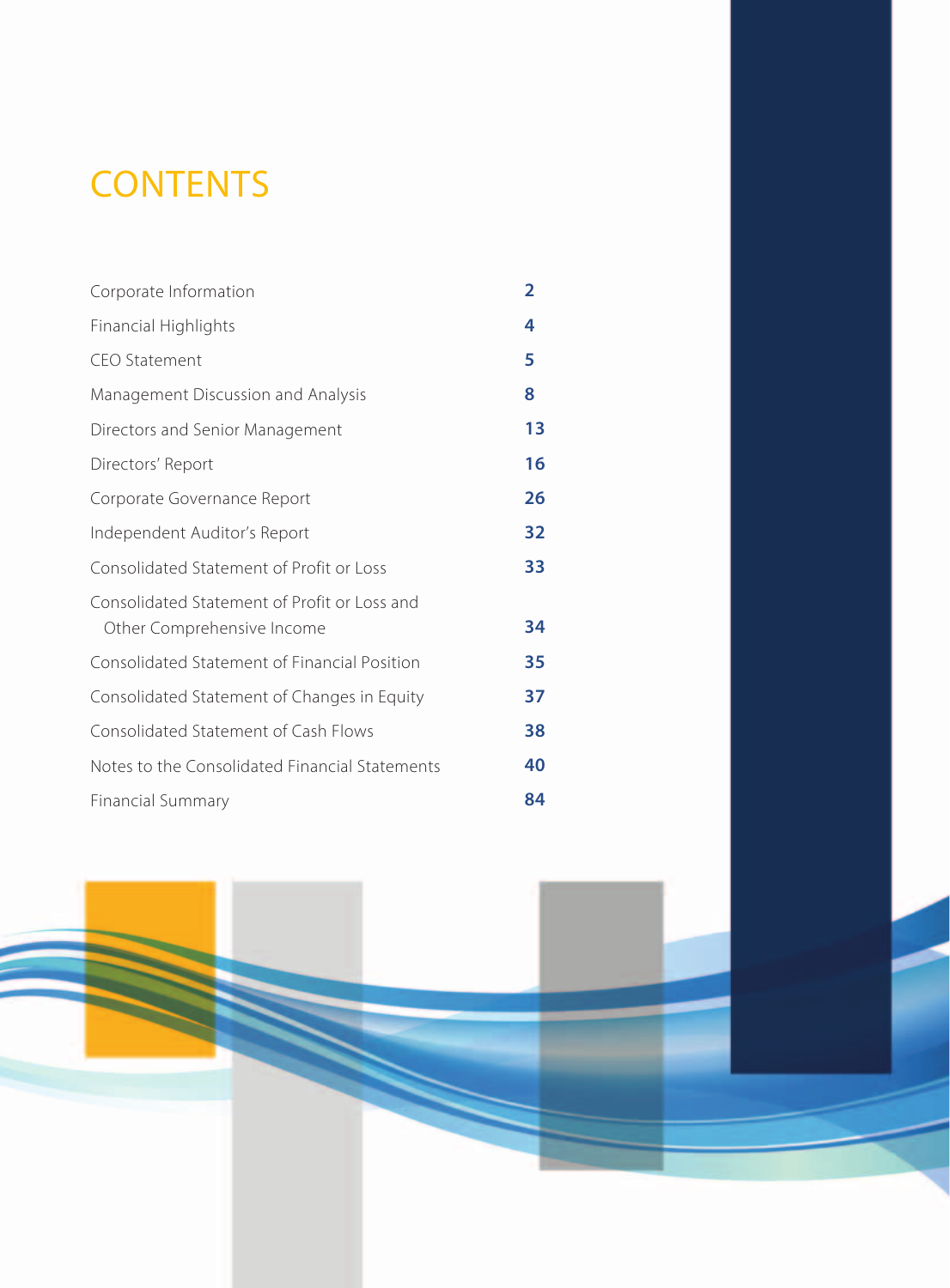# CONTENTS

| | |
|---|---|
| Corporate Information | 2 |
| Financial Highlights | 4 |
| CEO Statement | 5 |
| Management Discussion and Analysis | 8 |
| Directors and Senior Management | 13 |
| Directors' Report | 16 |
| Corporate Governance Report | 26 |
| Independent Auditor's Report | 32 |
| Consolidated Statement of Profit or Loss | 33 |
| Consolidated Statement of Profit or Loss and Other Comprehensive Income | 34 |
| Consolidated Statement of Financial Position | 35 |
| Consolidated Statement of Changes in Equity | 37 |
| Consolidated Statement of Cash Flows | 38 |
| Notes to the Consolidated Financial Statements | 40 |
| Financial Summary | 84 |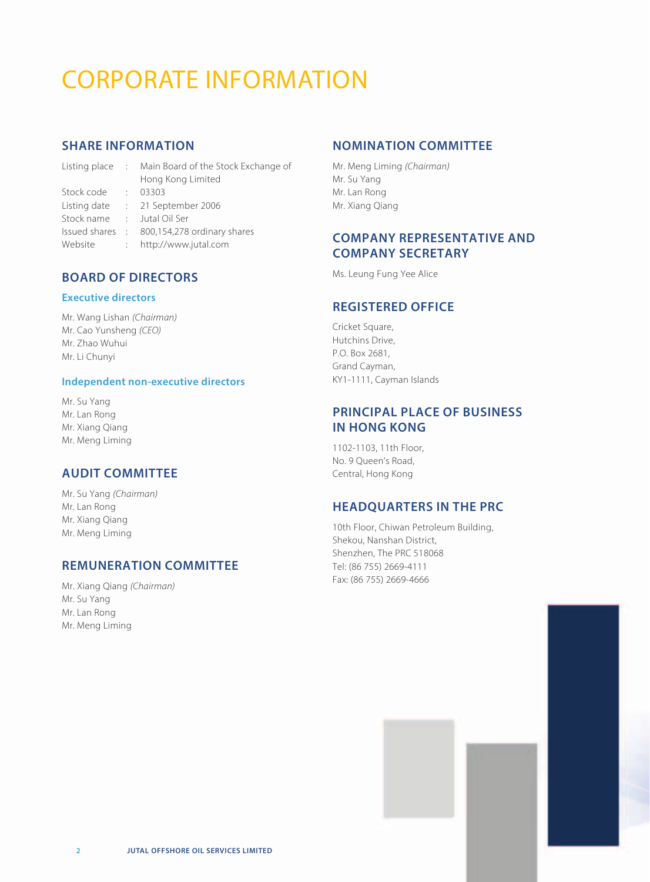# CORPORATE INFORMATION

## SHARE INFORMATION

| | | |
|---|---|---|
| Listing place | : | Main Board of the Stock Exchange of Hong Kong Limited |
| Stock code | : | 03303 |
| Listing date | : | 21 September 2006 |
| Stock name | : | Jutal Oil Ser |
| Issued shares | : | 800,154,278 ordinary shares |
| Website | : | http://www.jutal.com |

## BOARD OF DIRECTORS

### Executive directors

Mr. Wang Lishan *(Chairman)*
Mr. Cao Yunsheng *(CEO)*
Mr. Zhao Wuhui
Mr. Li Chunyi

### Independent non-executive directors

Mr. Su Yang
Mr. Lan Rong
Mr. Xiang Qiang
Mr. Meng Liming

## AUDIT COMMITTEE

Mr. Su Yang *(Chairman)*
Mr. Lan Rong
Mr. Xiang Qiang
Mr. Meng Liming

## REMUNERATION COMMITTEE

Mr. Xiang Qiang *(Chairman)*
Mr. Su Yang
Mr. Lan Rong
Mr. Meng Liming

## NOMINATION COMMITTEE

Mr. Meng Liming *(Chairman)*
Mr. Su Yang
Mr. Lan Rong
Mr. Xiang Qiang

## COMPANY REPRESENTATIVE AND COMPANY SECRETARY

Ms. Leung Fung Yee Alice

## REGISTERED OFFICE

Cricket Square,
Hutchins Drive,
P.O. Box 2681,
Grand Cayman,
KY1-1111, Cayman Islands

## PRINCIPAL PLACE OF BUSINESS IN HONG KONG

1102-1103, 11th Floor,
No. 9 Queen's Road,
Central, Hong Kong

## HEADQUARTERS IN THE PRC

10th Floor, Chiwan Petroleum Building,
Shekou, Nanshan District,
Shenzhen, The PRC 518068
Tel: (86 755) 2669-4111
Fax: (86 755) 2669-4666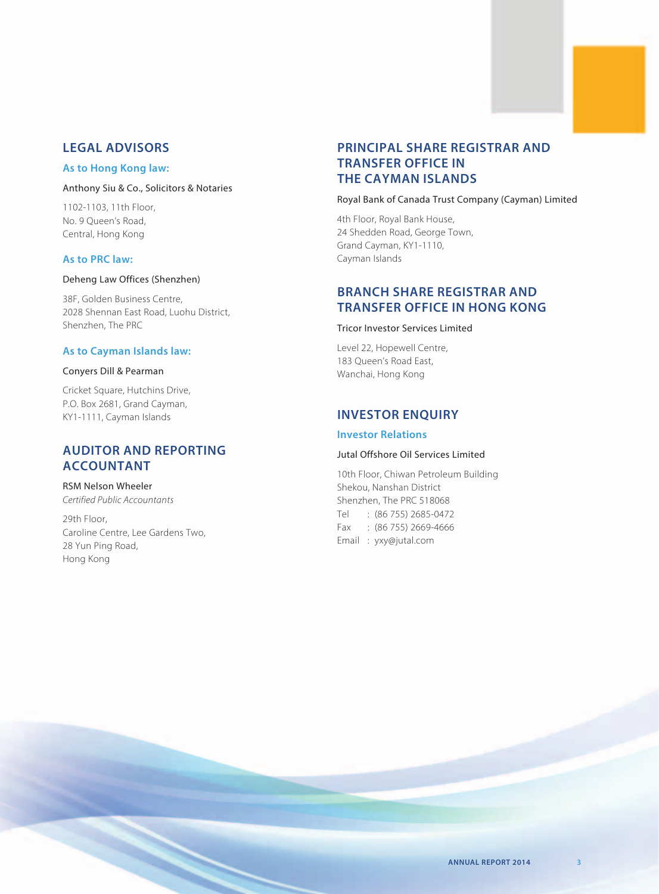## LEGAL ADVISORS

### As to Hong Kong law:

Anthony Siu & Co., Solicitors & Notaries

1102-1103, 11th Floor,
No. 9 Queen's Road,
Central, Hong Kong

### As to PRC law:

Deheng Law Offices (Shenzhen)

38F, Golden Business Centre,
2028 Shennan East Road, Luohu District,
Shenzhen, The PRC

### As to Cayman Islands law:

Conyers Dill & Pearman

Cricket Square, Hutchins Drive,
P.O. Box 2681, Grand Cayman,
KY1-1111, Cayman Islands

## AUDITOR AND REPORTING ACCOUNTANT

RSM Nelson Wheeler
*Certified Public Accountants*

29th Floor,
Caroline Centre, Lee Gardens Two,
28 Yun Ping Road,
Hong Kong

## PRINCIPAL SHARE REGISTRAR AND TRANSFER OFFICE IN THE CAYMAN ISLANDS

Royal Bank of Canada Trust Company (Cayman) Limited

4th Floor, Royal Bank House,
24 Shedden Road, George Town,
Grand Cayman, KY1-1110,
Cayman Islands

## BRANCH SHARE REGISTRAR AND TRANSFER OFFICE IN HONG KONG

Tricor Investor Services Limited

Level 22, Hopewell Centre,
183 Queen's Road East,
Wanchai, Hong Kong

## INVESTOR ENQUIRY

### Investor Relations

Jutal Offshore Oil Services Limited

10th Floor, Chiwan Petroleum Building
Shekou, Nanshan District
Shenzhen, The PRC 518068
Tel : (86 755) 2685-0472
Fax : (86 755) 2669-4666
Email : yxy@jutal.com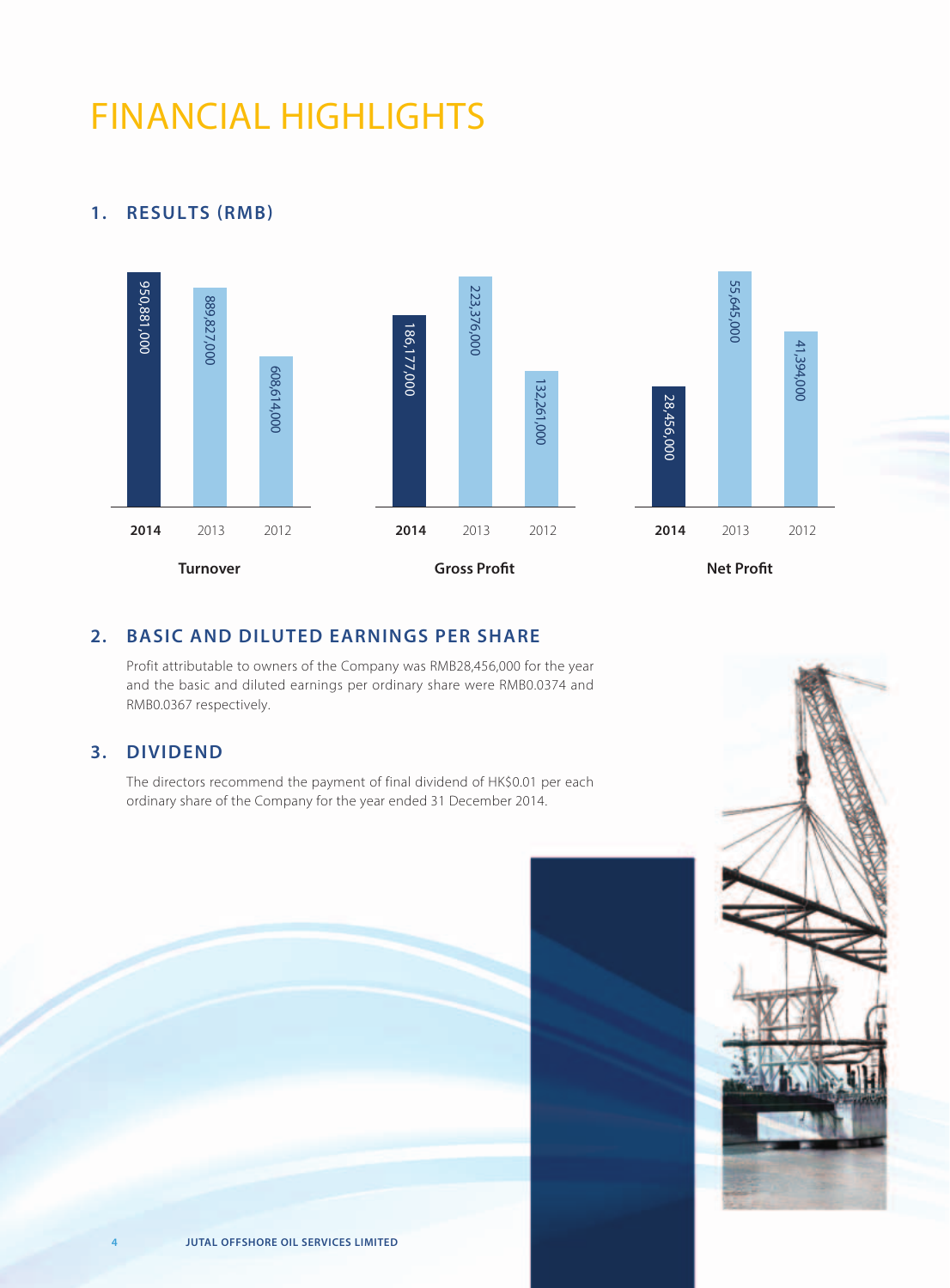# FINANCIAL HIGHLIGHTS

## 1. RESULTS (RMB)

950,881,000
889,827,000
608,614,000

**2014** 2013 2012

**Turnover**

186,177,000
223,376,000
132,261,000

**2014** 2013 2012

**Gross Profit**

28,456,000
55,645,000
41,394,000

**2014** 2013 2012

**Net Profit**

## 2. BASIC AND DILUTED EARNINGS PER SHARE

Profit attributable to owners of the Company was RMB28,456,000 for the year and the basic and diluted earnings per ordinary share were RMB0.0374 and RMB0.0367 respectively.

## 3. DIVIDEND

The directors recommend the payment of final dividend of HK$0.01 per each ordinary share of the Company for the year ended 31 December 2014.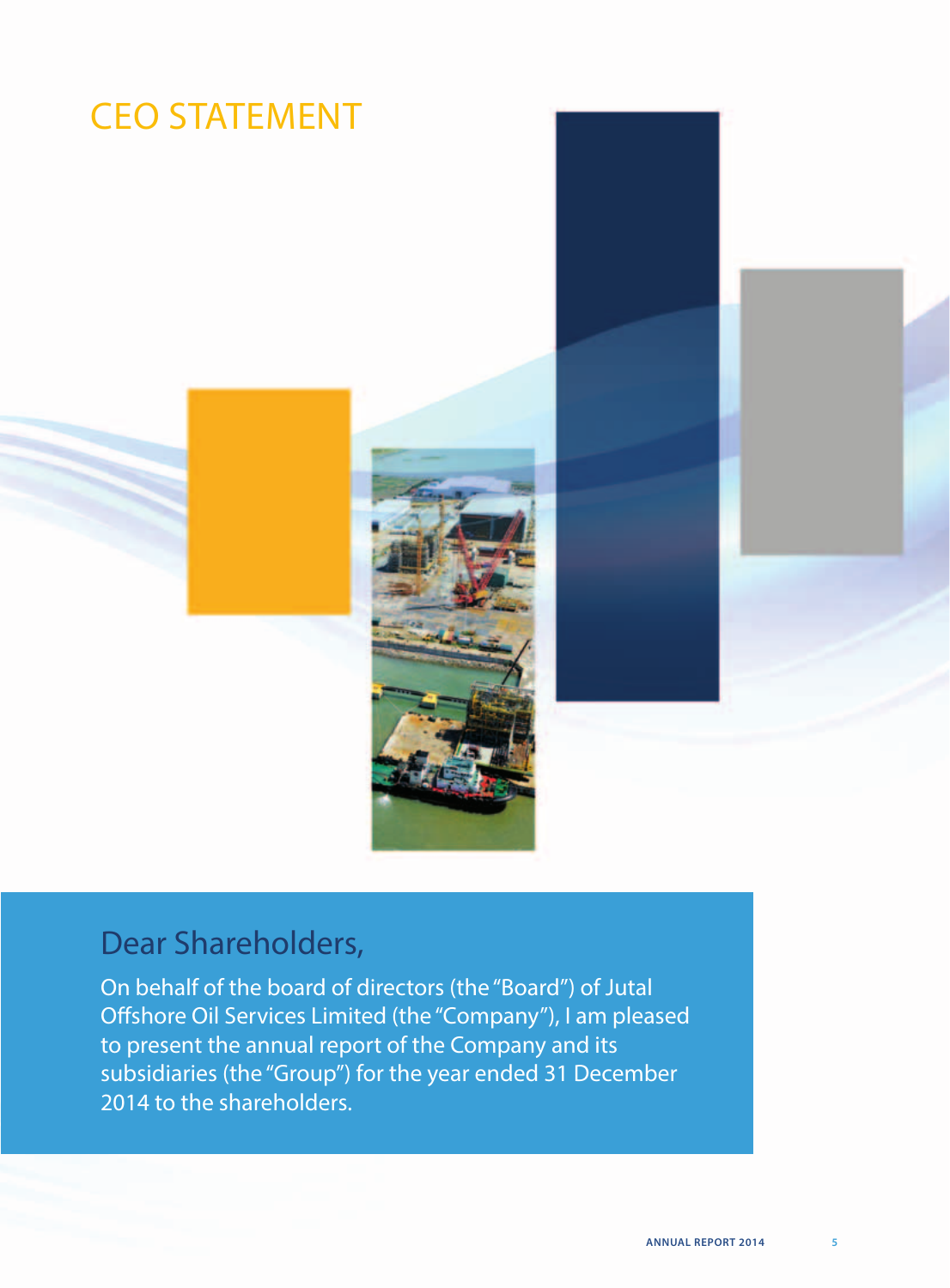# CEO STATEMENT

## Dear Shareholders,

On behalf of the board of directors (the "Board") of Jutal Offshore Oil Services Limited (the "Company"), I am pleased to present the annual report of the Company and its subsidiaries (the "Group") for the year ended 31 December 2014 to the shareholders.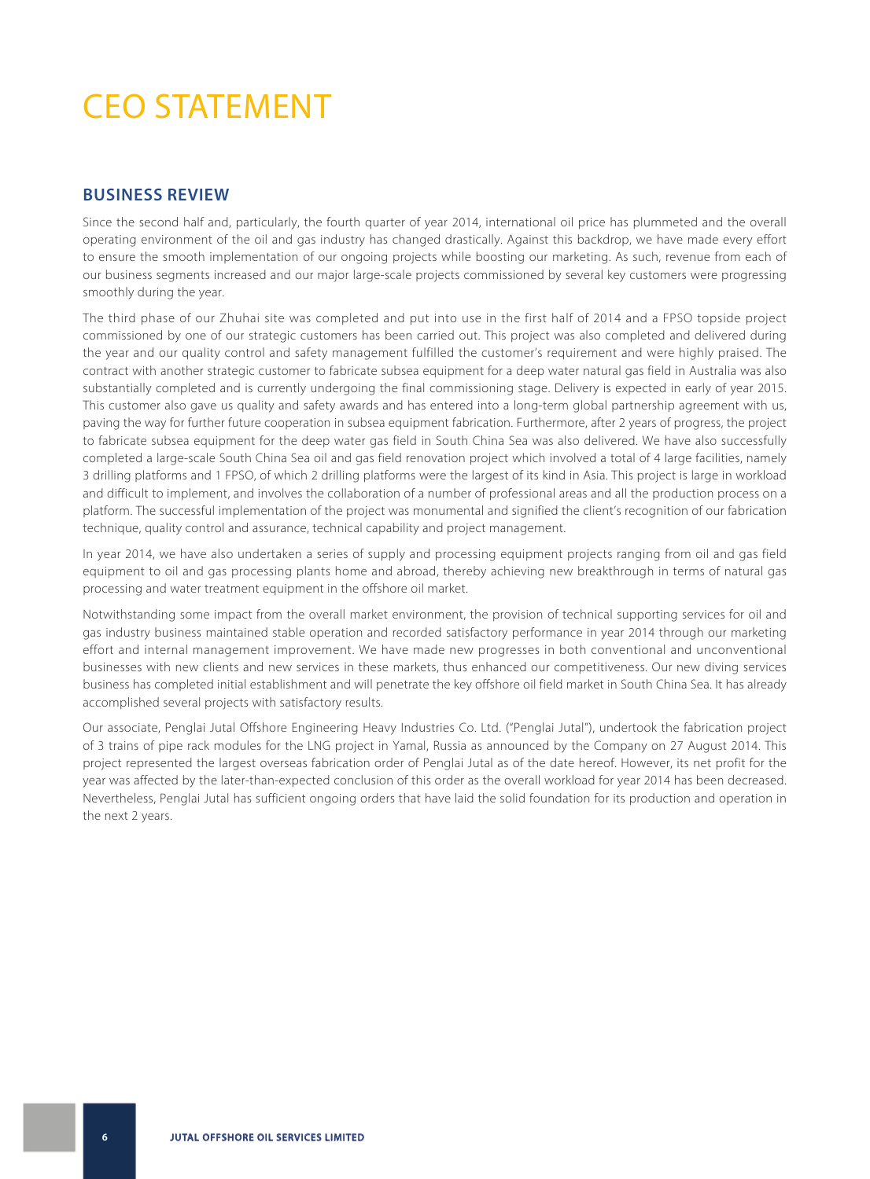# CEO STATEMENT

## BUSINESS REVIEW

Since the second half and, particularly, the fourth quarter of year 2014, international oil price has plummeted and the overall operating environment of the oil and gas industry has changed drastically. Against this backdrop, we have made every effort to ensure the smooth implementation of our ongoing projects while boosting our marketing. As such, revenue from each of our business segments increased and our major large-scale projects commissioned by several key customers were progressing smoothly during the year.

The third phase of our Zhuhai site was completed and put into use in the first half of 2014 and a FPSO topside project commissioned by one of our strategic customers has been carried out. This project was also completed and delivered during the year and our quality control and safety management fulfilled the customer's requirement and were highly praised. The contract with another strategic customer to fabricate subsea equipment for a deep water natural gas field in Australia was also substantially completed and is currently undergoing the final commissioning stage. Delivery is expected in early of year 2015. This customer also gave us quality and safety awards and has entered into a long-term global partnership agreement with us, paving the way for further future cooperation in subsea equipment fabrication. Furthermore, after 2 years of progress, the project to fabricate subsea equipment for the deep water gas field in South China Sea was also delivered. We have also successfully completed a large-scale South China Sea oil and gas field renovation project which involved a total of 4 large facilities, namely 3 drilling platforms and 1 FPSO, of which 2 drilling platforms were the largest of its kind in Asia. This project is large in workload and difficult to implement, and involves the collaboration of a number of professional areas and all the production process on a platform. The successful implementation of the project was monumental and signified the client's recognition of our fabrication technique, quality control and assurance, technical capability and project management.

In year 2014, we have also undertaken a series of supply and processing equipment projects ranging from oil and gas field equipment to oil and gas processing plants home and abroad, thereby achieving new breakthrough in terms of natural gas processing and water treatment equipment in the offshore oil market.

Notwithstanding some impact from the overall market environment, the provision of technical supporting services for oil and gas industry business maintained stable operation and recorded satisfactory performance in year 2014 through our marketing effort and internal management improvement. We have made new progresses in both conventional and unconventional businesses with new clients and new services in these markets, thus enhanced our competitiveness. Our new diving services business has completed initial establishment and will penetrate the key offshore oil field market in South China Sea. It has already accomplished several projects with satisfactory results.

Our associate, Penglai Jutal Offshore Engineering Heavy Industries Co. Ltd. ("Penglai Jutal"), undertook the fabrication project of 3 trains of pipe rack modules for the LNG project in Yamal, Russia as announced by the Company on 27 August 2014. This project represented the largest overseas fabrication order of Penglai Jutal as of the date hereof. However, its net profit for the year was affected by the later-than-expected conclusion of this order as the overall workload for year 2014 has been decreased. Nevertheless, Penglai Jutal has sufficient ongoing orders that have laid the solid foundation for its production and operation in the next 2 years.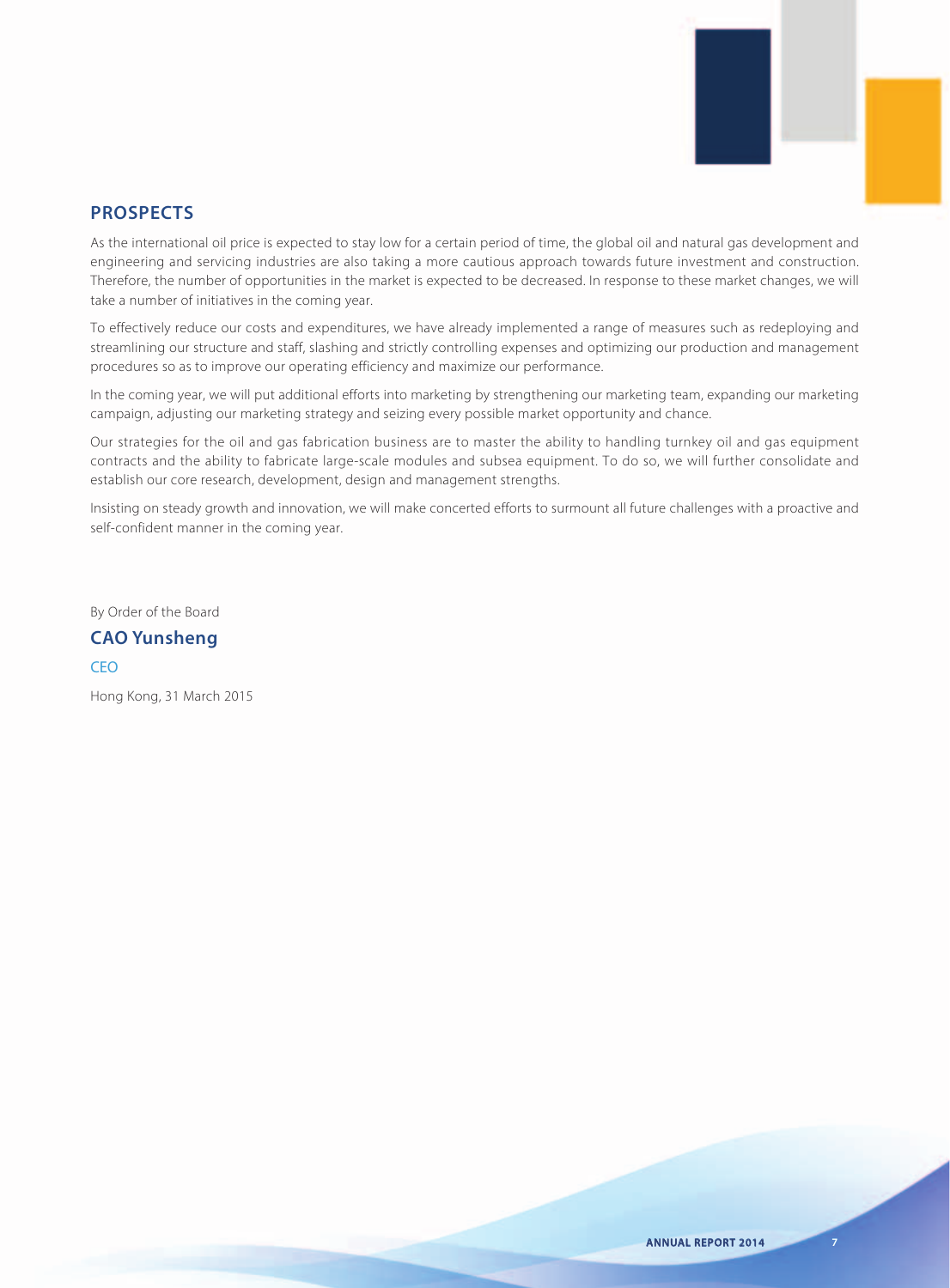## PROSPECTS

As the international oil price is expected to stay low for a certain period of time, the global oil and natural gas development and engineering and servicing industries are also taking a more cautious approach towards future investment and construction. Therefore, the number of opportunities in the market is expected to be decreased. In response to these market changes, we will take a number of initiatives in the coming year.

To effectively reduce our costs and expenditures, we have already implemented a range of measures such as redeploying and streamlining our structure and staff, slashing and strictly controlling expenses and optimizing our production and management procedures so as to improve our operating efficiency and maximize our performance.

In the coming year, we will put additional efforts into marketing by strengthening our marketing team, expanding our marketing campaign, adjusting our marketing strategy and seizing every possible market opportunity and chance.

Our strategies for the oil and gas fabrication business are to master the ability to handling turnkey oil and gas equipment contracts and the ability to fabricate large-scale modules and subsea equipment. To do so, we will further consolidate and establish our core research, development, design and management strengths.

Insisting on steady growth and innovation, we will make concerted efforts to surmount all future challenges with a proactive and self-confident manner in the coming year.

By Order of the Board

**CAO Yunsheng**

CEO

Hong Kong, 31 March 2015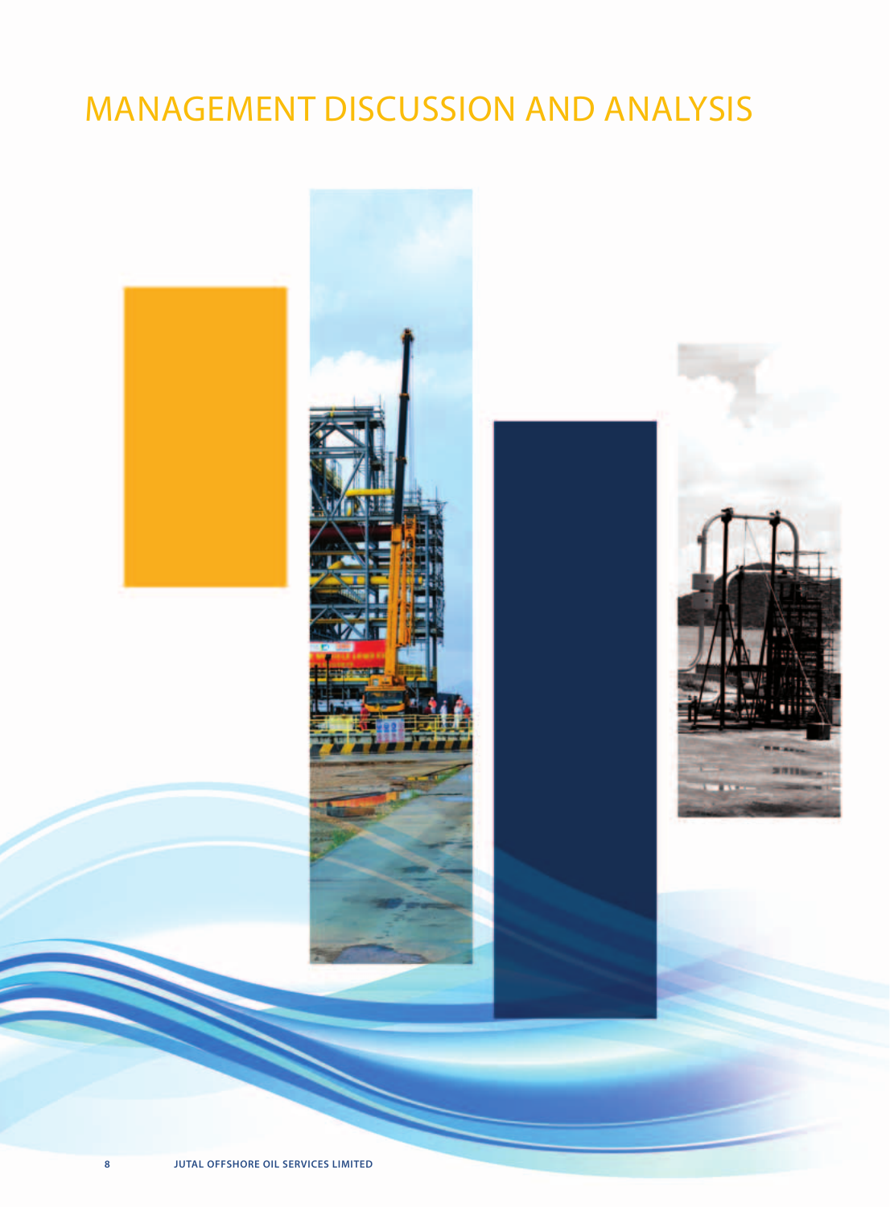# MANAGEMENT DISCUSSION AND ANALYSIS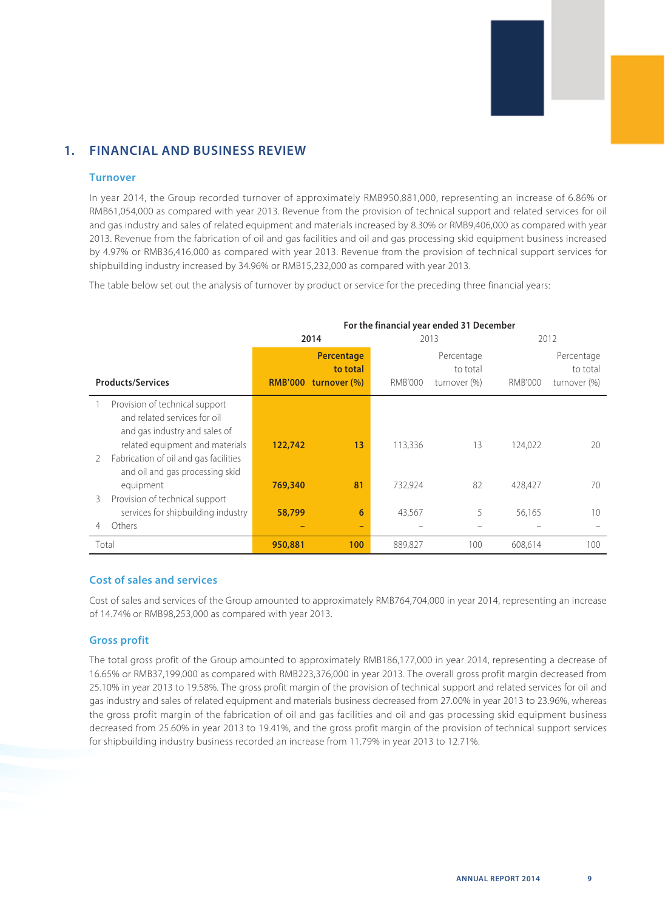## 1. FINANCIAL AND BUSINESS REVIEW

### Turnover

In year 2014, the Group recorded turnover of approximately RMB950,881,000, representing an increase of 6.86% or RMB61,054,000 as compared with year 2013. Revenue from the provision of technical support and related services for oil and gas industry and sales of related equipment and materials increased by 8.30% or RMB9,406,000 as compared with year 2013. Revenue from the fabrication of oil and gas facilities and oil and gas processing skid equipment business increased by 4.97% or RMB36,416,000 as compared with year 2013. Revenue from the provision of technical support services for shipbuilding industry increased by 34.96% or RMB15,232,000 as compared with year 2013.

The table below set out the analysis of turnover by product or service for the preceding three financial years:

| | For the financial year ended 31 December | | | | | |
|---|---|---|---|---|---|---|
| | **2014** | | 2013 | | 2012 | |
| **Products/Services** | **RMB'000** | **Percentage to total turnover (%)** | RMB'000 | Percentage to total turnover (%) | RMB'000 | Percentage to total turnover (%) |
| 1 Provision of technical support and related services for oil and gas industry and sales of related equipment and materials | **122,742** | **13** | 113,336 | 13 | 124,022 | 20 |
| 2 Fabrication of oil and gas facilities and oil and gas processing skid equipment | **769,340** | **81** | 732,924 | 82 | 428,427 | 70 |
| 3 Provision of technical support services for shipbuilding industry | **58,799** | **6** | 43,567 | 5 | 56,165 | 10 |
| 4 Others | **–** | **–** | – | – | – | – |
| Total | **950,881** | **100** | 889,827 | 100 | 608,614 | 100 |

### Cost of sales and services

Cost of sales and services of the Group amounted to approximately RMB764,704,000 in year 2014, representing an increase of 14.74% or RMB98,253,000 as compared with year 2013.

### Gross profit

The total gross profit of the Group amounted to approximately RMB186,177,000 in year 2014, representing a decrease of 16.65% or RMB37,199,000 as compared with RMB223,376,000 in year 2013. The overall gross profit margin decreased from 25.10% in year 2013 to 19.58%. The gross profit margin of the provision of technical support and related services for oil and gas industry and sales of related equipment and materials business decreased from 27.00% in year 2013 to 23.96%, whereas the gross profit margin of the fabrication of oil and gas facilities and oil and gas processing skid equipment business decreased from 25.60% in year 2013 to 19.41%, and the gross profit margin of the provision of technical support services for shipbuilding industry business recorded an increase from 11.79% in year 2013 to 12.71%.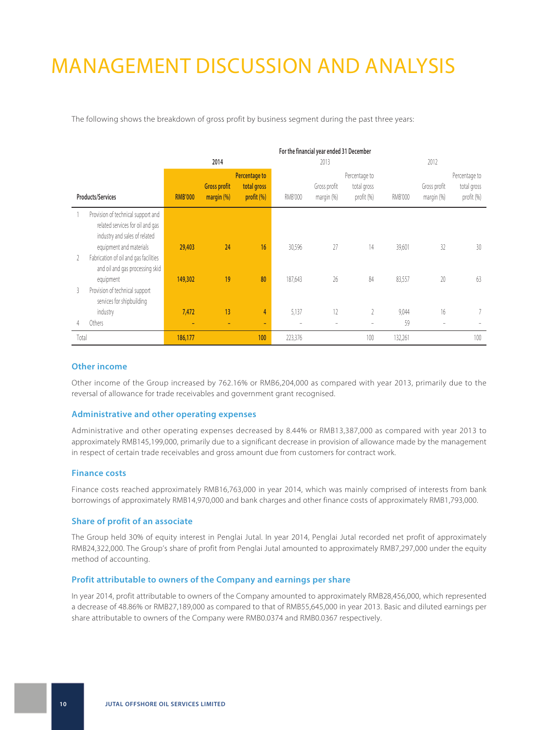# MANAGEMENT DISCUSSION AND ANALYSIS

The following shows the breakdown of gross profit by business segment during the past three years:

| | For the financial year ended 31 December | | | | | | | | |
|---|---|---|---|---|---|---|---|---|---|
| | 2014 | | | 2013 | | | 2012 | | |
| Products/Services | RMB'000 | Gross profit margin (%) | Percentage to total gross profit (%) | RMB'000 | Gross profit margin (%) | Percentage to total gross profit (%) | RMB'000 | Gross profit margin (%) | Percentage to total gross profit (%) |
| 1 Provision of technical support and related services for oil and gas industry and sales of related equipment and materials | 29,403 | 24 | 16 | 30,596 | 27 | 14 | 39,601 | 32 | 30 |
| 2 Fabrication of oil and gas facilities and oil and gas processing skid equipment | 149,302 | 19 | 80 | 187,643 | 26 | 84 | 83,557 | 20 | 63 |
| 3 Provision of technical support services for shipbuilding industry | 7,472 | 13 | 4 | 5,137 | 12 | 2 | 9,044 | 16 | 7 |
| 4 Others | – | – | – | – | – | – | 59 | – | – |
| Total | 186,177 | | 100 | 223,376 | | 100 | 132,261 | | 100 |

### Other income

Other income of the Group increased by 762.16% or RMB6,204,000 as compared with year 2013, primarily due to the reversal of allowance for trade receivables and government grant recognised.

### Administrative and other operating expenses

Administrative and other operating expenses decreased by 8.44% or RMB13,387,000 as compared with year 2013 to approximately RMB145,199,000, primarily due to a significant decrease in provision of allowance made by the management in respect of certain trade receivables and gross amount due from customers for contract work.

### Finance costs

Finance costs reached approximately RMB16,763,000 in year 2014, which was mainly comprised of interests from bank borrowings of approximately RMB14,970,000 and bank charges and other finance costs of approximately RMB1,793,000.

### Share of profit of an associate

The Group held 30% of equity interest in Penglai Jutal. In year 2014, Penglai Jutal recorded net profit of approximately RMB24,322,000. The Group's share of profit from Penglai Jutal amounted to approximately RMB7,297,000 under the equity method of accounting.

### Profit attributable to owners of the Company and earnings per share

In year 2014, profit attributable to owners of the Company amounted to approximately RMB28,456,000, which represented a decrease of 48.86% or RMB27,189,000 as compared to that of RMB55,645,000 in year 2013. Basic and diluted earnings per share attributable to owners of the Company were RMB0.0374 and RMB0.0367 respectively.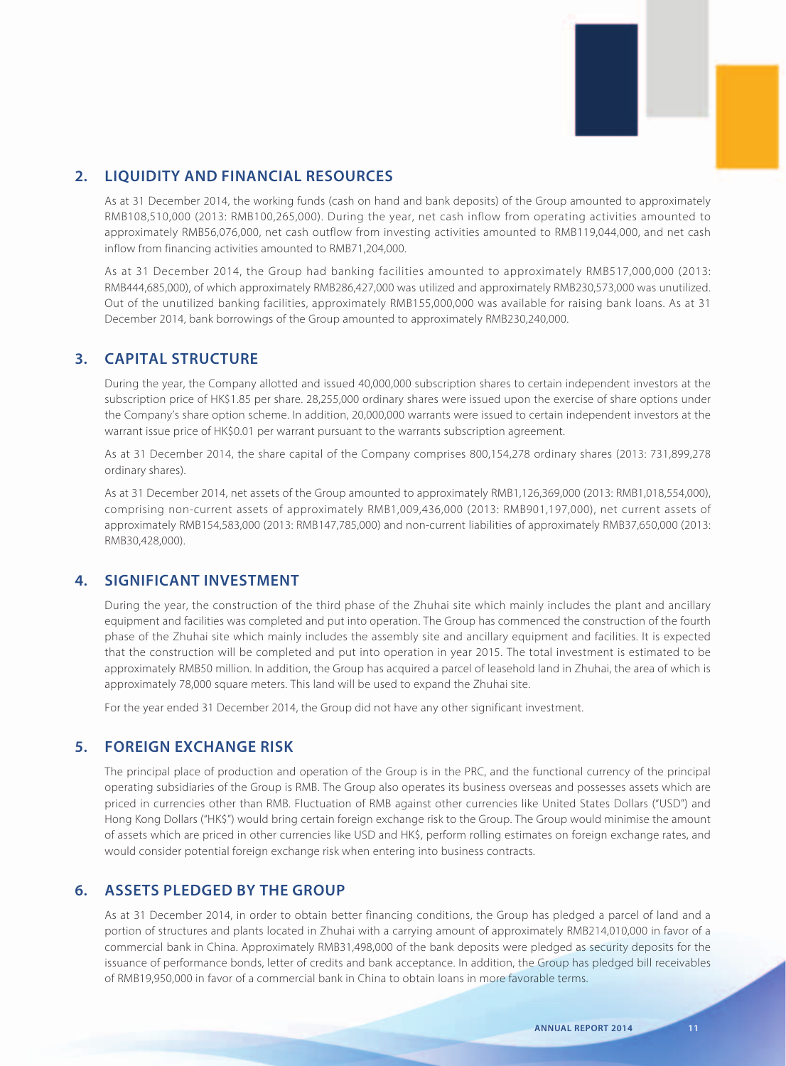## 2. LIQUIDITY AND FINANCIAL RESOURCES

As at 31 December 2014, the working funds (cash on hand and bank deposits) of the Group amounted to approximately RMB108,510,000 (2013: RMB100,265,000). During the year, net cash inflow from operating activities amounted to approximately RMB56,076,000, net cash outflow from investing activities amounted to RMB119,044,000, and net cash inflow from financing activities amounted to RMB71,204,000.

As at 31 December 2014, the Group had banking facilities amounted to approximately RMB517,000,000 (2013: RMB444,685,000), of which approximately RMB286,427,000 was utilized and approximately RMB230,573,000 was unutilized. Out of the unutilized banking facilities, approximately RMB155,000,000 was available for raising bank loans. As at 31 December 2014, bank borrowings of the Group amounted to approximately RMB230,240,000.

## 3. CAPITAL STRUCTURE

During the year, the Company allotted and issued 40,000,000 subscription shares to certain independent investors at the subscription price of HK$1.85 per share. 28,255,000 ordinary shares were issued upon the exercise of share options under the Company's share option scheme. In addition, 20,000,000 warrants were issued to certain independent investors at the warrant issue price of HK$0.01 per warrant pursuant to the warrants subscription agreement.

As at 31 December 2014, the share capital of the Company comprises 800,154,278 ordinary shares (2013: 731,899,278 ordinary shares).

As at 31 December 2014, net assets of the Group amounted to approximately RMB1,126,369,000 (2013: RMB1,018,554,000), comprising non-current assets of approximately RMB1,009,436,000 (2013: RMB901,197,000), net current assets of approximately RMB154,583,000 (2013: RMB147,785,000) and non-current liabilities of approximately RMB37,650,000 (2013: RMB30,428,000).

## 4. SIGNIFICANT INVESTMENT

During the year, the construction of the third phase of the Zhuhai site which mainly includes the plant and ancillary equipment and facilities was completed and put into operation. The Group has commenced the construction of the fourth phase of the Zhuhai site which mainly includes the assembly site and ancillary equipment and facilities. It is expected that the construction will be completed and put into operation in year 2015. The total investment is estimated to be approximately RMB50 million. In addition, the Group has acquired a parcel of leasehold land in Zhuhai, the area of which is approximately 78,000 square meters. This land will be used to expand the Zhuhai site.

For the year ended 31 December 2014, the Group did not have any other significant investment.

## 5. FOREIGN EXCHANGE RISK

The principal place of production and operation of the Group is in the PRC, and the functional currency of the principal operating subsidiaries of the Group is RMB. The Group also operates its business overseas and possesses assets which are priced in currencies other than RMB. Fluctuation of RMB against other currencies like United States Dollars ("USD") and Hong Kong Dollars ("HK$") would bring certain foreign exchange risk to the Group. The Group would minimise the amount of assets which are priced in other currencies like USD and HK$, perform rolling estimates on foreign exchange rates, and would consider potential foreign exchange risk when entering into business contracts.

## 6. ASSETS PLEDGED BY THE GROUP

As at 31 December 2014, in order to obtain better financing conditions, the Group has pledged a parcel of land and a portion of structures and plants located in Zhuhai with a carrying amount of approximately RMB214,010,000 in favor of a commercial bank in China. Approximately RMB31,498,000 of the bank deposits were pledged as security deposits for the issuance of performance bonds, letter of credits and bank acceptance. In addition, the Group has pledged bill receivables of RMB19,950,000 in favor of a commercial bank in China to obtain loans in more favorable terms.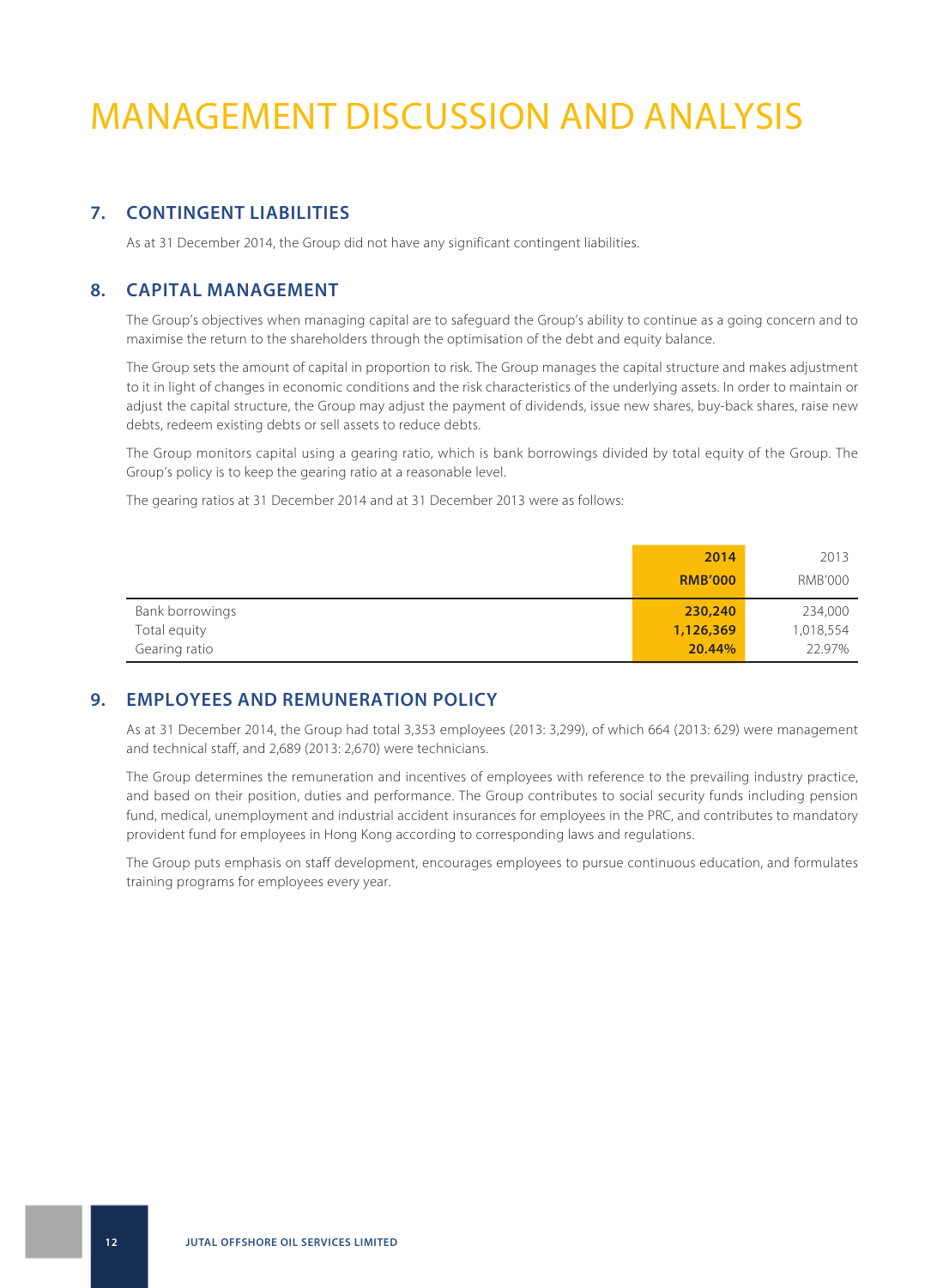# MANAGEMENT DISCUSSION AND ANALYSIS

## 7. CONTINGENT LIABILITIES

As at 31 December 2014, the Group did not have any significant contingent liabilities.

## 8. CAPITAL MANAGEMENT

The Group's objectives when managing capital are to safeguard the Group's ability to continue as a going concern and to maximise the return to the shareholders through the optimisation of the debt and equity balance.

The Group sets the amount of capital in proportion to risk. The Group manages the capital structure and makes adjustment to it in light of changes in economic conditions and the risk characteristics of the underlying assets. In order to maintain or adjust the capital structure, the Group may adjust the payment of dividends, issue new shares, buy-back shares, raise new debts, redeem existing debts or sell assets to reduce debts.

The Group monitors capital using a gearing ratio, which is bank borrowings divided by total equity of the Group. The Group's policy is to keep the gearing ratio at a reasonable level.

The gearing ratios at 31 December 2014 and at 31 December 2013 were as follows:

| | **2014** | 2013 |
|---|---|---|
| | **RMB'000** | RMB'000 |
| Bank borrowings | **230,240** | 234,000 |
| Total equity | **1,126,369** | 1,018,554 |
| Gearing ratio | **20.44%** | 22.97% |

## 9. EMPLOYEES AND REMUNERATION POLICY

As at 31 December 2014, the Group had total 3,353 employees (2013: 3,299), of which 664 (2013: 629) were management and technical staff, and 2,689 (2013: 2,670) were technicians.

The Group determines the remuneration and incentives of employees with reference to the prevailing industry practice, and based on their position, duties and performance. The Group contributes to social security funds including pension fund, medical, unemployment and industrial accident insurances for employees in the PRC, and contributes to mandatory provident fund for employees in Hong Kong according to corresponding laws and regulations.

The Group puts emphasis on staff development, encourages employees to pursue continuous education, and formulates training programs for employees every year.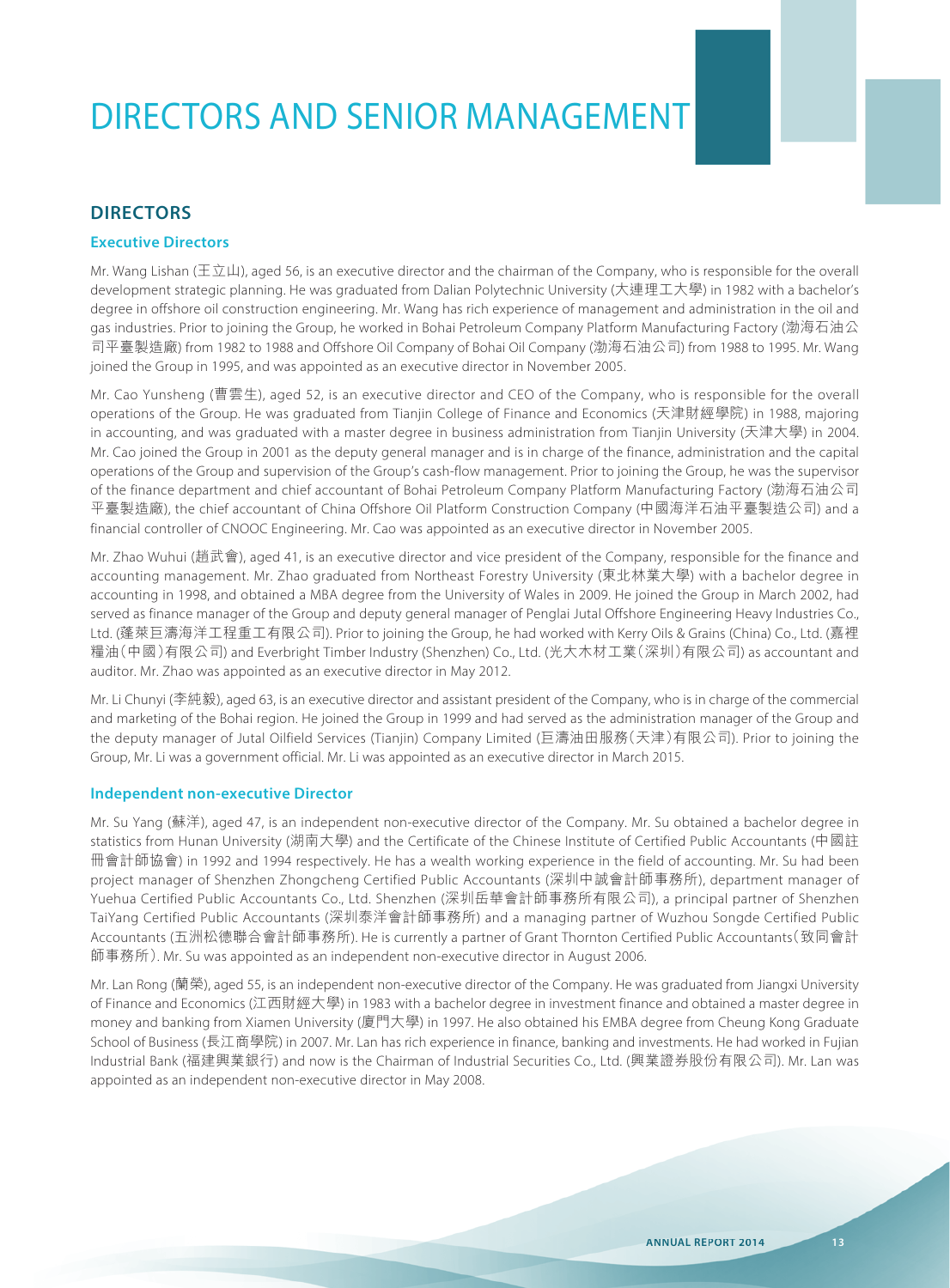# DIRECTORS AND SENIOR MANAGEMENT

## DIRECTORS

### Executive Directors

Mr. Wang Lishan (王立山), aged 56, is an executive director and the chairman of the Company, who is responsible for the overall development strategic planning. He was graduated from Dalian Polytechnic University (大連理工大學) in 1982 with a bachelor's degree in offshore oil construction engineering. Mr. Wang has rich experience of management and administration in the oil and gas industries. Prior to joining the Group, he worked in Bohai Petroleum Company Platform Manufacturing Factory (渤海石油公司平臺製造廠) from 1982 to 1988 and Offshore Oil Company of Bohai Oil Company (渤海石油公司) from 1988 to 1995. Mr. Wang joined the Group in 1995, and was appointed as an executive director in November 2005.

Mr. Cao Yunsheng (曹雲生), aged 52, is an executive director and CEO of the Company, who is responsible for the overall operations of the Group. He was graduated from Tianjin College of Finance and Economics (天津財經學院) in 1988, majoring in accounting, and was graduated with a master degree in business administration from Tianjin University (天津大學) in 2004. Mr. Cao joined the Group in 2001 as the deputy general manager and is in charge of the finance, administration and the capital operations of the Group and supervision of the Group's cash-flow management. Prior to joining the Group, he was the supervisor of the finance department and chief accountant of Bohai Petroleum Company Platform Manufacturing Factory (渤海石油公司平臺製造廠), the chief accountant of China Offshore Oil Platform Construction Company (中國海洋石油平臺製造公司) and a financial controller of CNOOC Engineering. Mr. Cao was appointed as an executive director in November 2005.

Mr. Zhao Wuhui (趙武會), aged 41, is an executive director and vice president of the Company, responsible for the finance and accounting management. Mr. Zhao graduated from Northeast Forestry University (東北林業大學) with a bachelor degree in accounting in 1998, and obtained a MBA degree from the University of Wales in 2009. He joined the Group in March 2002, had served as finance manager of the Group and deputy general manager of Penglai Jutal Offshore Engineering Heavy Industries Co., Ltd. (蓬萊巨濤海洋工程重工有限公司). Prior to joining the Group, he had worked with Kerry Oils & Grains (China) Co., Ltd. (嘉裡糧油(中國)有限公司) and Everbright Timber Industry (Shenzhen) Co., Ltd. (光大木材工業(深圳)有限公司) as accountant and auditor. Mr. Zhao was appointed as an executive director in May 2012.

Mr. Li Chunyi (李純毅), aged 63, is an executive director and assistant president of the Company, who is in charge of the commercial and marketing of the Bohai region. He joined the Group in 1999 and had served as the administration manager of the Group and the deputy manager of Jutal Oilfield Services (Tianjin) Company Limited (巨濤油田服務(天津)有限公司). Prior to joining the Group, Mr. Li was a government official. Mr. Li was appointed as an executive director in March 2015.

### Independent non-executive Director

Mr. Su Yang (蘇洋), aged 47, is an independent non-executive director of the Company. Mr. Su obtained a bachelor degree in statistics from Hunan University (湖南大學) and the Certificate of the Chinese Institute of Certified Public Accountants (中國註冊會計師協會) in 1992 and 1994 respectively. He has a wealth working experience in the field of accounting. Mr. Su had been project manager of Shenzhen Zhongcheng Certified Public Accountants (深圳中誠會計師事務所), department manager of Yuehua Certified Public Accountants Co., Ltd. Shenzhen (深圳岳華會計師事務所有限公司), a principal partner of Shenzhen TaiYang Certified Public Accountants (深圳泰洋會計師事務所) and a managing partner of Wuzhou Songde Certified Public Accountants (五洲松德聯合會計師事務所). He is currently a partner of Grant Thornton Certified Public Accountants(致同會計師事務所). Mr. Su was appointed as an independent non-executive director in August 2006.

Mr. Lan Rong (蘭榮), aged 55, is an independent non-executive director of the Company. He was graduated from Jiangxi University of Finance and Economics (江西財經大學) in 1983 with a bachelor degree in investment finance and obtained a master degree in money and banking from Xiamen University (廈門大學) in 1997. He also obtained his EMBA degree from Cheung Kong Graduate School of Business (長江商學院) in 2007. Mr. Lan has rich experience in finance, banking and investments. He had worked in Fujian Industrial Bank (福建興業銀行) and now is the Chairman of Industrial Securities Co., Ltd. (興業證券股份有限公司). Mr. Lan was appointed as an independent non-executive director in May 2008.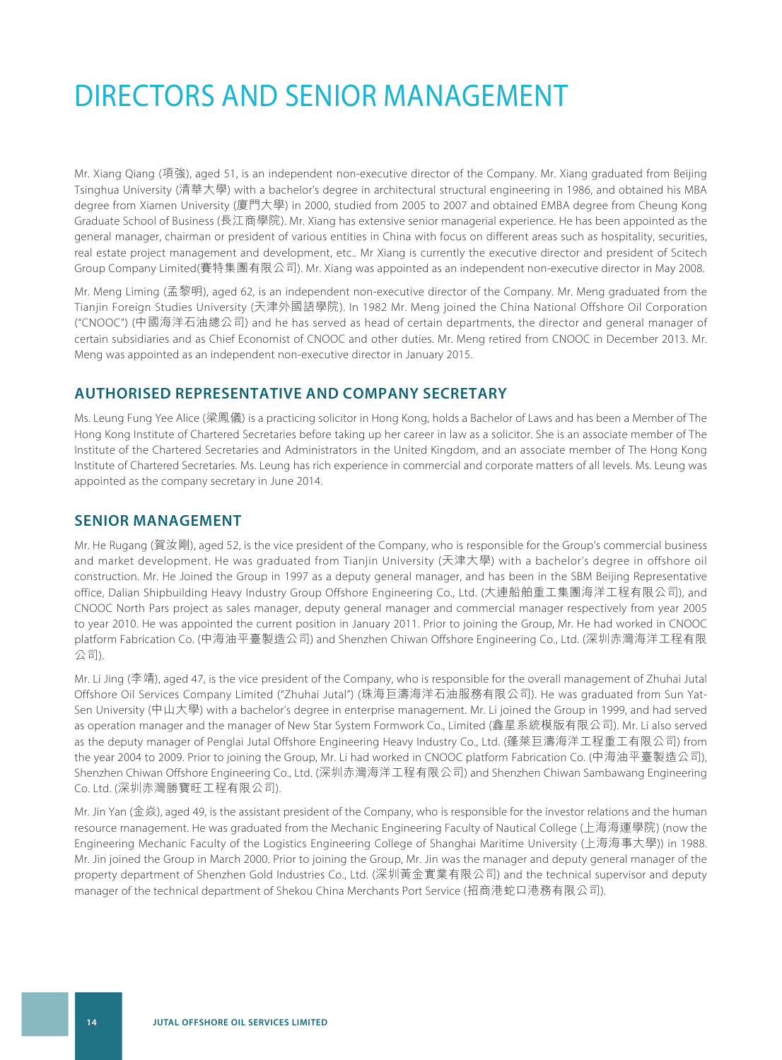# DIRECTORS AND SENIOR MANAGEMENT

Mr. Xiang Qiang (項強), aged 51, is an independent non-executive director of the Company. Mr. Xiang graduated from Beijing Tsinghua University (清華大學) with a bachelor's degree in architectural structural engineering in 1986, and obtained his MBA degree from Xiamen University (廈門大學) in 2000, studied from 2005 to 2007 and obtained EMBA degree from Cheung Kong Graduate School of Business (長江商學院). Mr. Xiang has extensive senior managerial experience. He has been appointed as the general manager, chairman or president of various entities in China with focus on different areas such as hospitality, securities, real estate project management and development, etc.. Mr Xiang is currently the executive director and president of Scitech Group Company Limited(賽特集團有限公司). Mr. Xiang was appointed as an independent non-executive director in May 2008.

Mr. Meng Liming (孟黎明), aged 62, is an independent non-executive director of the Company. Mr. Meng graduated from the Tianjin Foreign Studies University (天津外國語學院). In 1982 Mr. Meng joined the China National Offshore Oil Corporation ("CNOOC") (中國海洋石油總公司) and he has served as head of certain departments, the director and general manager of certain subsidiaries and as Chief Economist of CNOOC and other duties. Mr. Meng retired from CNOOC in December 2013. Mr. Meng was appointed as an independent non-executive director in January 2015.

## AUTHORISED REPRESENTATIVE AND COMPANY SECRETARY

Ms. Leung Fung Yee Alice (梁鳳儀) is a practicing solicitor in Hong Kong, holds a Bachelor of Laws and has been a Member of The Hong Kong Institute of Chartered Secretaries before taking up her career in law as a solicitor. She is an associate member of The Institute of the Chartered Secretaries and Administrators in the United Kingdom, and an associate member of The Hong Kong Institute of Chartered Secretaries. Ms. Leung has rich experience in commercial and corporate matters of all levels. Ms. Leung was appointed as the company secretary in June 2014.

## SENIOR MANAGEMENT

Mr. He Rugang (賀汝剛), aged 52, is the vice president of the Company, who is responsible for the Group's commercial business and market development. He was graduated from Tianjin University (天津大學) with a bachelor's degree in offshore oil construction. Mr. He Joined the Group in 1997 as a deputy general manager, and has been in the SBM Beijing Representative office, Dalian Shipbuilding Heavy Industry Group Offshore Engineering Co., Ltd. (大連船舶重工集團海洋工程有限公司), and CNOOC North Pars project as sales manager, deputy general manager and commercial manager respectively from year 2005 to year 2010. He was appointed the current position in January 2011. Prior to joining the Group, Mr. He had worked in CNOOC platform Fabrication Co. (中海油平臺製造公司) and Shenzhen Chiwan Offshore Engineering Co., Ltd. (深圳赤灣海洋工程有限公司).

Mr. Li Jing (李靖), aged 47, is the vice president of the Company, who is responsible for the overall management of Zhuhai Jutal Offshore Oil Services Company Limited ("Zhuhai Jutal") (珠海巨濤海洋石油服務有限公司). He was graduated from Sun Yat-Sen University (中山大學) with a bachelor's degree in enterprise management. Mr. Li joined the Group in 1999, and had served as operation manager and the manager of New Star System Formwork Co., Limited (鑫星系統模版有限公司). Mr. Li also served as the deputy manager of Penglai Jutal Offshore Engineering Heavy Industry Co., Ltd. (蓬萊巨濤海洋工程重工有限公司) from the year 2004 to 2009. Prior to joining the Group, Mr. Li had worked in CNOOC platform Fabrication Co. (中海油平臺製造公司), Shenzhen Chiwan Offshore Engineering Co., Ltd. (深圳赤灣海洋工程有限公司) and Shenzhen Chiwan Sambawang Engineering Co. Ltd. (深圳赤灣勝寶旺工程有限公司).

Mr. Jin Yan (金焱), aged 49, is the assistant president of the Company, who is responsible for the investor relations and the human resource management. He was graduated from the Mechanic Engineering Faculty of Nautical College (上海海運學院) (now the Engineering Mechanic Faculty of the Logistics Engineering College of Shanghai Maritime University (上海海事大學)) in 1988. Mr. Jin joined the Group in March 2000. Prior to joining the Group, Mr. Jin was the manager and deputy general manager of the property department of Shenzhen Gold Industries Co., Ltd. (深圳黃金實業有限公司) and the technical supervisor and deputy manager of the technical department of Shekou China Merchants Port Service (招商港蛇口港務有限公司).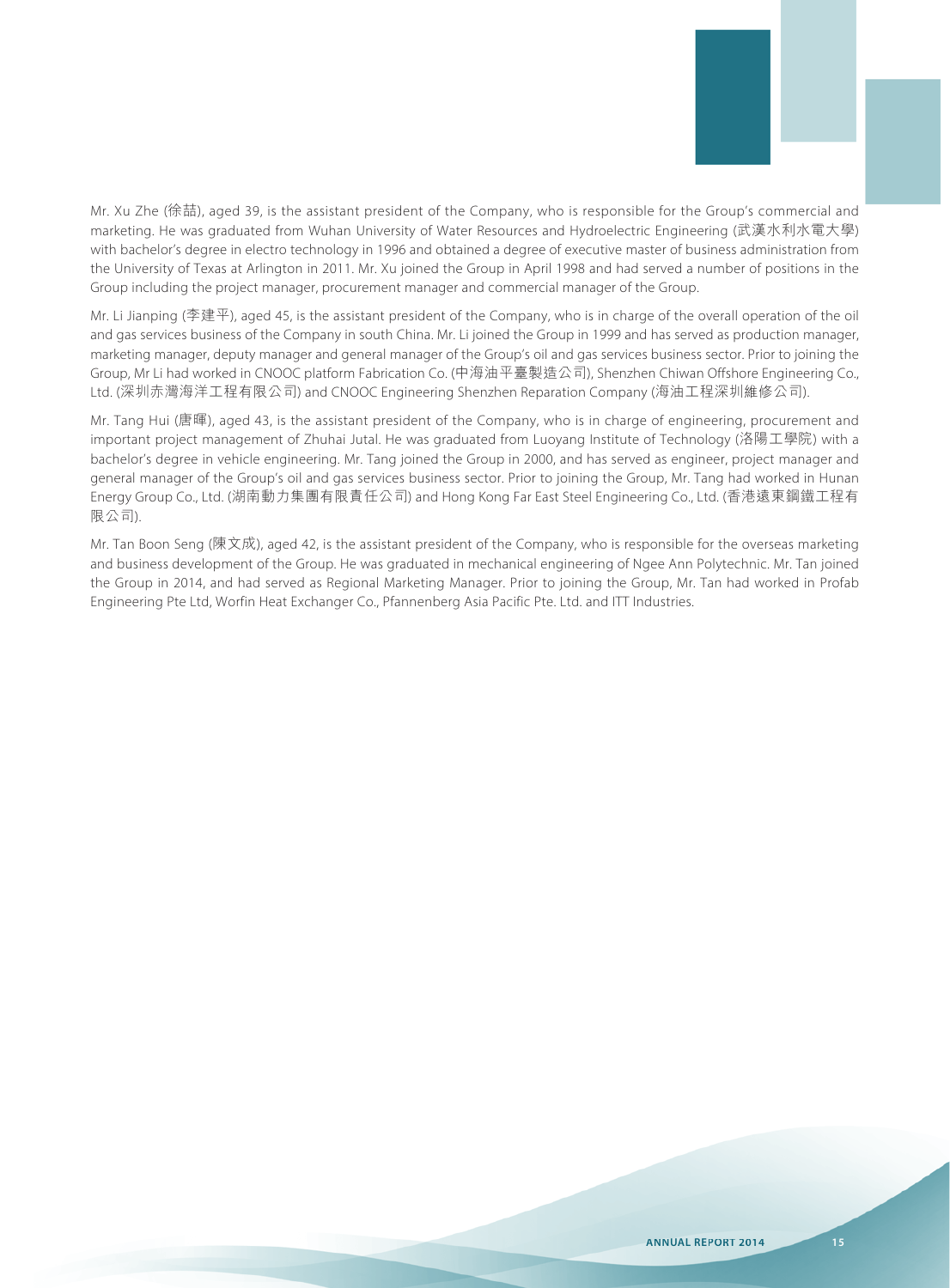Mr. Xu Zhe (徐喆), aged 39, is the assistant president of the Company, who is responsible for the Group's commercial and marketing. He was graduated from Wuhan University of Water Resources and Hydroelectric Engineering (武漢水利水電大學) with bachelor's degree in electro technology in 1996 and obtained a degree of executive master of business administration from the University of Texas at Arlington in 2011. Mr. Xu joined the Group in April 1998 and had served a number of positions in the Group including the project manager, procurement manager and commercial manager of the Group.

Mr. Li Jianping (李建平), aged 45, is the assistant president of the Company, who is in charge of the overall operation of the oil and gas services business of the Company in south China. Mr. Li joined the Group in 1999 and has served as production manager, marketing manager, deputy manager and general manager of the Group's oil and gas services business sector. Prior to joining the Group, Mr Li had worked in CNOOC platform Fabrication Co. (中海油平臺製造公司), Shenzhen Chiwan Offshore Engineering Co., Ltd. (深圳赤灣海洋工程有限公司) and CNOOC Engineering Shenzhen Reparation Company (海油工程深圳維修公司).

Mr. Tang Hui (唐暉), aged 43, is the assistant president of the Company, who is in charge of engineering, procurement and important project management of Zhuhai Jutal. He was graduated from Luoyang Institute of Technology (洛陽工學院) with a bachelor's degree in vehicle engineering. Mr. Tang joined the Group in 2000, and has served as engineer, project manager and general manager of the Group's oil and gas services business sector. Prior to joining the Group, Mr. Tang had worked in Hunan Energy Group Co., Ltd. (湖南動力集團有限責任公司) and Hong Kong Far East Steel Engineering Co., Ltd. (香港遠東鋼鐵工程有限公司).

Mr. Tan Boon Seng (陳文成), aged 42, is the assistant president of the Company, who is responsible for the overseas marketing and business development of the Group. He was graduated in mechanical engineering of Ngee Ann Polytechnic. Mr. Tan joined the Group in 2014, and had served as Regional Marketing Manager. Prior to joining the Group, Mr. Tan had worked in Profab Engineering Pte Ltd, Worfin Heat Exchanger Co., Pfannenberg Asia Pacific Pte. Ltd. and ITT Industries.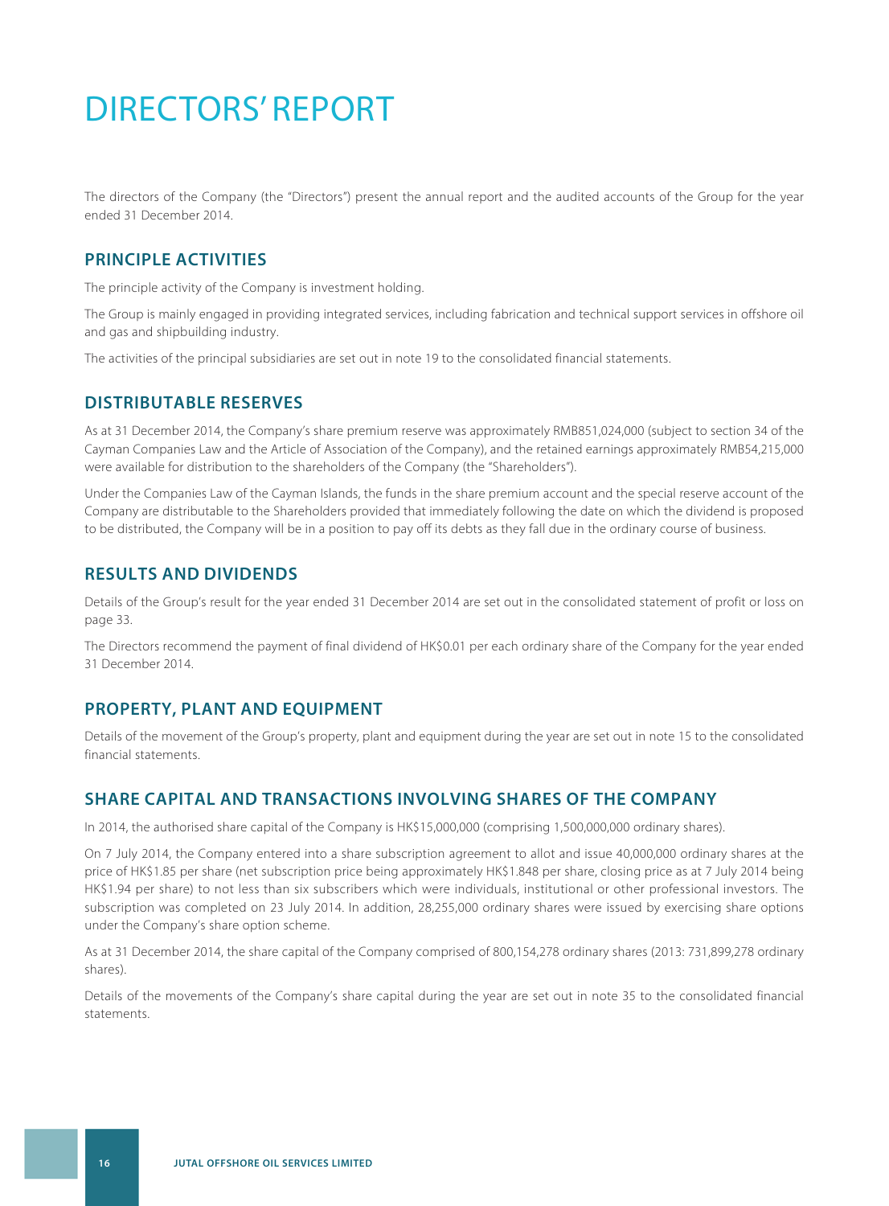# DIRECTORS' REPORT

The directors of the Company (the "Directors") present the annual report and the audited accounts of the Group for the year ended 31 December 2014.

## PRINCIPLE ACTIVITIES

The principle activity of the Company is investment holding.

The Group is mainly engaged in providing integrated services, including fabrication and technical support services in offshore oil and gas and shipbuilding industry.

The activities of the principal subsidiaries are set out in note 19 to the consolidated financial statements.

## DISTRIBUTABLE RESERVES

As at 31 December 2014, the Company's share premium reserve was approximately RMB851,024,000 (subject to section 34 of the Cayman Companies Law and the Article of Association of the Company), and the retained earnings approximately RMB54,215,000 were available for distribution to the shareholders of the Company (the "Shareholders").

Under the Companies Law of the Cayman Islands, the funds in the share premium account and the special reserve account of the Company are distributable to the Shareholders provided that immediately following the date on which the dividend is proposed to be distributed, the Company will be in a position to pay off its debts as they fall due in the ordinary course of business.

## RESULTS AND DIVIDENDS

Details of the Group's result for the year ended 31 December 2014 are set out in the consolidated statement of profit or loss on page 33.

The Directors recommend the payment of final dividend of HK$0.01 per each ordinary share of the Company for the year ended 31 December 2014.

## PROPERTY, PLANT AND EQUIPMENT

Details of the movement of the Group's property, plant and equipment during the year are set out in note 15 to the consolidated financial statements.

## SHARE CAPITAL AND TRANSACTIONS INVOLVING SHARES OF THE COMPANY

In 2014, the authorised share capital of the Company is HK$15,000,000 (comprising 1,500,000,000 ordinary shares).

On 7 July 2014, the Company entered into a share subscription agreement to allot and issue 40,000,000 ordinary shares at the price of HK$1.85 per share (net subscription price being approximately HK$1.848 per share, closing price as at 7 July 2014 being HK$1.94 per share) to not less than six subscribers which were individuals, institutional or other professional investors. The subscription was completed on 23 July 2014. In addition, 28,255,000 ordinary shares were issued by exercising share options under the Company's share option scheme.

As at 31 December 2014, the share capital of the Company comprised of 800,154,278 ordinary shares (2013: 731,899,278 ordinary shares).

Details of the movements of the Company's share capital during the year are set out in note 35 to the consolidated financial statements.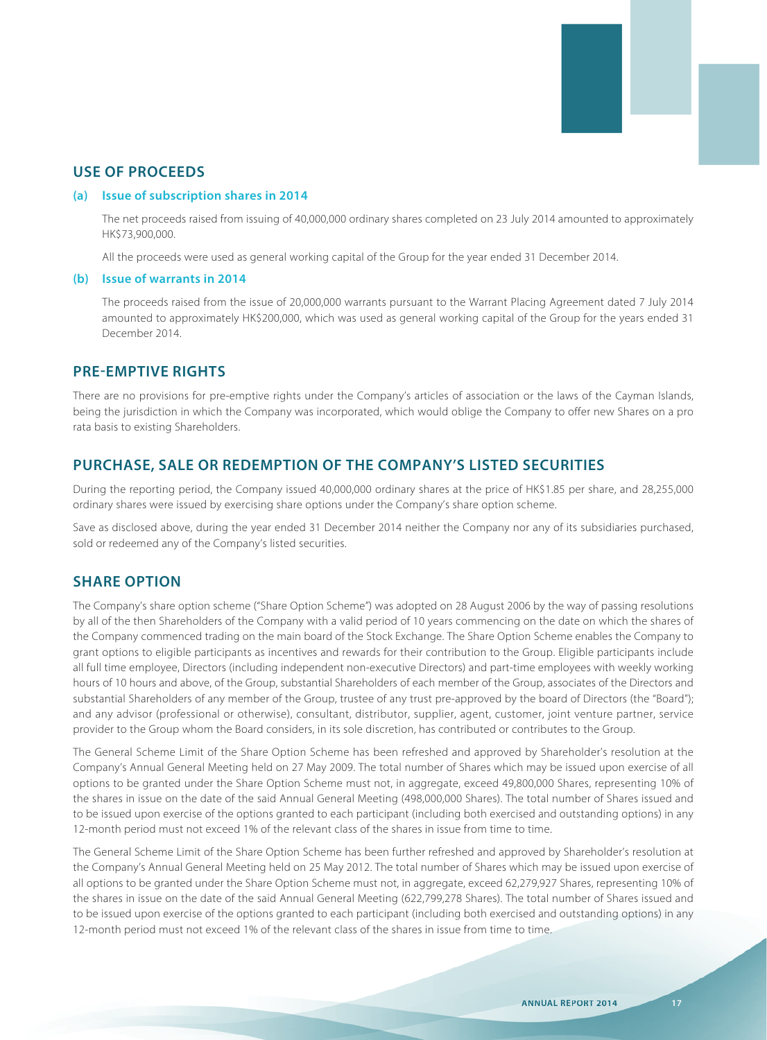## USE OF PROCEEDS

### (a) Issue of subscription shares in 2014

The net proceeds raised from issuing of 40,000,000 ordinary shares completed on 23 July 2014 amounted to approximately HK$73,900,000.

All the proceeds were used as general working capital of the Group for the year ended 31 December 2014.

### (b) Issue of warrants in 2014

The proceeds raised from the issue of 20,000,000 warrants pursuant to the Warrant Placing Agreement dated 7 July 2014 amounted to approximately HK$200,000, which was used as general working capital of the Group for the years ended 31 December 2014.

## PRE-EMPTIVE RIGHTS

There are no provisions for pre-emptive rights under the Company's articles of association or the laws of the Cayman Islands, being the jurisdiction in which the Company was incorporated, which would oblige the Company to offer new Shares on a pro rata basis to existing Shareholders.

## PURCHASE, SALE OR REDEMPTION OF THE COMPANY'S LISTED SECURITIES

During the reporting period, the Company issued 40,000,000 ordinary shares at the price of HK$1.85 per share, and 28,255,000 ordinary shares were issued by exercising share options under the Company's share option scheme.

Save as disclosed above, during the year ended 31 December 2014 neither the Company nor any of its subsidiaries purchased, sold or redeemed any of the Company's listed securities.

## SHARE OPTION

The Company's share option scheme ("Share Option Scheme") was adopted on 28 August 2006 by the way of passing resolutions by all of the then Shareholders of the Company with a valid period of 10 years commencing on the date on which the shares of the Company commenced trading on the main board of the Stock Exchange. The Share Option Scheme enables the Company to grant options to eligible participants as incentives and rewards for their contribution to the Group. Eligible participants include all full time employee, Directors (including independent non-executive Directors) and part-time employees with weekly working hours of 10 hours and above, of the Group, substantial Shareholders of each member of the Group, associates of the Directors and substantial Shareholders of any member of the Group, trustee of any trust pre-approved by the board of Directors (the "Board"); and any advisor (professional or otherwise), consultant, distributor, supplier, agent, customer, joint venture partner, service provider to the Group whom the Board considers, in its sole discretion, has contributed or contributes to the Group.

The General Scheme Limit of the Share Option Scheme has been refreshed and approved by Shareholder's resolution at the Company's Annual General Meeting held on 27 May 2009. The total number of Shares which may be issued upon exercise of all options to be granted under the Share Option Scheme must not, in aggregate, exceed 49,800,000 Shares, representing 10% of the shares in issue on the date of the said Annual General Meeting (498,000,000 Shares). The total number of Shares issued and to be issued upon exercise of the options granted to each participant (including both exercised and outstanding options) in any 12-month period must not exceed 1% of the relevant class of the shares in issue from time to time.

The General Scheme Limit of the Share Option Scheme has been further refreshed and approved by Shareholder's resolution at the Company's Annual General Meeting held on 25 May 2012. The total number of Shares which may be issued upon exercise of all options to be granted under the Share Option Scheme must not, in aggregate, exceed 62,279,927 Shares, representing 10% of the shares in issue on the date of the said Annual General Meeting (622,799,278 Shares). The total number of Shares issued and to be issued upon exercise of the options granted to each participant (including both exercised and outstanding options) in any 12-month period must not exceed 1% of the relevant class of the shares in issue from time to time.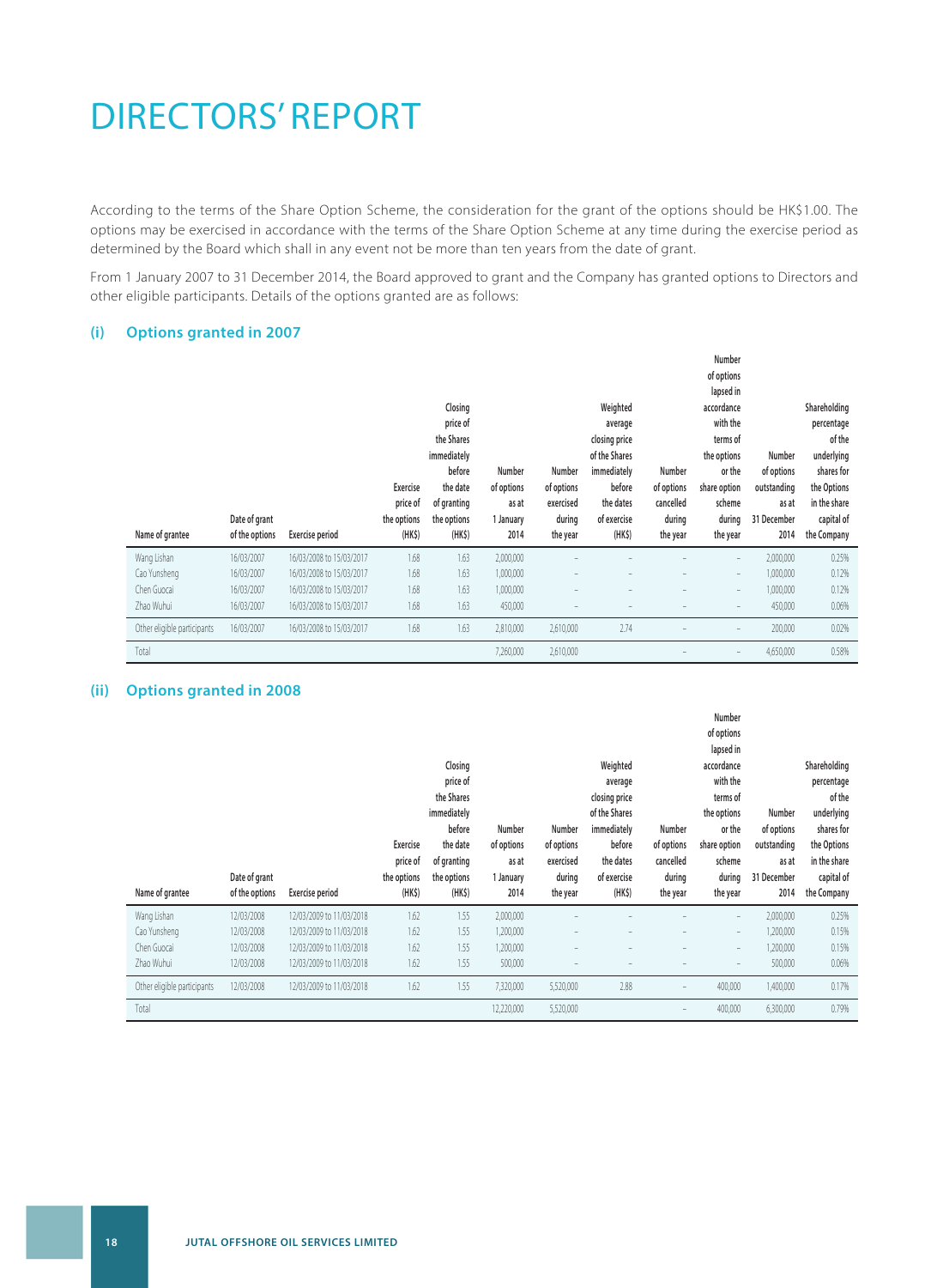# DIRECTORS' REPORT

According to the terms of the Share Option Scheme, the consideration for the grant of the options should be HK$1.00. The options may be exercised in accordance with the terms of the Share Option Scheme at any time during the exercise period as determined by the Board which shall in any event not be more than ten years from the date of grant.

From 1 January 2007 to 31 December 2014, the Board approved to grant and the Company has granted options to Directors and other eligible participants. Details of the options granted are as follows:

## (i) Options granted in 2007

| Name of grantee | Date of grant of the options | Exercise period | Exercise price of the options (HK$) | Closing price of the Shares immediately before the date of granting the options (HK$) | Number of options as at 1 January 2014 | Number of options exercised during the year | Weighted average closing price of the Shares immediately before the dates of exercise (HK$) | Number of options cancelled during the year | Number of options lapsed in accordance with the terms of the options or the share option scheme during the year | Number of options outstanding as at 31 December 2014 | Shareholding percentage of the underlying shares for the Options in the share capital of the Company |
|---|---|---|---|---|---|---|---|---|---|---|---|
| Wang Lishan | 16/03/2007 | 16/03/2008 to 15/03/2017 | 1.68 | 1.63 | 2,000,000 | – | – | – | – | 2,000,000 | 0.25% |
| Cao Yunsheng | 16/03/2007 | 16/03/2008 to 15/03/2017 | 1.68 | 1.63 | 1,000,000 | – | – | – | – | 1,000,000 | 0.12% |
| Chen Guocai | 16/03/2007 | 16/03/2008 to 15/03/2017 | 1.68 | 1.63 | 1,000,000 | – | – | – | – | 1,000,000 | 0.12% |
| Zhao Wuhui | 16/03/2007 | 16/03/2008 to 15/03/2017 | 1.68 | 1.63 | 450,000 | – | – | – | – | 450,000 | 0.06% |
| Other eligible participants | 16/03/2007 | 16/03/2008 to 15/03/2017 | 1.68 | 1.63 | 2,810,000 | 2,610,000 | 2.74 | – | – | 200,000 | 0.02% |
| Total | | | | | 7,260,000 | 2,610,000 | | – | – | 4,650,000 | 0.58% |

## (ii) Options granted in 2008

| Name of grantee | Date of grant of the options | Exercise period | Exercise price of the options (HK$) | Closing price of the Shares immediately before the date of granting the options (HK$) | Number of options as at 1 January 2014 | Number of options exercised during the year | Weighted average closing price of the Shares immediately before the dates of exercise (HK$) | Number of options cancelled during the year | Number of options lapsed in accordance with the terms of the options or the share option scheme during the year | Number of options outstanding as at 31 December 2014 | Shareholding percentage of the underlying shares for the Options in the share capital of the Company |
|---|---|---|---|---|---|---|---|---|---|---|---|
| Wang Lishan | 12/03/2008 | 12/03/2009 to 11/03/2018 | 1.62 | 1.55 | 2,000,000 | – | – | – | – | 2,000,000 | 0.25% |
| Cao Yunsheng | 12/03/2008 | 12/03/2009 to 11/03/2018 | 1.62 | 1.55 | 1,200,000 | – | – | – | – | 1,200,000 | 0.15% |
| Chen Guocai | 12/03/2008 | 12/03/2009 to 11/03/2018 | 1.62 | 1.55 | 1,200,000 | – | – | – | – | 1,200,000 | 0.15% |
| Zhao Wuhui | 12/03/2008 | 12/03/2009 to 11/03/2018 | 1.62 | 1.55 | 500,000 | – | – | – | – | 500,000 | 0.06% |
| Other eligible participants | 12/03/2008 | 12/03/2009 to 11/03/2018 | 1.62 | 1.55 | 7,320,000 | 5,520,000 | 2.88 | – | 400,000 | 1,400,000 | 0.17% |
| Total | | | | | 12,220,000 | 5,520,000 | | – | 400,000 | 6,300,000 | 0.79% |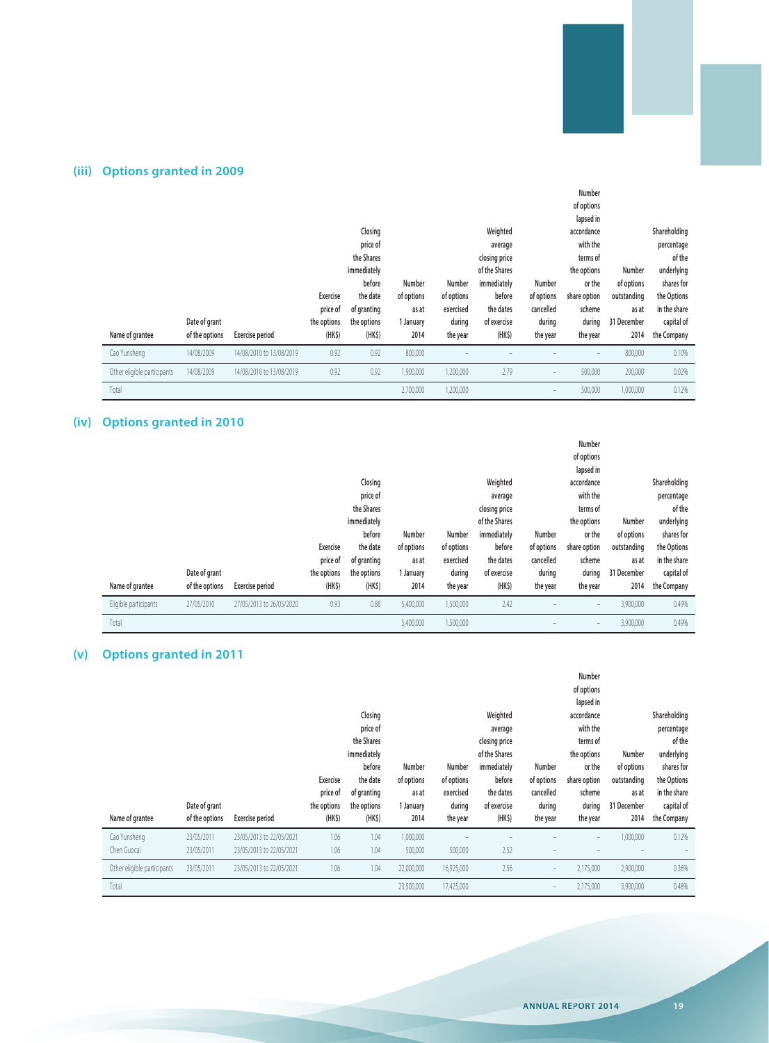### (iii) Options granted in 2009

| Name of grantee | Date of grant of the options | Exercise period | Exercise price of the options (HK$) | Closing price of the Shares immediately before the date of granting the options (HK$) | Number of options as at 1 January 2014 | Number of options exercised during the year | Weighted average closing price of the Shares immediately before the dates of exercise (HK$) | Number of options cancelled during the year | Number of options lapsed in accordance with the terms of the options or the share option scheme during the year | Number of options outstanding as at 31 December 2014 | Shareholding percentage of the underlying shares for the Options in the share capital of the Company |
|---|---|---|---|---|---|---|---|---|---|---|---|
| Cao Yunsheng | 14/08/2009 | 14/08/2010 to 13/08/2019 | 0.92 | 0.92 | 800,000 | – | – | – | – | 800,000 | 0.10% |
| Other eligible participants | 14/08/2009 | 14/08/2010 to 13/08/2019 | 0.92 | 0.92 | 1,900,000 | 1,200,000 | 2.79 | – | 500,000 | 200,000 | 0.02% |
| Total | | | | | 2,700,000 | 1,200,000 | | – | 500,000 | 1,000,000 | 0.12% |

### (iv) Options granted in 2010

| Name of grantee | Date of grant of the options | Exercise period | Exercise price of the options (HK$) | Closing price of the Shares immediately before the date of granting the options (HK$) | Number of options as at 1 January 2014 | Number of options exercised during the year | Weighted average closing price of the Shares immediately before the dates of exercise (HK$) | Number of options cancelled during the year | Number of options lapsed in accordance with the terms of the options or the share option scheme during the year | Number of options outstanding as at 31 December 2014 | Shareholding percentage of the underlying shares for the Options in the share capital of the Company |
|---|---|---|---|---|---|---|---|---|---|---|---|
| Eligible participants | 27/05/2010 | 27/05/2013 to 26/05/2020 | 0.93 | 0.88 | 5,400,000 | 1,500,000 | 2.42 | – | – | 3,900,000 | 0.49% |
| Total | | | | | 5,400,000 | 1,500,000 | | – | – | 3,900,000 | 0.49% |

### (v) Options granted in 2011

| Name of grantee | Date of grant of the options | Exercise period | Exercise price of the options (HK$) | Closing price of the Shares immediately before the date of granting the options (HK$) | Number of options as at 1 January 2014 | Number of options exercised during the year | Weighted average closing price of the Shares immediately before the dates of exercise (HK$) | Number of options cancelled during the year | Number of options lapsed in accordance with the terms of the options or the share option scheme during the year | Number of options outstanding as at 31 December 2014 | Shareholding percentage of the underlying shares for the Options in the share capital of the Company |
|---|---|---|---|---|---|---|---|---|---|---|---|
| Cao Yunsheng | 23/05/2011 | 23/05/2013 to 22/05/2021 | 1.06 | 1.04 | 1,000,000 | – | – | – | – | 1,000,000 | 0.12% |
| Chen Guocai | 23/05/2011 | 23/05/2013 to 22/05/2021 | 1.06 | 1.04 | 500,000 | 500,000 | 2.52 | – | – | – | – |
| Other eligible participants | 23/05/2011 | 23/05/2013 to 22/05/2021 | 1.06 | 1.04 | 22,000,000 | 16,925,000 | 2.56 | – | 2,175,000 | 2,900,000 | 0.36% |
| Total | | | | | 23,500,000 | 17,425,000 | | – | 2,175,000 | 3,900,000 | 0.48% |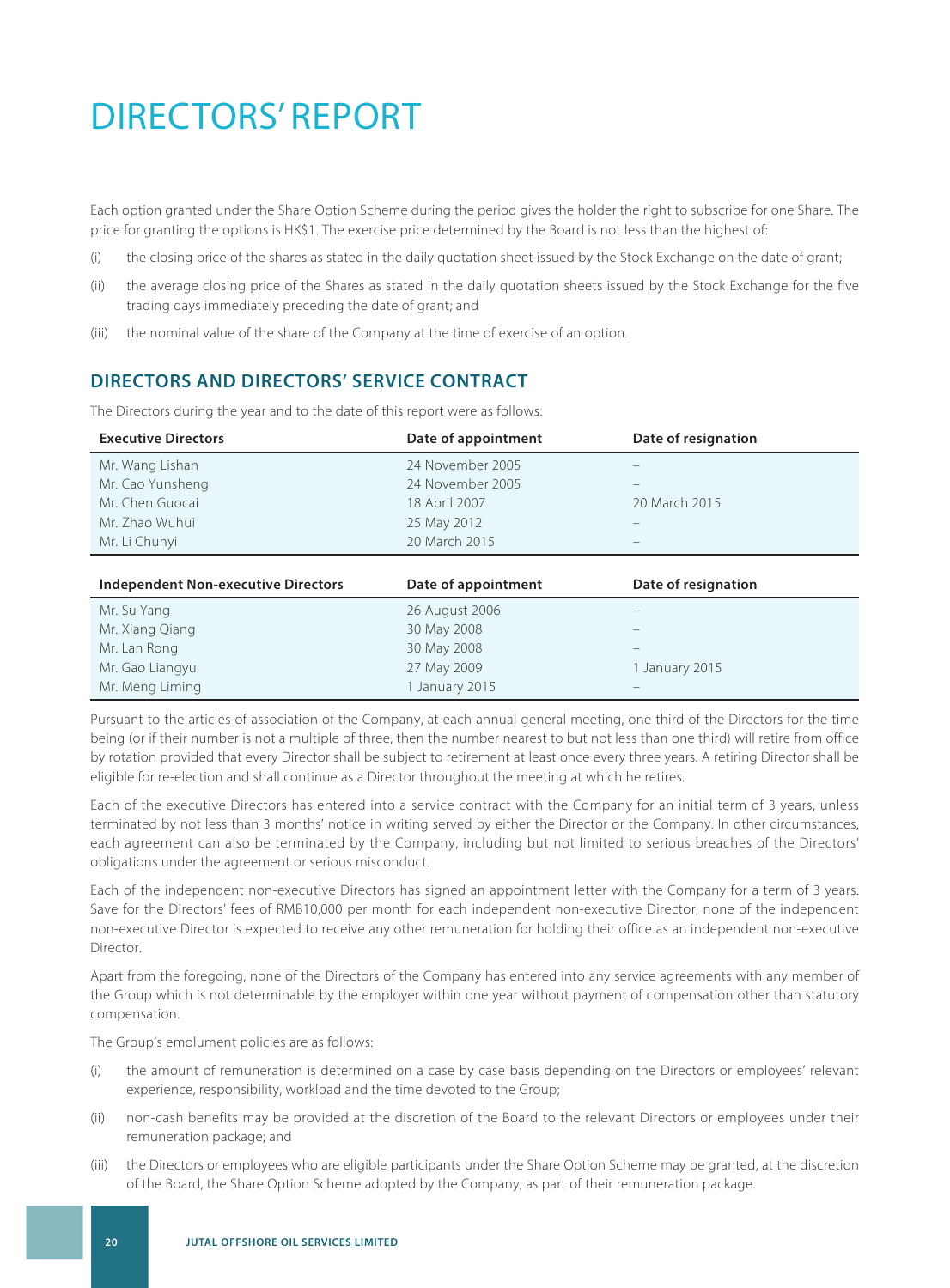# DIRECTORS' REPORT

Each option granted under the Share Option Scheme during the period gives the holder the right to subscribe for one Share. The price for granting the options is HK$1. The exercise price determined by the Board is not less than the highest of:

(i) the closing price of the shares as stated in the daily quotation sheet issued by the Stock Exchange on the date of grant;

(ii) the average closing price of the Shares as stated in the daily quotation sheets issued by the Stock Exchange for the five trading days immediately preceding the date of grant; and

(iii) the nominal value of the share of the Company at the time of exercise of an option.

## DIRECTORS AND DIRECTORS' SERVICE CONTRACT

The Directors during the year and to the date of this report were as follows:

| Executive Directors | Date of appointment | Date of resignation |
|---|---|---|
| Mr. Wang Lishan | 24 November 2005 | – |
| Mr. Cao Yunsheng | 24 November 2005 | – |
| Mr. Chen Guocai | 18 April 2007 | 20 March 2015 |
| Mr. Zhao Wuhui | 25 May 2012 | – |
| Mr. Li Chunyi | 20 March 2015 | – |

| Independent Non-executive Directors | Date of appointment | Date of resignation |
|---|---|---|
| Mr. Su Yang | 26 August 2006 | – |
| Mr. Xiang Qiang | 30 May 2008 | – |
| Mr. Lan Rong | 30 May 2008 | – |
| Mr. Gao Liangyu | 27 May 2009 | 1 January 2015 |
| Mr. Meng Liming | 1 January 2015 | – |

Pursuant to the articles of association of the Company, at each annual general meeting, one third of the Directors for the time being (or if their number is not a multiple of three, then the number nearest to but not less than one third) will retire from office by rotation provided that every Director shall be subject to retirement at least once every three years. A retiring Director shall be eligible for re-election and shall continue as a Director throughout the meeting at which he retires.

Each of the executive Directors has entered into a service contract with the Company for an initial term of 3 years, unless terminated by not less than 3 months' notice in writing served by either the Director or the Company. In other circumstances, each agreement can also be terminated by the Company, including but not limited to serious breaches of the Directors' obligations under the agreement or serious misconduct.

Each of the independent non-executive Directors has signed an appointment letter with the Company for a term of 3 years. Save for the Directors' fees of RMB10,000 per month for each independent non-executive Director, none of the independent non-executive Director is expected to receive any other remuneration for holding their office as an independent non-executive Director.

Apart from the foregoing, none of the Directors of the Company has entered into any service agreements with any member of the Group which is not determinable by the employer within one year without payment of compensation other than statutory compensation.

The Group's emolument policies are as follows:

(i) the amount of remuneration is determined on a case by case basis depending on the Directors or employees' relevant experience, responsibility, workload and the time devoted to the Group;

(ii) non-cash benefits may be provided at the discretion of the Board to the relevant Directors or employees under their remuneration package; and

(iii) the Directors or employees who are eligible participants under the Share Option Scheme may be granted, at the discretion of the Board, the Share Option Scheme adopted by the Company, as part of their remuneration package.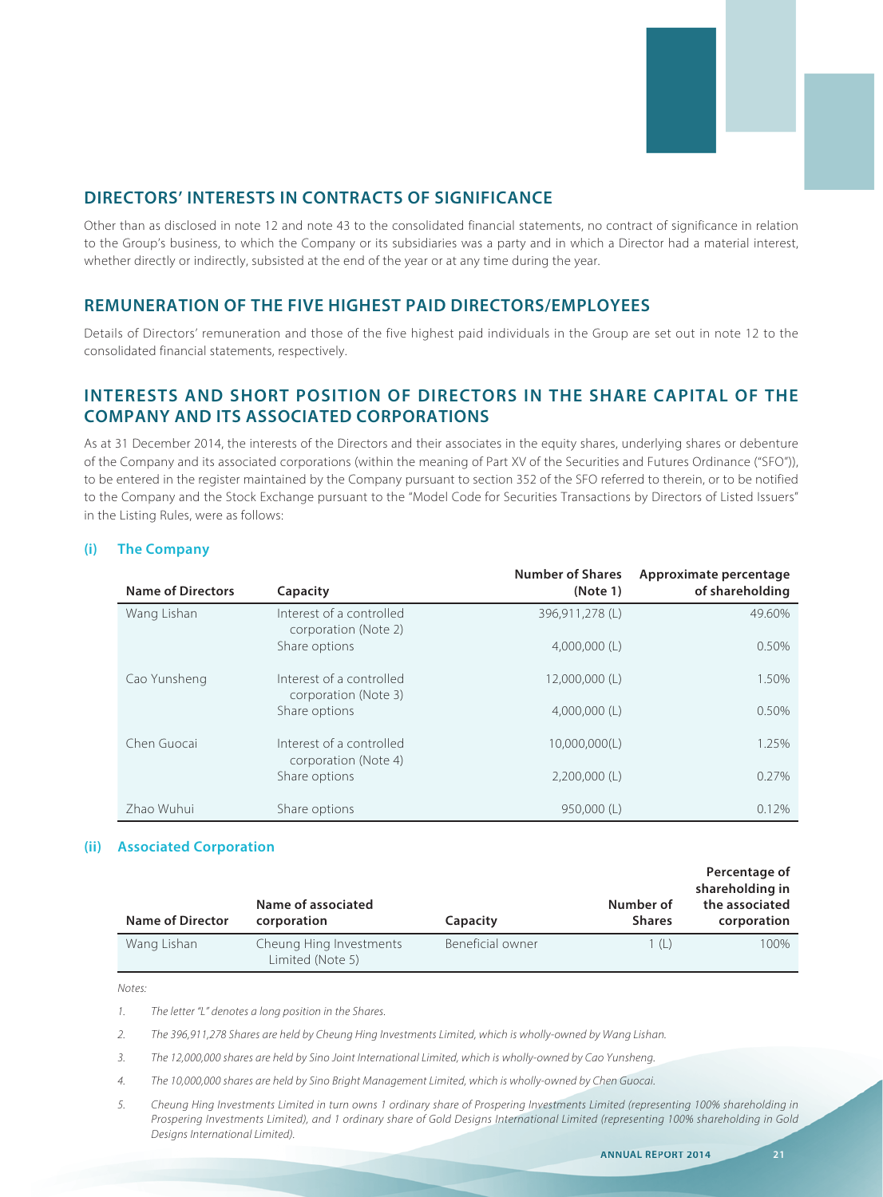## DIRECTORS' INTERESTS IN CONTRACTS OF SIGNIFICANCE

Other than as disclosed in note 12 and note 43 to the consolidated financial statements, no contract of significance in relation to the Group's business, to which the Company or its subsidiaries was a party and in which a Director had a material interest, whether directly or indirectly, subsisted at the end of the year or at any time during the year.

## REMUNERATION OF THE FIVE HIGHEST PAID DIRECTORS/EMPLOYEES

Details of Directors' remuneration and those of the five highest paid individuals in the Group are set out in note 12 to the consolidated financial statements, respectively.

## INTERESTS AND SHORT POSITION OF DIRECTORS IN THE SHARE CAPITAL OF THE COMPANY AND ITS ASSOCIATED CORPORATIONS

As at 31 December 2014, the interests of the Directors and their associates in the equity shares, underlying shares or debenture of the Company and its associated corporations (within the meaning of Part XV of the Securities and Futures Ordinance ("SFO")), to be entered in the register maintained by the Company pursuant to section 352 of the SFO referred to therein, or to be notified to the Company and the Stock Exchange pursuant to the "Model Code for Securities Transactions by Directors of Listed Issuers" in the Listing Rules, were as follows:

### (i) The Company

| Name of Directors | Capacity | Number of Shares (Note 1) | Approximate percentage of shareholding |
|---|---|---|---|
| Wang Lishan | Interest of a controlled corporation (Note 2) | 396,911,278 (L) | 49.60% |
| | Share options | 4,000,000 (L) | 0.50% |
| Cao Yunsheng | Interest of a controlled corporation (Note 3) | 12,000,000 (L) | 1.50% |
| | Share options | 4,000,000 (L) | 0.50% |
| Chen Guocai | Interest of a controlled corporation (Note 4) | 10,000,000(L) | 1.25% |
| | Share options | 2,200,000 (L) | 0.27% |
| Zhao Wuhui | Share options | 950,000 (L) | 0.12% |

### (ii) Associated Corporation

| Name of Director | Name of associated corporation | Capacity | Number of Shares | Percentage of shareholding in the associated corporation |
|---|---|---|---|---|
| Wang Lishan | Cheung Hing Investments Limited (Note 5) | Beneficial owner | 1 (L) | 100% |

*Notes:*

1. *The letter "L" denotes a long position in the Shares.*
2. *The 396,911,278 Shares are held by Cheung Hing Investments Limited, which is wholly-owned by Wang Lishan.*
3. *The 12,000,000 shares are held by Sino Joint International Limited, which is wholly-owned by Cao Yunsheng.*
4. *The 10,000,000 shares are held by Sino Bright Management Limited, which is wholly-owned by Chen Guocai.*
5. *Cheung Hing Investments Limited in turn owns 1 ordinary share of Prospering Investments Limited (representing 100% shareholding in Prospering Investments Limited), and 1 ordinary share of Gold Designs International Limited (representing 100% shareholding in Gold Designs International Limited).*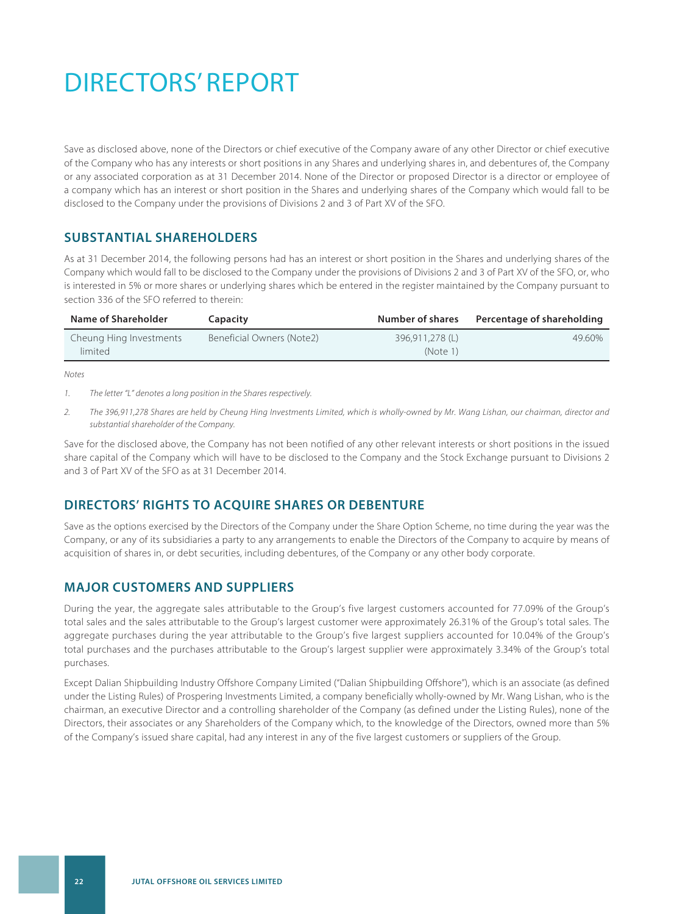# DIRECTORS' REPORT

Save as disclosed above, none of the Directors or chief executive of the Company aware of any other Director or chief executive of the Company who has any interests or short positions in any Shares and underlying shares in, and debentures of, the Company or any associated corporation as at 31 December 2014. None of the Director or proposed Director is a director or employee of a company which has an interest or short position in the Shares and underlying shares of the Company which would fall to be disclosed to the Company under the provisions of Divisions 2 and 3 of Part XV of the SFO.

## SUBSTANTIAL SHAREHOLDERS

As at 31 December 2014, the following persons had has an interest or short position in the Shares and underlying shares of the Company which would fall to be disclosed to the Company under the provisions of Divisions 2 and 3 of Part XV of the SFO, or, who is interested in 5% or more shares or underlying shares which be entered in the register maintained by the Company pursuant to section 336 of the SFO referred to therein:

| Name of Shareholder | Capacity | Number of shares | Percentage of shareholding |
|---|---|---|---|
| Cheung Hing Investments limited | Beneficial Owners (Note2) | 396,911,278 (L) (Note 1) | 49.60% |

*Notes*

1. *The letter "L" denotes a long position in the Shares respectively.*
2. *The 396,911,278 Shares are held by Cheung Hing Investments Limited, which is wholly-owned by Mr. Wang Lishan, our chairman, director and substantial shareholder of the Company.*

Save for the disclosed above, the Company has not been notified of any other relevant interests or short positions in the issued share capital of the Company which will have to be disclosed to the Company and the Stock Exchange pursuant to Divisions 2 and 3 of Part XV of the SFO as at 31 December 2014.

## DIRECTORS' RIGHTS TO ACQUIRE SHARES OR DEBENTURE

Save as the options exercised by the Directors of the Company under the Share Option Scheme, no time during the year was the Company, or any of its subsidiaries a party to any arrangements to enable the Directors of the Company to acquire by means of acquisition of shares in, or debt securities, including debentures, of the Company or any other body corporate.

## MAJOR CUSTOMERS AND SUPPLIERS

During the year, the aggregate sales attributable to the Group's five largest customers accounted for 77.09% of the Group's total sales and the sales attributable to the Group's largest customer were approximately 26.31% of the Group's total sales. The aggregate purchases during the year attributable to the Group's five largest suppliers accounted for 10.04% of the Group's total purchases and the purchases attributable to the Group's largest supplier were approximately 3.34% of the Group's total purchases.

Except Dalian Shipbuilding Industry Offshore Company Limited ("Dalian Shipbuilding Offshore"), which is an associate (as defined under the Listing Rules) of Prospering Investments Limited, a company beneficially wholly-owned by Mr. Wang Lishan, who is the chairman, an executive Director and a controlling shareholder of the Company (as defined under the Listing Rules), none of the Directors, their associates or any Shareholders of the Company which, to the knowledge of the Directors, owned more than 5% of the Company's issued share capital, had any interest in any of the five largest customers or suppliers of the Group.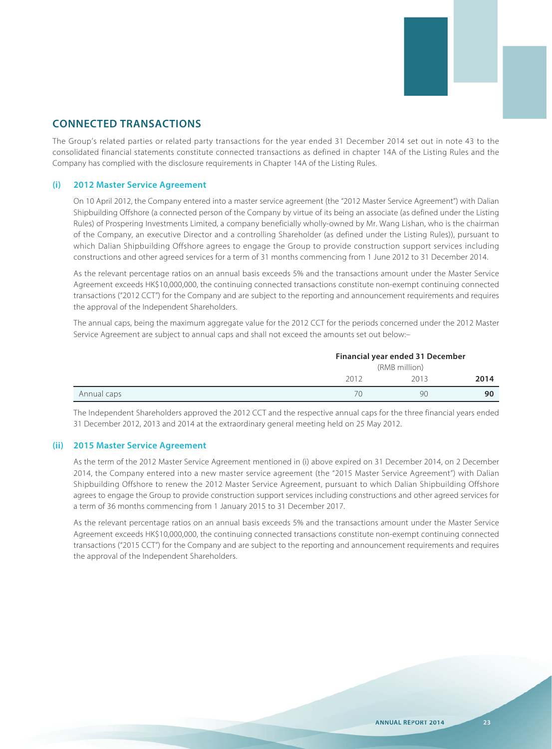## CONNECTED TRANSACTIONS

The Group's related parties or related party transactions for the year ended 31 December 2014 set out in note 43 to the consolidated financial statements constitute connected transactions as defined in chapter 14A of the Listing Rules and the Company has complied with the disclosure requirements in Chapter 14A of the Listing Rules.

### (i) 2012 Master Service Agreement

On 10 April 2012, the Company entered into a master service agreement (the "2012 Master Service Agreement") with Dalian Shipbuilding Offshore (a connected person of the Company by virtue of its being an associate (as defined under the Listing Rules) of Prospering Investments Limited, a company beneficially wholly-owned by Mr. Wang Lishan, who is the chairman of the Company, an executive Director and a controlling Shareholder (as defined under the Listing Rules)), pursuant to which Dalian Shipbuilding Offshore agrees to engage the Group to provide construction support services including constructions and other agreed services for a term of 31 months commencing from 1 June 2012 to 31 December 2014.

As the relevant percentage ratios on an annual basis exceeds 5% and the transactions amount under the Master Service Agreement exceeds HK$10,000,000, the continuing connected transactions constitute non-exempt continuing connected transactions ("2012 CCT") for the Company and are subject to the reporting and announcement requirements and requires the approval of the Independent Shareholders.

The annual caps, being the maximum aggregate value for the 2012 CCT for the periods concerned under the 2012 Master Service Agreement are subject to annual caps and shall not exceed the amounts set out below:–

| | Financial year ended 31 December (RMB million) | | |
|---|---|---|---|
| | 2012 | 2013 | **2014** |
| Annual caps | 70 | 90 | **90** |

The Independent Shareholders approved the 2012 CCT and the respective annual caps for the three financial years ended 31 December 2012, 2013 and 2014 at the extraordinary general meeting held on 25 May 2012.

### (ii) 2015 Master Service Agreement

As the term of the 2012 Master Service Agreement mentioned in (i) above expired on 31 December 2014, on 2 December 2014, the Company entered into a new master service agreement (the "2015 Master Service Agreement") with Dalian Shipbuilding Offshore to renew the 2012 Master Service Agreement, pursuant to which Dalian Shipbuilding Offshore agrees to engage the Group to provide construction support services including constructions and other agreed services for a term of 36 months commencing from 1 January 2015 to 31 December 2017.

As the relevant percentage ratios on an annual basis exceeds 5% and the transactions amount under the Master Service Agreement exceeds HK$10,000,000, the continuing connected transactions constitute non-exempt continuing connected transactions ("2015 CCT") for the Company and are subject to the reporting and announcement requirements and requires the approval of the Independent Shareholders.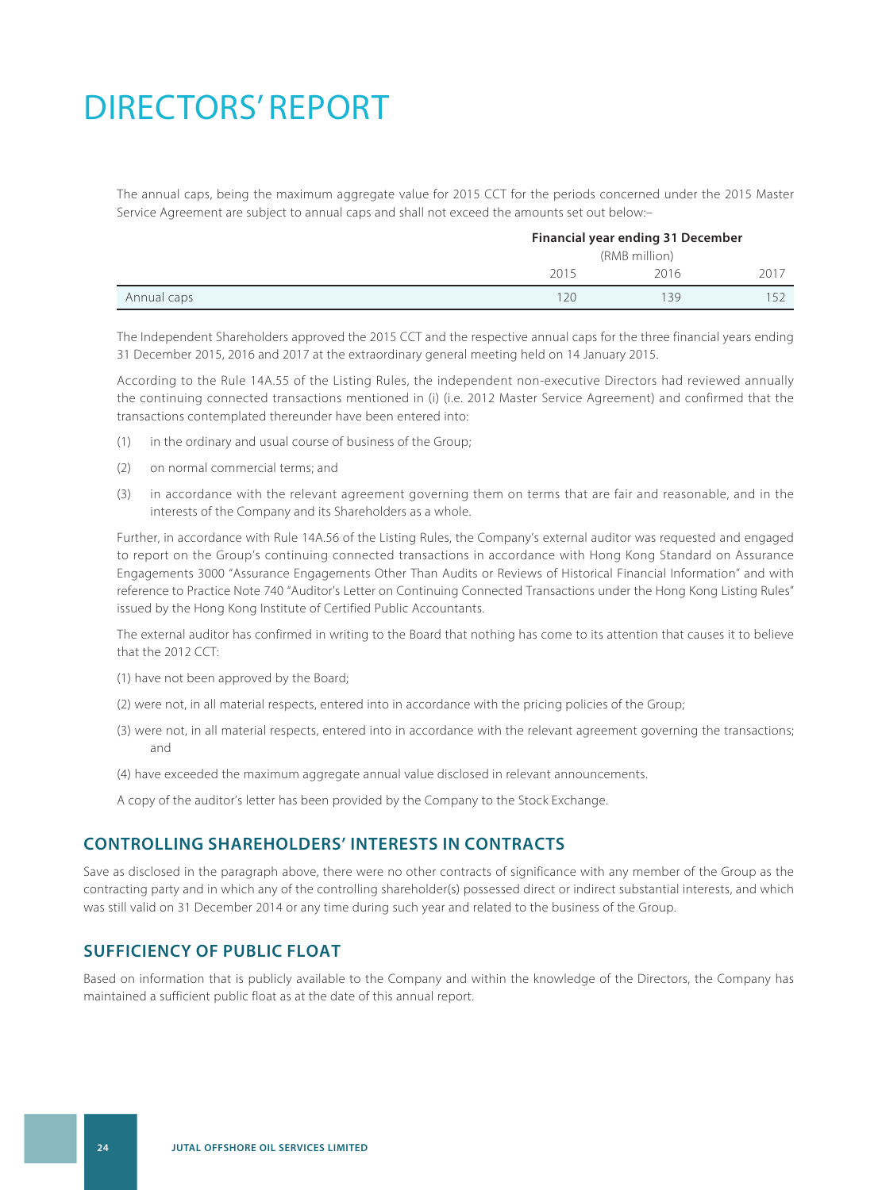# DIRECTORS' REPORT

The annual caps, being the maximum aggregate value for 2015 CCT for the periods concerned under the 2015 Master Service Agreement are subject to annual caps and shall not exceed the amounts set out below:–

| | Financial year ending 31 December (RMB million) | | |
|---|---|---|---|
| | 2015 | 2016 | 2017 |
| Annual caps | 120 | 139 | 152 |

The Independent Shareholders approved the 2015 CCT and the respective annual caps for the three financial years ending 31 December 2015, 2016 and 2017 at the extraordinary general meeting held on 14 January 2015.

According to the Rule 14A.55 of the Listing Rules, the independent non-executive Directors had reviewed annually the continuing connected transactions mentioned in (i) (i.e. 2012 Master Service Agreement) and confirmed that the transactions contemplated thereunder have been entered into:

(1) in the ordinary and usual course of business of the Group;

(2) on normal commercial terms; and

(3) in accordance with the relevant agreement governing them on terms that are fair and reasonable, and in the interests of the Company and its Shareholders as a whole.

Further, in accordance with Rule 14A.56 of the Listing Rules, the Company's external auditor was requested and engaged to report on the Group's continuing connected transactions in accordance with Hong Kong Standard on Assurance Engagements 3000 "Assurance Engagements Other Than Audits or Reviews of Historical Financial Information" and with reference to Practice Note 740 "Auditor's Letter on Continuing Connected Transactions under the Hong Kong Listing Rules" issued by the Hong Kong Institute of Certified Public Accountants.

The external auditor has confirmed in writing to the Board that nothing has come to its attention that causes it to believe that the 2012 CCT:

(1) have not been approved by the Board;

(2) were not, in all material respects, entered into in accordance with the pricing policies of the Group;

(3) were not, in all material respects, entered into in accordance with the relevant agreement governing the transactions; and

(4) have exceeded the maximum aggregate annual value disclosed in relevant announcements.

A copy of the auditor's letter has been provided by the Company to the Stock Exchange.

## CONTROLLING SHAREHOLDERS' INTERESTS IN CONTRACTS

Save as disclosed in the paragraph above, there were no other contracts of significance with any member of the Group as the contracting party and in which any of the controlling shareholder(s) possessed direct or indirect substantial interests, and which was still valid on 31 December 2014 or any time during such year and related to the business of the Group.

## SUFFICIENCY OF PUBLIC FLOAT

Based on information that is publicly available to the Company and within the knowledge of the Directors, the Company has maintained a sufficient public float as at the date of this annual report.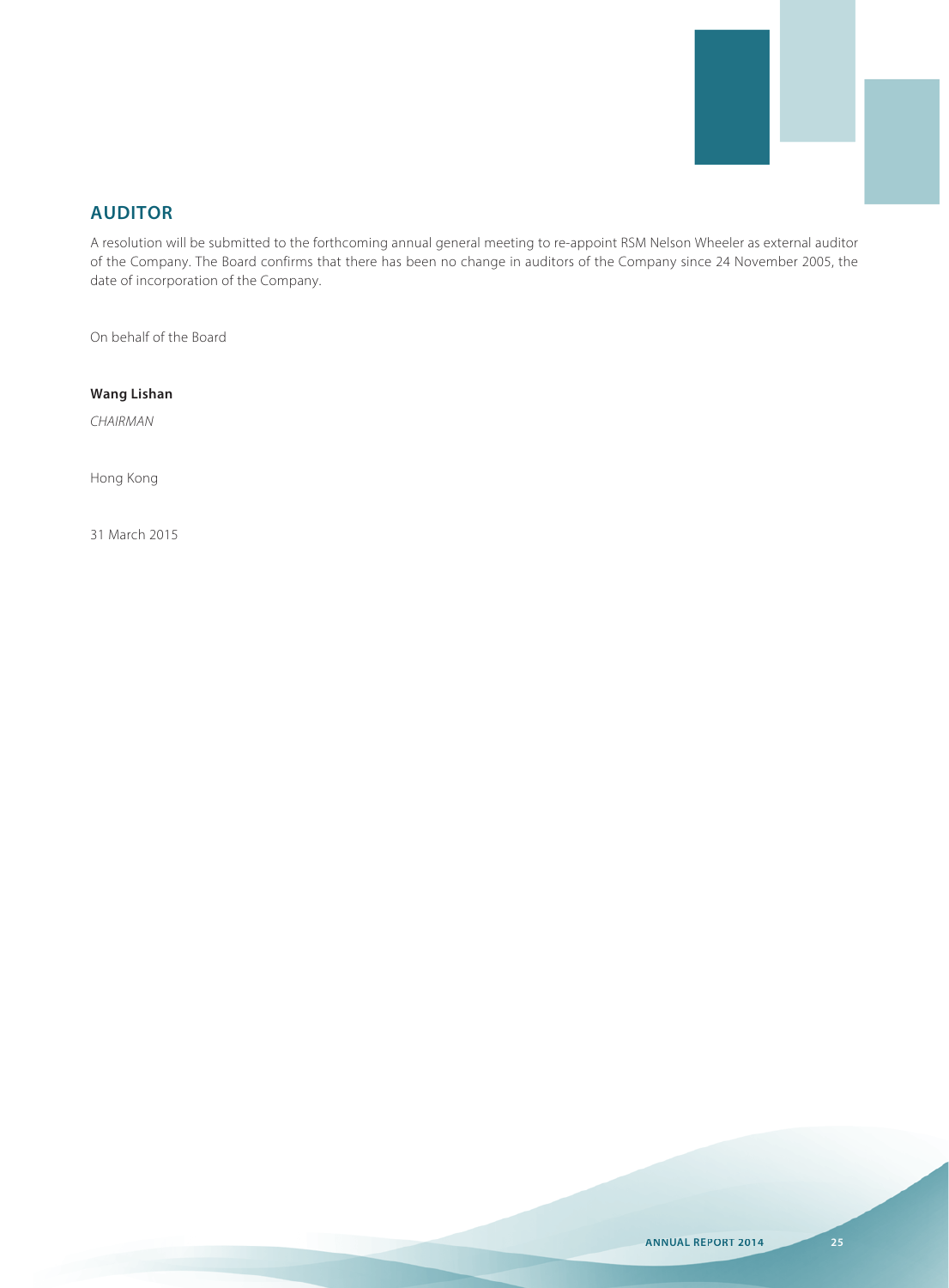## AUDITOR

A resolution will be submitted to the forthcoming annual general meeting to re-appoint RSM Nelson Wheeler as external auditor of the Company. The Board confirms that there has been no change in auditors of the Company since 24 November 2005, the date of incorporation of the Company.

On behalf of the Board

**Wang Lishan**

*CHAIRMAN*

Hong Kong

31 March 2015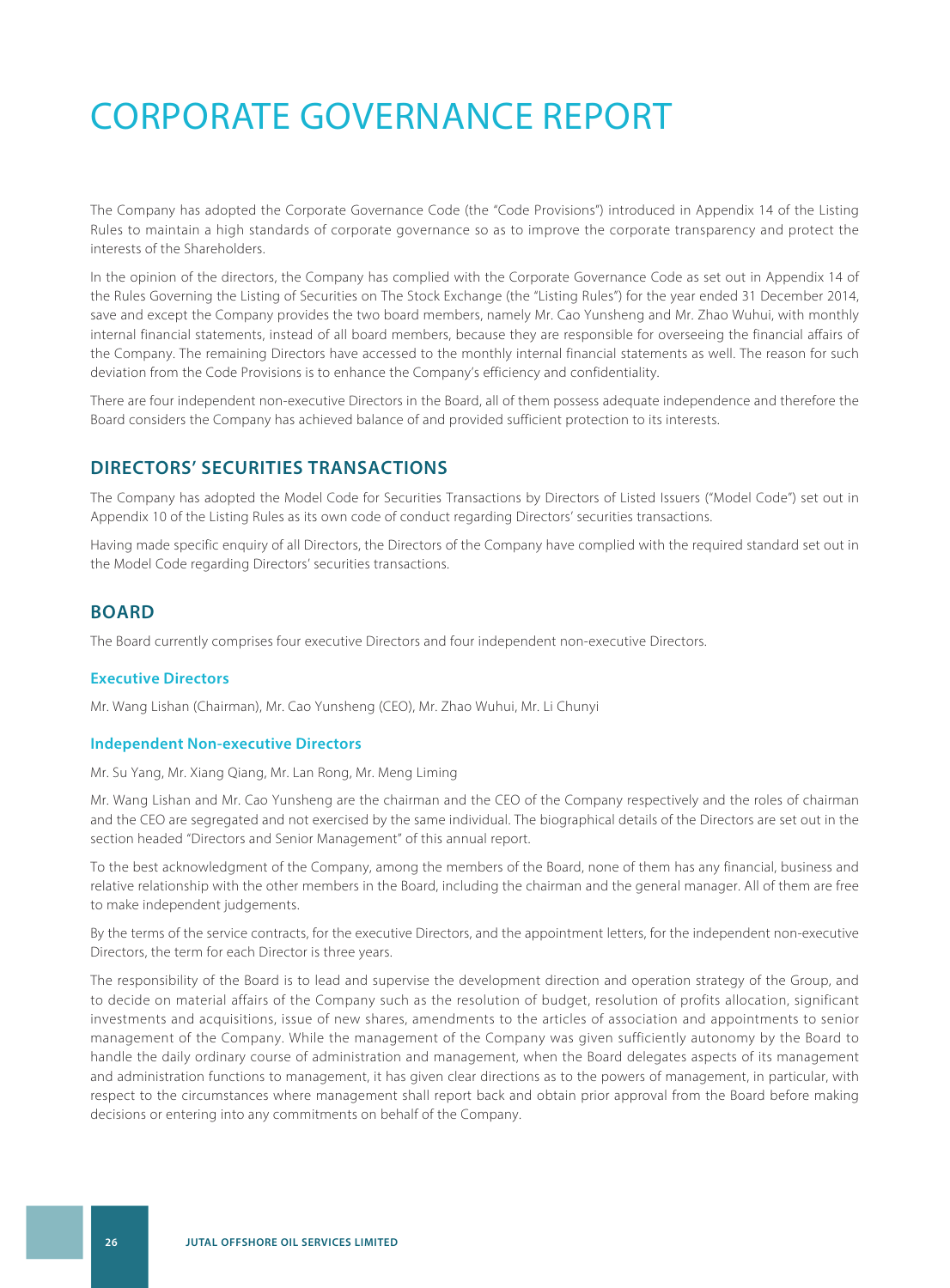# CORPORATE GOVERNANCE REPORT

The Company has adopted the Corporate Governance Code (the "Code Provisions") introduced in Appendix 14 of the Listing Rules to maintain a high standards of corporate governance so as to improve the corporate transparency and protect the interests of the Shareholders.

In the opinion of the directors, the Company has complied with the Corporate Governance Code as set out in Appendix 14 of the Rules Governing the Listing of Securities on The Stock Exchange (the "Listing Rules") for the year ended 31 December 2014, save and except the Company provides the two board members, namely Mr. Cao Yunsheng and Mr. Zhao Wuhui, with monthly internal financial statements, instead of all board members, because they are responsible for overseeing the financial affairs of the Company. The remaining Directors have accessed to the monthly internal financial statements as well. The reason for such deviation from the Code Provisions is to enhance the Company's efficiency and confidentiality.

There are four independent non-executive Directors in the Board, all of them possess adequate independence and therefore the Board considers the Company has achieved balance of and provided sufficient protection to its interests.

## DIRECTORS' SECURITIES TRANSACTIONS

The Company has adopted the Model Code for Securities Transactions by Directors of Listed Issuers ("Model Code") set out in Appendix 10 of the Listing Rules as its own code of conduct regarding Directors' securities transactions.

Having made specific enquiry of all Directors, the Directors of the Company have complied with the required standard set out in the Model Code regarding Directors' securities transactions.

## BOARD

The Board currently comprises four executive Directors and four independent non-executive Directors.

### Executive Directors

Mr. Wang Lishan (Chairman), Mr. Cao Yunsheng (CEO), Mr. Zhao Wuhui, Mr. Li Chunyi

### Independent Non-executive Directors

Mr. Su Yang, Mr. Xiang Qiang, Mr. Lan Rong, Mr. Meng Liming

Mr. Wang Lishan and Mr. Cao Yunsheng are the chairman and the CEO of the Company respectively and the roles of chairman and the CEO are segregated and not exercised by the same individual. The biographical details of the Directors are set out in the section headed "Directors and Senior Management" of this annual report.

To the best acknowledgment of the Company, among the members of the Board, none of them has any financial, business and relative relationship with the other members in the Board, including the chairman and the general manager. All of them are free to make independent judgements.

By the terms of the service contracts, for the executive Directors, and the appointment letters, for the independent non-executive Directors, the term for each Director is three years.

The responsibility of the Board is to lead and supervise the development direction and operation strategy of the Group, and to decide on material affairs of the Company such as the resolution of budget, resolution of profits allocation, significant investments and acquisitions, issue of new shares, amendments to the articles of association and appointments to senior management of the Company. While the management of the Company was given sufficiently autonomy by the Board to handle the daily ordinary course of administration and management, when the Board delegates aspects of its management and administration functions to management, it has given clear directions as to the powers of management, in particular, with respect to the circumstances where management shall report back and obtain prior approval from the Board before making decisions or entering into any commitments on behalf of the Company.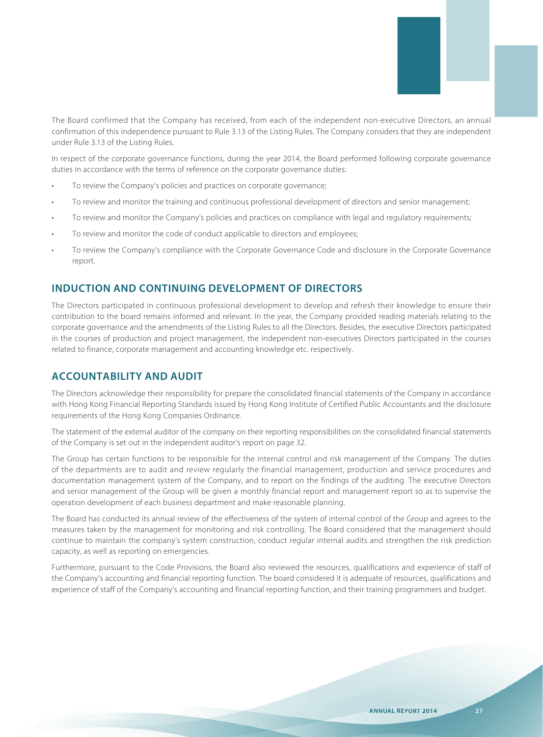The Board confirmed that the Company has received, from each of the independent non-executive Directors, an annual confirmation of this independence pursuant to Rule 3.13 of the Listing Rules. The Company considers that they are independent under Rule 3.13 of the Listing Rules.

In respect of the corporate governance functions, during the year 2014, the Board performed following corporate governance duties in accordance with the terms of reference on the corporate governance duties:

- To review the Company's policies and practices on corporate governance;
- To review and monitor the training and continuous professional development of directors and senior management;
- To review and monitor the Company's policies and practices on compliance with legal and regulatory requirements;
- To review and monitor the code of conduct applicable to directors and employees;
- To review the Company's compliance with the Corporate Governance Code and disclosure in the Corporate Governance report.

## INDUCTION AND CONTINUING DEVELOPMENT OF DIRECTORS

The Directors participated in continuous professional development to develop and refresh their knowledge to ensure their contribution to the board remains informed and relevant. In the year, the Company provided reading materials relating to the corporate governance and the amendments of the Listing Rules to all the Directors. Besides, the executive Directors participated in the courses of production and project management, the independent non-executives Directors participated in the courses related to finance, corporate management and accounting knowledge etc. respectively.

## ACCOUNTABILITY AND AUDIT

The Directors acknowledge their responsibility for prepare the consolidated financial statements of the Company in accordance with Hong Kong Financial Reporting Standards issued by Hong Kong Institute of Certified Public Accountants and the disclosure requirements of the Hong Kong Companies Ordinance.

The statement of the external auditor of the company on their reporting responsibilities on the consolidated financial statements of the Company is set out in the independent auditor's report on page 32.

The Group has certain functions to be responsible for the internal control and risk management of the Company. The duties of the departments are to audit and review regularly the financial management, production and service procedures and documentation management system of the Company, and to report on the findings of the auditing. The executive Directors and senior management of the Group will be given a monthly financial report and management report so as to supervise the operation development of each business department and make reasonable planning.

The Board has conducted its annual review of the effectiveness of the system of internal control of the Group and agrees to the measures taken by the management for monitoring and risk controlling. The Board considered that the management should continue to maintain the company's system construction, conduct regular internal audits and strengthen the risk prediction capacity, as well as reporting on emergencies.

Furthermore, pursuant to the Code Provisions, the Board also reviewed the resources, qualifications and experience of staff of the Company's accounting and financial reporting function. The board considered it is adequate of resources, qualifications and experience of staff of the Company's accounting and financial reporting function, and their training programmers and budget.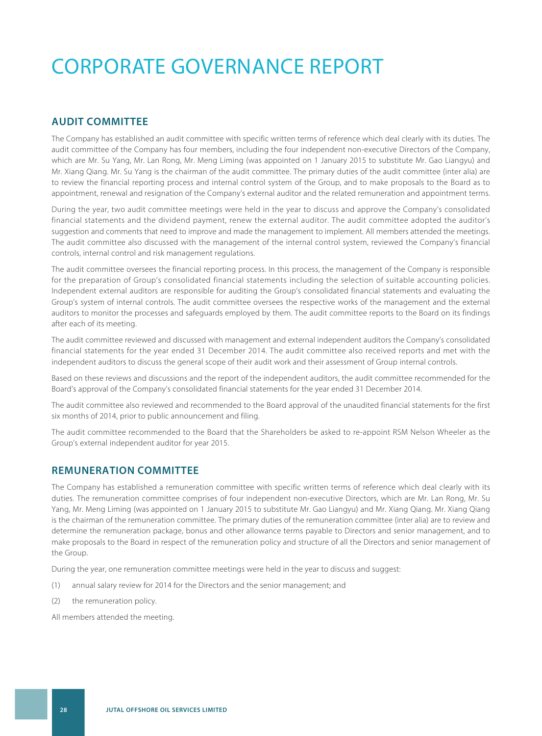# CORPORATE GOVERNANCE REPORT

## AUDIT COMMITTEE

The Company has established an audit committee with specific written terms of reference which deal clearly with its duties. The audit committee of the Company has four members, including the four independent non-executive Directors of the Company, which are Mr. Su Yang, Mr. Lan Rong, Mr. Meng Liming (was appointed on 1 January 2015 to substitute Mr. Gao Liangyu) and Mr. Xiang Qiang. Mr. Su Yang is the chairman of the audit committee. The primary duties of the audit committee (inter alia) are to review the financial reporting process and internal control system of the Group, and to make proposals to the Board as to appointment, renewal and resignation of the Company's external auditor and the related remuneration and appointment terms.

During the year, two audit committee meetings were held in the year to discuss and approve the Company's consolidated financial statements and the dividend payment, renew the external auditor. The audit committee adopted the auditor's suggestion and comments that need to improve and made the management to implement. All members attended the meetings. The audit committee also discussed with the management of the internal control system, reviewed the Company's financial controls, internal control and risk management regulations.

The audit committee oversees the financial reporting process. In this process, the management of the Company is responsible for the preparation of Group's consolidated financial statements including the selection of suitable accounting policies. Independent external auditors are responsible for auditing the Group's consolidated financial statements and evaluating the Group's system of internal controls. The audit committee oversees the respective works of the management and the external auditors to monitor the processes and safeguards employed by them. The audit committee reports to the Board on its findings after each of its meeting.

The audit committee reviewed and discussed with management and external independent auditors the Company's consolidated financial statements for the year ended 31 December 2014. The audit committee also received reports and met with the independent auditors to discuss the general scope of their audit work and their assessment of Group internal controls.

Based on these reviews and discussions and the report of the independent auditors, the audit committee recommended for the Board's approval of the Company's consolidated financial statements for the year ended 31 December 2014.

The audit committee also reviewed and recommended to the Board approval of the unaudited financial statements for the first six months of 2014, prior to public announcement and filing.

The audit committee recommended to the Board that the Shareholders be asked to re-appoint RSM Nelson Wheeler as the Group's external independent auditor for year 2015.

## REMUNERATION COMMITTEE

The Company has established a remuneration committee with specific written terms of reference which deal clearly with its duties. The remuneration committee comprises of four independent non-executive Directors, which are Mr. Lan Rong, Mr. Su Yang, Mr. Meng Liming (was appointed on 1 January 2015 to substitute Mr. Gao Liangyu) and Mr. Xiang Qiang. Mr. Xiang Qiang is the chairman of the remuneration committee. The primary duties of the remuneration committee (inter alia) are to review and determine the remuneration package, bonus and other allowance terms payable to Directors and senior management, and to make proposals to the Board in respect of the remuneration policy and structure of all the Directors and senior management of the Group.

During the year, one remuneration committee meetings were held in the year to discuss and suggest:

(1) annual salary review for 2014 for the Directors and the senior management; and

(2) the remuneration policy.

All members attended the meeting.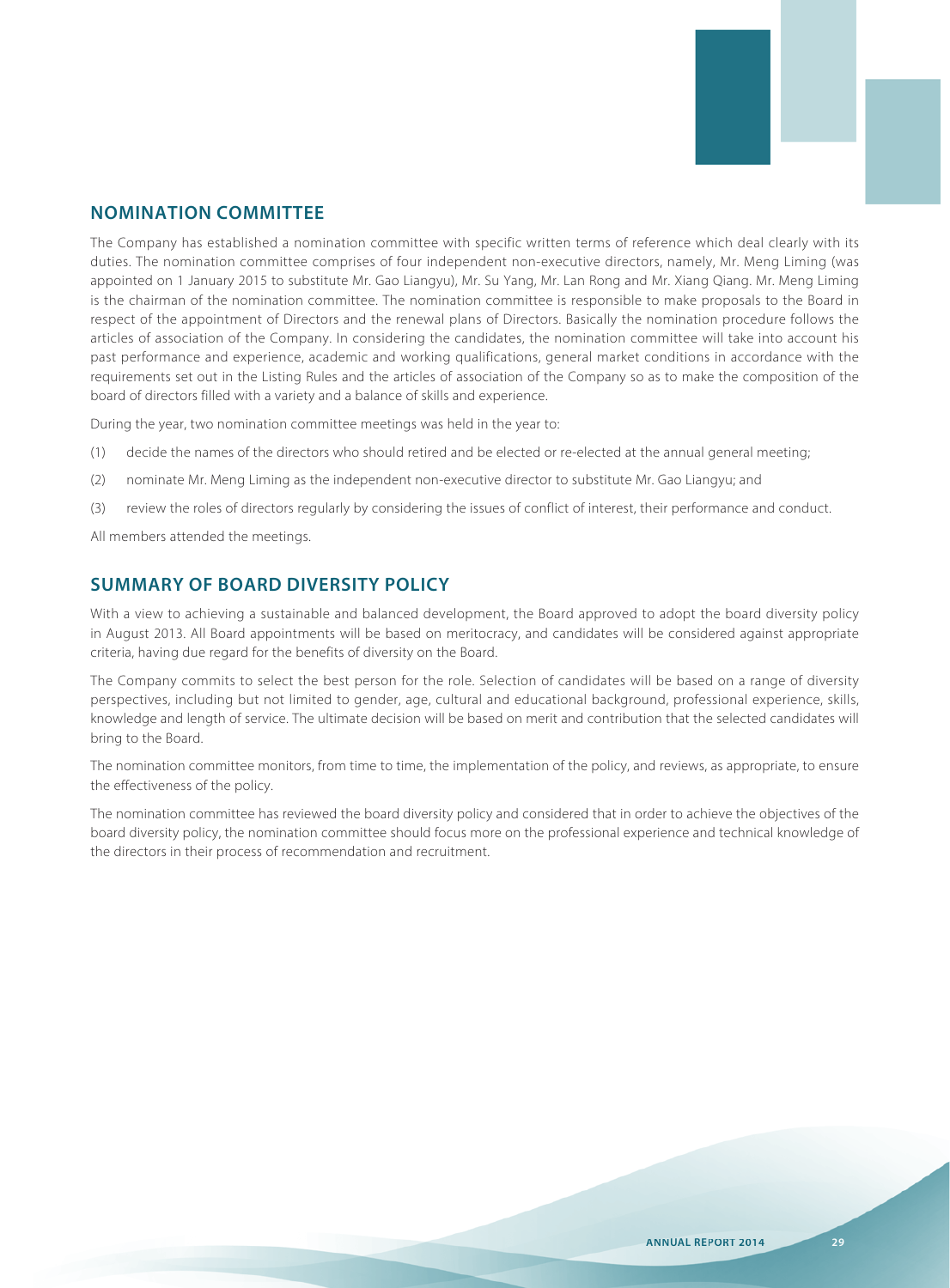## NOMINATION COMMITTEE

The Company has established a nomination committee with specific written terms of reference which deal clearly with its duties. The nomination committee comprises of four independent non-executive directors, namely, Mr. Meng Liming (was appointed on 1 January 2015 to substitute Mr. Gao Liangyu), Mr. Su Yang, Mr. Lan Rong and Mr. Xiang Qiang. Mr. Meng Liming is the chairman of the nomination committee. The nomination committee is responsible to make proposals to the Board in respect of the appointment of Directors and the renewal plans of Directors. Basically the nomination procedure follows the articles of association of the Company. In considering the candidates, the nomination committee will take into account his past performance and experience, academic and working qualifications, general market conditions in accordance with the requirements set out in the Listing Rules and the articles of association of the Company so as to make the composition of the board of directors filled with a variety and a balance of skills and experience.

During the year, two nomination committee meetings was held in the year to:

(1) decide the names of the directors who should retired and be elected or re-elected at the annual general meeting;

(2) nominate Mr. Meng Liming as the independent non-executive director to substitute Mr. Gao Liangyu; and

(3) review the roles of directors regularly by considering the issues of conflict of interest, their performance and conduct.

All members attended the meetings.

## SUMMARY OF BOARD DIVERSITY POLICY

With a view to achieving a sustainable and balanced development, the Board approved to adopt the board diversity policy in August 2013. All Board appointments will be based on meritocracy, and candidates will be considered against appropriate criteria, having due regard for the benefits of diversity on the Board.

The Company commits to select the best person for the role. Selection of candidates will be based on a range of diversity perspectives, including but not limited to gender, age, cultural and educational background, professional experience, skills, knowledge and length of service. The ultimate decision will be based on merit and contribution that the selected candidates will bring to the Board.

The nomination committee monitors, from time to time, the implementation of the policy, and reviews, as appropriate, to ensure the effectiveness of the policy.

The nomination committee has reviewed the board diversity policy and considered that in order to achieve the objectives of the board diversity policy, the nomination committee should focus more on the professional experience and technical knowledge of the directors in their process of recommendation and recruitment.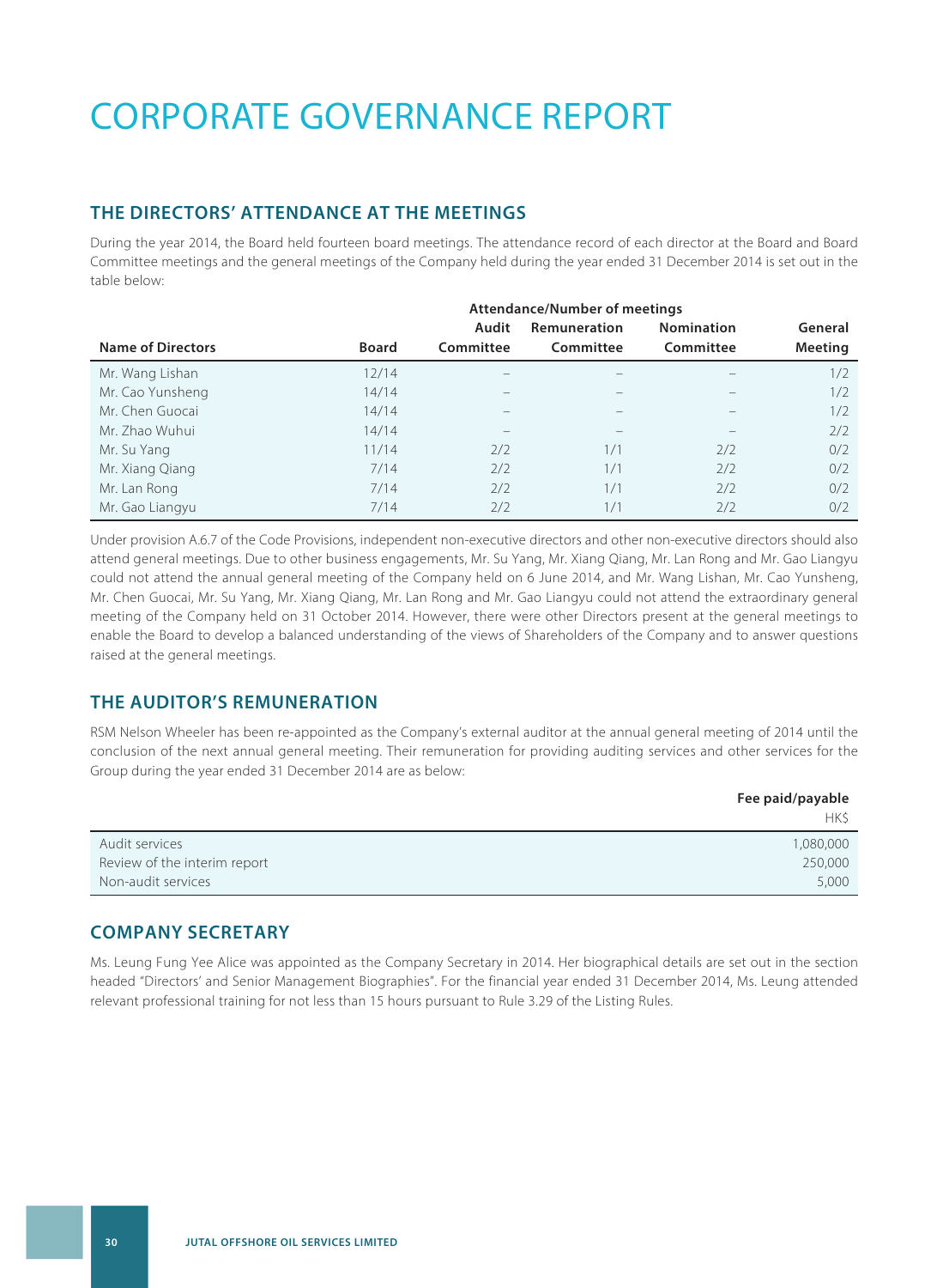# CORPORATE GOVERNANCE REPORT

## THE DIRECTORS' ATTENDANCE AT THE MEETINGS

During the year 2014, the Board held fourteen board meetings. The attendance record of each director at the Board and Board Committee meetings and the general meetings of the Company held during the year ended 31 December 2014 is set out in the table below:

| | Attendance/Number of meetings | | | | |
|---|---|---|---|---|---|
| **Name of Directors** | **Board** | **Audit Committee** | **Remuneration Committee** | **Nomination Committee** | **General Meeting** |
| Mr. Wang Lishan | 12/14 | – | – | – | 1/2 |
| Mr. Cao Yunsheng | 14/14 | – | – | – | 1/2 |
| Mr. Chen Guocai | 14/14 | – | – | – | 1/2 |
| Mr. Zhao Wuhui | 14/14 | – | – | – | 2/2 |
| Mr. Su Yang | 11/14 | 2/2 | 1/1 | 2/2 | 0/2 |
| Mr. Xiang Qiang | 7/14 | 2/2 | 1/1 | 2/2 | 0/2 |
| Mr. Lan Rong | 7/14 | 2/2 | 1/1 | 2/2 | 0/2 |
| Mr. Gao Liangyu | 7/14 | 2/2 | 1/1 | 2/2 | 0/2 |

Under provision A.6.7 of the Code Provisions, independent non-executive directors and other non-executive directors should also attend general meetings. Due to other business engagements, Mr. Su Yang, Mr. Xiang Qiang, Mr. Lan Rong and Mr. Gao Liangyu could not attend the annual general meeting of the Company held on 6 June 2014, and Mr. Wang Lishan, Mr. Cao Yunsheng, Mr. Chen Guocai, Mr. Su Yang, Mr. Xiang Qiang, Mr. Lan Rong and Mr. Gao Liangyu could not attend the extraordinary general meeting of the Company held on 31 October 2014. However, there were other Directors present at the general meetings to enable the Board to develop a balanced understanding of the views of Shareholders of the Company and to answer questions raised at the general meetings.

## THE AUDITOR'S REMUNERATION

RSM Nelson Wheeler has been re-appointed as the Company's external auditor at the annual general meeting of 2014 until the conclusion of the next annual general meeting. Their remuneration for providing auditing services and other services for the Group during the year ended 31 December 2014 are as below:

| | **Fee paid/payable** HK$ |
|---|---|
| Audit services | 1,080,000 |
| Review of the interim report | 250,000 |
| Non-audit services | 5,000 |

## COMPANY SECRETARY

Ms. Leung Fung Yee Alice was appointed as the Company Secretary in 2014. Her biographical details are set out in the section headed "Directors' and Senior Management Biographies". For the financial year ended 31 December 2014, Ms. Leung attended relevant professional training for not less than 15 hours pursuant to Rule 3.29 of the Listing Rules.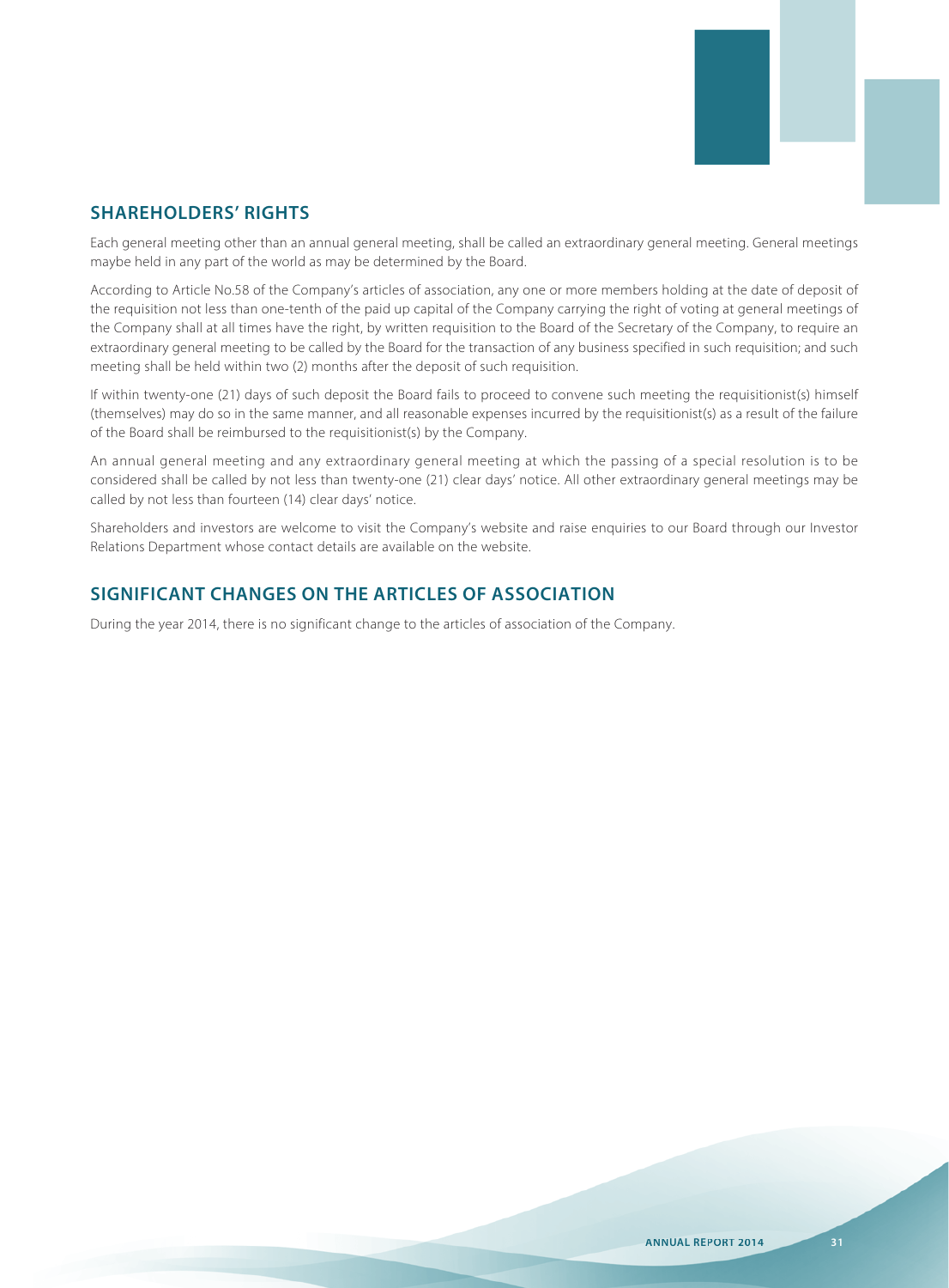## SHAREHOLDERS' RIGHTS

Each general meeting other than an annual general meeting, shall be called an extraordinary general meeting. General meetings maybe held in any part of the world as may be determined by the Board.

According to Article No.58 of the Company's articles of association, any one or more members holding at the date of deposit of the requisition not less than one-tenth of the paid up capital of the Company carrying the right of voting at general meetings of the Company shall at all times have the right, by written requisition to the Board of the Secretary of the Company, to require an extraordinary general meeting to be called by the Board for the transaction of any business specified in such requisition; and such meeting shall be held within two (2) months after the deposit of such requisition.

If within twenty-one (21) days of such deposit the Board fails to proceed to convene such meeting the requisitionist(s) himself (themselves) may do so in the same manner, and all reasonable expenses incurred by the requisitionist(s) as a result of the failure of the Board shall be reimbursed to the requisitionist(s) by the Company.

An annual general meeting and any extraordinary general meeting at which the passing of a special resolution is to be considered shall be called by not less than twenty-one (21) clear days' notice. All other extraordinary general meetings may be called by not less than fourteen (14) clear days' notice.

Shareholders and investors are welcome to visit the Company's website and raise enquiries to our Board through our Investor Relations Department whose contact details are available on the website.

## SIGNIFICANT CHANGES ON THE ARTICLES OF ASSOCIATION

During the year 2014, there is no significant change to the articles of association of the Company.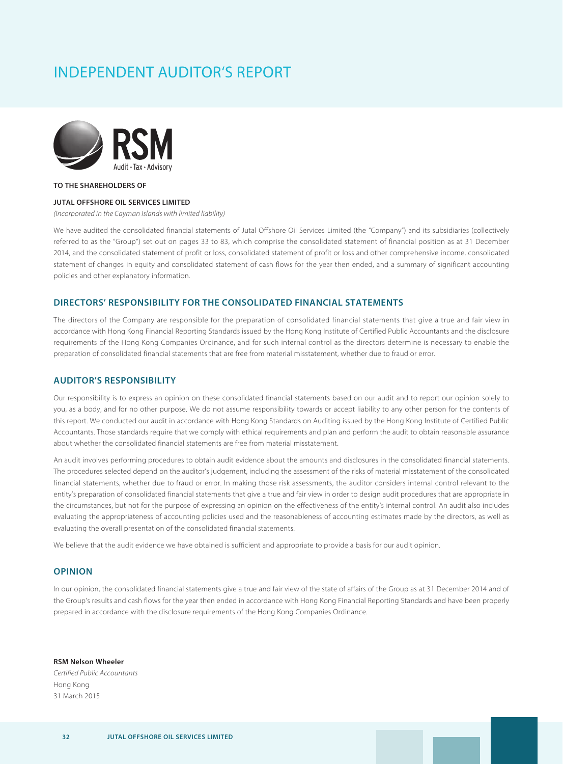# INDEPENDENT AUDITOR'S REPORT

**TO THE SHAREHOLDERS OF**

**JUTAL OFFSHORE OIL SERVICES LIMITED**

*(Incorporated in the Cayman Islands with limited liability)*

We have audited the consolidated financial statements of Jutal Offshore Oil Services Limited (the "Company") and its subsidiaries (collectively referred to as the "Group") set out on pages 33 to 83, which comprise the consolidated statement of financial position as at 31 December 2014, and the consolidated statement of profit or loss, consolidated statement of profit or loss and other comprehensive income, consolidated statement of changes in equity and consolidated statement of cash flows for the year then ended, and a summary of significant accounting policies and other explanatory information.

## DIRECTORS' RESPONSIBILITY FOR THE CONSOLIDATED FINANCIAL STATEMENTS

The directors of the Company are responsible for the preparation of consolidated financial statements that give a true and fair view in accordance with Hong Kong Financial Reporting Standards issued by the Hong Kong Institute of Certified Public Accountants and the disclosure requirements of the Hong Kong Companies Ordinance, and for such internal control as the directors determine is necessary to enable the preparation of consolidated financial statements that are free from material misstatement, whether due to fraud or error.

## AUDITOR'S RESPONSIBILITY

Our responsibility is to express an opinion on these consolidated financial statements based on our audit and to report our opinion solely to you, as a body, and for no other purpose. We do not assume responsibility towards or accept liability to any other person for the contents of this report. We conducted our audit in accordance with Hong Kong Standards on Auditing issued by the Hong Kong Institute of Certified Public Accountants. Those standards require that we comply with ethical requirements and plan and perform the audit to obtain reasonable assurance about whether the consolidated financial statements are free from material misstatement.

An audit involves performing procedures to obtain audit evidence about the amounts and disclosures in the consolidated financial statements. The procedures selected depend on the auditor's judgement, including the assessment of the risks of material misstatement of the consolidated financial statements, whether due to fraud or error. In making those risk assessments, the auditor considers internal control relevant to the entity's preparation of consolidated financial statements that give a true and fair view in order to design audit procedures that are appropriate in the circumstances, but not for the purpose of expressing an opinion on the effectiveness of the entity's internal control. An audit also includes evaluating the appropriateness of accounting policies used and the reasonableness of accounting estimates made by the directors, as well as evaluating the overall presentation of the consolidated financial statements.

We believe that the audit evidence we have obtained is sufficient and appropriate to provide a basis for our audit opinion.

## OPINION

In our opinion, the consolidated financial statements give a true and fair view of the state of affairs of the Group as at 31 December 2014 and of the Group's results and cash flows for the year then ended in accordance with Hong Kong Financial Reporting Standards and have been properly prepared in accordance with the disclosure requirements of the Hong Kong Companies Ordinance.

**RSM Nelson Wheeler**
*Certified Public Accountants*
Hong Kong
31 March 2015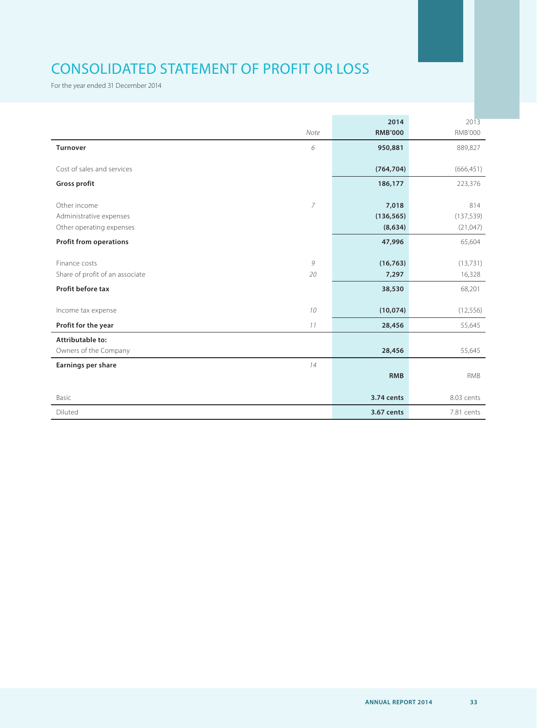# CONSOLIDATED STATEMENT OF PROFIT OR LOSS

For the year ended 31 December 2014

| | Note | 2014<br>RMB'000 | 2013<br>RMB'000 |
|---|---|---|---|
| **Turnover** | 6 | **950,881** | 889,827 |
| Cost of sales and services | | **(764,704)** | (666,451) |
| **Gross profit** | | **186,177** | 223,376 |
| Other income | 7 | **7,018** | 814 |
| Administrative expenses | | **(136,565)** | (137,539) |
| Other operating expenses | | **(8,634)** | (21,047) |
| **Profit from operations** | | **47,996** | 65,604 |
| Finance costs | 9 | **(16,763)** | (13,731) |
| Share of profit of an associate | 20 | **7,297** | 16,328 |
| **Profit before tax** | | **38,530** | 68,201 |
| Income tax expense | 10 | **(10,074)** | (12,556) |
| **Profit for the year** | 11 | **28,456** | 55,645 |
| **Attributable to:** | | | |
| Owners of the Company | | **28,456** | 55,645 |
| **Earnings per share** | 14 | | |
| | | **RMB** | RMB |
| Basic | | **3.74 cents** | 8.03 cents |
| Diluted | | **3.67 cents** | 7.81 cents |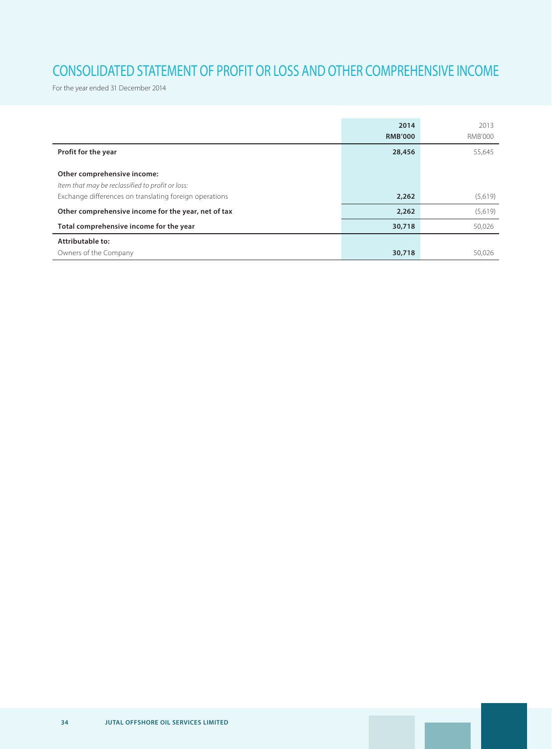# CONSOLIDATED STATEMENT OF PROFIT OR LOSS AND OTHER COMPREHENSIVE INCOME

For the year ended 31 December 2014

| | 2014<br>RMB'000 | 2013<br>RMB'000 |
|---|---|---|
| **Profit for the year** | **28,456** | 55,645 |
| **Other comprehensive income:** | | |
| *Item that may be reclassified to profit or loss:* | | |
| Exchange differences on translating foreign operations | **2,262** | (5,619) |
| **Other comprehensive income for the year, net of tax** | **2,262** | (5,619) |
| **Total comprehensive income for the year** | **30,718** | 50,026 |
| **Attributable to:** | | |
| Owners of the Company | **30,718** | 50,026 |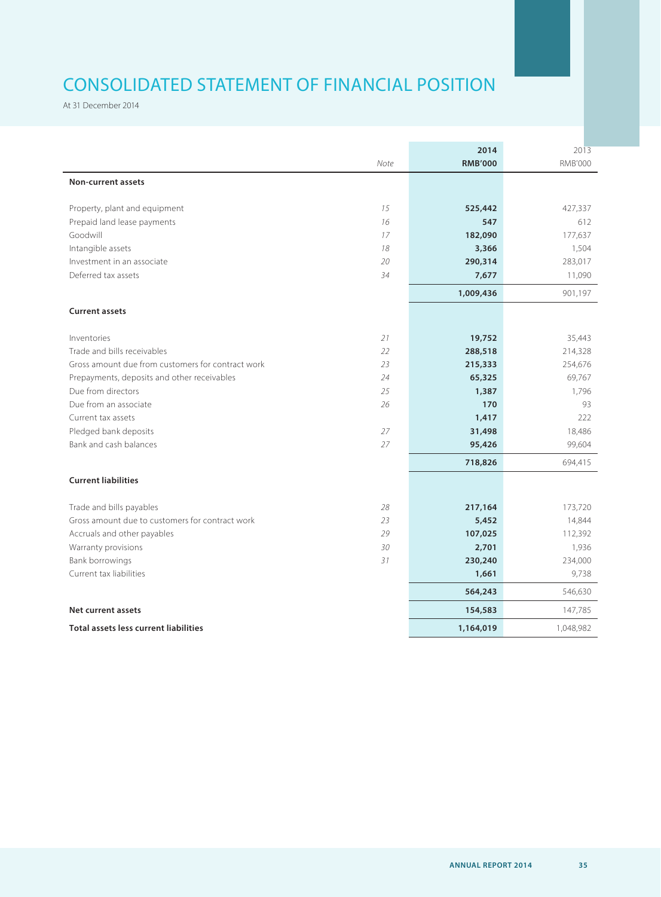# CONSOLIDATED STATEMENT OF FINANCIAL POSITION

At 31 December 2014

| | Note | 2014<br>RMB'000 | 2013<br>RMB'000 |
|---|---|---|---|
| **Non-current assets** | | | |
| Property, plant and equipment | 15 | **525,442** | 427,337 |
| Prepaid land lease payments | 16 | **547** | 612 |
| Goodwill | 17 | **182,090** | 177,637 |
| Intangible assets | 18 | **3,366** | 1,504 |
| Investment in an associate | 20 | **290,314** | 283,017 |
| Deferred tax assets | 34 | **7,677** | 11,090 |
| | | **1,009,436** | 901,197 |
| **Current assets** | | | |
| Inventories | 21 | **19,752** | 35,443 |
| Trade and bills receivables | 22 | **288,518** | 214,328 |
| Gross amount due from customers for contract work | 23 | **215,333** | 254,676 |
| Prepayments, deposits and other receivables | 24 | **65,325** | 69,767 |
| Due from directors | 25 | **1,387** | 1,796 |
| Due from an associate | 26 | **170** | 93 |
| Current tax assets | | **1,417** | 222 |
| Pledged bank deposits | 27 | **31,498** | 18,486 |
| Bank and cash balances | 27 | **95,426** | 99,604 |
| | | **718,826** | 694,415 |
| **Current liabilities** | | | |
| Trade and bills payables | 28 | **217,164** | 173,720 |
| Gross amount due to customers for contract work | 23 | **5,452** | 14,844 |
| Accruals and other payables | 29 | **107,025** | 112,392 |
| Warranty provisions | 30 | **2,701** | 1,936 |
| Bank borrowings | 31 | **230,240** | 234,000 |
| Current tax liabilities | | **1,661** | 9,738 |
| | | **564,243** | 546,630 |
| **Net current assets** | | **154,583** | 147,785 |
| **Total assets less current liabilities** | | **1,164,019** | 1,048,982 |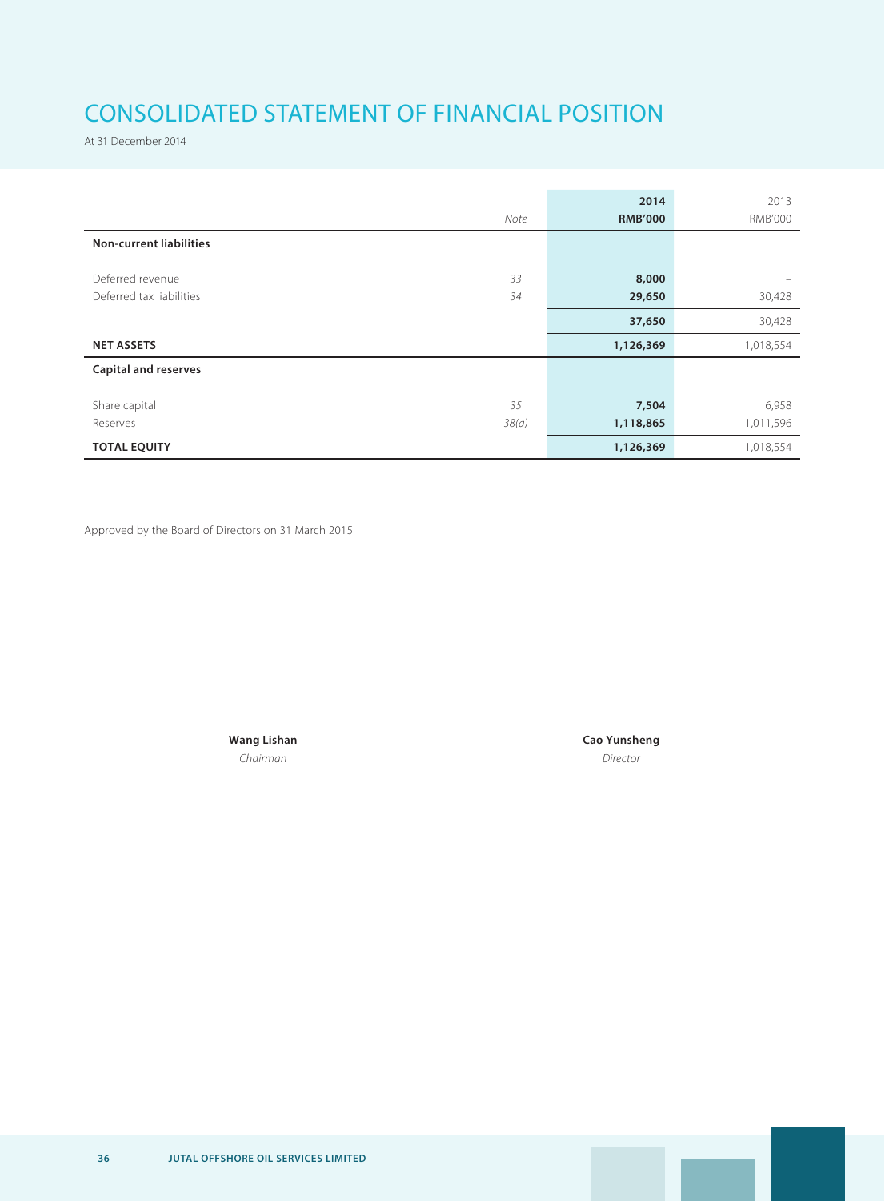# CONSOLIDATED STATEMENT OF FINANCIAL POSITION

At 31 December 2014

| | Note | 2014<br>RMB'000 | 2013<br>RMB'000 |
|---|---|---|---|
| **Non-current liabilities** | | | |
| Deferred revenue | *33* | **8,000** | – |
| Deferred tax liabilities | *34* | **29,650** | 30,428 |
| | | **37,650** | 30,428 |
| **NET ASSETS** | | **1,126,369** | 1,018,554 |
| **Capital and reserves** | | | |
| Share capital | *35* | **7,504** | 6,958 |
| Reserves | *38(a)* | **1,118,865** | 1,011,596 |
| **TOTAL EQUITY** | | **1,126,369** | 1,018,554 |

Approved by the Board of Directors on 31 March 2015

**Wang Lishan**
*Chairman*

**Cao Yunsheng**
*Director*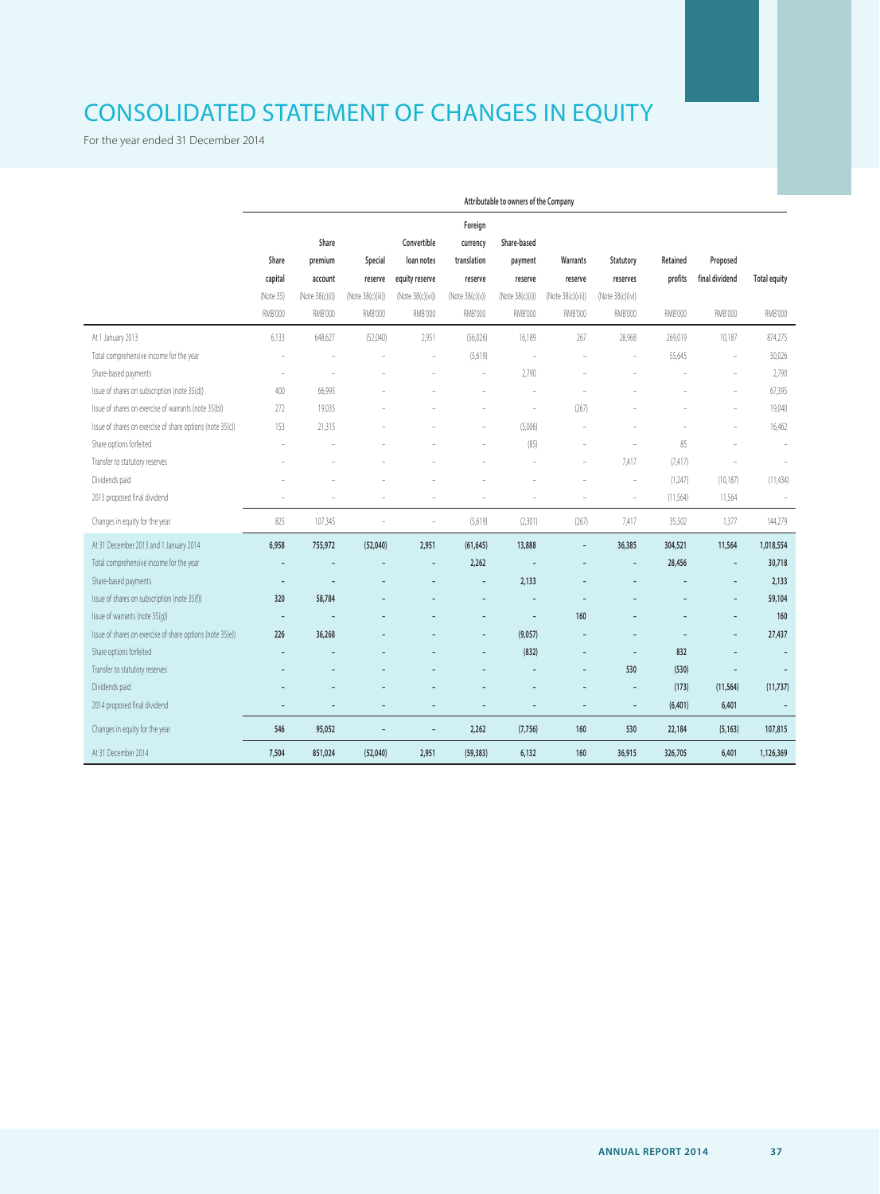# CONSOLIDATED STATEMENT OF CHANGES IN EQUITY

For the year ended 31 December 2014

| | Attributable to owners of the Company | | | | | | | | | | |
|---|---|---|---|---|---|---|---|---|---|---|---|
| | Share capital (Note 35) RMB'000 | Share premium account (Note 38(c)(i)) RMB'000 | Special reserve (Note 38(c)(iii)) RMB'000 | Convertible loan notes equity reserve (Note 38(c)(vi)) RMB'000 | Foreign currency translation reserve (Note 38(c)(v)) RMB'000 | Share-based payment reserve (Note 38(c)(ii)) RMB'000 | Warrants reserve (Note 38(c)(viii)) RMB'000 | Statutory reserves (Note 38(c)(iv)) RMB'000 | Retained profits RMB'000 | Proposed final dividend RMB'000 | Total equity RMB'000 |
| At 1 January 2013 | 6,133 | 648,627 | (52,040) | 2,951 | (56,026) | 16,189 | 267 | 28,968 | 269,019 | 10,187 | 874,275 |
| Total comprehensive income for the year | – | – | – | – | (5,619) | – | – | – | 55,645 | – | 50,026 |
| Share-based payments | – | – | – | – | – | 2,790 | – | – | – | – | 2,790 |
| Issue of shares on subscription (note 35(d)) | 400 | 66,995 | – | – | – | – | – | – | – | – | 67,395 |
| Issue of shares on exercise of warrants (note 35(b)) | 272 | 19,035 | – | – | – | – | (267) | – | – | – | 19,040 |
| Issue of shares on exercise of share options (note 35(c)) | 153 | 21,315 | – | – | – | (5,006) | – | – | – | – | 16,462 |
| Share options forfeited | – | – | – | – | – | (85) | – | – | 85 | – | – |
| Transfer to statutory reserves | – | – | – | – | – | – | – | 7,417 | (7,417) | – | – |
| Dividends paid | – | – | – | – | – | – | – | – | (1,247) | (10,187) | (11,434) |
| 2013 proposed final dividend | – | – | – | – | – | – | – | – | (11,564) | 11,564 | – |
| Changes in equity for the year | 825 | 107,345 | – | – | (5,619) | (2,301) | (267) | 7,417 | 35,502 | 1,377 | 144,279 |
| **At 31 December 2013 and 1 January 2014** | **6,958** | **755,972** | **(52,040)** | **2,951** | **(61,645)** | **13,888** | **–** | **36,385** | **304,521** | **11,564** | **1,018,554** |
| Total comprehensive income for the year | **–** | **–** | **–** | **–** | **2,262** | **–** | **–** | **–** | **28,456** | **–** | **30,718** |
| Share-based payments | **–** | **–** | **–** | **–** | **–** | **2,133** | **–** | **–** | **–** | **–** | **2,133** |
| Issue of shares on subscription (note 35(f)) | **320** | **58,784** | **–** | **–** | **–** | **–** | **–** | **–** | **–** | **–** | **59,104** |
| Issue of warrants (note 35(g)) | **–** | **–** | **–** | **–** | **–** | **–** | **160** | **–** | **–** | **–** | **160** |
| Issue of shares on exercise of share options (note 35(e)) | **226** | **36,268** | **–** | **–** | **–** | **(9,057)** | **–** | **–** | **–** | **–** | **27,437** |
| Share options forfeited | **–** | **–** | **–** | **–** | **–** | **(832)** | **–** | **–** | **832** | **–** | **–** |
| Transfer to statutory reserves | **–** | **–** | **–** | **–** | **–** | **–** | **–** | **530** | **(530)** | **–** | **–** |
| Dividends paid | **–** | **–** | **–** | **–** | **–** | **–** | **–** | **–** | **(173)** | **(11,564)** | **(11,737)** |
| 2014 proposed final dividend | **–** | **–** | **–** | **–** | **–** | **–** | **–** | **–** | **(6,401)** | **6,401** | **–** |
| Changes in equity for the year | **546** | **95,052** | **–** | **–** | **2,262** | **(7,756)** | **160** | **530** | **22,184** | **(5,163)** | **107,815** |
| At 31 December 2014 | **7,504** | **851,024** | **(52,040)** | **2,951** | **(59,383)** | **6,132** | **160** | **36,915** | **326,705** | **6,401** | **1,126,369** |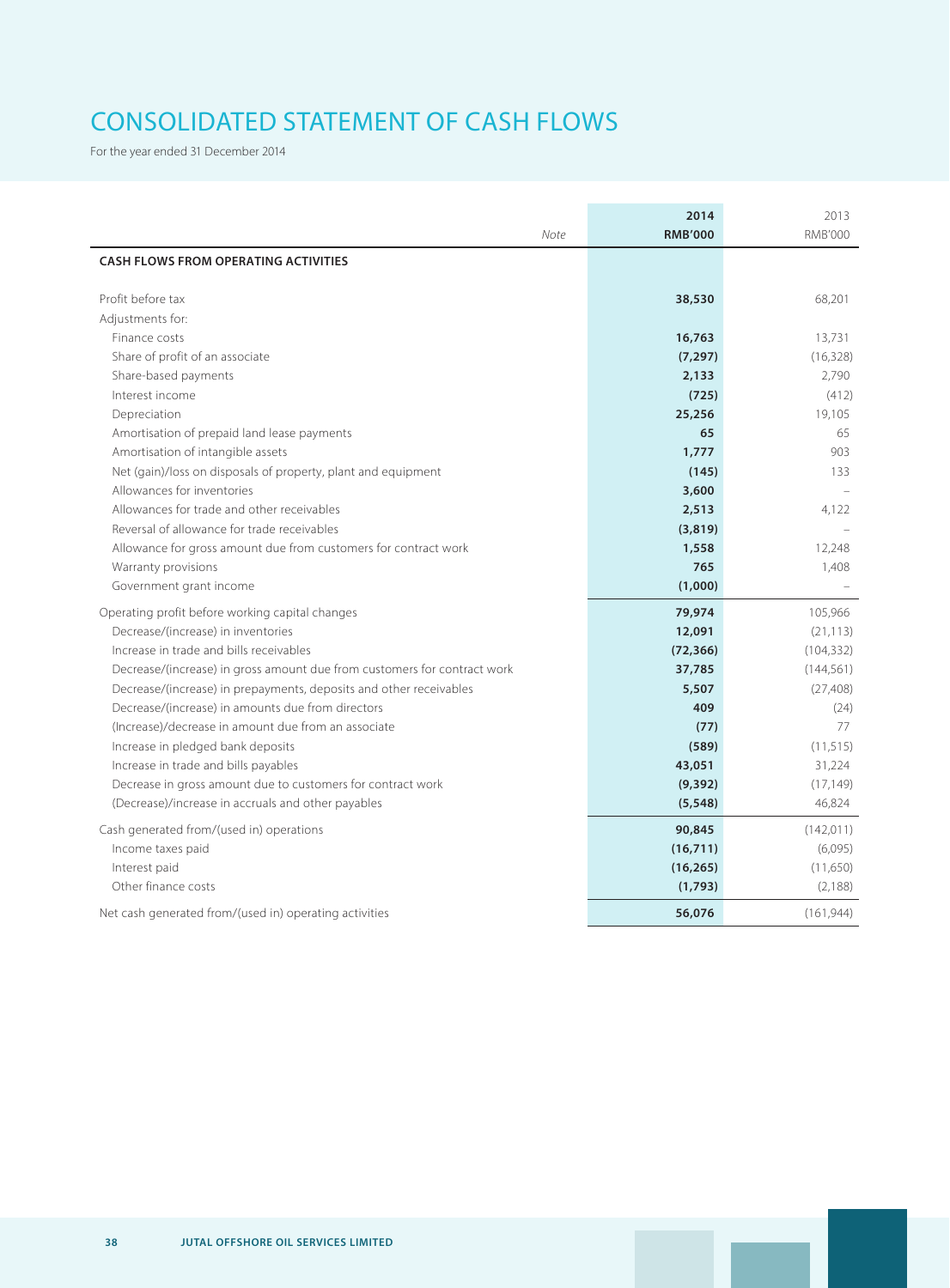# CONSOLIDATED STATEMENT OF CASH FLOWS

For the year ended 31 December 2014

| | Note | 2014 RMB'000 | 2013 RMB'000 |
|---|---|---|---|
| **CASH FLOWS FROM OPERATING ACTIVITIES** | | | |
| Profit before tax | | **38,530** | 68,201 |
| Adjustments for: | | | |
| Finance costs | | **16,763** | 13,731 |
| Share of profit of an associate | | **(7,297)** | (16,328) |
| Share-based payments | | **2,133** | 2,790 |
| Interest income | | **(725)** | (412) |
| Depreciation | | **25,256** | 19,105 |
| Amortisation of prepaid land lease payments | | **65** | 65 |
| Amortisation of intangible assets | | **1,777** | 903 |
| Net (gain)/loss on disposals of property, plant and equipment | | **(145)** | 133 |
| Allowances for inventories | | **3,600** | – |
| Allowances for trade and other receivables | | **2,513** | 4,122 |
| Reversal of allowance for trade receivables | | **(3,819)** | – |
| Allowance for gross amount due from customers for contract work | | **1,558** | 12,248 |
| Warranty provisions | | **765** | 1,408 |
| Government grant income | | **(1,000)** | – |
| Operating profit before working capital changes | | **79,974** | 105,966 |
| Decrease/(increase) in inventories | | **12,091** | (21,113) |
| Increase in trade and bills receivables | | **(72,366)** | (104,332) |
| Decrease/(increase) in gross amount due from customers for contract work | | **37,785** | (144,561) |
| Decrease/(increase) in prepayments, deposits and other receivables | | **5,507** | (27,408) |
| Decrease/(increase) in amounts due from directors | | **409** | (24) |
| (Increase)/decrease in amount due from an associate | | **(77)** | 77 |
| Increase in pledged bank deposits | | **(589)** | (11,515) |
| Increase in trade and bills payables | | **43,051** | 31,224 |
| Decrease in gross amount due to customers for contract work | | **(9,392)** | (17,149) |
| (Decrease)/increase in accruals and other payables | | **(5,548)** | 46,824 |
| Cash generated from/(used in) operations | | **90,845** | (142,011) |
| Income taxes paid | | **(16,711)** | (6,095) |
| Interest paid | | **(16,265)** | (11,650) |
| Other finance costs | | **(1,793)** | (2,188) |
| Net cash generated from/(used in) operating activities | | **56,076** | (161,944) |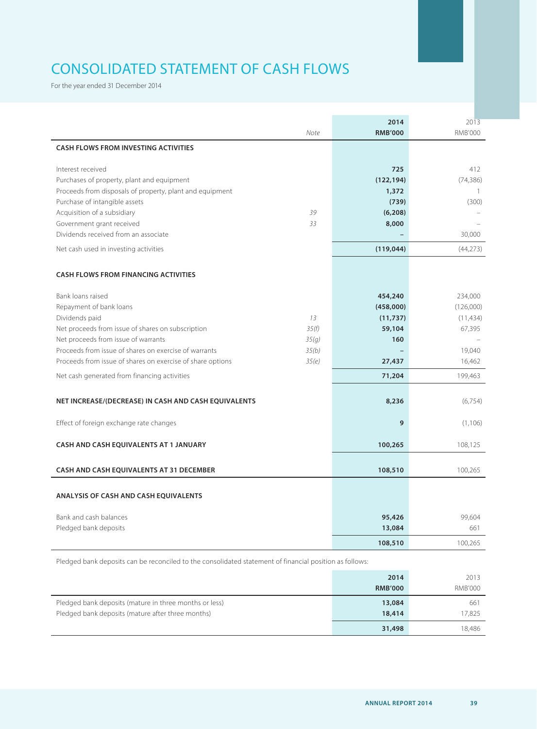# CONSOLIDATED STATEMENT OF CASH FLOWS

For the year ended 31 December 2014

| | Note | 2014<br>RMB'000 | 2013<br>RMB'000 |
|---|---|---|---|
| **CASH FLOWS FROM INVESTING ACTIVITIES** | | | |
| Interest received | | **725** | 412 |
| Purchases of property, plant and equipment | | **(122,194)** | (74,386) |
| Proceeds from disposals of property, plant and equipment | | **1,372** | 1 |
| Purchase of intangible assets | | **(739)** | (300) |
| Acquisition of a subsidiary | 39 | **(6,208)** | – |
| Government grant received | 33 | **8,000** | – |
| Dividends received from an associate | | **–** | 30,000 |
| Net cash used in investing activities | | **(119,044)** | (44,273) |
| **CASH FLOWS FROM FINANCING ACTIVITIES** | | | |
| Bank loans raised | | **454,240** | 234,000 |
| Repayment of bank loans | | **(458,000)** | (126,000) |
| Dividends paid | 13 | **(11,737)** | (11,434) |
| Net proceeds from issue of shares on subscription | 35(f) | **59,104** | 67,395 |
| Net proceeds from issue of warrants | 35(g) | **160** | – |
| Proceeds from issue of shares on exercise of warrants | 35(b) | **–** | 19,040 |
| Proceeds from issue of shares on exercise of share options | 35(e) | **27,437** | 16,462 |
| Net cash generated from financing activities | | **71,204** | 199,463 |
| **NET INCREASE/(DECREASE) IN CASH AND CASH EQUIVALENTS** | | **8,236** | (6,754) |
| Effect of foreign exchange rate changes | | **9** | (1,106) |
| **CASH AND CASH EQUIVALENTS AT 1 JANUARY** | | **100,265** | 108,125 |
| **CASH AND CASH EQUIVALENTS AT 31 DECEMBER** | | **108,510** | 100,265 |
| **ANALYSIS OF CASH AND CASH EQUIVALENTS** | | | |
| Bank and cash balances | | **95,426** | 99,604 |
| Pledged bank deposits | | **13,084** | 661 |
| | | **108,510** | 100,265 |

Pledged bank deposits can be reconciled to the consolidated statement of financial position as follows:

| | 2014<br>RMB'000 | 2013<br>RMB'000 |
|---|---|---|
| Pledged bank deposits (mature in three months or less) | **13,084** | 661 |
| Pledged bank deposits (mature after three months) | **18,414** | 17,825 |
| | **31,498** | 18,486 |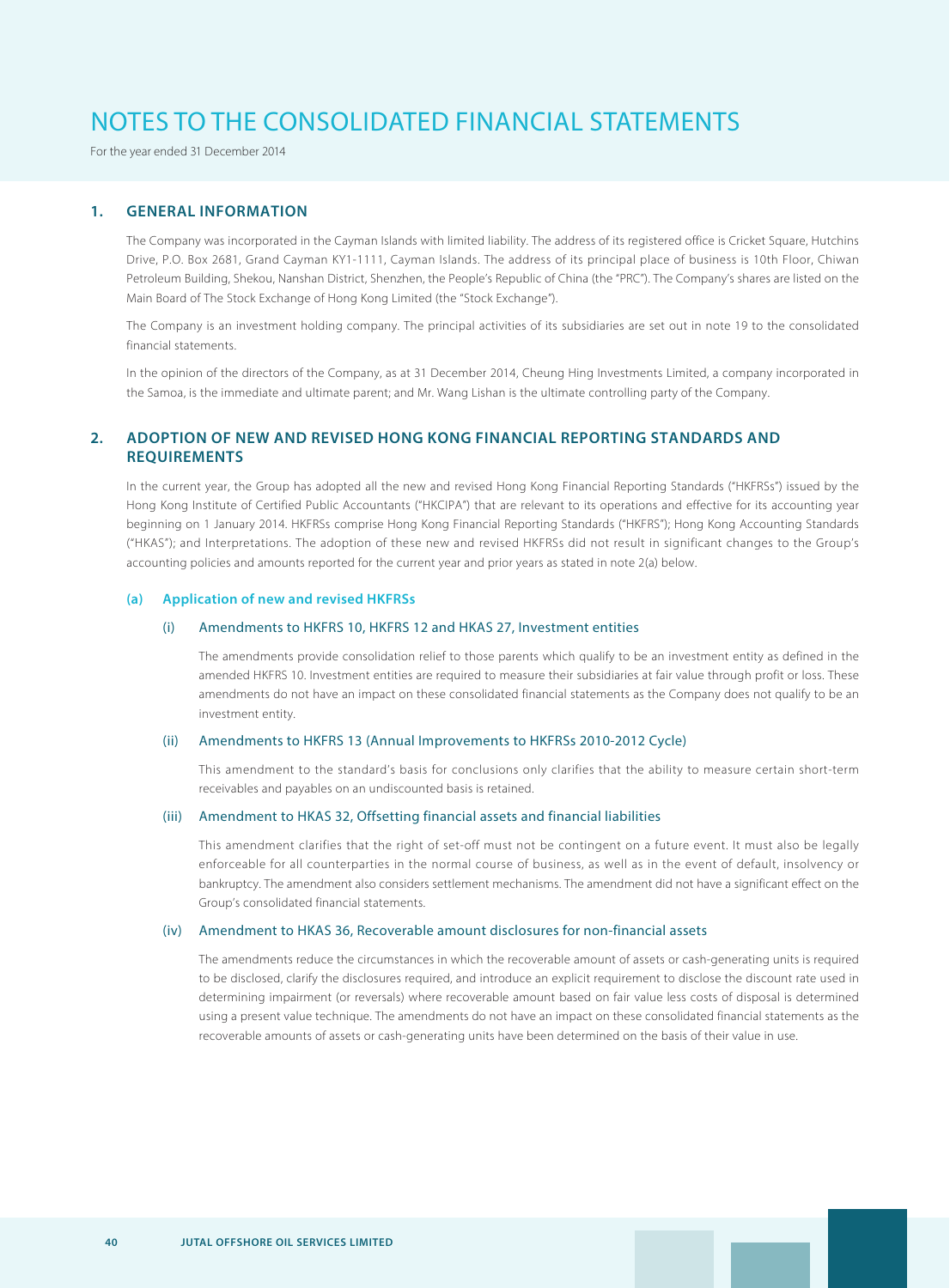# NOTES TO THE CONSOLIDATED FINANCIAL STATEMENTS

For the year ended 31 December 2014

## 1. GENERAL INFORMATION

The Company was incorporated in the Cayman Islands with limited liability. The address of its registered office is Cricket Square, Hutchins Drive, P.O. Box 2681, Grand Cayman KY1-1111, Cayman Islands. The address of its principal place of business is 10th Floor, Chiwan Petroleum Building, Shekou, Nanshan District, Shenzhen, the People's Republic of China (the "PRC"). The Company's shares are listed on the Main Board of The Stock Exchange of Hong Kong Limited (the "Stock Exchange").

The Company is an investment holding company. The principal activities of its subsidiaries are set out in note 19 to the consolidated financial statements.

In the opinion of the directors of the Company, as at 31 December 2014, Cheung Hing Investments Limited, a company incorporated in the Samoa, is the immediate and ultimate parent; and Mr. Wang Lishan is the ultimate controlling party of the Company.

## 2. ADOPTION OF NEW AND REVISED HONG KONG FINANCIAL REPORTING STANDARDS AND REQUIREMENTS

In the current year, the Group has adopted all the new and revised Hong Kong Financial Reporting Standards ("HKFRSs") issued by the Hong Kong Institute of Certified Public Accountants ("HKCIPA") that are relevant to its operations and effective for its accounting year beginning on 1 January 2014. HKFRSs comprise Hong Kong Financial Reporting Standards ("HKFRS"); Hong Kong Accounting Standards ("HKAS"); and Interpretations. The adoption of these new and revised HKFRSs did not result in significant changes to the Group's accounting policies and amounts reported for the current year and prior years as stated in note 2(a) below.

### (a) Application of new and revised HKFRSs

#### (i) Amendments to HKFRS 10, HKFRS 12 and HKAS 27, Investment entities

The amendments provide consolidation relief to those parents which qualify to be an investment entity as defined in the amended HKFRS 10. Investment entities are required to measure their subsidiaries at fair value through profit or loss. These amendments do not have an impact on these consolidated financial statements as the Company does not qualify to be an investment entity.

#### (ii) Amendments to HKFRS 13 (Annual Improvements to HKFRSs 2010-2012 Cycle)

This amendment to the standard's basis for conclusions only clarifies that the ability to measure certain short-term receivables and payables on an undiscounted basis is retained.

#### (iii) Amendment to HKAS 32, Offsetting financial assets and financial liabilities

This amendment clarifies that the right of set-off must not be contingent on a future event. It must also be legally enforceable for all counterparties in the normal course of business, as well as in the event of default, insolvency or bankruptcy. The amendment also considers settlement mechanisms. The amendment did not have a significant effect on the Group's consolidated financial statements.

#### (iv) Amendment to HKAS 36, Recoverable amount disclosures for non-financial assets

The amendments reduce the circumstances in which the recoverable amount of assets or cash-generating units is required to be disclosed, clarify the disclosures required, and introduce an explicit requirement to disclose the discount rate used in determining impairment (or reversals) where recoverable amount based on fair value less costs of disposal is determined using a present value technique. The amendments do not have an impact on these consolidated financial statements as the recoverable amounts of assets or cash-generating units have been determined on the basis of their value in use.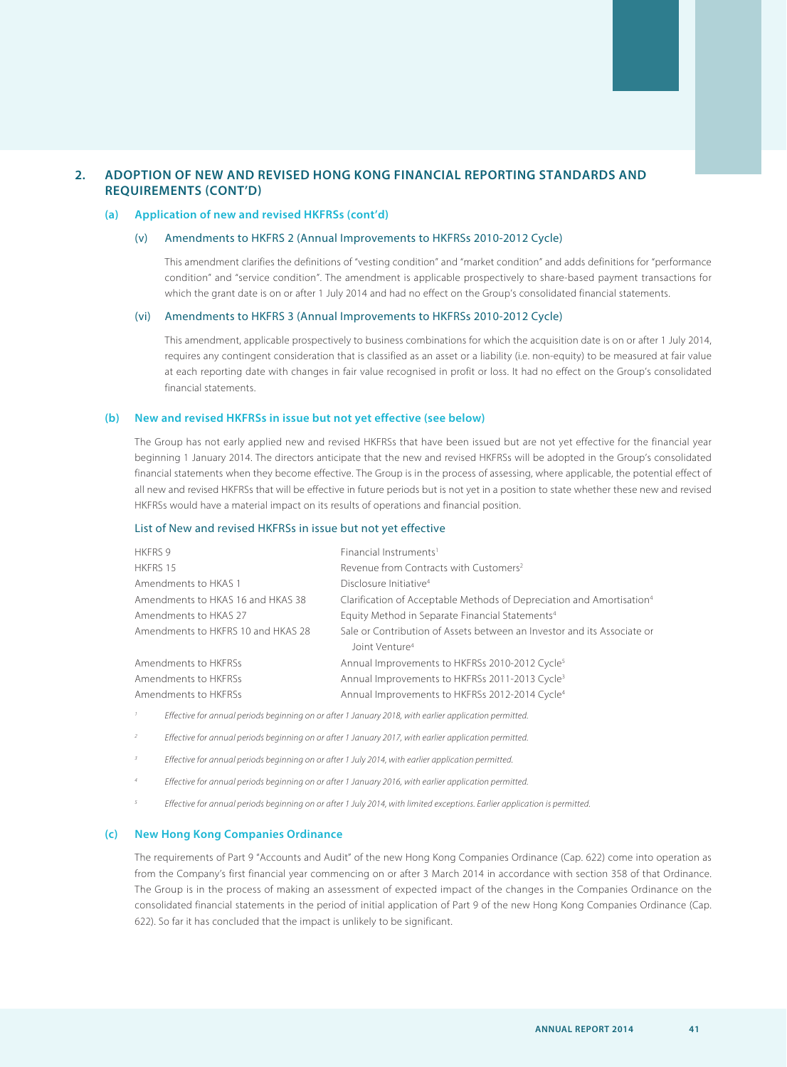## 2. ADOPTION OF NEW AND REVISED HONG KONG FINANCIAL REPORTING STANDARDS AND REQUIREMENTS (CONT'D)

### (a) Application of new and revised HKFRSs (cont'd)

#### (v) Amendments to HKFRS 2 (Annual Improvements to HKFRSs 2010-2012 Cycle)

This amendment clarifies the definitions of "vesting condition" and "market condition" and adds definitions for "performance condition" and "service condition". The amendment is applicable prospectively to share-based payment transactions for which the grant date is on or after 1 July 2014 and had no effect on the Group's consolidated financial statements.

#### (vi) Amendments to HKFRS 3 (Annual Improvements to HKFRSs 2010-2012 Cycle)

This amendment, applicable prospectively to business combinations for which the acquisition date is on or after 1 July 2014, requires any contingent consideration that is classified as an asset or a liability (i.e. non-equity) to be measured at fair value at each reporting date with changes in fair value recognised in profit or loss. It had no effect on the Group's consolidated financial statements.

### (b) New and revised HKFRSs in issue but not yet effective (see below)

The Group has not early applied new and revised HKFRSs that have been issued but are not yet effective for the financial year beginning 1 January 2014. The directors anticipate that the new and revised HKFRSs will be adopted in the Group's consolidated financial statements when they become effective. The Group is in the process of assessing, where applicable, the potential effect of all new and revised HKFRSs that will be effective in future periods but is not yet in a position to state whether these new and revised HKFRSs would have a material impact on its results of operations and financial position.

#### List of New and revised HKFRSs in issue but not yet effective

| | |
|---|---|
| HKFRS 9 | Financial Instruments[1] |
| HKFRS 15 | Revenue from Contracts with Customers[2] |
| Amendments to HKAS 1 | Disclosure Initiative[4] |
| Amendments to HKAS 16 and HKAS 38 | Clarification of Acceptable Methods of Depreciation and Amortisation[4] |
| Amendments to HKAS 27 | Equity Method in Separate Financial Statements[4] |
| Amendments to HKFRS 10 and HKAS 28 | Sale or Contribution of Assets between an Investor and its Associate or Joint Venture[4] |
| Amendments to HKFRSs | Annual Improvements to HKFRSs 2010-2012 Cycle[5] |
| Amendments to HKFRSs | Annual Improvements to HKFRSs 2011-2013 Cycle[3] |
| Amendments to HKFRSs | Annual Improvements to HKFRSs 2012-2014 Cycle[4] |

[1] *Effective for annual periods beginning on or after 1 January 2018, with earlier application permitted.*

[2] *Effective for annual periods beginning on or after 1 January 2017, with earlier application permitted.*

[3] *Effective for annual periods beginning on or after 1 July 2014, with earlier application permitted.*

[4] *Effective for annual periods beginning on or after 1 January 2016, with earlier application permitted.*

[5] *Effective for annual periods beginning on or after 1 July 2014, with limited exceptions. Earlier application is permitted.*

### (c) New Hong Kong Companies Ordinance

The requirements of Part 9 "Accounts and Audit" of the new Hong Kong Companies Ordinance (Cap. 622) come into operation as from the Company's first financial year commencing on or after 3 March 2014 in accordance with section 358 of that Ordinance. The Group is in the process of making an assessment of expected impact of the changes in the Companies Ordinance on the consolidated financial statements in the period of initial application of Part 9 of the new Hong Kong Companies Ordinance (Cap. 622). So far it has concluded that the impact is unlikely to be significant.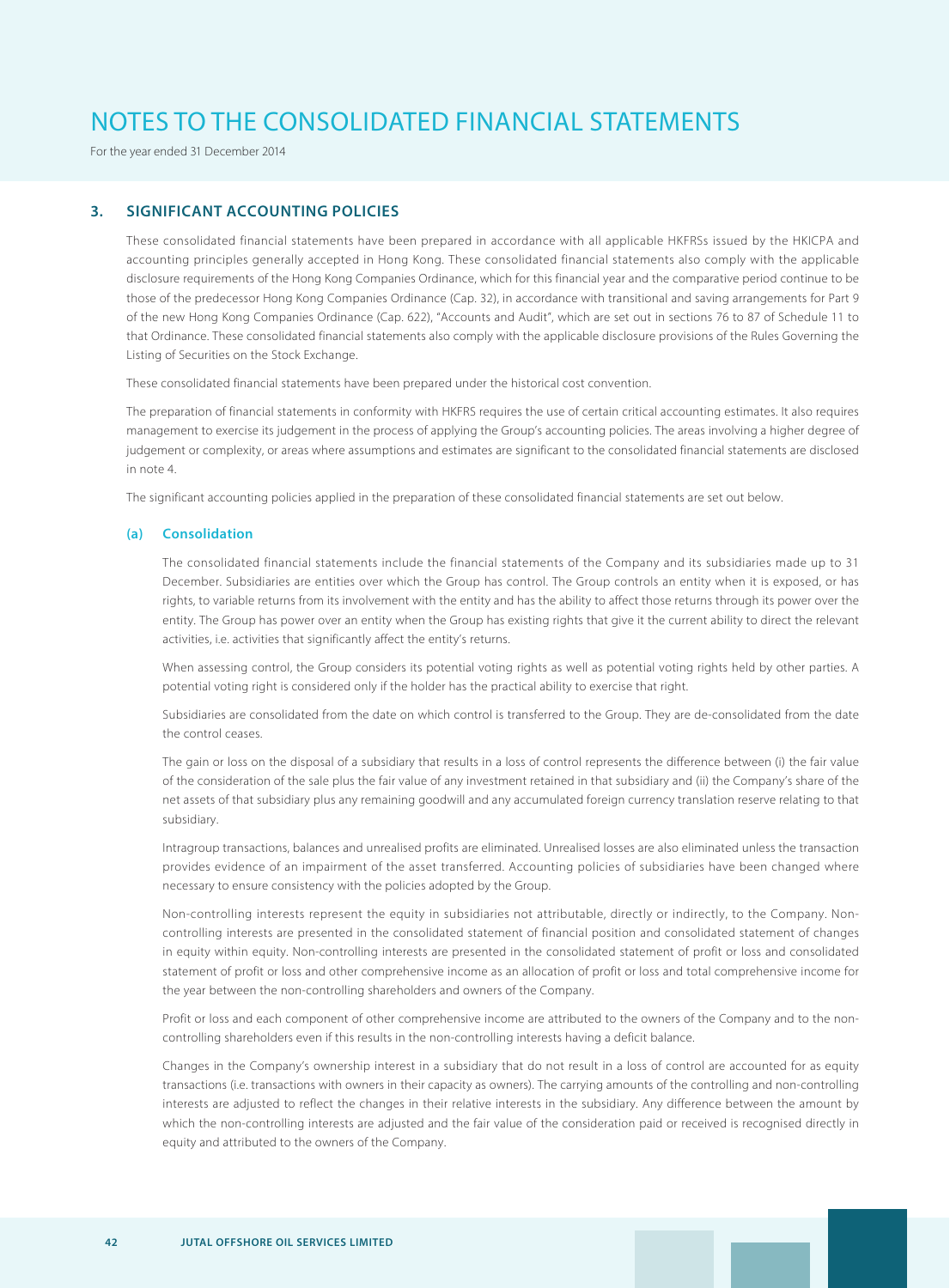# NOTES TO THE CONSOLIDATED FINANCIAL STATEMENTS

For the year ended 31 December 2014

## 3. SIGNIFICANT ACCOUNTING POLICIES

These consolidated financial statements have been prepared in accordance with all applicable HKFRSs issued by the HKICPA and accounting principles generally accepted in Hong Kong. These consolidated financial statements also comply with the applicable disclosure requirements of the Hong Kong Companies Ordinance, which for this financial year and the comparative period continue to be those of the predecessor Hong Kong Companies Ordinance (Cap. 32), in accordance with transitional and saving arrangements for Part 9 of the new Hong Kong Companies Ordinance (Cap. 622), "Accounts and Audit", which are set out in sections 76 to 87 of Schedule 11 to that Ordinance. These consolidated financial statements also comply with the applicable disclosure provisions of the Rules Governing the Listing of Securities on the Stock Exchange.

These consolidated financial statements have been prepared under the historical cost convention.

The preparation of financial statements in conformity with HKFRS requires the use of certain critical accounting estimates. It also requires management to exercise its judgement in the process of applying the Group's accounting policies. The areas involving a higher degree of judgement or complexity, or areas where assumptions and estimates are significant to the consolidated financial statements are disclosed in note 4.

The significant accounting policies applied in the preparation of these consolidated financial statements are set out below.

### (a) Consolidation

The consolidated financial statements include the financial statements of the Company and its subsidiaries made up to 31 December. Subsidiaries are entities over which the Group has control. The Group controls an entity when it is exposed, or has rights, to variable returns from its involvement with the entity and has the ability to affect those returns through its power over the entity. The Group has power over an entity when the Group has existing rights that give it the current ability to direct the relevant activities, i.e. activities that significantly affect the entity's returns.

When assessing control, the Group considers its potential voting rights as well as potential voting rights held by other parties. A potential voting right is considered only if the holder has the practical ability to exercise that right.

Subsidiaries are consolidated from the date on which control is transferred to the Group. They are de-consolidated from the date the control ceases.

The gain or loss on the disposal of a subsidiary that results in a loss of control represents the difference between (i) the fair value of the consideration of the sale plus the fair value of any investment retained in that subsidiary and (ii) the Company's share of the net assets of that subsidiary plus any remaining goodwill and any accumulated foreign currency translation reserve relating to that subsidiary.

Intragroup transactions, balances and unrealised profits are eliminated. Unrealised losses are also eliminated unless the transaction provides evidence of an impairment of the asset transferred. Accounting policies of subsidiaries have been changed where necessary to ensure consistency with the policies adopted by the Group.

Non-controlling interests represent the equity in subsidiaries not attributable, directly or indirectly, to the Company. Non-controlling interests are presented in the consolidated statement of financial position and consolidated statement of changes in equity within equity. Non-controlling interests are presented in the consolidated statement of profit or loss and consolidated statement of profit or loss and other comprehensive income as an allocation of profit or loss and total comprehensive income for the year between the non-controlling shareholders and owners of the Company.

Profit or loss and each component of other comprehensive income are attributed to the owners of the Company and to the non-controlling shareholders even if this results in the non-controlling interests having a deficit balance.

Changes in the Company's ownership interest in a subsidiary that do not result in a loss of control are accounted for as equity transactions (i.e. transactions with owners in their capacity as owners). The carrying amounts of the controlling and non-controlling interests are adjusted to reflect the changes in their relative interests in the subsidiary. Any difference between the amount by which the non-controlling interests are adjusted and the fair value of the consideration paid or received is recognised directly in equity and attributed to the owners of the Company.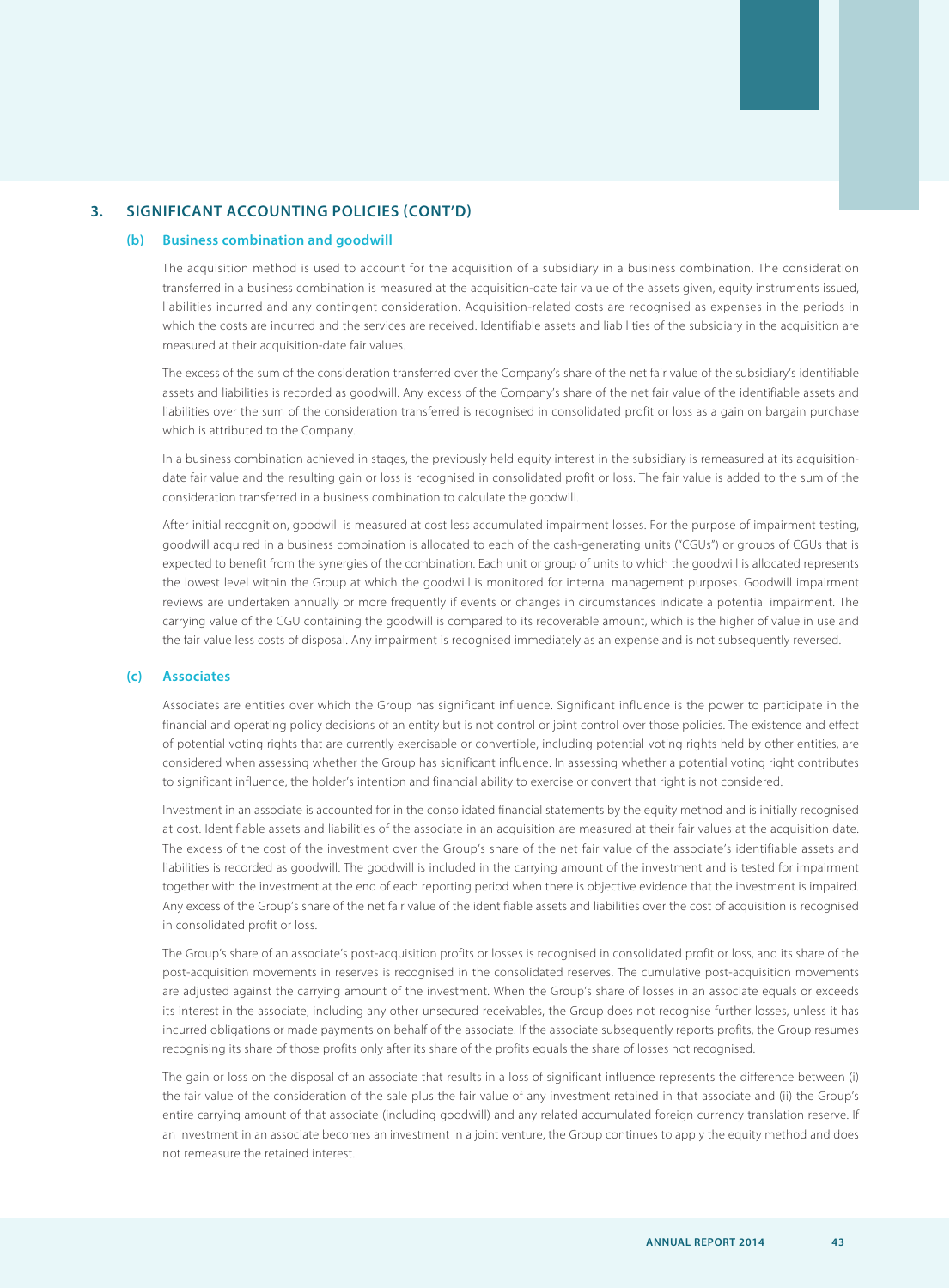## 3. SIGNIFICANT ACCOUNTING POLICIES (CONT'D)

### (b) Business combination and goodwill

The acquisition method is used to account for the acquisition of a subsidiary in a business combination. The consideration transferred in a business combination is measured at the acquisition-date fair value of the assets given, equity instruments issued, liabilities incurred and any contingent consideration. Acquisition-related costs are recognised as expenses in the periods in which the costs are incurred and the services are received. Identifiable assets and liabilities of the subsidiary in the acquisition are measured at their acquisition-date fair values.

The excess of the sum of the consideration transferred over the Company's share of the net fair value of the subsidiary's identifiable assets and liabilities is recorded as goodwill. Any excess of the Company's share of the net fair value of the identifiable assets and liabilities over the sum of the consideration transferred is recognised in consolidated profit or loss as a gain on bargain purchase which is attributed to the Company.

In a business combination achieved in stages, the previously held equity interest in the subsidiary is remeasured at its acquisition-date fair value and the resulting gain or loss is recognised in consolidated profit or loss. The fair value is added to the sum of the consideration transferred in a business combination to calculate the goodwill.

After initial recognition, goodwill is measured at cost less accumulated impairment losses. For the purpose of impairment testing, goodwill acquired in a business combination is allocated to each of the cash-generating units ("CGUs") or groups of CGUs that is expected to benefit from the synergies of the combination. Each unit or group of units to which the goodwill is allocated represents the lowest level within the Group at which the goodwill is monitored for internal management purposes. Goodwill impairment reviews are undertaken annually or more frequently if events or changes in circumstances indicate a potential impairment. The carrying value of the CGU containing the goodwill is compared to its recoverable amount, which is the higher of value in use and the fair value less costs of disposal. Any impairment is recognised immediately as an expense and is not subsequently reversed.

### (c) Associates

Associates are entities over which the Group has significant influence. Significant influence is the power to participate in the financial and operating policy decisions of an entity but is not control or joint control over those policies. The existence and effect of potential voting rights that are currently exercisable or convertible, including potential voting rights held by other entities, are considered when assessing whether the Group has significant influence. In assessing whether a potential voting right contributes to significant influence, the holder's intention and financial ability to exercise or convert that right is not considered.

Investment in an associate is accounted for in the consolidated financial statements by the equity method and is initially recognised at cost. Identifiable assets and liabilities of the associate in an acquisition are measured at their fair values at the acquisition date. The excess of the cost of the investment over the Group's share of the net fair value of the associate's identifiable assets and liabilities is recorded as goodwill. The goodwill is included in the carrying amount of the investment and is tested for impairment together with the investment at the end of each reporting period when there is objective evidence that the investment is impaired. Any excess of the Group's share of the net fair value of the identifiable assets and liabilities over the cost of acquisition is recognised in consolidated profit or loss.

The Group's share of an associate's post-acquisition profits or losses is recognised in consolidated profit or loss, and its share of the post-acquisition movements in reserves is recognised in the consolidated reserves. The cumulative post-acquisition movements are adjusted against the carrying amount of the investment. When the Group's share of losses in an associate equals or exceeds its interest in the associate, including any other unsecured receivables, the Group does not recognise further losses, unless it has incurred obligations or made payments on behalf of the associate. If the associate subsequently reports profits, the Group resumes recognising its share of those profits only after its share of the profits equals the share of losses not recognised.

The gain or loss on the disposal of an associate that results in a loss of significant influence represents the difference between (i) the fair value of the consideration of the sale plus the fair value of any investment retained in that associate and (ii) the Group's entire carrying amount of that associate (including goodwill) and any related accumulated foreign currency translation reserve. If an investment in an associate becomes an investment in a joint venture, the Group continues to apply the equity method and does not remeasure the retained interest.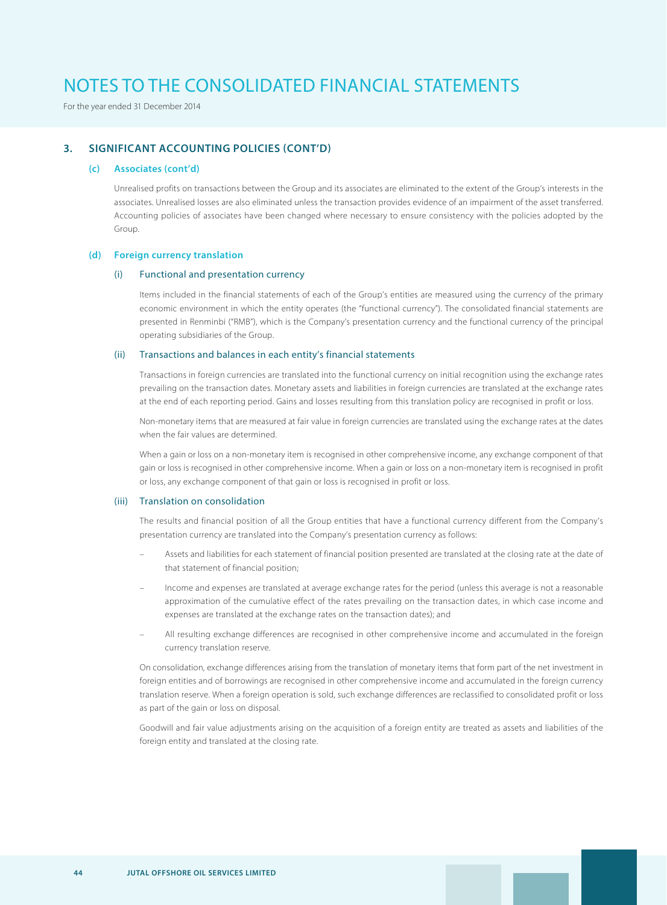# NOTES TO THE CONSOLIDATED FINANCIAL STATEMENTS

For the year ended 31 December 2014

## 3. SIGNIFICANT ACCOUNTING POLICIES (CONT'D)

### (c) Associates (cont'd)

Unrealised profits on transactions between the Group and its associates are eliminated to the extent of the Group's interests in the associates. Unrealised losses are also eliminated unless the transaction provides evidence of an impairment of the asset transferred. Accounting policies of associates have been changed where necessary to ensure consistency with the policies adopted by the Group.

### (d) Foreign currency translation

#### (i) Functional and presentation currency

Items included in the financial statements of each of the Group's entities are measured using the currency of the primary economic environment in which the entity operates (the "functional currency"). The consolidated financial statements are presented in Renminbi ("RMB"), which is the Company's presentation currency and the functional currency of the principal operating subsidiaries of the Group.

#### (ii) Transactions and balances in each entity's financial statements

Transactions in foreign currencies are translated into the functional currency on initial recognition using the exchange rates prevailing on the transaction dates. Monetary assets and liabilities in foreign currencies are translated at the exchange rates at the end of each reporting period. Gains and losses resulting from this translation policy are recognised in profit or loss.

Non-monetary items that are measured at fair value in foreign currencies are translated using the exchange rates at the dates when the fair values are determined.

When a gain or loss on a non-monetary item is recognised in other comprehensive income, any exchange component of that gain or loss is recognised in other comprehensive income. When a gain or loss on a non-monetary item is recognised in profit or loss, any exchange component of that gain or loss is recognised in profit or loss.

#### (iii) Translation on consolidation

The results and financial position of all the Group entities that have a functional currency different from the Company's presentation currency are translated into the Company's presentation currency as follows:

- Assets and liabilities for each statement of financial position presented are translated at the closing rate at the date of that statement of financial position;
- Income and expenses are translated at average exchange rates for the period (unless this average is not a reasonable approximation of the cumulative effect of the rates prevailing on the transaction dates, in which case income and expenses are translated at the exchange rates on the transaction dates); and
- All resulting exchange differences are recognised in other comprehensive income and accumulated in the foreign currency translation reserve.

On consolidation, exchange differences arising from the translation of monetary items that form part of the net investment in foreign entities and of borrowings are recognised in other comprehensive income and accumulated in the foreign currency translation reserve. When a foreign operation is sold, such exchange differences are reclassified to consolidated profit or loss as part of the gain or loss on disposal.

Goodwill and fair value adjustments arising on the acquisition of a foreign entity are treated as assets and liabilities of the foreign entity and translated at the closing rate.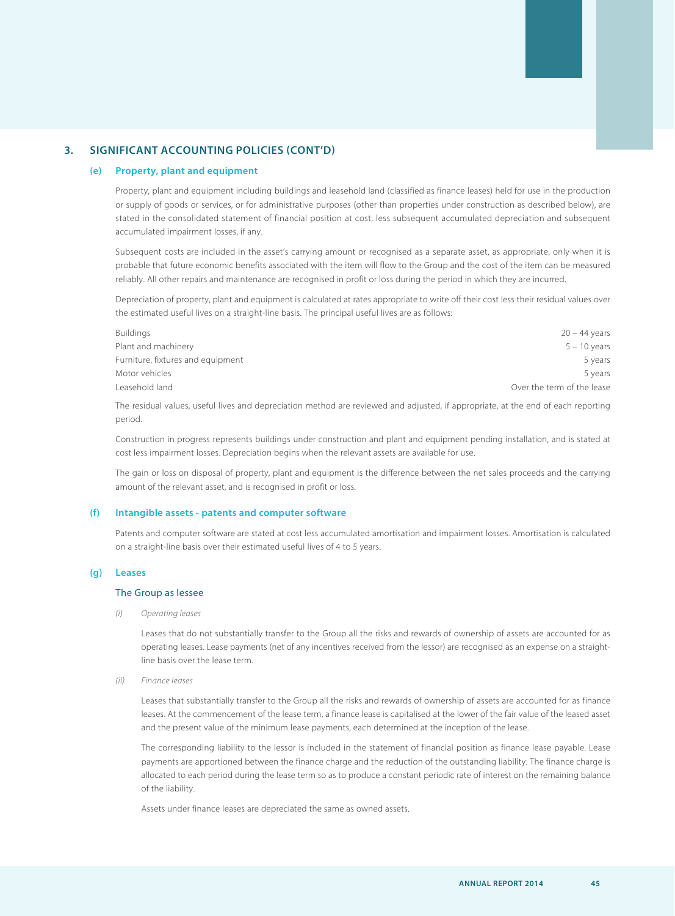## 3. SIGNIFICANT ACCOUNTING POLICIES (CONT'D)

### (e) Property, plant and equipment

Property, plant and equipment including buildings and leasehold land (classified as finance leases) held for use in the production or supply of goods or services, or for administrative purposes (other than properties under construction as described below), are stated in the consolidated statement of financial position at cost, less subsequent accumulated depreciation and subsequent accumulated impairment losses, if any.

Subsequent costs are included in the asset's carrying amount or recognised as a separate asset, as appropriate, only when it is probable that future economic benefits associated with the item will flow to the Group and the cost of the item can be measured reliably. All other repairs and maintenance are recognised in profit or loss during the period in which they are incurred.

Depreciation of property, plant and equipment is calculated at rates appropriate to write off their cost less their residual values over the estimated useful lives on a straight-line basis. The principal useful lives are as follows:

| | |
|---|---|
| Buildings | 20 – 44 years |
| Plant and machinery | 5 – 10 years |
| Furniture, fixtures and equipment | 5 years |
| Motor vehicles | 5 years |
| Leasehold land | Over the term of the lease |

The residual values, useful lives and depreciation method are reviewed and adjusted, if appropriate, at the end of each reporting period.

Construction in progress represents buildings under construction and plant and equipment pending installation, and is stated at cost less impairment losses. Depreciation begins when the relevant assets are available for use.

The gain or loss on disposal of property, plant and equipment is the difference between the net sales proceeds and the carrying amount of the relevant asset, and is recognised in profit or loss.

### (f) Intangible assets - patents and computer software

Patents and computer software are stated at cost less accumulated amortisation and impairment losses. Amortisation is calculated on a straight-line basis over their estimated useful lives of 4 to 5 years.

### (g) Leases

#### The Group as lessee

*(i) Operating leases*

Leases that do not substantially transfer to the Group all the risks and rewards of ownership of assets are accounted for as operating leases. Lease payments (net of any incentives received from the lessor) are recognised as an expense on a straight-line basis over the lease term.

*(ii) Finance leases*

Leases that substantially transfer to the Group all the risks and rewards of ownership of assets are accounted for as finance leases. At the commencement of the lease term, a finance lease is capitalised at the lower of the fair value of the leased asset and the present value of the minimum lease payments, each determined at the inception of the lease.

The corresponding liability to the lessor is included in the statement of financial position as finance lease payable. Lease payments are apportioned between the finance charge and the reduction of the outstanding liability. The finance charge is allocated to each period during the lease term so as to produce a constant periodic rate of interest on the remaining balance of the liability.

Assets under finance leases are depreciated the same as owned assets.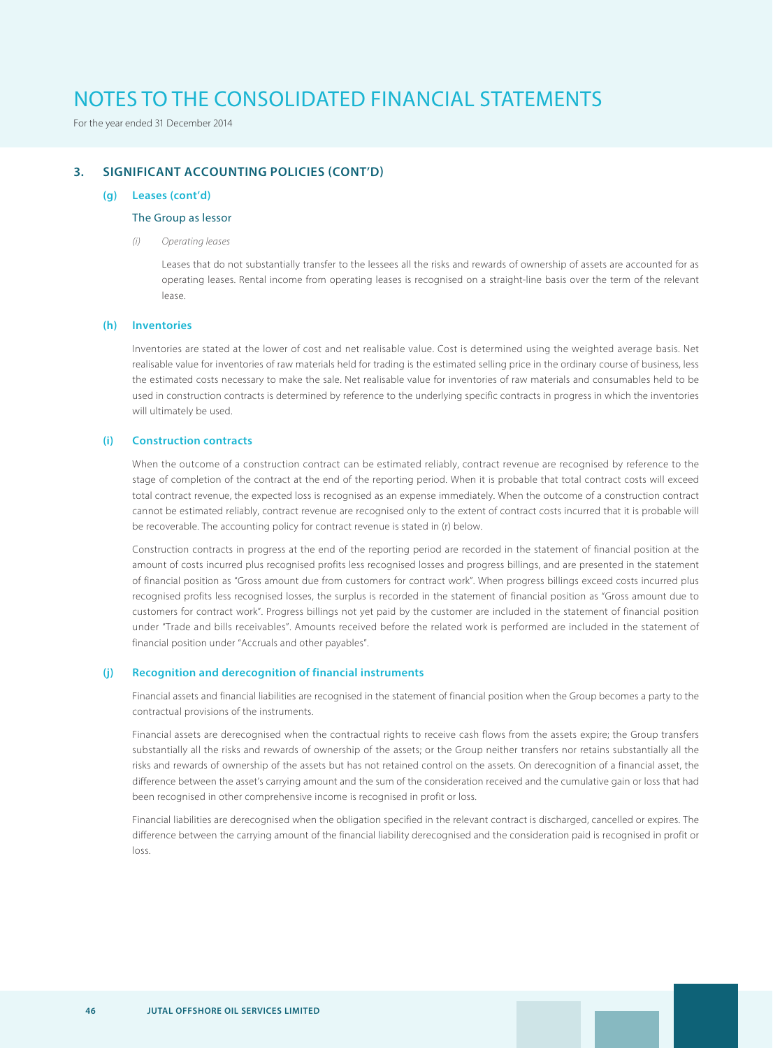# NOTES TO THE CONSOLIDATED FINANCIAL STATEMENTS

For the year ended 31 December 2014

## 3. SIGNIFICANT ACCOUNTING POLICIES (CONT'D)

### (g) Leases (cont'd)

#### The Group as lessor

*(i) Operating leases*

Leases that do not substantially transfer to the lessees all the risks and rewards of ownership of assets are accounted for as operating leases. Rental income from operating leases is recognised on a straight-line basis over the term of the relevant lease.

### (h) Inventories

Inventories are stated at the lower of cost and net realisable value. Cost is determined using the weighted average basis. Net realisable value for inventories of raw materials held for trading is the estimated selling price in the ordinary course of business, less the estimated costs necessary to make the sale. Net realisable value for inventories of raw materials and consumables held to be used in construction contracts is determined by reference to the underlying specific contracts in progress in which the inventories will ultimately be used.

### (i) Construction contracts

When the outcome of a construction contract can be estimated reliably, contract revenue are recognised by reference to the stage of completion of the contract at the end of the reporting period. When it is probable that total contract costs will exceed total contract revenue, the expected loss is recognised as an expense immediately. When the outcome of a construction contract cannot be estimated reliably, contract revenue are recognised only to the extent of contract costs incurred that it is probable will be recoverable. The accounting policy for contract revenue is stated in (r) below.

Construction contracts in progress at the end of the reporting period are recorded in the statement of financial position at the amount of costs incurred plus recognised profits less recognised losses and progress billings, and are presented in the statement of financial position as "Gross amount due from customers for contract work". When progress billings exceed costs incurred plus recognised profits less recognised losses, the surplus is recorded in the statement of financial position as "Gross amount due to customers for contract work". Progress billings not yet paid by the customer are included in the statement of financial position under "Trade and bills receivables". Amounts received before the related work is performed are included in the statement of financial position under "Accruals and other payables".

### (j) Recognition and derecognition of financial instruments

Financial assets and financial liabilities are recognised in the statement of financial position when the Group becomes a party to the contractual provisions of the instruments.

Financial assets are derecognised when the contractual rights to receive cash flows from the assets expire; the Group transfers substantially all the risks and rewards of ownership of the assets; or the Group neither transfers nor retains substantially all the risks and rewards of ownership of the assets but has not retained control on the assets. On derecognition of a financial asset, the difference between the asset's carrying amount and the sum of the consideration received and the cumulative gain or loss that had been recognised in other comprehensive income is recognised in profit or loss.

Financial liabilities are derecognised when the obligation specified in the relevant contract is discharged, cancelled or expires. The difference between the carrying amount of the financial liability derecognised and the consideration paid is recognised in profit or loss.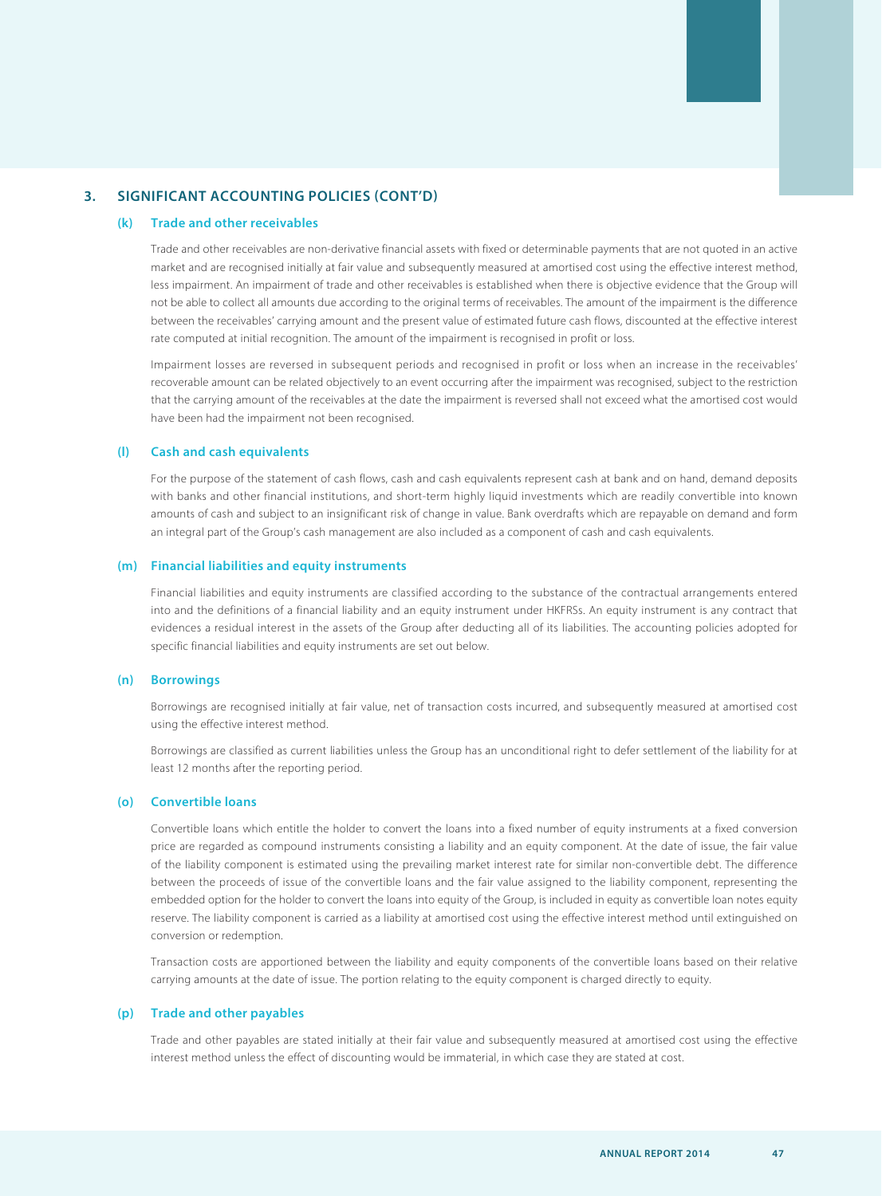## 3. SIGNIFICANT ACCOUNTING POLICIES (CONT'D)

### (k) Trade and other receivables

Trade and other receivables are non-derivative financial assets with fixed or determinable payments that are not quoted in an active market and are recognised initially at fair value and subsequently measured at amortised cost using the effective interest method, less impairment. An impairment of trade and other receivables is established when there is objective evidence that the Group will not be able to collect all amounts due according to the original terms of receivables. The amount of the impairment is the difference between the receivables' carrying amount and the present value of estimated future cash flows, discounted at the effective interest rate computed at initial recognition. The amount of the impairment is recognised in profit or loss.

Impairment losses are reversed in subsequent periods and recognised in profit or loss when an increase in the receivables' recoverable amount can be related objectively to an event occurring after the impairment was recognised, subject to the restriction that the carrying amount of the receivables at the date the impairment is reversed shall not exceed what the amortised cost would have been had the impairment not been recognised.

### (l) Cash and cash equivalents

For the purpose of the statement of cash flows, cash and cash equivalents represent cash at bank and on hand, demand deposits with banks and other financial institutions, and short-term highly liquid investments which are readily convertible into known amounts of cash and subject to an insignificant risk of change in value. Bank overdrafts which are repayable on demand and form an integral part of the Group's cash management are also included as a component of cash and cash equivalents.

### (m) Financial liabilities and equity instruments

Financial liabilities and equity instruments are classified according to the substance of the contractual arrangements entered into and the definitions of a financial liability and an equity instrument under HKFRSs. An equity instrument is any contract that evidences a residual interest in the assets of the Group after deducting all of its liabilities. The accounting policies adopted for specific financial liabilities and equity instruments are set out below.

### (n) Borrowings

Borrowings are recognised initially at fair value, net of transaction costs incurred, and subsequently measured at amortised cost using the effective interest method.

Borrowings are classified as current liabilities unless the Group has an unconditional right to defer settlement of the liability for at least 12 months after the reporting period.

### (o) Convertible loans

Convertible loans which entitle the holder to convert the loans into a fixed number of equity instruments at a fixed conversion price are regarded as compound instruments consisting a liability and an equity component. At the date of issue, the fair value of the liability component is estimated using the prevailing market interest rate for similar non-convertible debt. The difference between the proceeds of issue of the convertible loans and the fair value assigned to the liability component, representing the embedded option for the holder to convert the loans into equity of the Group, is included in equity as convertible loan notes equity reserve. The liability component is carried as a liability at amortised cost using the effective interest method until extinguished on conversion or redemption.

Transaction costs are apportioned between the liability and equity components of the convertible loans based on their relative carrying amounts at the date of issue. The portion relating to the equity component is charged directly to equity.

### (p) Trade and other payables

Trade and other payables are stated initially at their fair value and subsequently measured at amortised cost using the effective interest method unless the effect of discounting would be immaterial, in which case they are stated at cost.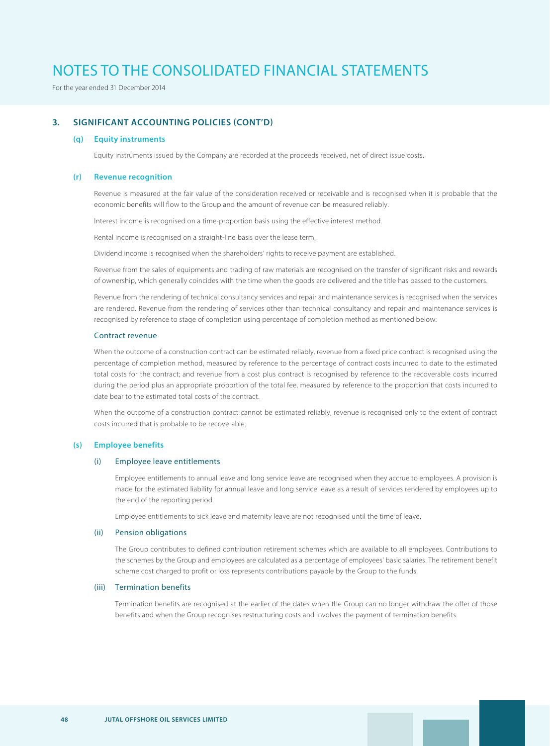# NOTES TO THE CONSOLIDATED FINANCIAL STATEMENTS

For the year ended 31 December 2014

## 3. SIGNIFICANT ACCOUNTING POLICIES (CONT'D)

### (q) Equity instruments

Equity instruments issued by the Company are recorded at the proceeds received, net of direct issue costs.

### (r) Revenue recognition

Revenue is measured at the fair value of the consideration received or receivable and is recognised when it is probable that the economic benefits will flow to the Group and the amount of revenue can be measured reliably.

Interest income is recognised on a time-proportion basis using the effective interest method.

Rental income is recognised on a straight-line basis over the lease term.

Dividend income is recognised when the shareholders' rights to receive payment are established.

Revenue from the sales of equipments and trading of raw materials are recognised on the transfer of significant risks and rewards of ownership, which generally coincides with the time when the goods are delivered and the title has passed to the customers.

Revenue from the rendering of technical consultancy services and repair and maintenance services is recognised when the services are rendered. Revenue from the rendering of services other than technical consultancy and repair and maintenance services is recognised by reference to stage of completion using percentage of completion method as mentioned below:

#### Contract revenue

When the outcome of a construction contract can be estimated reliably, revenue from a fixed price contract is recognised using the percentage of completion method, measured by reference to the percentage of contract costs incurred to date to the estimated total costs for the contract; and revenue from a cost plus contract is recognised by reference to the recoverable costs incurred during the period plus an appropriate proportion of the total fee, measured by reference to the proportion that costs incurred to date bear to the estimated total costs of the contract.

When the outcome of a construction contract cannot be estimated reliably, revenue is recognised only to the extent of contract costs incurred that is probable to be recoverable.

### (s) Employee benefits

#### (i) Employee leave entitlements

Employee entitlements to annual leave and long service leave are recognised when they accrue to employees. A provision is made for the estimated liability for annual leave and long service leave as a result of services rendered by employees up to the end of the reporting period.

Employee entitlements to sick leave and maternity leave are not recognised until the time of leave.

#### (ii) Pension obligations

The Group contributes to defined contribution retirement schemes which are available to all employees. Contributions to the schemes by the Group and employees are calculated as a percentage of employees' basic salaries. The retirement benefit scheme cost charged to profit or loss represents contributions payable by the Group to the funds.

#### (iii) Termination benefits

Termination benefits are recognised at the earlier of the dates when the Group can no longer withdraw the offer of those benefits and when the Group recognises restructuring costs and involves the payment of termination benefits.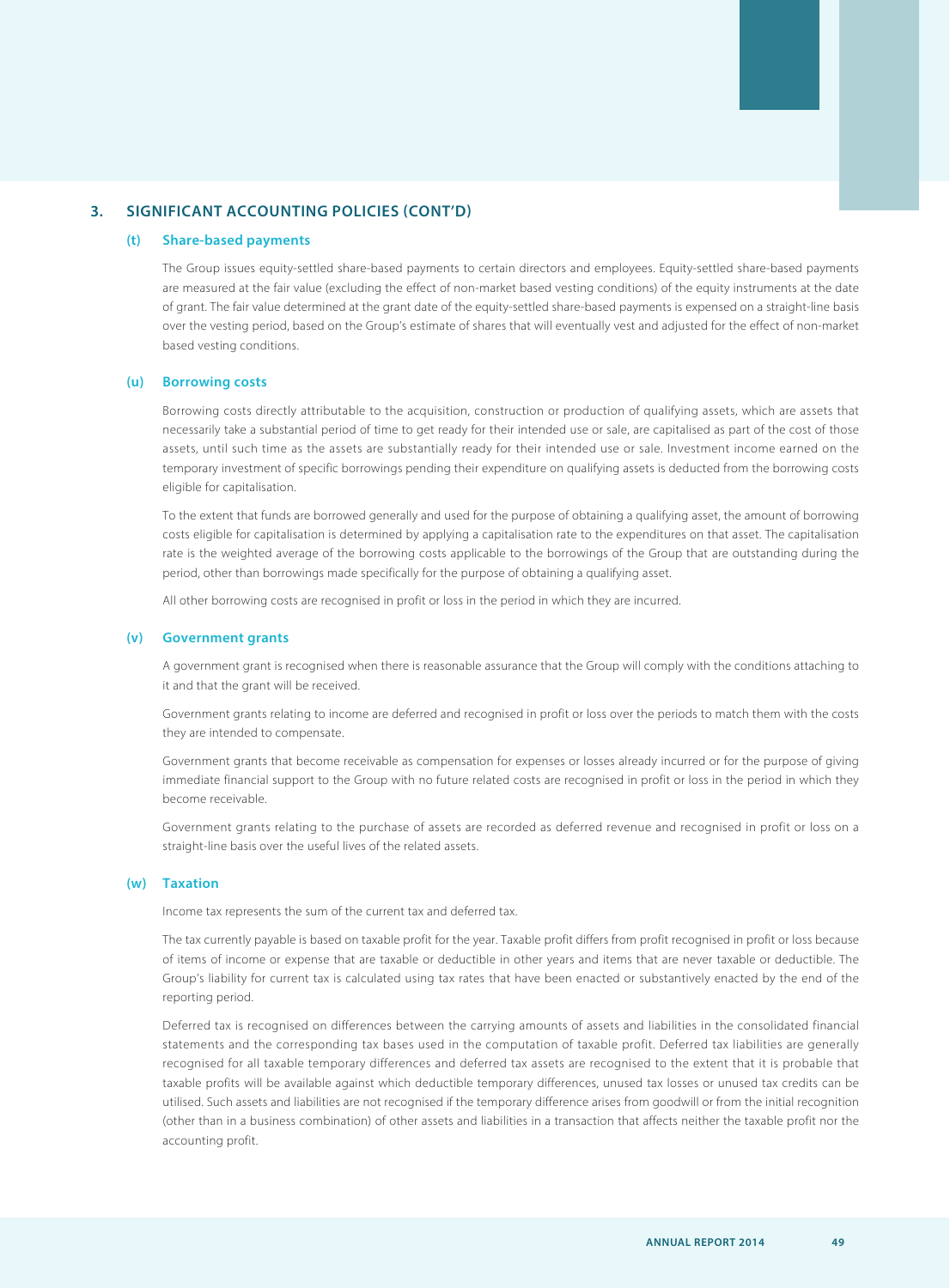## 3. SIGNIFICANT ACCOUNTING POLICIES (CONT'D)

### (t) Share-based payments

The Group issues equity-settled share-based payments to certain directors and employees. Equity-settled share-based payments are measured at the fair value (excluding the effect of non-market based vesting conditions) of the equity instruments at the date of grant. The fair value determined at the grant date of the equity-settled share-based payments is expensed on a straight-line basis over the vesting period, based on the Group's estimate of shares that will eventually vest and adjusted for the effect of non-market based vesting conditions.

### (u) Borrowing costs

Borrowing costs directly attributable to the acquisition, construction or production of qualifying assets, which are assets that necessarily take a substantial period of time to get ready for their intended use or sale, are capitalised as part of the cost of those assets, until such time as the assets are substantially ready for their intended use or sale. Investment income earned on the temporary investment of specific borrowings pending their expenditure on qualifying assets is deducted from the borrowing costs eligible for capitalisation.

To the extent that funds are borrowed generally and used for the purpose of obtaining a qualifying asset, the amount of borrowing costs eligible for capitalisation is determined by applying a capitalisation rate to the expenditures on that asset. The capitalisation rate is the weighted average of the borrowing costs applicable to the borrowings of the Group that are outstanding during the period, other than borrowings made specifically for the purpose of obtaining a qualifying asset.

All other borrowing costs are recognised in profit or loss in the period in which they are incurred.

### (v) Government grants

A government grant is recognised when there is reasonable assurance that the Group will comply with the conditions attaching to it and that the grant will be received.

Government grants relating to income are deferred and recognised in profit or loss over the periods to match them with the costs they are intended to compensate.

Government grants that become receivable as compensation for expenses or losses already incurred or for the purpose of giving immediate financial support to the Group with no future related costs are recognised in profit or loss in the period in which they become receivable.

Government grants relating to the purchase of assets are recorded as deferred revenue and recognised in profit or loss on a straight-line basis over the useful lives of the related assets.

### (w) Taxation

Income tax represents the sum of the current tax and deferred tax.

The tax currently payable is based on taxable profit for the year. Taxable profit differs from profit recognised in profit or loss because of items of income or expense that are taxable or deductible in other years and items that are never taxable or deductible. The Group's liability for current tax is calculated using tax rates that have been enacted or substantively enacted by the end of the reporting period.

Deferred tax is recognised on differences between the carrying amounts of assets and liabilities in the consolidated financial statements and the corresponding tax bases used in the computation of taxable profit. Deferred tax liabilities are generally recognised for all taxable temporary differences and deferred tax assets are recognised to the extent that it is probable that taxable profits will be available against which deductible temporary differences, unused tax losses or unused tax credits can be utilised. Such assets and liabilities are not recognised if the temporary difference arises from goodwill or from the initial recognition (other than in a business combination) of other assets and liabilities in a transaction that affects neither the taxable profit nor the accounting profit.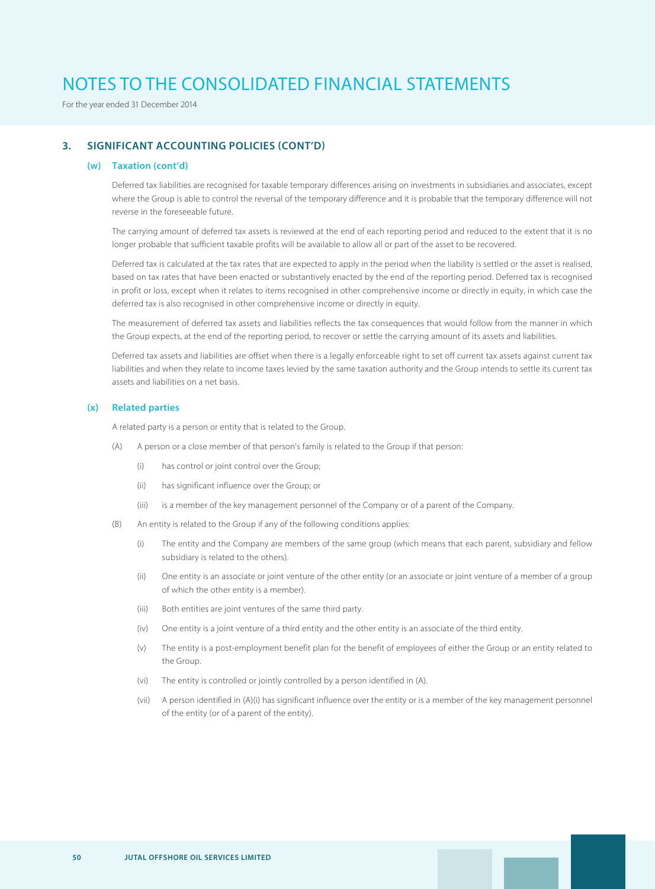# NOTES TO THE CONSOLIDATED FINANCIAL STATEMENTS

For the year ended 31 December 2014

## 3. SIGNIFICANT ACCOUNTING POLICIES (CONT'D)

### (w) Taxation (cont'd)

Deferred tax liabilities are recognised for taxable temporary differences arising on investments in subsidiaries and associates, except where the Group is able to control the reversal of the temporary difference and it is probable that the temporary difference will not reverse in the foreseeable future.

The carrying amount of deferred tax assets is reviewed at the end of each reporting period and reduced to the extent that it is no longer probable that sufficient taxable profits will be available to allow all or part of the asset to be recovered.

Deferred tax is calculated at the tax rates that are expected to apply in the period when the liability is settled or the asset is realised, based on tax rates that have been enacted or substantively enacted by the end of the reporting period. Deferred tax is recognised in profit or loss, except when it relates to items recognised in other comprehensive income or directly in equity, in which case the deferred tax is also recognised in other comprehensive income or directly in equity.

The measurement of deferred tax assets and liabilities reflects the tax consequences that would follow from the manner in which the Group expects, at the end of the reporting period, to recover or settle the carrying amount of its assets and liabilities.

Deferred tax assets and liabilities are offset when there is a legally enforceable right to set off current tax assets against current tax liabilities and when they relate to income taxes levied by the same taxation authority and the Group intends to settle its current tax assets and liabilities on a net basis.

### (x) Related parties

A related party is a person or entity that is related to the Group.

(A) A person or a close member of that person's family is related to the Group if that person:

- (i) has control or joint control over the Group;
- (ii) has significant influence over the Group; or
- (iii) is a member of the key management personnel of the Company or of a parent of the Company.

(B) An entity is related to the Group if any of the following conditions applies:

- (i) The entity and the Company are members of the same group (which means that each parent, subsidiary and fellow subsidiary is related to the others).
- (ii) One entity is an associate or joint venture of the other entity (or an associate or joint venture of a member of a group of which the other entity is a member).
- (iii) Both entities are joint ventures of the same third party.
- (iv) One entity is a joint venture of a third entity and the other entity is an associate of the third entity.
- (v) The entity is a post-employment benefit plan for the benefit of employees of either the Group or an entity related to the Group.
- (vi) The entity is controlled or jointly controlled by a person identified in (A).
- (vii) A person identified in (A)(i) has significant influence over the entity or is a member of the key management personnel of the entity (or of a parent of the entity).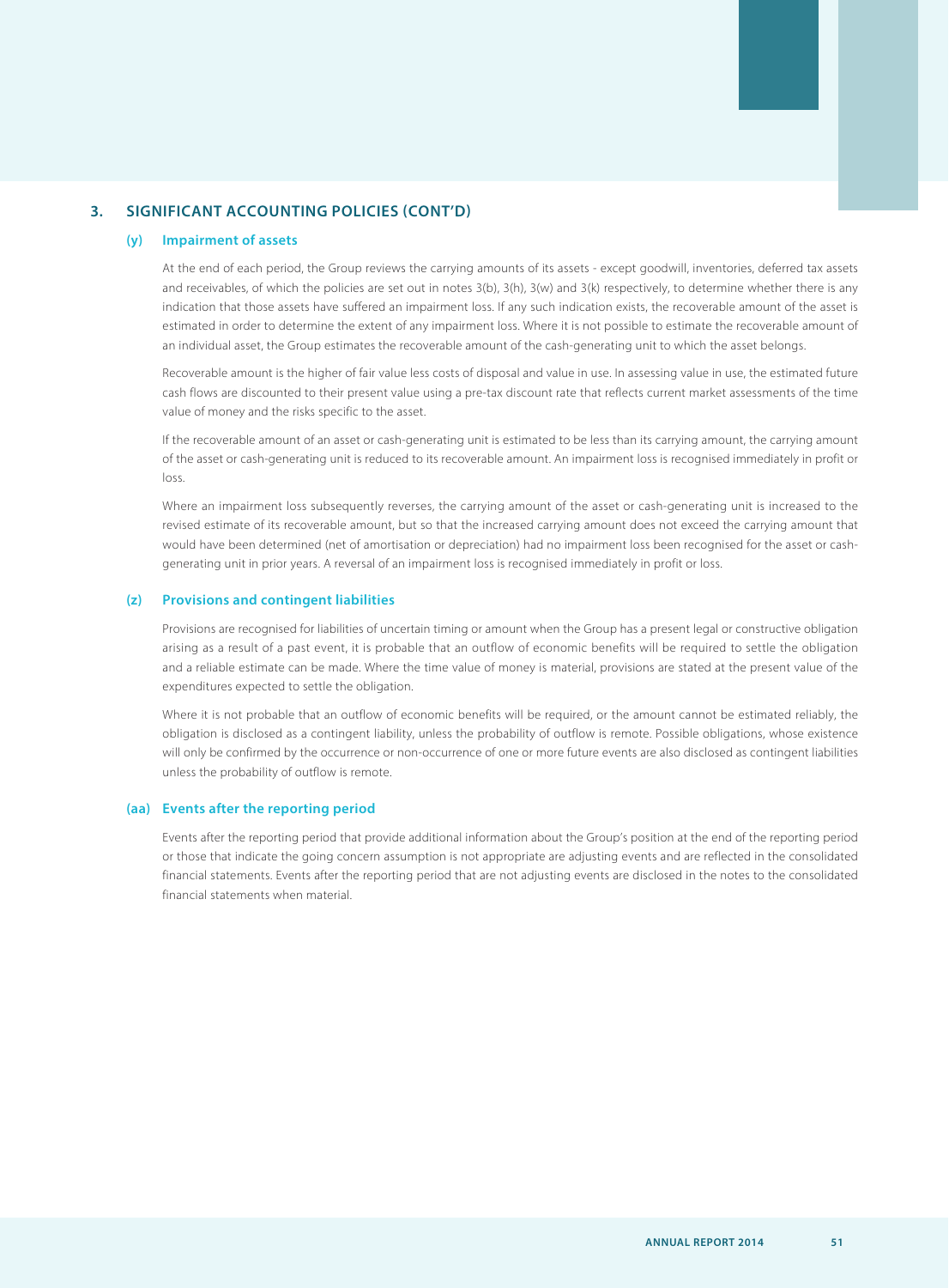## 3. SIGNIFICANT ACCOUNTING POLICIES (CONT'D)

### (y) Impairment of assets

At the end of each period, the Group reviews the carrying amounts of its assets - except goodwill, inventories, deferred tax assets and receivables, of which the policies are set out in notes 3(b), 3(h), 3(w) and 3(k) respectively, to determine whether there is any indication that those assets have suffered an impairment loss. If any such indication exists, the recoverable amount of the asset is estimated in order to determine the extent of any impairment loss. Where it is not possible to estimate the recoverable amount of an individual asset, the Group estimates the recoverable amount of the cash-generating unit to which the asset belongs.

Recoverable amount is the higher of fair value less costs of disposal and value in use. In assessing value in use, the estimated future cash flows are discounted to their present value using a pre-tax discount rate that reflects current market assessments of the time value of money and the risks specific to the asset.

If the recoverable amount of an asset or cash-generating unit is estimated to be less than its carrying amount, the carrying amount of the asset or cash-generating unit is reduced to its recoverable amount. An impairment loss is recognised immediately in profit or loss.

Where an impairment loss subsequently reverses, the carrying amount of the asset or cash-generating unit is increased to the revised estimate of its recoverable amount, but so that the increased carrying amount does not exceed the carrying amount that would have been determined (net of amortisation or depreciation) had no impairment loss been recognised for the asset or cash-generating unit in prior years. A reversal of an impairment loss is recognised immediately in profit or loss.

### (z) Provisions and contingent liabilities

Provisions are recognised for liabilities of uncertain timing or amount when the Group has a present legal or constructive obligation arising as a result of a past event, it is probable that an outflow of economic benefits will be required to settle the obligation and a reliable estimate can be made. Where the time value of money is material, provisions are stated at the present value of the expenditures expected to settle the obligation.

Where it is not probable that an outflow of economic benefits will be required, or the amount cannot be estimated reliably, the obligation is disclosed as a contingent liability, unless the probability of outflow is remote. Possible obligations, whose existence will only be confirmed by the occurrence or non-occurrence of one or more future events are also disclosed as contingent liabilities unless the probability of outflow is remote.

### (aa) Events after the reporting period

Events after the reporting period that provide additional information about the Group's position at the end of the reporting period or those that indicate the going concern assumption is not appropriate are adjusting events and are reflected in the consolidated financial statements. Events after the reporting period that are not adjusting events are disclosed in the notes to the consolidated financial statements when material.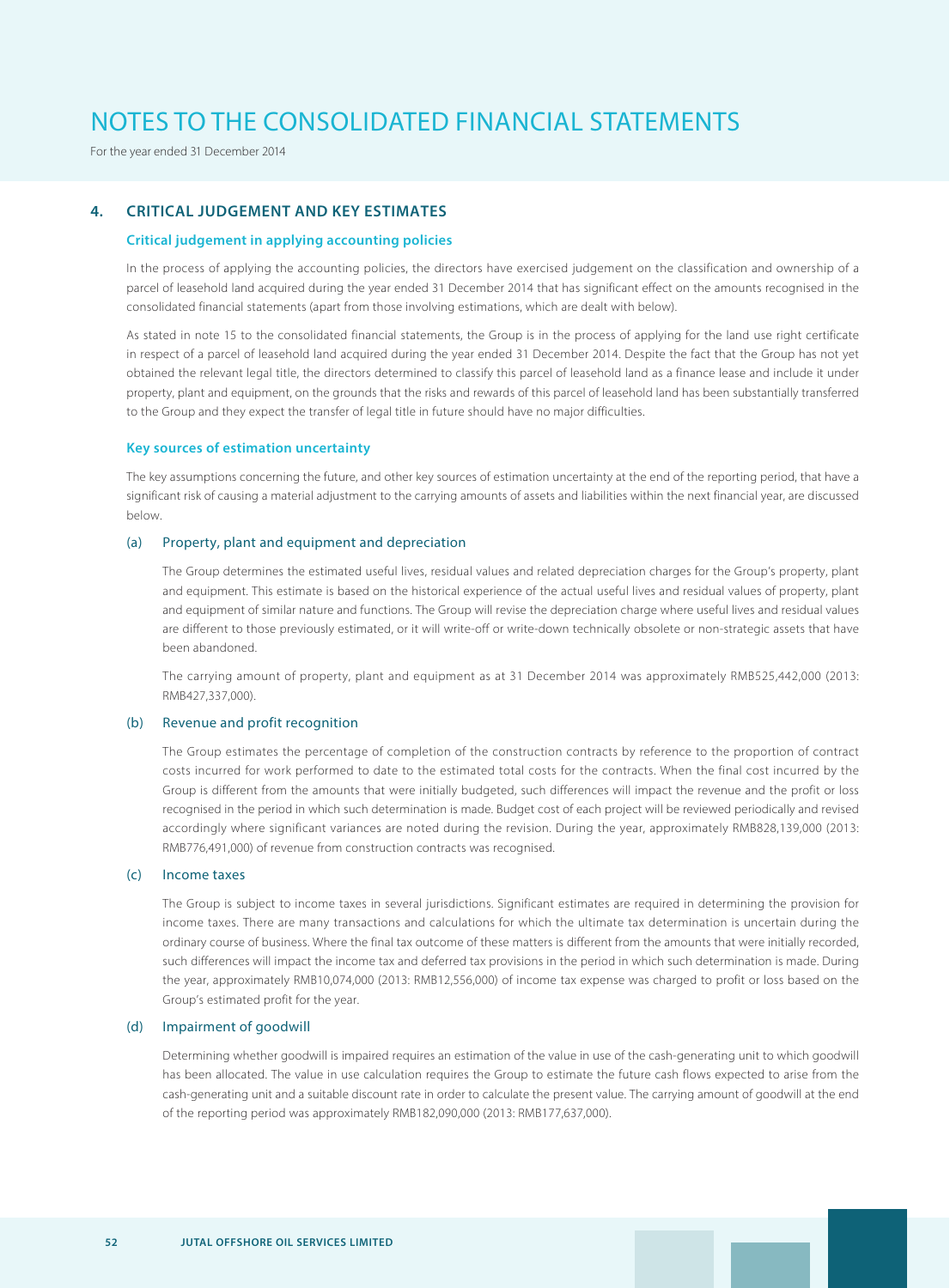# NOTES TO THE CONSOLIDATED FINANCIAL STATEMENTS

For the year ended 31 December 2014

## 4. CRITICAL JUDGEMENT AND KEY ESTIMATES

### Critical judgement in applying accounting policies

In the process of applying the accounting policies, the directors have exercised judgement on the classification and ownership of a parcel of leasehold land acquired during the year ended 31 December 2014 that has significant effect on the amounts recognised in the consolidated financial statements (apart from those involving estimations, which are dealt with below).

As stated in note 15 to the consolidated financial statements, the Group is in the process of applying for the land use right certificate in respect of a parcel of leasehold land acquired during the year ended 31 December 2014. Despite the fact that the Group has not yet obtained the relevant legal title, the directors determined to classify this parcel of leasehold land as a finance lease and include it under property, plant and equipment, on the grounds that the risks and rewards of this parcel of leasehold land has been substantially transferred to the Group and they expect the transfer of legal title in future should have no major difficulties.

### Key sources of estimation uncertainty

The key assumptions concerning the future, and other key sources of estimation uncertainty at the end of the reporting period, that have a significant risk of causing a material adjustment to the carrying amounts of assets and liabilities within the next financial year, are discussed below.

#### (a) Property, plant and equipment and depreciation

The Group determines the estimated useful lives, residual values and related depreciation charges for the Group's property, plant and equipment. This estimate is based on the historical experience of the actual useful lives and residual values of property, plant and equipment of similar nature and functions. The Group will revise the depreciation charge where useful lives and residual values are different to those previously estimated, or it will write-off or write-down technically obsolete or non-strategic assets that have been abandoned.

The carrying amount of property, plant and equipment as at 31 December 2014 was approximately RMB525,442,000 (2013: RMB427,337,000).

#### (b) Revenue and profit recognition

The Group estimates the percentage of completion of the construction contracts by reference to the proportion of contract costs incurred for work performed to date to the estimated total costs for the contracts. When the final cost incurred by the Group is different from the amounts that were initially budgeted, such differences will impact the revenue and the profit or loss recognised in the period in which such determination is made. Budget cost of each project will be reviewed periodically and revised accordingly where significant variances are noted during the revision. During the year, approximately RMB828,139,000 (2013: RMB776,491,000) of revenue from construction contracts was recognised.

#### (c) Income taxes

The Group is subject to income taxes in several jurisdictions. Significant estimates are required in determining the provision for income taxes. There are many transactions and calculations for which the ultimate tax determination is uncertain during the ordinary course of business. Where the final tax outcome of these matters is different from the amounts that were initially recorded, such differences will impact the income tax and deferred tax provisions in the period in which such determination is made. During the year, approximately RMB10,074,000 (2013: RMB12,556,000) of income tax expense was charged to profit or loss based on the Group's estimated profit for the year.

#### (d) Impairment of goodwill

Determining whether goodwill is impaired requires an estimation of the value in use of the cash-generating unit to which goodwill has been allocated. The value in use calculation requires the Group to estimate the future cash flows expected to arise from the cash-generating unit and a suitable discount rate in order to calculate the present value. The carrying amount of goodwill at the end of the reporting period was approximately RMB182,090,000 (2013: RMB177,637,000).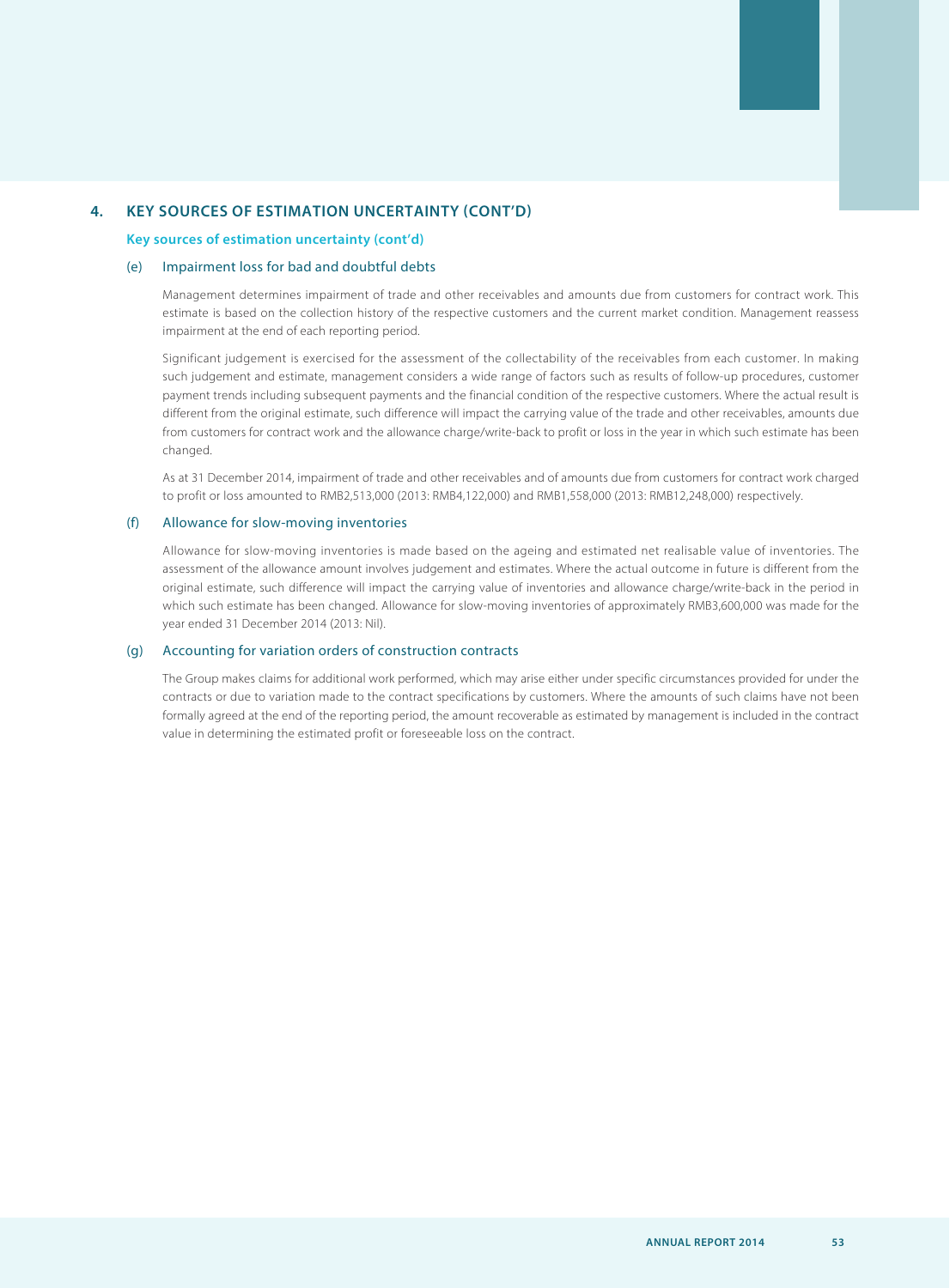## 4. KEY SOURCES OF ESTIMATION UNCERTAINTY (CONT'D)

### Key sources of estimation uncertainty (cont'd)

#### (e) Impairment loss for bad and doubtful debts

Management determines impairment of trade and other receivables and amounts due from customers for contract work. This estimate is based on the collection history of the respective customers and the current market condition. Management reassess impairment at the end of each reporting period.

Significant judgement is exercised for the assessment of the collectability of the receivables from each customer. In making such judgement and estimate, management considers a wide range of factors such as results of follow-up procedures, customer payment trends including subsequent payments and the financial condition of the respective customers. Where the actual result is different from the original estimate, such difference will impact the carrying value of the trade and other receivables, amounts due from customers for contract work and the allowance charge/write-back to profit or loss in the year in which such estimate has been changed.

As at 31 December 2014, impairment of trade and other receivables and of amounts due from customers for contract work charged to profit or loss amounted to RMB2,513,000 (2013: RMB4,122,000) and RMB1,558,000 (2013: RMB12,248,000) respectively.

#### (f) Allowance for slow-moving inventories

Allowance for slow-moving inventories is made based on the ageing and estimated net realisable value of inventories. The assessment of the allowance amount involves judgement and estimates. Where the actual outcome in future is different from the original estimate, such difference will impact the carrying value of inventories and allowance charge/write-back in the period in which such estimate has been changed. Allowance for slow-moving inventories of approximately RMB3,600,000 was made for the year ended 31 December 2014 (2013: Nil).

#### (g) Accounting for variation orders of construction contracts

The Group makes claims for additional work performed, which may arise either under specific circumstances provided for under the contracts or due to variation made to the contract specifications by customers. Where the amounts of such claims have not been formally agreed at the end of the reporting period, the amount recoverable as estimated by management is included in the contract value in determining the estimated profit or foreseeable loss on the contract.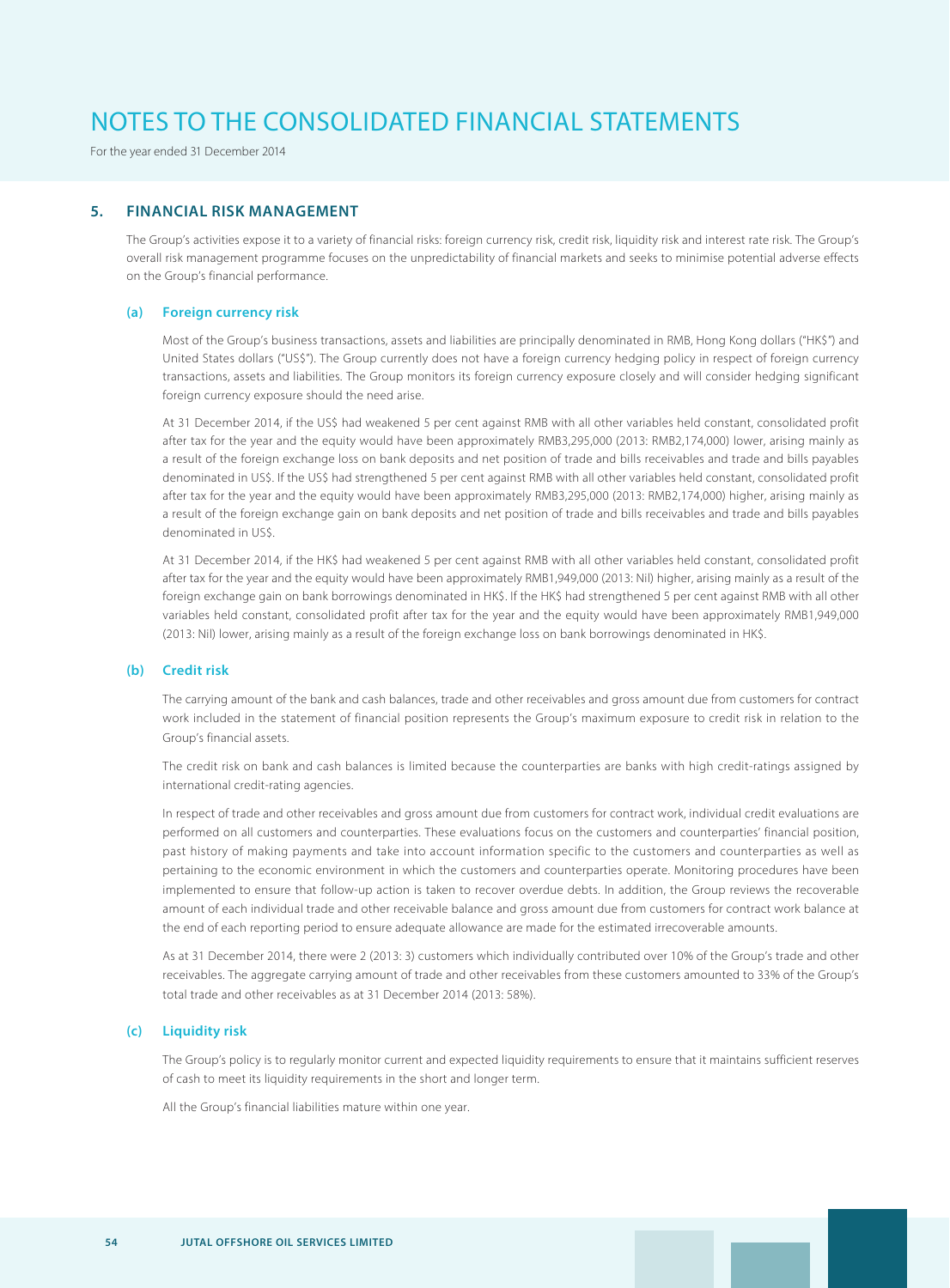# NOTES TO THE CONSOLIDATED FINANCIAL STATEMENTS

For the year ended 31 December 2014

## 5. FINANCIAL RISK MANAGEMENT

The Group's activities expose it to a variety of financial risks: foreign currency risk, credit risk, liquidity risk and interest rate risk. The Group's overall risk management programme focuses on the unpredictability of financial markets and seeks to minimise potential adverse effects on the Group's financial performance.

### (a) Foreign currency risk

Most of the Group's business transactions, assets and liabilities are principally denominated in RMB, Hong Kong dollars ("HK$") and United States dollars ("US$"). The Group currently does not have a foreign currency hedging policy in respect of foreign currency transactions, assets and liabilities. The Group monitors its foreign currency exposure closely and will consider hedging significant foreign currency exposure should the need arise.

At 31 December 2014, if the US$ had weakened 5 per cent against RMB with all other variables held constant, consolidated profit after tax for the year and the equity would have been approximately RMB3,295,000 (2013: RMB2,174,000) lower, arising mainly as a result of the foreign exchange loss on bank deposits and net position of trade and bills receivables and trade and bills payables denominated in US$. If the US$ had strengthened 5 per cent against RMB with all other variables held constant, consolidated profit after tax for the year and the equity would have been approximately RMB3,295,000 (2013: RMB2,174,000) higher, arising mainly as a result of the foreign exchange gain on bank deposits and net position of trade and bills receivables and trade and bills payables denominated in US$.

At 31 December 2014, if the HK$ had weakened 5 per cent against RMB with all other variables held constant, consolidated profit after tax for the year and the equity would have been approximately RMB1,949,000 (2013: Nil) higher, arising mainly as a result of the foreign exchange gain on bank borrowings denominated in HK$. If the HK$ had strengthened 5 per cent against RMB with all other variables held constant, consolidated profit after tax for the year and the equity would have been approximately RMB1,949,000 (2013: Nil) lower, arising mainly as a result of the foreign exchange loss on bank borrowings denominated in HK$.

### (b) Credit risk

The carrying amount of the bank and cash balances, trade and other receivables and gross amount due from customers for contract work included in the statement of financial position represents the Group's maximum exposure to credit risk in relation to the Group's financial assets.

The credit risk on bank and cash balances is limited because the counterparties are banks with high credit-ratings assigned by international credit-rating agencies.

In respect of trade and other receivables and gross amount due from customers for contract work, individual credit evaluations are performed on all customers and counterparties. These evaluations focus on the customers and counterparties' financial position, past history of making payments and take into account information specific to the customers and counterparties as well as pertaining to the economic environment in which the customers and counterparties operate. Monitoring procedures have been implemented to ensure that follow-up action is taken to recover overdue debts. In addition, the Group reviews the recoverable amount of each individual trade and other receivable balance and gross amount due from customers for contract work balance at the end of each reporting period to ensure adequate allowance are made for the estimated irrecoverable amounts.

As at 31 December 2014, there were 2 (2013: 3) customers which individually contributed over 10% of the Group's trade and other receivables. The aggregate carrying amount of trade and other receivables from these customers amounted to 33% of the Group's total trade and other receivables as at 31 December 2014 (2013: 58%).

### (c) Liquidity risk

The Group's policy is to regularly monitor current and expected liquidity requirements to ensure that it maintains sufficient reserves of cash to meet its liquidity requirements in the short and longer term.

All the Group's financial liabilities mature within one year.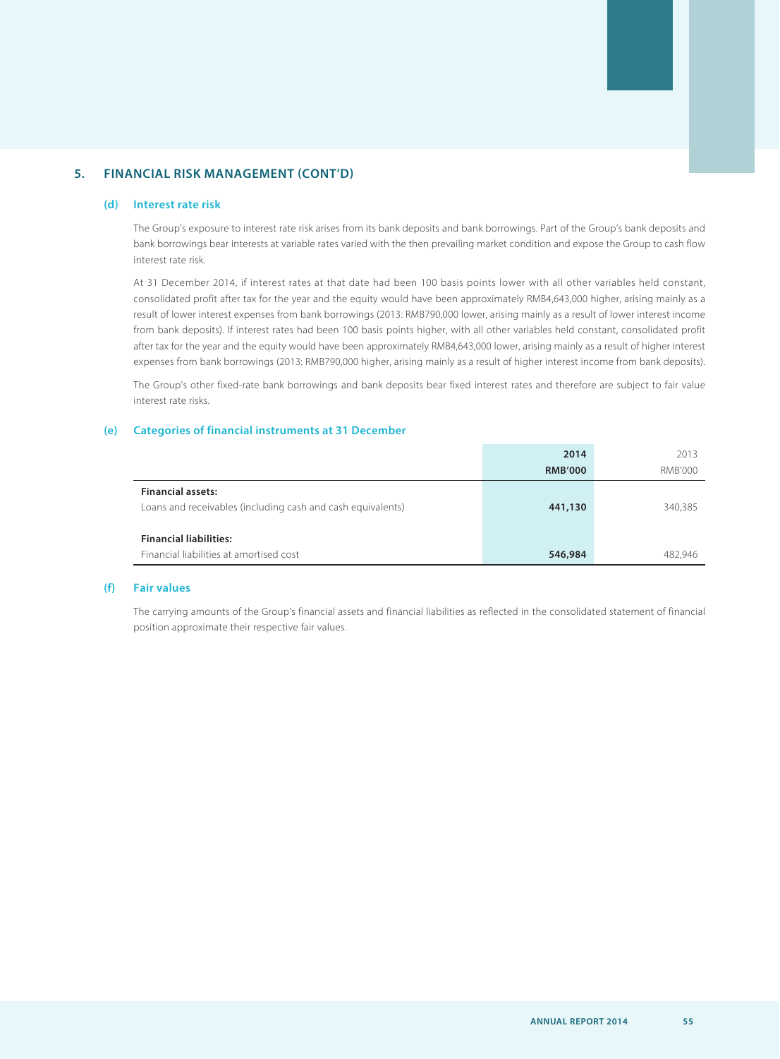## 5. FINANCIAL RISK MANAGEMENT (CONT'D)

### (d) Interest rate risk

The Group's exposure to interest rate risk arises from its bank deposits and bank borrowings. Part of the Group's bank deposits and bank borrowings bear interests at variable rates varied with the then prevailing market condition and expose the Group to cash flow interest rate risk.

At 31 December 2014, if interest rates at that date had been 100 basis points lower with all other variables held constant, consolidated profit after tax for the year and the equity would have been approximately RMB4,643,000 higher, arising mainly as a result of lower interest expenses from bank borrowings (2013: RMB790,000 lower, arising mainly as a result of lower interest income from bank deposits). If interest rates had been 100 basis points higher, with all other variables held constant, consolidated profit after tax for the year and the equity would have been approximately RMB4,643,000 lower, arising mainly as a result of higher interest expenses from bank borrowings (2013: RMB790,000 higher, arising mainly as a result of higher interest income from bank deposits).

The Group's other fixed-rate bank borrowings and bank deposits bear fixed interest rates and therefore are subject to fair value interest rate risks.

### (e) Categories of financial instruments at 31 December

| | **2014**<br>**RMB'000** | 2013<br>RMB'000 |
|---|---|---|
| **Financial assets:** | | |
| Loans and receivables (including cash and cash equivalents) | **441,130** | 340,385 |
| **Financial liabilities:** | | |
| Financial liabilities at amortised cost | **546,984** | 482,946 |

### (f) Fair values

The carrying amounts of the Group's financial assets and financial liabilities as reflected in the consolidated statement of financial position approximate their respective fair values.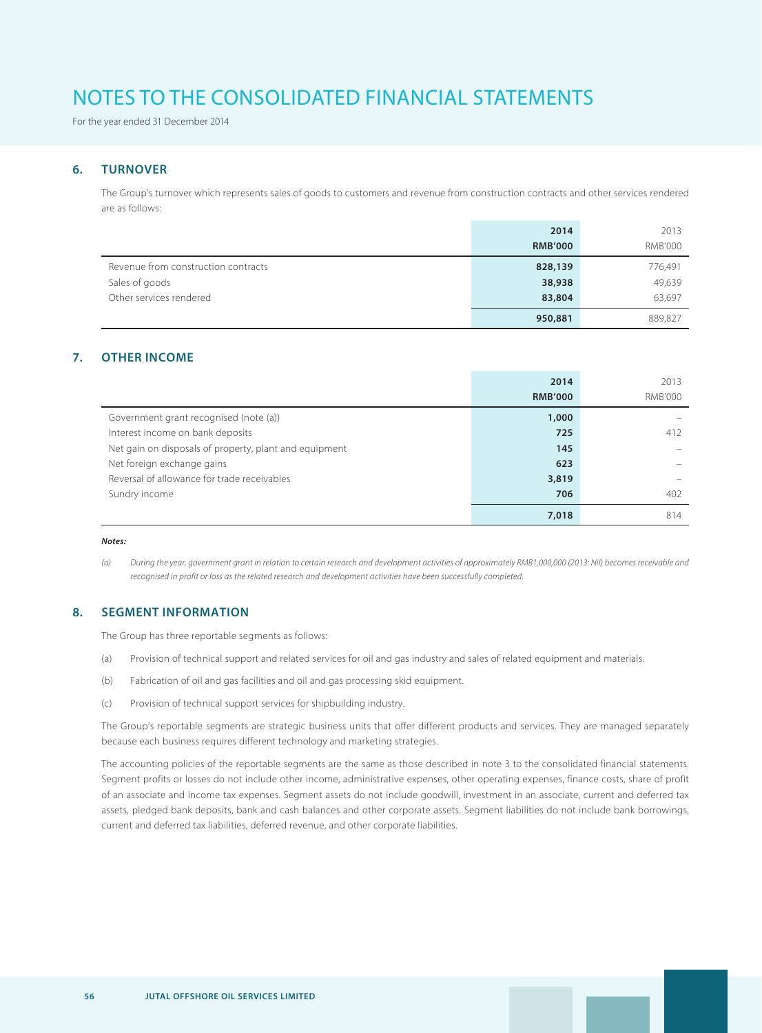# NOTES TO THE CONSOLIDATED FINANCIAL STATEMENTS

For the year ended 31 December 2014

## 6. TURNOVER

The Group's turnover which represents sales of goods to customers and revenue from construction contracts and other services rendered are as follows:

| | 2014<br>RMB'000 | 2013<br>RMB'000 |
|---|---|---|
| Revenue from construction contracts | **828,139** | 776,491 |
| Sales of goods | **38,938** | 49,639 |
| Other services rendered | **83,804** | 63,697 |
| | **950,881** | 889,827 |

## 7. OTHER INCOME

| | 2014<br>RMB'000 | 2013<br>RMB'000 |
|---|---|---|
| Government grant recognised (note (a)) | **1,000** | – |
| Interest income on bank deposits | **725** | 412 |
| Net gain on disposals of property, plant and equipment | **145** | – |
| Net foreign exchange gains | **623** | – |
| Reversal of allowance for trade receivables | **3,819** | – |
| Sundry income | **706** | 402 |
| | **7,018** | 814 |

***Notes:***

*(a) During the year, government grant in relation to certain research and development activities of approximately RMB1,000,000 (2013: Nil) becomes receivable and recognised in profit or loss as the related research and development activities have been successfully completed.*

## 8. SEGMENT INFORMATION

The Group has three reportable segments as follows:

(a) Provision of technical support and related services for oil and gas industry and sales of related equipment and materials.

(b) Fabrication of oil and gas facilities and oil and gas processing skid equipment.

(c) Provision of technical support services for shipbuilding industry.

The Group's reportable segments are strategic business units that offer different products and services. They are managed separately because each business requires different technology and marketing strategies.

The accounting policies of the reportable segments are the same as those described in note 3 to the consolidated financial statements. Segment profits or losses do not include other income, administrative expenses, other operating expenses, finance costs, share of profit of an associate and income tax expenses. Segment assets do not include goodwill, investment in an associate, current and deferred tax assets, pledged bank deposits, bank and cash balances and other corporate assets. Segment liabilities do not include bank borrowings, current and deferred tax liabilities, deferred revenue, and other corporate liabilities.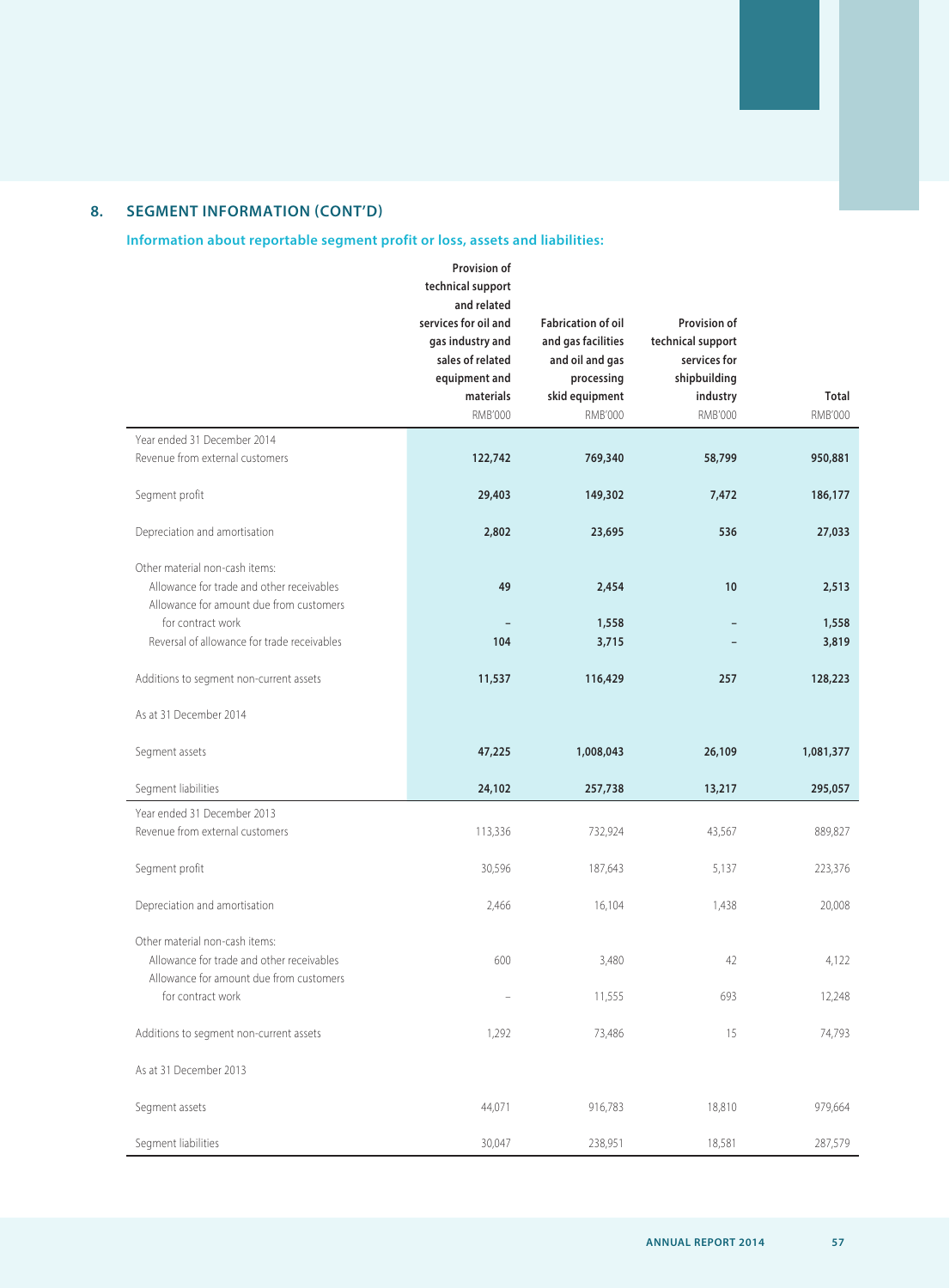## 8. SEGMENT INFORMATION (CONT'D)

### Information about reportable segment profit or loss, assets and liabilities:

| | Provision of technical support and related services for oil and gas industry and sales of related equipment and materials RMB'000 | Fabrication of oil and gas facilities and oil and gas processing skid equipment RMB'000 | Provision of technical support services for shipbuilding industry RMB'000 | Total RMB'000 |
|---|---|---|---|---|
| Year ended 31 December 2014 | | | | |
| Revenue from external customers | **122,742** | **769,340** | **58,799** | **950,881** |
| Segment profit | **29,403** | **149,302** | **7,472** | **186,177** |
| Depreciation and amortisation | **2,802** | **23,695** | **536** | **27,033** |
| Other material non-cash items: | | | | |
| Allowance for trade and other receivables | **49** | **2,454** | **10** | **2,513** |
| Allowance for amount due from customers for contract work | **–** | **1,558** | **–** | **1,558** |
| Reversal of allowance for trade receivables | **104** | **3,715** | **–** | **3,819** |
| Additions to segment non-current assets | **11,537** | **116,429** | **257** | **128,223** |
| As at 31 December 2014 | | | | |
| Segment assets | **47,225** | **1,008,043** | **26,109** | **1,081,377** |
| Segment liabilities | **24,102** | **257,738** | **13,217** | **295,057** |
| Year ended 31 December 2013 | | | | |
| Revenue from external customers | 113,336 | 732,924 | 43,567 | 889,827 |
| Segment profit | 30,596 | 187,643 | 5,137 | 223,376 |
| Depreciation and amortisation | 2,466 | 16,104 | 1,438 | 20,008 |
| Other material non-cash items: | | | | |
| Allowance for trade and other receivables | 600 | 3,480 | 42 | 4,122 |
| Allowance for amount due from customers for contract work | – | 11,555 | 693 | 12,248 |
| Additions to segment non-current assets | 1,292 | 73,486 | 15 | 74,793 |
| As at 31 December 2013 | | | | |
| Segment assets | 44,071 | 916,783 | 18,810 | 979,664 |
| Segment liabilities | 30,047 | 238,951 | 18,581 | 287,579 |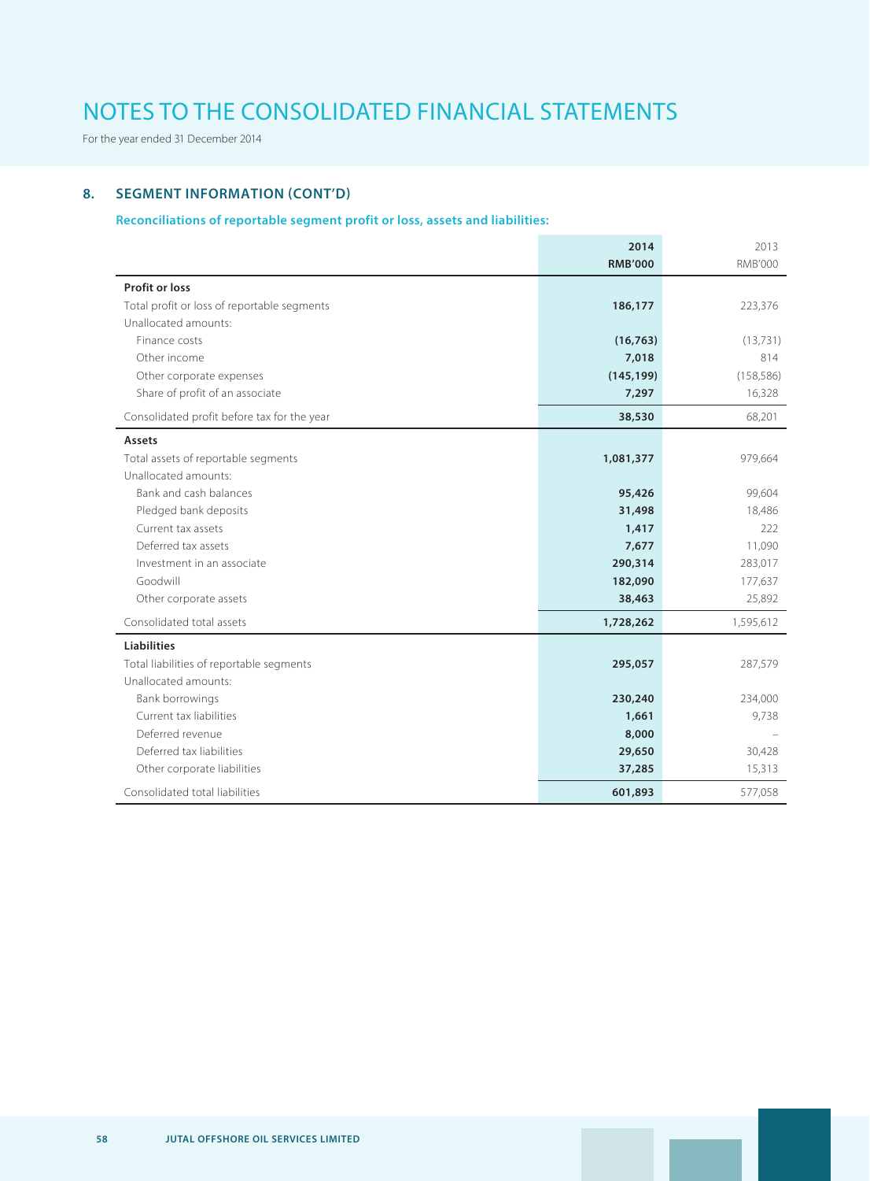# NOTES TO THE CONSOLIDATED FINANCIAL STATEMENTS

For the year ended 31 December 2014

## 8. SEGMENT INFORMATION (CONT'D)

### Reconciliations of reportable segment profit or loss, assets and liabilities:

| | **2014**<br>**RMB'000** | 2013<br>RMB'000 |
|---|---|---|
| **Profit or loss** | | |
| Total profit or loss of reportable segments | **186,177** | 223,376 |
| Unallocated amounts: | | |
| Finance costs | **(16,763)** | (13,731) |
| Other income | **7,018** | 814 |
| Other corporate expenses | **(145,199)** | (158,586) |
| Share of profit of an associate | **7,297** | 16,328 |
| Consolidated profit before tax for the year | **38,530** | 68,201 |
| **Assets** | | |
| Total assets of reportable segments | **1,081,377** | 979,664 |
| Unallocated amounts: | | |
| Bank and cash balances | **95,426** | 99,604 |
| Pledged bank deposits | **31,498** | 18,486 |
| Current tax assets | **1,417** | 222 |
| Deferred tax assets | **7,677** | 11,090 |
| Investment in an associate | **290,314** | 283,017 |
| Goodwill | **182,090** | 177,637 |
| Other corporate assets | **38,463** | 25,892 |
| Consolidated total assets | **1,728,262** | 1,595,612 |
| **Liabilities** | | |
| Total liabilities of reportable segments | **295,057** | 287,579 |
| Unallocated amounts: | | |
| Bank borrowings | **230,240** | 234,000 |
| Current tax liabilities | **1,661** | 9,738 |
| Deferred revenue | **8,000** | – |
| Deferred tax liabilities | **29,650** | 30,428 |
| Other corporate liabilities | **37,285** | 15,313 |
| Consolidated total liabilities | **601,893** | 577,058 |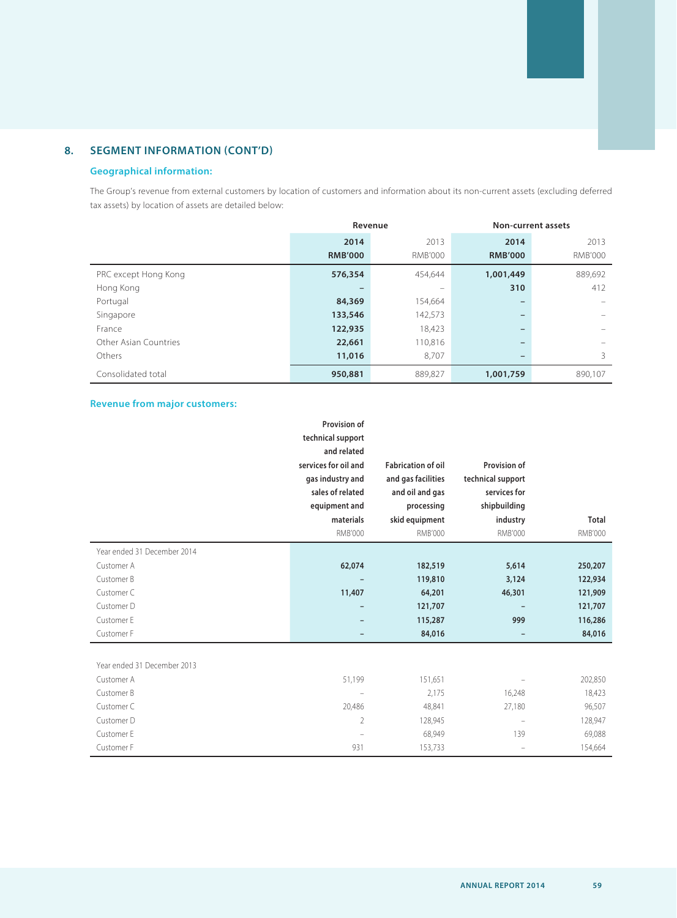## 8. SEGMENT INFORMATION (CONT'D)

### Geographical information:

The Group's revenue from external customers by location of customers and information about its non-current assets (excluding deferred tax assets) by location of assets are detailed below:

| | Revenue | | Non-current assets | |
|---|---|---|---|---|
| | **2014** | 2013 | **2014** | 2013 |
| | **RMB'000** | RMB'000 | **RMB'000** | RMB'000 |
| PRC except Hong Kong | **576,354** | 454,644 | **1,001,449** | 889,692 |
| Hong Kong | **–** | – | **310** | 412 |
| Portugal | **84,369** | 154,664 | **–** | – |
| Singapore | **133,546** | 142,573 | **–** | – |
| France | **122,935** | 18,423 | **–** | – |
| Other Asian Countries | **22,661** | 110,816 | **–** | – |
| Others | **11,016** | 8,707 | **–** | 3 |
| Consolidated total | **950,881** | 889,827 | **1,001,759** | 890,107 |

### Revenue from major customers:

| | Provision of technical support and related services for oil and gas industry and sales of related equipment and materials | Fabrication of oil and gas facilities and oil and gas processing skid equipment | Provision of technical support services for shipbuilding industry | Total |
|---|---|---|---|---|
| | RMB'000 | RMB'000 | RMB'000 | RMB'000 |
| Year ended 31 December 2014 | | | | |
| Customer A | **62,074** | **182,519** | **5,614** | **250,207** |
| Customer B | **–** | **119,810** | **3,124** | **122,934** |
| Customer C | **11,407** | **64,201** | **46,301** | **121,909** |
| Customer D | **–** | **121,707** | **–** | **121,707** |
| Customer E | **–** | **115,287** | **999** | **116,286** |
| Customer F | **–** | **84,016** | **–** | **84,016** |
| Year ended 31 December 2013 | | | | |
| Customer A | 51,199 | 151,651 | – | 202,850 |
| Customer B | – | 2,175 | 16,248 | 18,423 |
| Customer C | 20,486 | 48,841 | 27,180 | 96,507 |
| Customer D | 2 | 128,945 | – | 128,947 |
| Customer E | – | 68,949 | 139 | 69,088 |
| Customer F | 931 | 153,733 | – | 154,664 |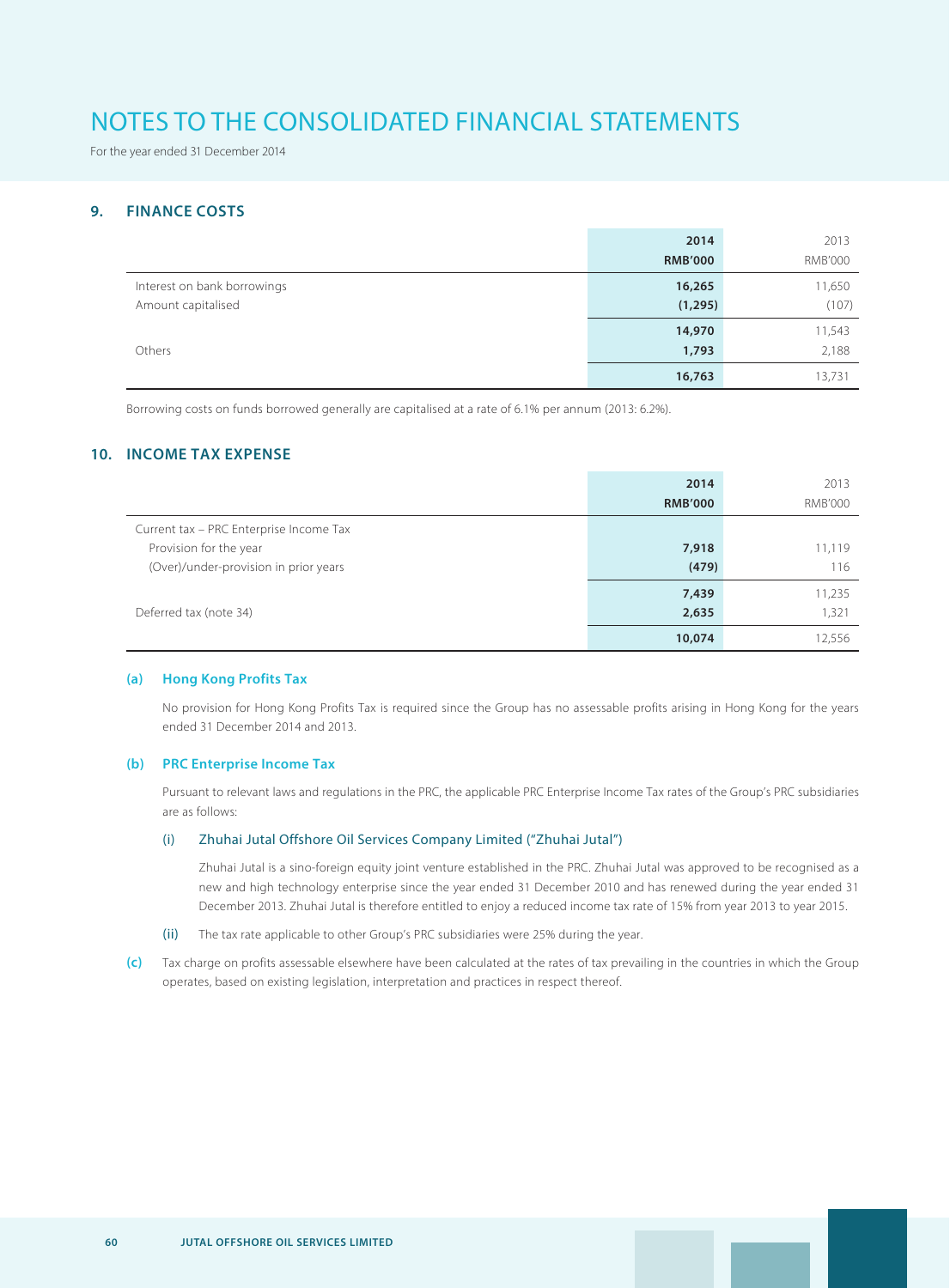# NOTES TO THE CONSOLIDATED FINANCIAL STATEMENTS

For the year ended 31 December 2014

## 9. FINANCE COSTS

| | 2014 | 2013 |
|---|---|---|
| | RMB'000 | RMB'000 |
| Interest on bank borrowings | 16,265 | 11,650 |
| Amount capitalised | (1,295) | (107) |
| | 14,970 | 11,543 |
| Others | 1,793 | 2,188 |
| | 16,763 | 13,731 |

Borrowing costs on funds borrowed generally are capitalised at a rate of 6.1% per annum (2013: 6.2%).

## 10. INCOME TAX EXPENSE

| | 2014 | 2013 |
|---|---|---|
| | RMB'000 | RMB'000 |
| Current tax – PRC Enterprise Income Tax | | |
| Provision for the year | 7,918 | 11,119 |
| (Over)/under-provision in prior years | (479) | 116 |
| | 7,439 | 11,235 |
| Deferred tax (note 34) | 2,635 | 1,321 |
| | 10,074 | 12,556 |

### (a) Hong Kong Profits Tax

No provision for Hong Kong Profits Tax is required since the Group has no assessable profits arising in Hong Kong for the years ended 31 December 2014 and 2013.

### (b) PRC Enterprise Income Tax

Pursuant to relevant laws and regulations in the PRC, the applicable PRC Enterprise Income Tax rates of the Group's PRC subsidiaries are as follows:

#### (i) Zhuhai Jutal Offshore Oil Services Company Limited ("Zhuhai Jutal")

Zhuhai Jutal is a sino-foreign equity joint venture established in the PRC. Zhuhai Jutal was approved to be recognised as a new and high technology enterprise since the year ended 31 December 2010 and has renewed during the year ended 31 December 2013. Zhuhai Jutal is therefore entitled to enjoy a reduced income tax rate of 15% from year 2013 to year 2015.

(ii) The tax rate applicable to other Group's PRC subsidiaries were 25% during the year.

(c) Tax charge on profits assessable elsewhere have been calculated at the rates of tax prevailing in the countries in which the Group operates, based on existing legislation, interpretation and practices in respect thereof.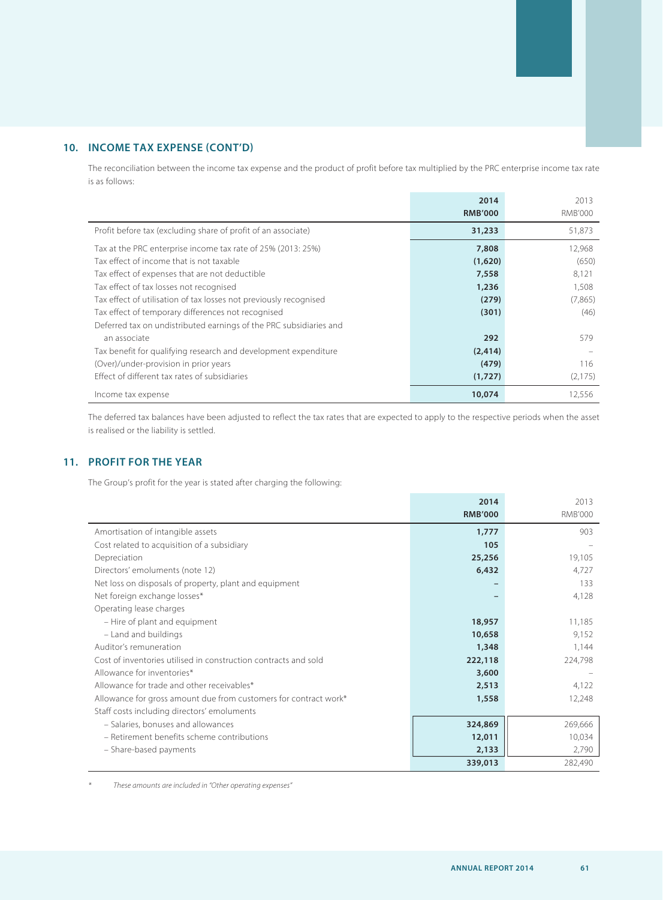## 10. INCOME TAX EXPENSE (CONT'D)

The reconciliation between the income tax expense and the product of profit before tax multiplied by the PRC enterprise income tax rate is as follows:

| | 2014<br>RMB'000 | 2013<br>RMB'000 |
|---|---|---|
| Profit before tax (excluding share of profit of an associate) | **31,233** | 51,873 |
| Tax at the PRC enterprise income tax rate of 25% (2013: 25%) | **7,808** | 12,968 |
| Tax effect of income that is not taxable | **(1,620)** | (650) |
| Tax effect of expenses that are not deductible | **7,558** | 8,121 |
| Tax effect of tax losses not recognised | **1,236** | 1,508 |
| Tax effect of utilisation of tax losses not previously recognised | **(279)** | (7,865) |
| Tax effect of temporary differences not recognised | **(301)** | (46) |
| Deferred tax on undistributed earnings of the PRC subsidiaries and an associate | **292** | 579 |
| Tax benefit for qualifying research and development expenditure | **(2,414)** | – |
| (Over)/under-provision in prior years | **(479)** | 116 |
| Effect of different tax rates of subsidiaries | **(1,727)** | (2,175) |
| Income tax expense | **10,074** | 12,556 |

The deferred tax balances have been adjusted to reflect the tax rates that are expected to apply to the respective periods when the asset is realised or the liability is settled.

## 11. PROFIT FOR THE YEAR

The Group's profit for the year is stated after charging the following:

| | 2014<br>RMB'000 | 2013<br>RMB'000 |
|---|---|---|
| Amortisation of intangible assets | **1,777** | 903 |
| Cost related to acquisition of a subsidiary | **105** | – |
| Depreciation | **25,256** | 19,105 |
| Directors' emoluments (note 12) | **6,432** | 4,727 |
| Net loss on disposals of property, plant and equipment | **–** | 133 |
| Net foreign exchange losses* | **–** | 4,128 |
| Operating lease charges | | |
| – Hire of plant and equipment | **18,957** | 11,185 |
| – Land and buildings | **10,658** | 9,152 |
| Auditor's remuneration | **1,348** | 1,144 |
| Cost of inventories utilised in construction contracts and sold | **222,118** | 224,798 |
| Allowance for inventories* | **3,600** | – |
| Allowance for trade and other receivables* | **2,513** | 4,122 |
| Allowance for gross amount due from customers for contract work* | **1,558** | 12,248 |
| Staff costs including directors' emoluments | | |
| – Salaries, bonuses and allowances | **324,869** | 269,666 |
| – Retirement benefits scheme contributions | **12,011** | 10,034 |
| – Share-based payments | **2,133** | 2,790 |
| | **339,013** | 282,490 |

\* *These amounts are included in "Other operating expenses"*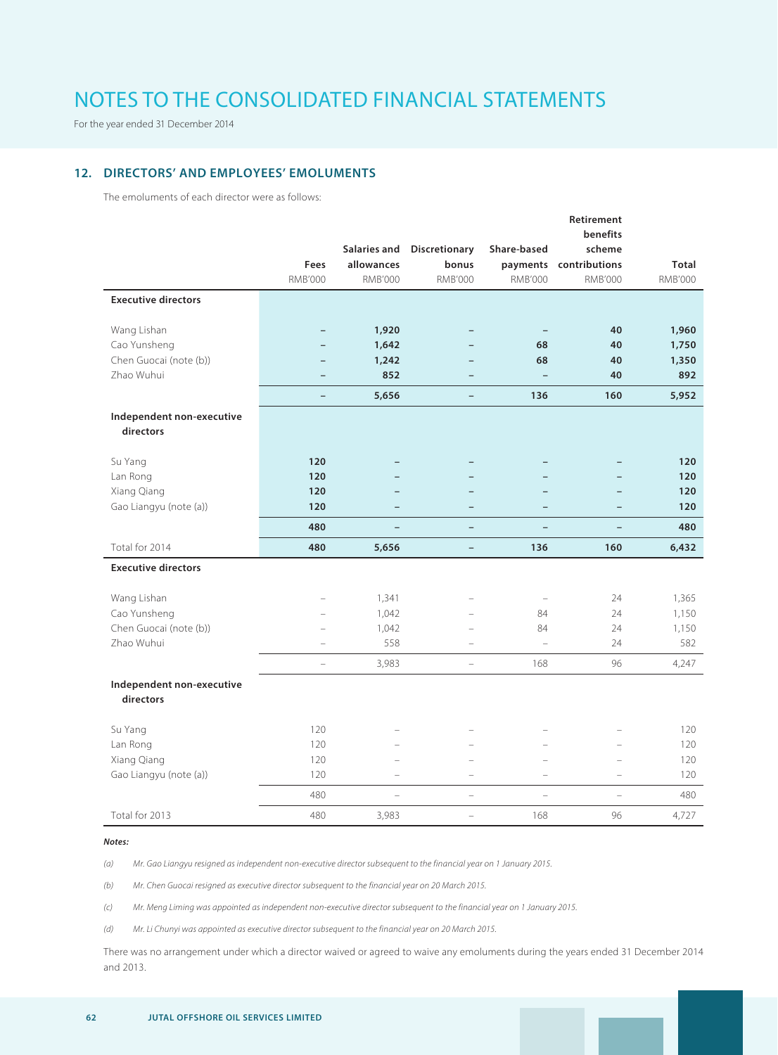# NOTES TO THE CONSOLIDATED FINANCIAL STATEMENTS

For the year ended 31 December 2014

## 12. DIRECTORS' AND EMPLOYEES' EMOLUMENTS

The emoluments of each director were as follows:

| | Fees RMB'000 | Salaries and allowances RMB'000 | Discretionary bonus RMB'000 | Share-based payments RMB'000 | Retirement benefits scheme contributions RMB'000 | Total RMB'000 |
|---|---|---|---|---|---|---|
| **Executive directors** | | | | | | |
| Wang Lishan | – | 1,920 | – | – | 40 | 1,960 |
| Cao Yunsheng | – | 1,642 | – | 68 | 40 | 1,750 |
| Chen Guocai (note (b)) | – | 1,242 | – | 68 | 40 | 1,350 |
| Zhao Wuhui | – | 852 | – | – | 40 | 892 |
| | – | 5,656 | – | 136 | 160 | 5,952 |
| **Independent non-executive directors** | | | | | | |
| Su Yang | 120 | – | – | – | – | 120 |
| Lan Rong | 120 | – | – | – | – | 120 |
| Xiang Qiang | 120 | – | – | – | – | 120 |
| Gao Liangyu (note (a)) | 120 | – | – | – | – | 120 |
| | 480 | – | – | – | – | 480 |
| Total for 2014 | 480 | 5,656 | – | 136 | 160 | 6,432 |
| **Executive directors** | | | | | | |
| Wang Lishan | – | 1,341 | – | – | 24 | 1,365 |
| Cao Yunsheng | – | 1,042 | – | 84 | 24 | 1,150 |
| Chen Guocai (note (b)) | – | 1,042 | – | 84 | 24 | 1,150 |
| Zhao Wuhui | – | 558 | – | – | 24 | 582 |
| | – | 3,983 | – | 168 | 96 | 4,247 |
| **Independent non-executive directors** | | | | | | |
| Su Yang | 120 | – | – | – | – | 120 |
| Lan Rong | 120 | – | – | – | – | 120 |
| Xiang Qiang | 120 | – | – | – | – | 120 |
| Gao Liangyu (note (a)) | 120 | – | – | – | – | 120 |
| | 480 | – | – | – | – | 480 |
| Total for 2013 | 480 | 3,983 | – | 168 | 96 | 4,727 |

***Notes:***

*(a) Mr. Gao Liangyu resigned as independent non-executive director subsequent to the financial year on 1 January 2015.*

*(b) Mr. Chen Guocai resigned as executive director subsequent to the financial year on 20 March 2015.*

*(c) Mr. Meng Liming was appointed as independent non-executive director subsequent to the financial year on 1 January 2015.*

*(d) Mr. Li Chunyi was appointed as executive director subsequent to the financial year on 20 March 2015.*

There was no arrangement under which a director waived or agreed to waive any emoluments during the years ended 31 December 2014 and 2013.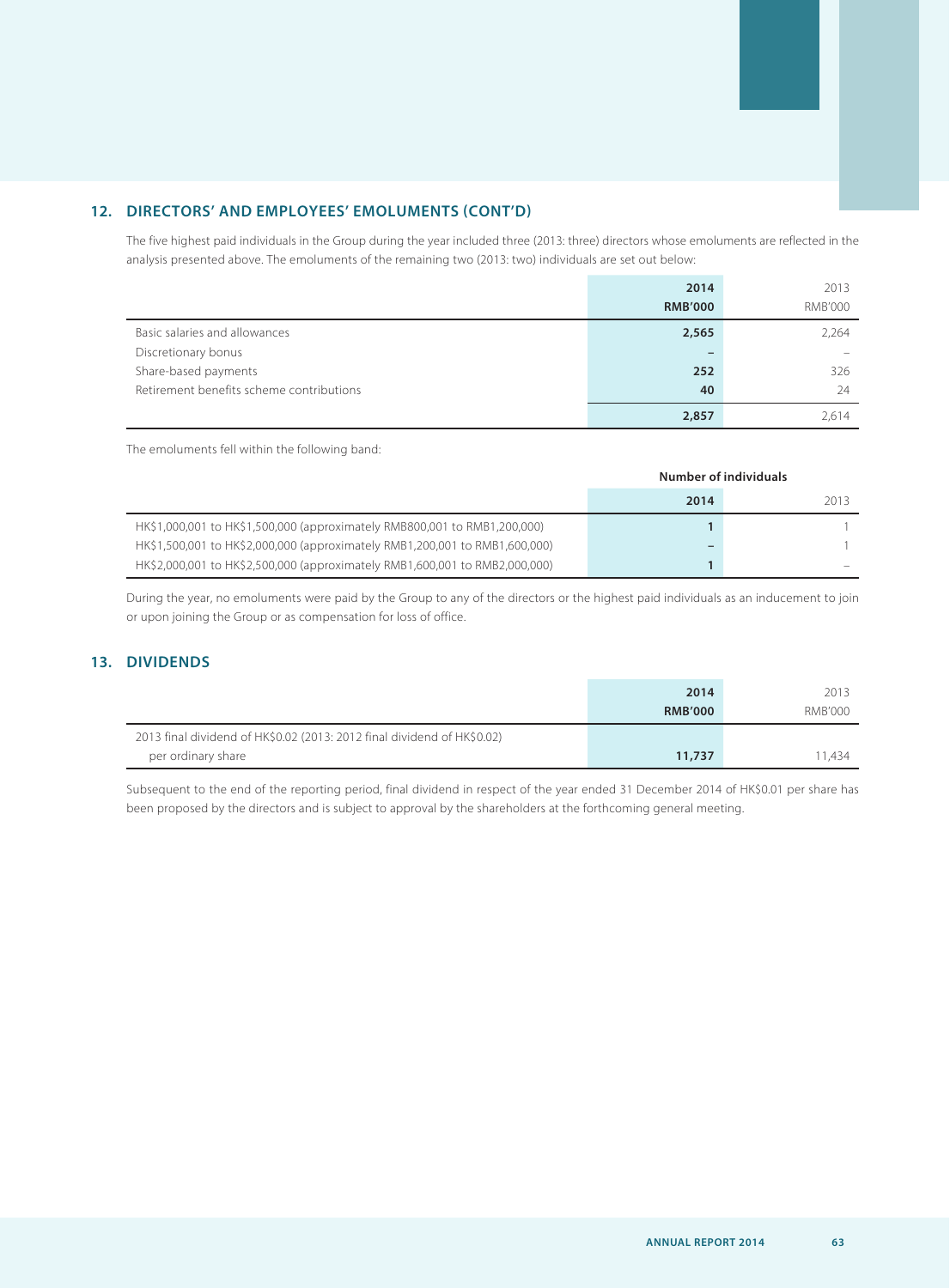## 12. DIRECTORS' AND EMPLOYEES' EMOLUMENTS (CONT'D)

The five highest paid individuals in the Group during the year included three (2013: three) directors whose emoluments are reflected in the analysis presented above. The emoluments of the remaining two (2013: two) individuals are set out below:

| | 2014<br>RMB'000 | 2013<br>RMB'000 |
|---|---|---|
| Basic salaries and allowances | 2,565 | 2,264 |
| Discretionary bonus | – | – |
| Share-based payments | 252 | 326 |
| Retirement benefits scheme contributions | 40 | 24 |
| | 2,857 | 2,614 |

The emoluments fell within the following band:

| | Number of individuals | |
|---|---|---|
| | 2014 | 2013 |
| HK$1,000,001 to HK$1,500,000 (approximately RMB800,001 to RMB1,200,000) | 1 | 1 |
| HK$1,500,001 to HK$2,000,000 (approximately RMB1,200,001 to RMB1,600,000) | – | 1 |
| HK$2,000,001 to HK$2,500,000 (approximately RMB1,600,001 to RMB2,000,000) | 1 | – |

During the year, no emoluments were paid by the Group to any of the directors or the highest paid individuals as an inducement to join or upon joining the Group or as compensation for loss of office.

## 13. DIVIDENDS

| | 2014<br>RMB'000 | 2013<br>RMB'000 |
|---|---|---|
| 2013 final dividend of HK$0.02 (2013: 2012 final dividend of HK$0.02) per ordinary share | 11,737 | 11,434 |

Subsequent to the end of the reporting period, final dividend in respect of the year ended 31 December 2014 of HK$0.01 per share has been proposed by the directors and is subject to approval by the shareholders at the forthcoming general meeting.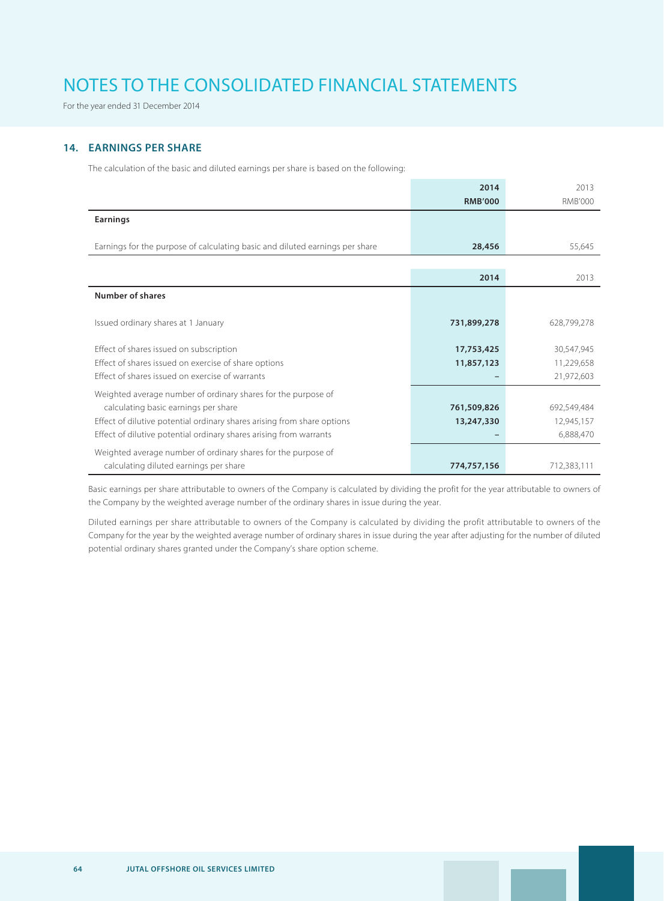# NOTES TO THE CONSOLIDATED FINANCIAL STATEMENTS

For the year ended 31 December 2014

## 14. EARNINGS PER SHARE

The calculation of the basic and diluted earnings per share is based on the following:

| | **2014**<br>**RMB'000** | 2013<br>RMB'000 |
|---|---|---|
| **Earnings** | | |
| Earnings for the purpose of calculating basic and diluted earnings per share | **28,456** | 55,645 |

| | **2014** | 2013 |
|---|---|---|
| **Number of shares** | | |
| Issued ordinary shares at 1 January | **731,899,278** | 628,799,278 |
| Effect of shares issued on subscription | **17,753,425** | 30,547,945 |
| Effect of shares issued on exercise of share options | **11,857,123** | 11,229,658 |
| Effect of shares issued on exercise of warrants | **–** | 21,972,603 |
| Weighted average number of ordinary shares for the purpose of calculating basic earnings per share | **761,509,826** | 692,549,484 |
| Effect of dilutive potential ordinary shares arising from share options | **13,247,330** | 12,945,157 |
| Effect of dilutive potential ordinary shares arising from warrants | **–** | 6,888,470 |
| Weighted average number of ordinary shares for the purpose of calculating diluted earnings per share | **774,757,156** | 712,383,111 |

Basic earnings per share attributable to owners of the Company is calculated by dividing the profit for the year attributable to owners of the Company by the weighted average number of the ordinary shares in issue during the year.

Diluted earnings per share attributable to owners of the Company is calculated by dividing the profit attributable to owners of the Company for the year by the weighted average number of ordinary shares in issue during the year after adjusting for the number of diluted potential ordinary shares granted under the Company's share option scheme.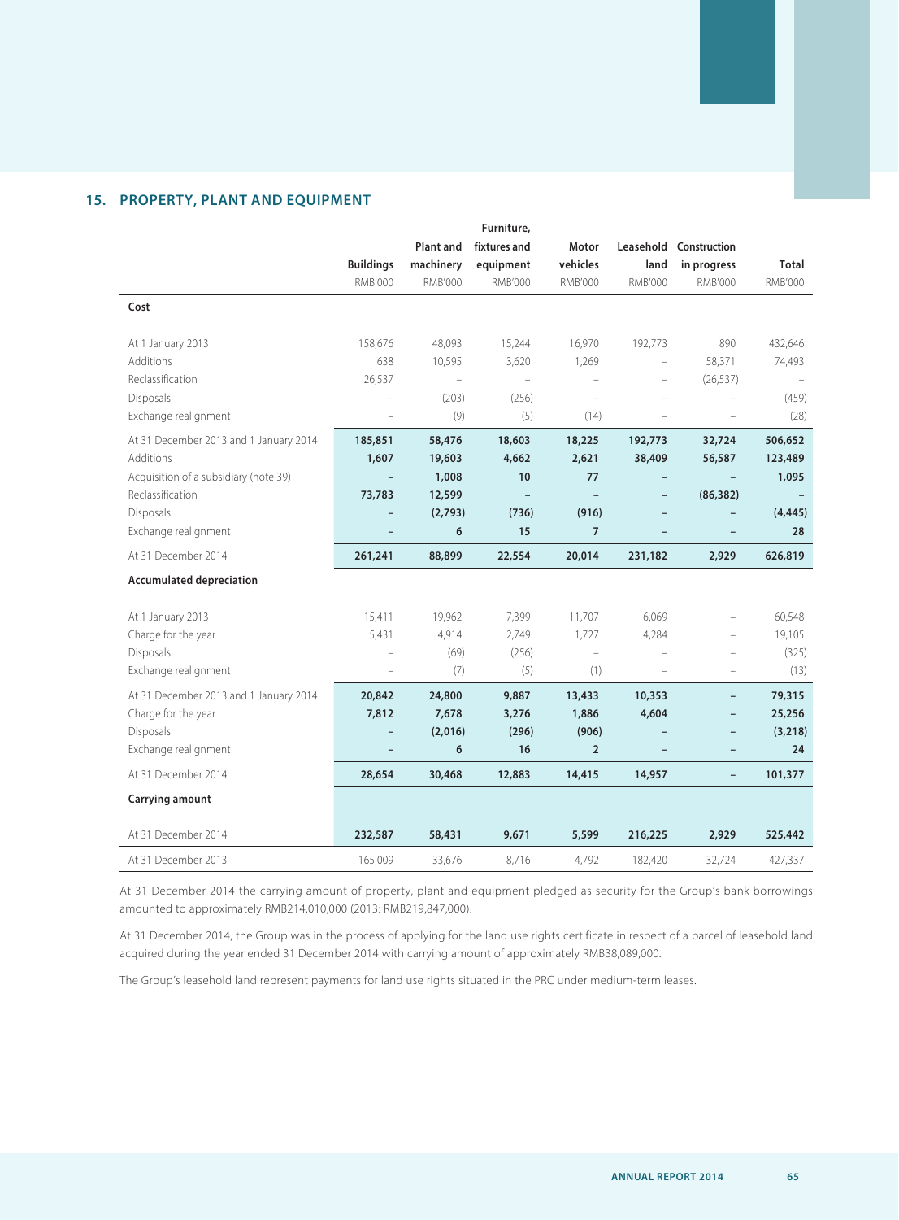## 15. PROPERTY, PLANT AND EQUIPMENT

| | Buildings | Plant and machinery | Furniture, fixtures and equipment | Motor vehicles | Leasehold land | Construction in progress | Total |
|---|---|---|---|---|---|---|---|
| | RMB'000 | RMB'000 | RMB'000 | RMB'000 | RMB'000 | RMB'000 | RMB'000 |
| **Cost** | | | | | | | |
| At 1 January 2013 | 158,676 | 48,093 | 15,244 | 16,970 | 192,773 | 890 | 432,646 |
| Additions | 638 | 10,595 | 3,620 | 1,269 | – | 58,371 | 74,493 |
| Reclassification | 26,537 | – | – | – | – | (26,537) | – |
| Disposals | – | (203) | (256) | – | – | – | (459) |
| Exchange realignment | – | (9) | (5) | (14) | – | – | (28) |
| At 31 December 2013 and 1 January 2014 | 185,851 | 58,476 | 18,603 | 18,225 | 192,773 | 32,724 | 506,652 |
| Additions | 1,607 | 19,603 | 4,662 | 2,621 | 38,409 | 56,587 | 123,489 |
| Acquisition of a subsidiary (note 39) | – | 1,008 | 10 | 77 | – | – | 1,095 |
| Reclassification | 73,783 | 12,599 | – | – | – | (86,382) | – |
| Disposals | – | (2,793) | (736) | (916) | – | – | (4,445) |
| Exchange realignment | – | 6 | 15 | 7 | – | – | 28 |
| At 31 December 2014 | 261,241 | 88,899 | 22,554 | 20,014 | 231,182 | 2,929 | 626,819 |
| **Accumulated depreciation** | | | | | | | |
| At 1 January 2013 | 15,411 | 19,962 | 7,399 | 11,707 | 6,069 | – | 60,548 |
| Charge for the year | 5,431 | 4,914 | 2,749 | 1,727 | 4,284 | – | 19,105 |
| Disposals | – | (69) | (256) | – | – | – | (325) |
| Exchange realignment | – | (7) | (5) | (1) | – | – | (13) |
| At 31 December 2013 and 1 January 2014 | 20,842 | 24,800 | 9,887 | 13,433 | 10,353 | – | 79,315 |
| Charge for the year | 7,812 | 7,678 | 3,276 | 1,886 | 4,604 | – | 25,256 |
| Disposals | – | (2,016) | (296) | (906) | – | – | (3,218) |
| Exchange realignment | – | 6 | 16 | 2 | – | – | 24 |
| At 31 December 2014 | 28,654 | 30,468 | 12,883 | 14,415 | 14,957 | – | 101,377 |
| **Carrying amount** | | | | | | | |
| At 31 December 2014 | 232,587 | 58,431 | 9,671 | 5,599 | 216,225 | 2,929 | 525,442 |
| At 31 December 2013 | 165,009 | 33,676 | 8,716 | 4,792 | 182,420 | 32,724 | 427,337 |

At 31 December 2014 the carrying amount of property, plant and equipment pledged as security for the Group's bank borrowings amounted to approximately RMB214,010,000 (2013: RMB219,847,000).

At 31 December 2014, the Group was in the process of applying for the land use rights certificate in respect of a parcel of leasehold land acquired during the year ended 31 December 2014 with carrying amount of approximately RMB38,089,000.

The Group's leasehold land represent payments for land use rights situated in the PRC under medium-term leases.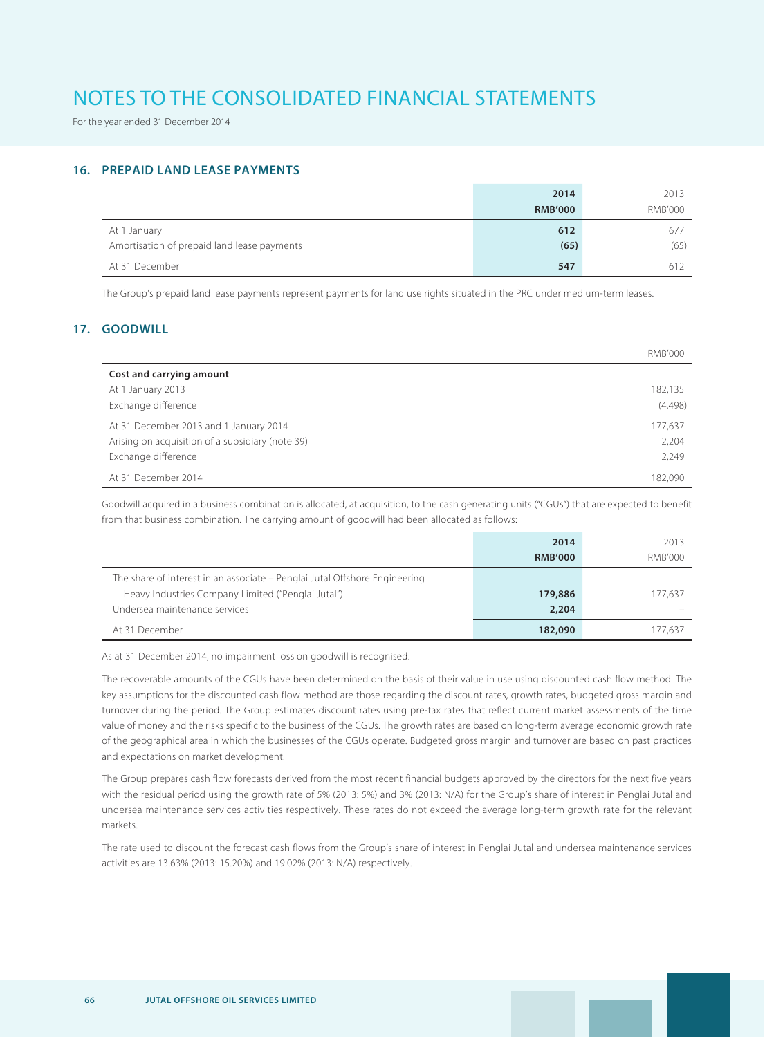# NOTES TO THE CONSOLIDATED FINANCIAL STATEMENTS

For the year ended 31 December 2014

## 16. PREPAID LAND LEASE PAYMENTS

| | 2014 RMB'000 | 2013 RMB'000 |
|---|---|---|
| At 1 January | 612 | 677 |
| Amortisation of prepaid land lease payments | (65) | (65) |
| At 31 December | 547 | 612 |

The Group's prepaid land lease payments represent payments for land use rights situated in the PRC under medium-term leases.

## 17. GOODWILL

| | RMB'000 |
|---|---|
| **Cost and carrying amount** | |
| At 1 January 2013 | 182,135 |
| Exchange difference | (4,498) |
| At 31 December 2013 and 1 January 2014 | 177,637 |
| Arising on acquisition of a subsidiary (note 39) | 2,204 |
| Exchange difference | 2,249 |
| At 31 December 2014 | 182,090 |

Goodwill acquired in a business combination is allocated, at acquisition, to the cash generating units ("CGUs") that are expected to benefit from that business combination. The carrying amount of goodwill had been allocated as follows:

| | 2014 RMB'000 | 2013 RMB'000 |
|---|---|---|
| The share of interest in an associate – Penglai Jutal Offshore Engineering Heavy Industries Company Limited ("Penglai Jutal") | 179,886 | 177,637 |
| Undersea maintenance services | 2,204 | – |
| At 31 December | 182,090 | 177,637 |

As at 31 December 2014, no impairment loss on goodwill is recognised.

The recoverable amounts of the CGUs have been determined on the basis of their value in use using discounted cash flow method. The key assumptions for the discounted cash flow method are those regarding the discount rates, growth rates, budgeted gross margin and turnover during the period. The Group estimates discount rates using pre-tax rates that reflect current market assessments of the time value of money and the risks specific to the business of the CGUs. The growth rates are based on long-term average economic growth rate of the geographical area in which the businesses of the CGUs operate. Budgeted gross margin and turnover are based on past practices and expectations on market development.

The Group prepares cash flow forecasts derived from the most recent financial budgets approved by the directors for the next five years with the residual period using the growth rate of 5% (2013: 5%) and 3% (2013: N/A) for the Group's share of interest in Penglai Jutal and undersea maintenance services activities respectively. These rates do not exceed the average long-term growth rate for the relevant markets.

The rate used to discount the forecast cash flows from the Group's share of interest in Penglai Jutal and undersea maintenance services activities are 13.63% (2013: 15.20%) and 19.02% (2013: N/A) respectively.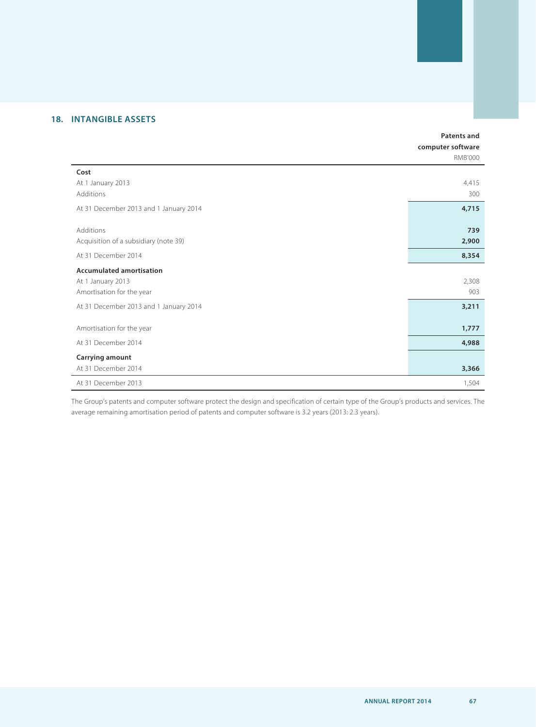## 18. INTANGIBLE ASSETS

| | Patents and computer software RMB'000 |
|---|---|
| **Cost** | |
| At 1 January 2013 | 4,415 |
| Additions | 300 |
| At 31 December 2013 and 1 January 2014 | **4,715** |
| Additions | **739** |
| Acquisition of a subsidiary (note 39) | **2,900** |
| At 31 December 2014 | **8,354** |
| **Accumulated amortisation** | |
| At 1 January 2013 | 2,308 |
| Amortisation for the year | 903 |
| At 31 December 2013 and 1 January 2014 | **3,211** |
| Amortisation for the year | **1,777** |
| At 31 December 2014 | **4,988** |
| **Carrying amount** | |
| At 31 December 2014 | **3,366** |
| At 31 December 2013 | 1,504 |

The Group's patents and computer software protect the design and specification of certain type of the Group's products and services. The average remaining amortisation period of patents and computer software is 3.2 years (2013: 2.3 years).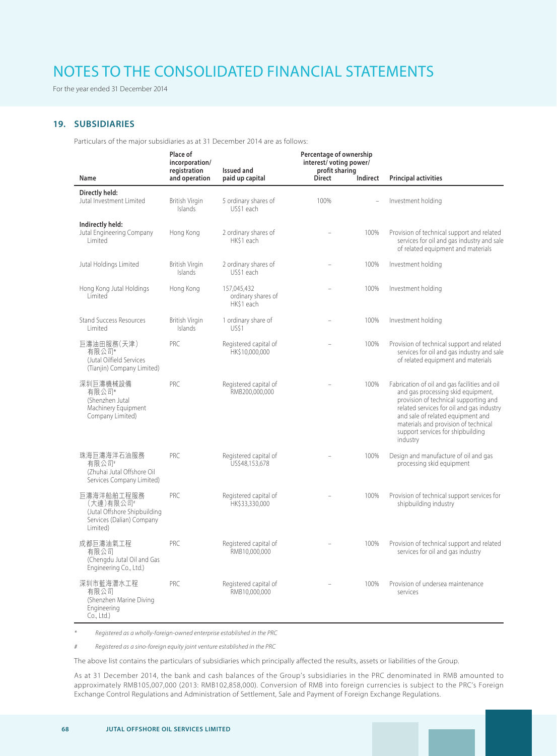# NOTES TO THE CONSOLIDATED FINANCIAL STATEMENTS

For the year ended 31 December 2014

## 19. SUBSIDIARIES

Particulars of the major subsidiaries as at 31 December 2014 are as follows:

| Name | Place of incorporation/ registration and operation | Issued and paid up capital | Percentage of ownership interest/ voting power/ profit sharing | | Principal activities |
|---|---|---|---|---|---|
| | | | Direct | Indirect | |
| **Directly held:** | | | | | |
| Jutal Investment Limited | British Virgin Islands | 5 ordinary shares of US$1 each | 100% | – | Investment holding |
| **Indirectly held:** | | | | | |
| Jutal Engineering Company Limited | Hong Kong | 2 ordinary shares of HK$1 each | – | 100% | Provision of technical support and related services for oil and gas industry and sale of related equipment and materials |
| Jutal Holdings Limited | British Virgin Islands | 2 ordinary shares of US$1 each | – | 100% | Investment holding |
| Hong Kong Jutal Holdings Limited | Hong Kong | 157,045,432 ordinary shares of HK$1 each | – | 100% | Investment holding |
| Stand Success Resources Limited | British Virgin Islands | 1 ordinary share of US$1 | – | 100% | Investment holding |
| 巨濤油田服務(天津)有限公司* (Jutal Oilfield Services (Tianjin) Company Limited) | PRC | Registered capital of HK$10,000,000 | – | 100% | Provision of technical support and related services for oil and gas industry and sale of related equipment and materials |
| 深圳巨濤機械設備有限公司* (Shenzhen Jutal Machinery Equipment Company Limited) | PRC | Registered capital of RMB200,000,000 | – | 100% | Fabrication of oil and gas facilities and oil and gas processing skid equipment, provision of technical supporting and related services for oil and gas industry and sale of related equipment and materials and provision of technical support services for shipbuilding industry |
| 珠海巨濤海洋石油服務有限公司# (Zhuhai Jutal Offshore Oil Services Company Limited) | PRC | Registered capital of US$48,153,678 | – | 100% | Design and manufacture of oil and gas processing skid equipment |
| 巨濤海洋船舶工程服務(大連)有限公司# (Jutal Offshore Shipbuilding Services (Dalian) Company Limited) | PRC | Registered capital of HK$33,330,000 | – | 100% | Provision of technical support services for shipbuilding industry |
| 成都巨濤油氣工程有限公司 (Chengdu Jutal Oil and Gas Engineering Co., Ltd.) | PRC | Registered capital of RMB10,000,000 | – | 100% | Provision of technical support and related services for oil and gas industry |
| 深圳市藍海潛水工程有限公司 (Shenzhen Marine Diving Engineering Co., Ltd.) | PRC | Registered capital of RMB10,000,000 | – | 100% | Provision of undersea maintenance services |

\* *Registered as a wholly-foreign-owned enterprise established in the PRC*

\# *Registered as a sino-foreign equity joint venture established in the PRC*

The above list contains the particulars of subsidiaries which principally affected the results, assets or liabilities of the Group.

As at 31 December 2014, the bank and cash balances of the Group's subsidiaries in the PRC denominated in RMB amounted to approximately RMB105,007,000 (2013: RMB102,858,000). Conversion of RMB into foreign currencies is subject to the PRC's Foreign Exchange Control Regulations and Administration of Settlement, Sale and Payment of Foreign Exchange Regulations.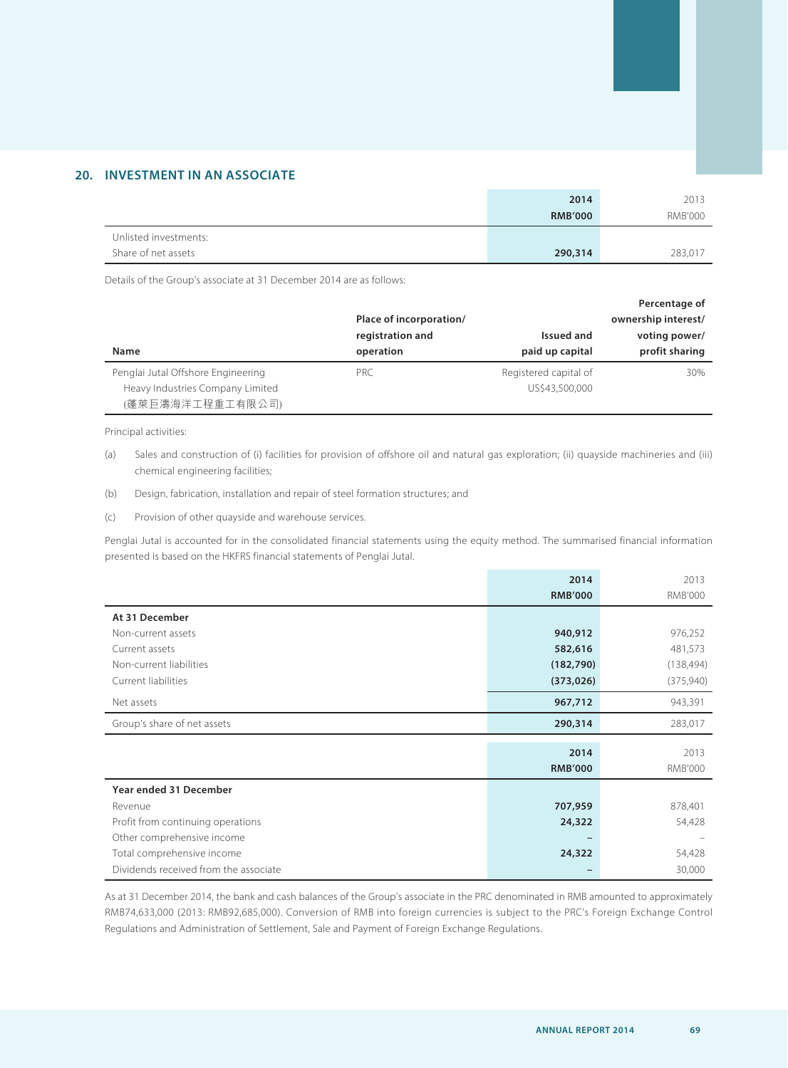## 20. INVESTMENT IN AN ASSOCIATE

| | 2014<br>RMB'000 | 2013<br>RMB'000 |
|---|---|---|
| Unlisted investments: | | |
| Share of net assets | **290,314** | 283,017 |

Details of the Group's associate at 31 December 2014 are as follows:

| Name | Place of incorporation/ registration and operation | Issued and paid up capital | Percentage of ownership interest/ voting power/ profit sharing |
|---|---|---|---|
| Penglai Jutal Offshore Engineering Heavy Industries Company Limited (蓬萊巨濤海洋工程重工有限公司) | PRC | Registered capital of US$43,500,000 | 30% |

Principal activities:

(a) Sales and construction of (i) facilities for provision of offshore oil and natural gas exploration; (ii) quayside machineries and (iii) chemical engineering facilities;

(b) Design, fabrication, installation and repair of steel formation structures; and

(c) Provision of other quayside and warehouse services.

Penglai Jutal is accounted for in the consolidated financial statements using the equity method. The summarised financial information presented is based on the HKFRS financial statements of Penglai Jutal.

| | 2014<br>RMB'000 | 2013<br>RMB'000 |
|---|---|---|
| **At 31 December** | | |
| Non-current assets | **940,912** | 976,252 |
| Current assets | **582,616** | 481,573 |
| Non-current liabilities | **(182,790)** | (138,494) |
| Current liabilities | **(373,026)** | (375,940) |
| Net assets | **967,712** | 943,391 |
| Group's share of net assets | **290,314** | 283,017 |

| | 2014<br>RMB'000 | 2013<br>RMB'000 |
|---|---|---|
| **Year ended 31 December** | | |
| Revenue | **707,959** | 878,401 |
| Profit from continuing operations | **24,322** | 54,428 |
| Other comprehensive income | – | – |
| Total comprehensive income | **24,322** | 54,428 |
| Dividends received from the associate | – | 30,000 |

As at 31 December 2014, the bank and cash balances of the Group's associate in the PRC denominated in RMB amounted to approximately RMB74,633,000 (2013: RMB92,685,000). Conversion of RMB into foreign currencies is subject to the PRC's Foreign Exchange Control Regulations and Administration of Settlement, Sale and Payment of Foreign Exchange Regulations.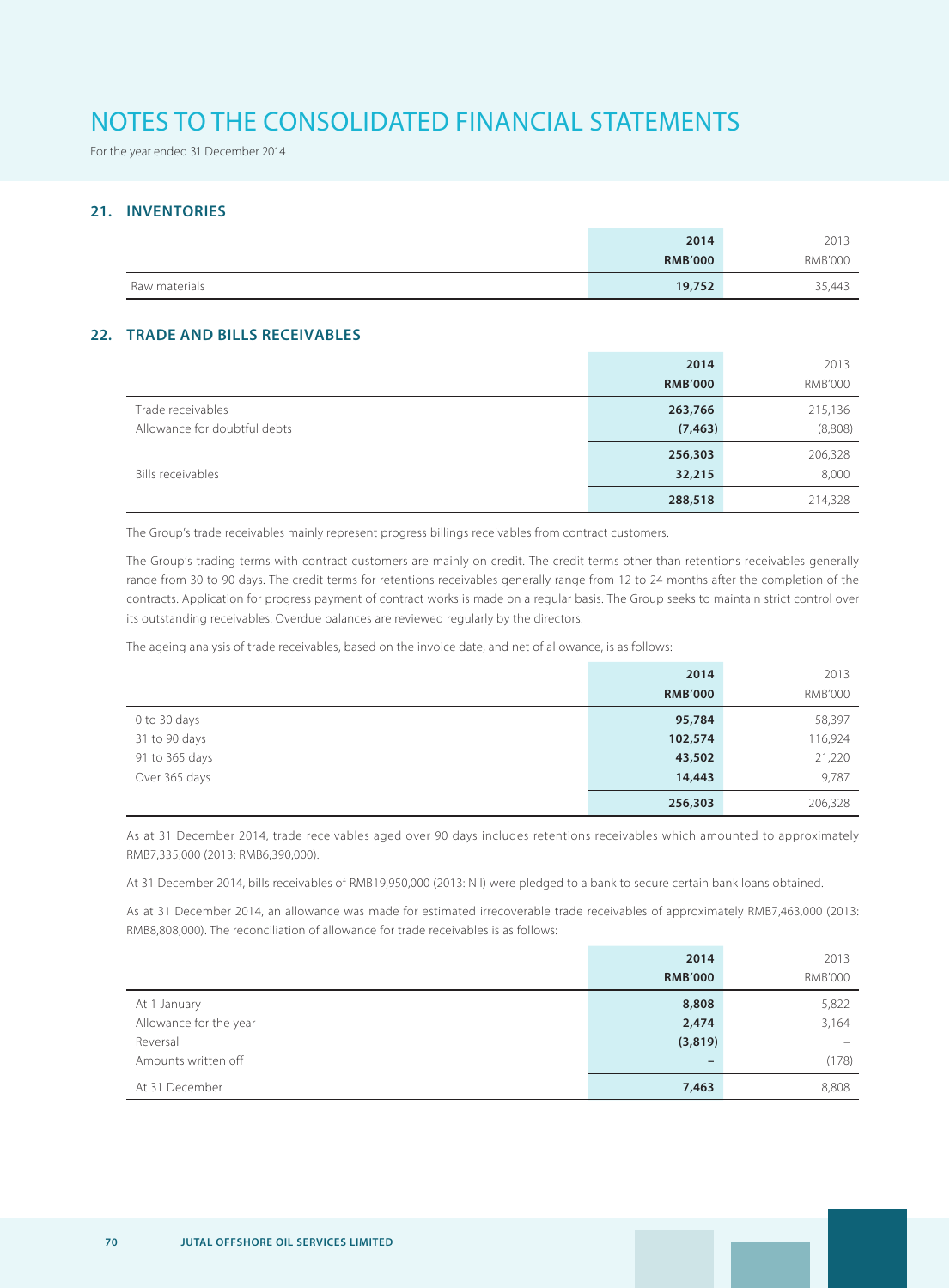# NOTES TO THE CONSOLIDATED FINANCIAL STATEMENTS

For the year ended 31 December 2014

## 21. INVENTORIES

| | 2014<br>RMB'000 | 2013<br>RMB'000 |
|---|---|---|
| Raw materials | **19,752** | 35,443 |

## 22. TRADE AND BILLS RECEIVABLES

| | 2014<br>RMB'000 | 2013<br>RMB'000 |
|---|---|---|
| Trade receivables | **263,766** | 215,136 |
| Allowance for doubtful debts | **(7,463)** | (8,808) |
| | **256,303** | 206,328 |
| Bills receivables | **32,215** | 8,000 |
| | **288,518** | 214,328 |

The Group's trade receivables mainly represent progress billings receivables from contract customers.

The Group's trading terms with contract customers are mainly on credit. The credit terms other than retentions receivables generally range from 30 to 90 days. The credit terms for retentions receivables generally range from 12 to 24 months after the completion of the contracts. Application for progress payment of contract works is made on a regular basis. The Group seeks to maintain strict control over its outstanding receivables. Overdue balances are reviewed regularly by the directors.

The ageing analysis of trade receivables, based on the invoice date, and net of allowance, is as follows:

| | 2014<br>RMB'000 | 2013<br>RMB'000 |
|---|---|---|
| 0 to 30 days | **95,784** | 58,397 |
| 31 to 90 days | **102,574** | 116,924 |
| 91 to 365 days | **43,502** | 21,220 |
| Over 365 days | **14,443** | 9,787 |
| | **256,303** | 206,328 |

As at 31 December 2014, trade receivables aged over 90 days includes retentions receivables which amounted to approximately RMB7,335,000 (2013: RMB6,390,000).

At 31 December 2014, bills receivables of RMB19,950,000 (2013: Nil) were pledged to a bank to secure certain bank loans obtained.

As at 31 December 2014, an allowance was made for estimated irrecoverable trade receivables of approximately RMB7,463,000 (2013: RMB8,808,000). The reconciliation of allowance for trade receivables is as follows:

| | 2014<br>RMB'000 | 2013<br>RMB'000 |
|---|---|---|
| At 1 January | **8,808** | 5,822 |
| Allowance for the year | **2,474** | 3,164 |
| Reversal | **(3,819)** | – |
| Amounts written off | **–** | (178) |
| At 31 December | **7,463** | 8,808 |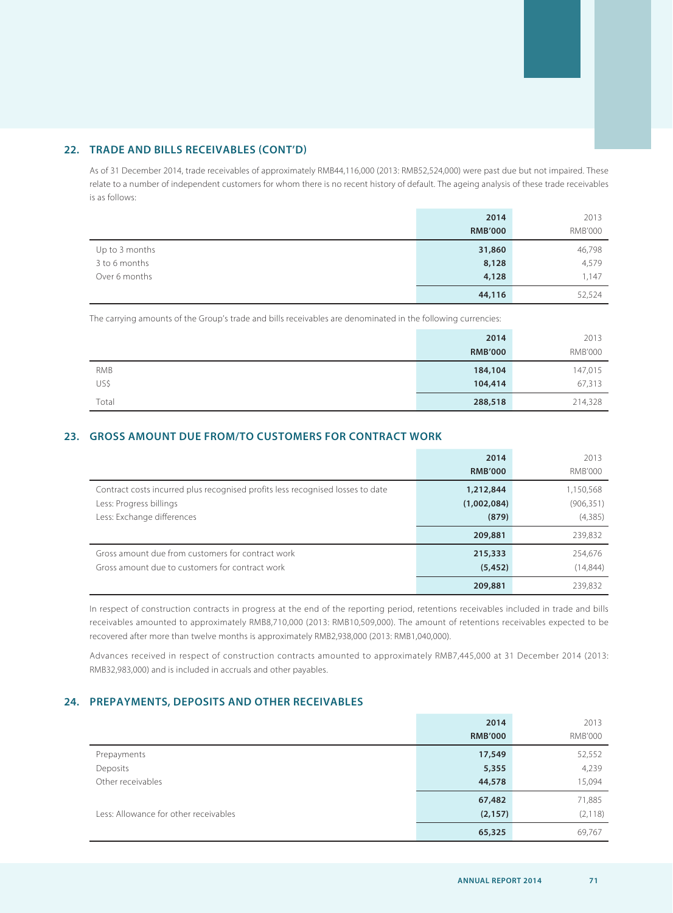## 22. TRADE AND BILLS RECEIVABLES (CONT'D)

As of 31 December 2014, trade receivables of approximately RMB44,116,000 (2013: RMB52,524,000) were past due but not impaired. These relate to a number of independent customers for whom there is no recent history of default. The ageing analysis of these trade receivables is as follows:

| | 2014<br>RMB'000 | 2013<br>RMB'000 |
|---|---|---|
| Up to 3 months | 31,860 | 46,798 |
| 3 to 6 months | 8,128 | 4,579 |
| Over 6 months | 4,128 | 1,147 |
| | 44,116 | 52,524 |

The carrying amounts of the Group's trade and bills receivables are denominated in the following currencies:

| | 2014<br>RMB'000 | 2013<br>RMB'000 |
|---|---|---|
| RMB | 184,104 | 147,015 |
| US$ | 104,414 | 67,313 |
| Total | 288,518 | 214,328 |

## 23. GROSS AMOUNT DUE FROM/TO CUSTOMERS FOR CONTRACT WORK

| | 2014<br>RMB'000 | 2013<br>RMB'000 |
|---|---|---|
| Contract costs incurred plus recognised profits less recognised losses to date | 1,212,844 | 1,150,568 |
| Less: Progress billings | (1,002,084) | (906,351) |
| Less: Exchange differences | (879) | (4,385) |
| | 209,881 | 239,832 |
| Gross amount due from customers for contract work | 215,333 | 254,676 |
| Gross amount due to customers for contract work | (5,452) | (14,844) |
| | 209,881 | 239,832 |

In respect of construction contracts in progress at the end of the reporting period, retentions receivables included in trade and bills receivables amounted to approximately RMB8,710,000 (2013: RMB10,509,000). The amount of retentions receivables expected to be recovered after more than twelve months is approximately RMB2,938,000 (2013: RMB1,040,000).

Advances received in respect of construction contracts amounted to approximately RMB7,445,000 at 31 December 2014 (2013: RMB32,983,000) and is included in accruals and other payables.

## 24. PREPAYMENTS, DEPOSITS AND OTHER RECEIVABLES

| | 2014<br>RMB'000 | 2013<br>RMB'000 |
|---|---|---|
| Prepayments | 17,549 | 52,552 |
| Deposits | 5,355 | 4,239 |
| Other receivables | 44,578 | 15,094 |
| | 67,482 | 71,885 |
| Less: Allowance for other receivables | (2,157) | (2,118) |
| | 65,325 | 69,767 |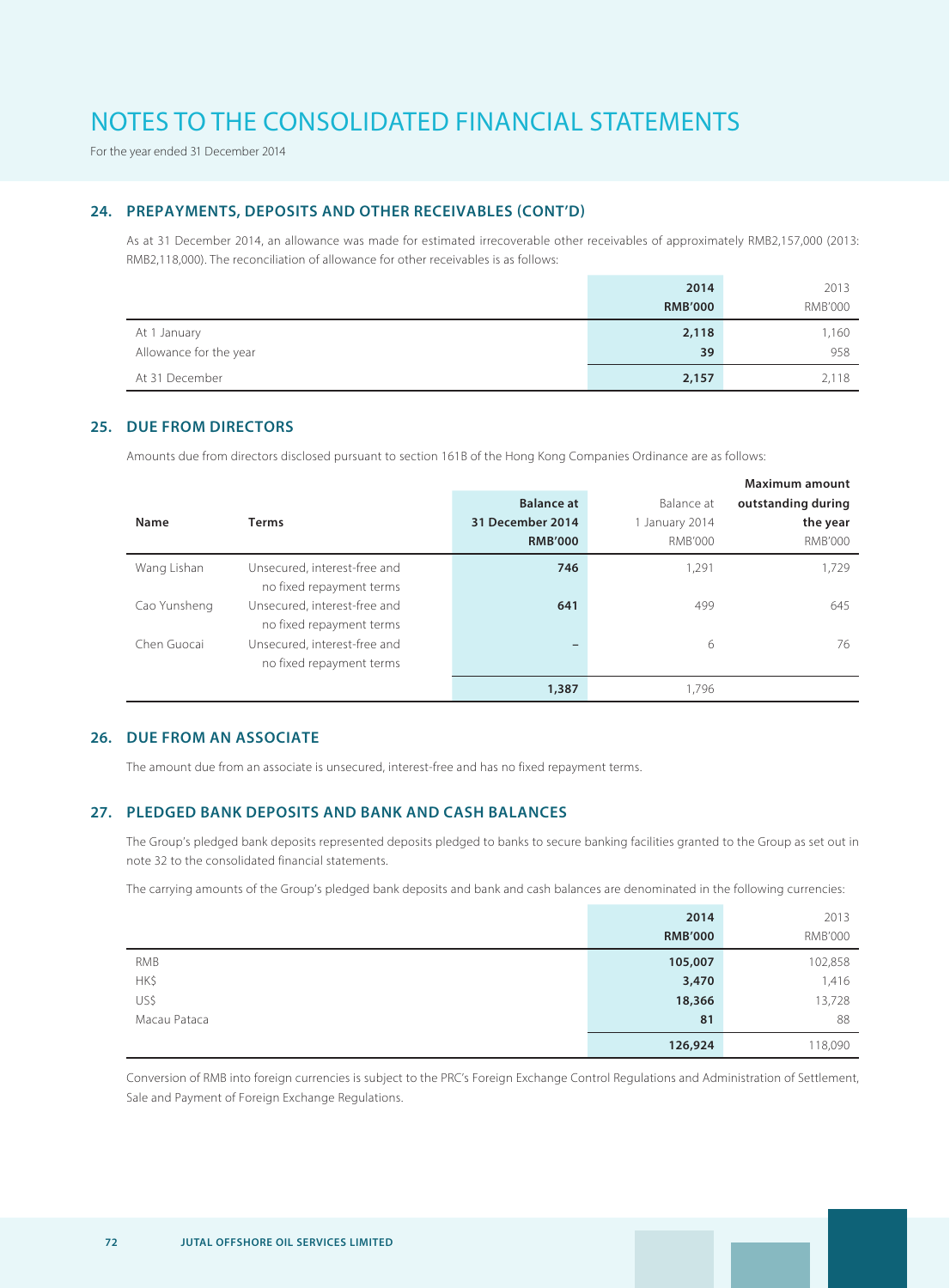# NOTES TO THE CONSOLIDATED FINANCIAL STATEMENTS

For the year ended 31 December 2014

## 24. PREPAYMENTS, DEPOSITS AND OTHER RECEIVABLES (CONT'D)

As at 31 December 2014, an allowance was made for estimated irrecoverable other receivables of approximately RMB2,157,000 (2013: RMB2,118,000). The reconciliation of allowance for other receivables is as follows:

| | **2014** **RMB'000** | 2013 RMB'000 |
|---|---|---|
| At 1 January | **2,118** | 1,160 |
| Allowance for the year | **39** | 958 |
| At 31 December | **2,157** | 2,118 |

## 25. DUE FROM DIRECTORS

Amounts due from directors disclosed pursuant to section 161B of the Hong Kong Companies Ordinance are as follows:

| **Name** | **Terms** | **Balance at 31 December 2014 RMB'000** | Balance at 1 January 2014 RMB'000 | **Maximum amount outstanding during the year** RMB'000 |
|---|---|---|---|---|
| Wang Lishan | Unsecured, interest-free and no fixed repayment terms | **746** | 1,291 | 1,729 |
| Cao Yunsheng | Unsecured, interest-free and no fixed repayment terms | **641** | 499 | 645 |
| Chen Guocai | Unsecured, interest-free and no fixed repayment terms | **–** | 6 | 76 |
| | | **1,387** | 1,796 | |

## 26. DUE FROM AN ASSOCIATE

The amount due from an associate is unsecured, interest-free and has no fixed repayment terms.

## 27. PLEDGED BANK DEPOSITS AND BANK AND CASH BALANCES

The Group's pledged bank deposits represented deposits pledged to banks to secure banking facilities granted to the Group as set out in note 32 to the consolidated financial statements.

The carrying amounts of the Group's pledged bank deposits and bank and cash balances are denominated in the following currencies:

| | **2014** **RMB'000** | 2013 RMB'000 |
|---|---|---|
| RMB | **105,007** | 102,858 |
| HK$ | **3,470** | 1,416 |
| US$ | **18,366** | 13,728 |
| Macau Pataca | **81** | 88 |
| | **126,924** | 118,090 |

Conversion of RMB into foreign currencies is subject to the PRC's Foreign Exchange Control Regulations and Administration of Settlement, Sale and Payment of Foreign Exchange Regulations.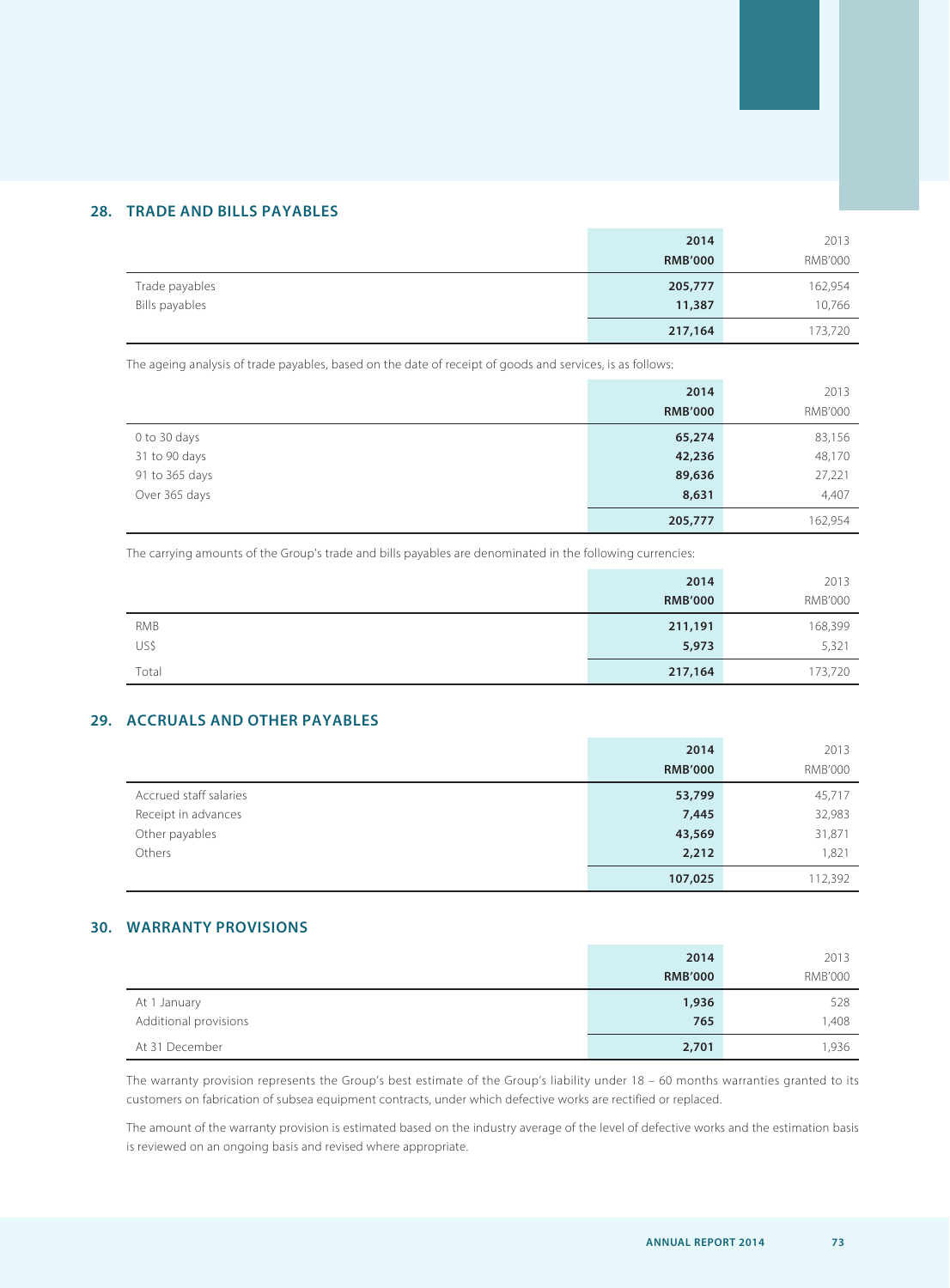## 28. TRADE AND BILLS PAYABLES

| | 2014<br>RMB'000 | 2013<br>RMB'000 |
|---|---|---|
| Trade payables | **205,777** | 162,954 |
| Bills payables | **11,387** | 10,766 |
| | **217,164** | 173,720 |

The ageing analysis of trade payables, based on the date of receipt of goods and services, is as follows:

| | 2014<br>RMB'000 | 2013<br>RMB'000 |
|---|---|---|
| 0 to 30 days | **65,274** | 83,156 |
| 31 to 90 days | **42,236** | 48,170 |
| 91 to 365 days | **89,636** | 27,221 |
| Over 365 days | **8,631** | 4,407 |
| | **205,777** | 162,954 |

The carrying amounts of the Group's trade and bills payables are denominated in the following currencies:

| | 2014<br>RMB'000 | 2013<br>RMB'000 |
|---|---|---|
| RMB | **211,191** | 168,399 |
| US$ | **5,973** | 5,321 |
| Total | **217,164** | 173,720 |

## 29. ACCRUALS AND OTHER PAYABLES

| | 2014<br>RMB'000 | 2013<br>RMB'000 |
|---|---|---|
| Accrued staff salaries | **53,799** | 45,717 |
| Receipt in advances | **7,445** | 32,983 |
| Other payables | **43,569** | 31,871 |
| Others | **2,212** | 1,821 |
| | **107,025** | 112,392 |

## 30. WARRANTY PROVISIONS

| | 2014<br>RMB'000 | 2013<br>RMB'000 |
|---|---|---|
| At 1 January | **1,936** | 528 |
| Additional provisions | **765** | 1,408 |
| At 31 December | **2,701** | 1,936 |

The warranty provision represents the Group's best estimate of the Group's liability under 18 – 60 months warranties granted to its customers on fabrication of subsea equipment contracts, under which defective works are rectified or replaced.

The amount of the warranty provision is estimated based on the industry average of the level of defective works and the estimation basis is reviewed on an ongoing basis and revised where appropriate.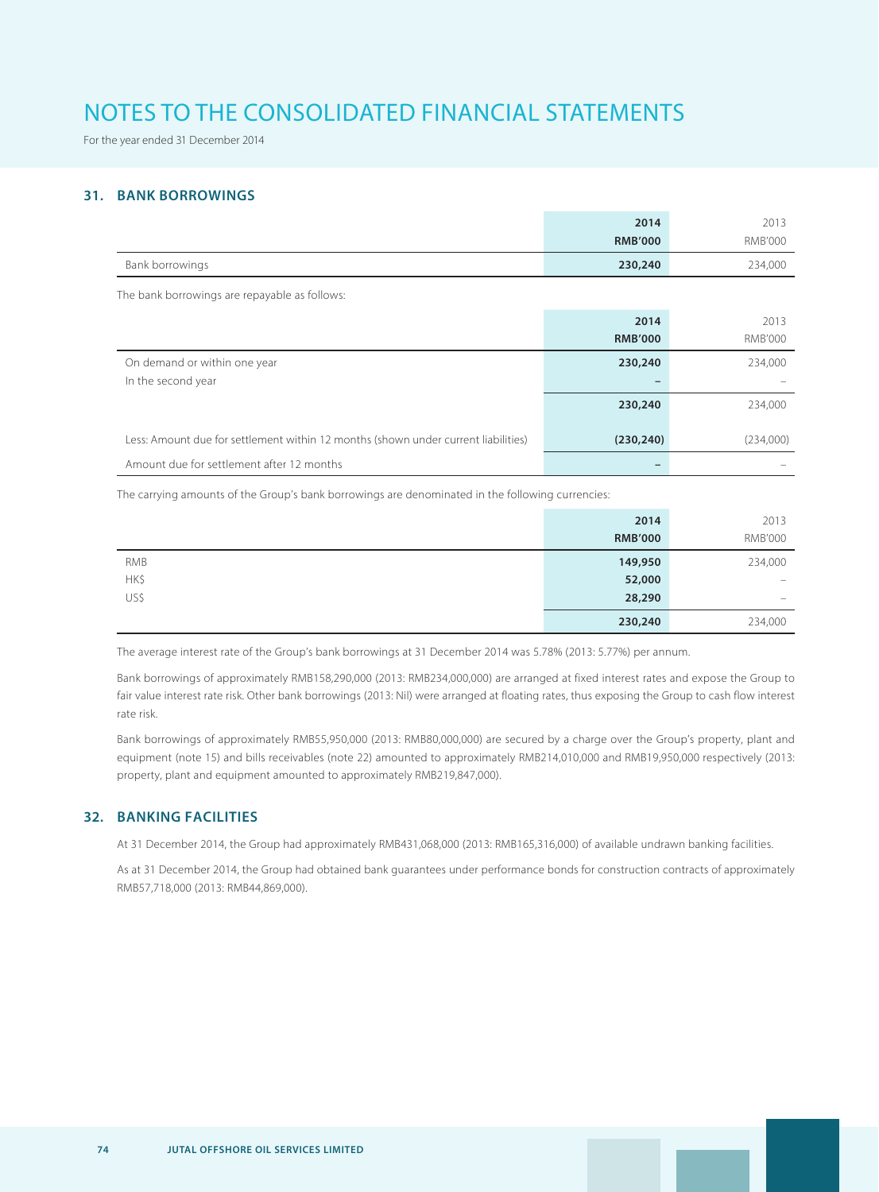# NOTES TO THE CONSOLIDATED FINANCIAL STATEMENTS

For the year ended 31 December 2014

## 31. BANK BORROWINGS

| | 2014<br>RMB'000 | 2013<br>RMB'000 |
|---|---|---|
| Bank borrowings | **230,240** | 234,000 |

The bank borrowings are repayable as follows:

| | 2014<br>RMB'000 | 2013<br>RMB'000 |
|---|---|---|
| On demand or within one year | **230,240** | 234,000 |
| In the second year | **–** | – |
| | **230,240** | 234,000 |
| Less: Amount due for settlement within 12 months (shown under current liabilities) | **(230,240)** | (234,000) |
| Amount due for settlement after 12 months | **–** | – |

The carrying amounts of the Group's bank borrowings are denominated in the following currencies:

| | 2014<br>RMB'000 | 2013<br>RMB'000 |
|---|---|---|
| RMB | **149,950** | 234,000 |
| HK$ | **52,000** | – |
| US$ | **28,290** | – |
| | **230,240** | 234,000 |

The average interest rate of the Group's bank borrowings at 31 December 2014 was 5.78% (2013: 5.77%) per annum.

Bank borrowings of approximately RMB158,290,000 (2013: RMB234,000,000) are arranged at fixed interest rates and expose the Group to fair value interest rate risk. Other bank borrowings (2013: Nil) were arranged at floating rates, thus exposing the Group to cash flow interest rate risk.

Bank borrowings of approximately RMB55,950,000 (2013: RMB80,000,000) are secured by a charge over the Group's property, plant and equipment (note 15) and bills receivables (note 22) amounted to approximately RMB214,010,000 and RMB19,950,000 respectively (2013: property, plant and equipment amounted to approximately RMB219,847,000).

## 32. BANKING FACILITIES

At 31 December 2014, the Group had approximately RMB431,068,000 (2013: RMB165,316,000) of available undrawn banking facilities.

As at 31 December 2014, the Group had obtained bank guarantees under performance bonds for construction contracts of approximately RMB57,718,000 (2013: RMB44,869,000).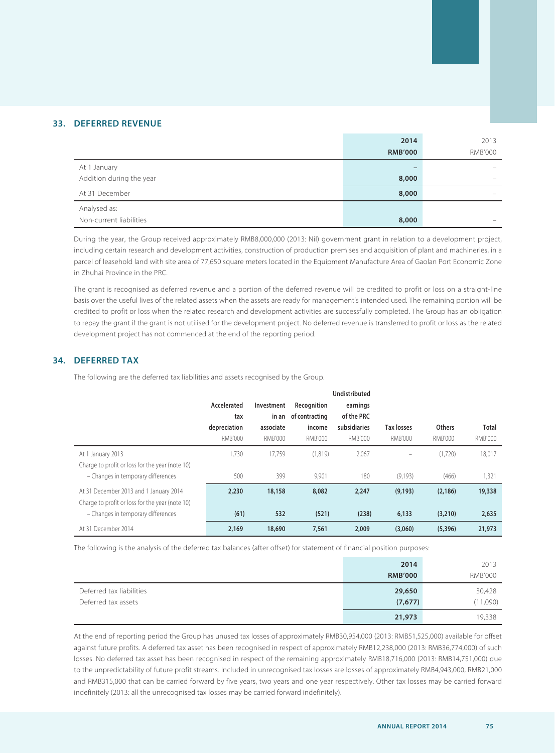## 33. DEFERRED REVENUE

| | 2014<br>RMB'000 | 2013<br>RMB'000 |
|---|---|---|
| At 1 January | – | – |
| Addition during the year | 8,000 | – |
| At 31 December | 8,000 | – |
| Analysed as: | | |
| Non-current liabilities | 8,000 | – |

During the year, the Group received approximately RMB8,000,000 (2013: Nil) government grant in relation to a development project, including certain research and development activities, construction of production premises and acquisition of plant and machineries, in a parcel of leasehold land with site area of 77,650 square meters located in the Equipment Manufacture Area of Gaolan Port Economic Zone in Zhuhai Province in the PRC.

The grant is recognised as deferred revenue and a portion of the deferred revenue will be credited to profit or loss on a straight-line basis over the useful lives of the related assets when the assets are ready for management's intended used. The remaining portion will be credited to profit or loss when the related research and development activities are successfully completed. The Group has an obligation to repay the grant if the grant is not utilised for the development project. No deferred revenue is transferred to profit or loss as the related development project has not commenced at the end of the reporting period.

## 34. DEFERRED TAX

The following are the deferred tax liabilities and assets recognised by the Group.

| | Accelerated tax depreciation<br>RMB'000 | Investment in an associate<br>RMB'000 | Recognition of contracting income<br>RMB'000 | Undistributed earnings of the PRC subsidiaries<br>RMB'000 | Tax losses<br>RMB'000 | Others<br>RMB'000 | Total<br>RMB'000 |
|---|---|---|---|---|---|---|---|
| At 1 January 2013 | 1,730 | 17,759 | (1,819) | 2,067 | – | (1,720) | 18,017 |
| Charge to profit or loss for the year (note 10) | | | | | | | |
| – Changes in temporary differences | 500 | 399 | 9,901 | 180 | (9,193) | (466) | 1,321 |
| At 31 December 2013 and 1 January 2014 | 2,230 | 18,158 | 8,082 | 2,247 | (9,193) | (2,186) | 19,338 |
| Charge to profit or loss for the year (note 10) | | | | | | | |
| – Changes in temporary differences | (61) | 532 | (521) | (238) | 6,133 | (3,210) | 2,635 |
| At 31 December 2014 | 2,169 | 18,690 | 7,561 | 2,009 | (3,060) | (5,396) | 21,973 |

The following is the analysis of the deferred tax balances (after offset) for statement of financial position purposes:

| | 2014<br>RMB'000 | 2013<br>RMB'000 |
|---|---|---|
| Deferred tax liabilities | 29,650 | 30,428 |
| Deferred tax assets | (7,677) | (11,090) |
| | 21,973 | 19,338 |

At the end of reporting period the Group has unused tax losses of approximately RMB30,954,000 (2013: RMB51,525,000) available for offset against future profits. A deferred tax asset has been recognised in respect of approximately RMB12,238,000 (2013: RMB36,774,000) of such losses. No deferred tax asset has been recognised in respect of the remaining approximately RMB18,716,000 (2013: RMB14,751,000) due to the unpredictability of future profit streams. Included in unrecognised tax losses are losses of approximately RMB4,943,000, RMB21,000 and RMB315,000 that can be carried forward by five years, two years and one year respectively. Other tax losses may be carried forward indefinitely (2013: all the unrecognised tax losses may be carried forward indefinitely).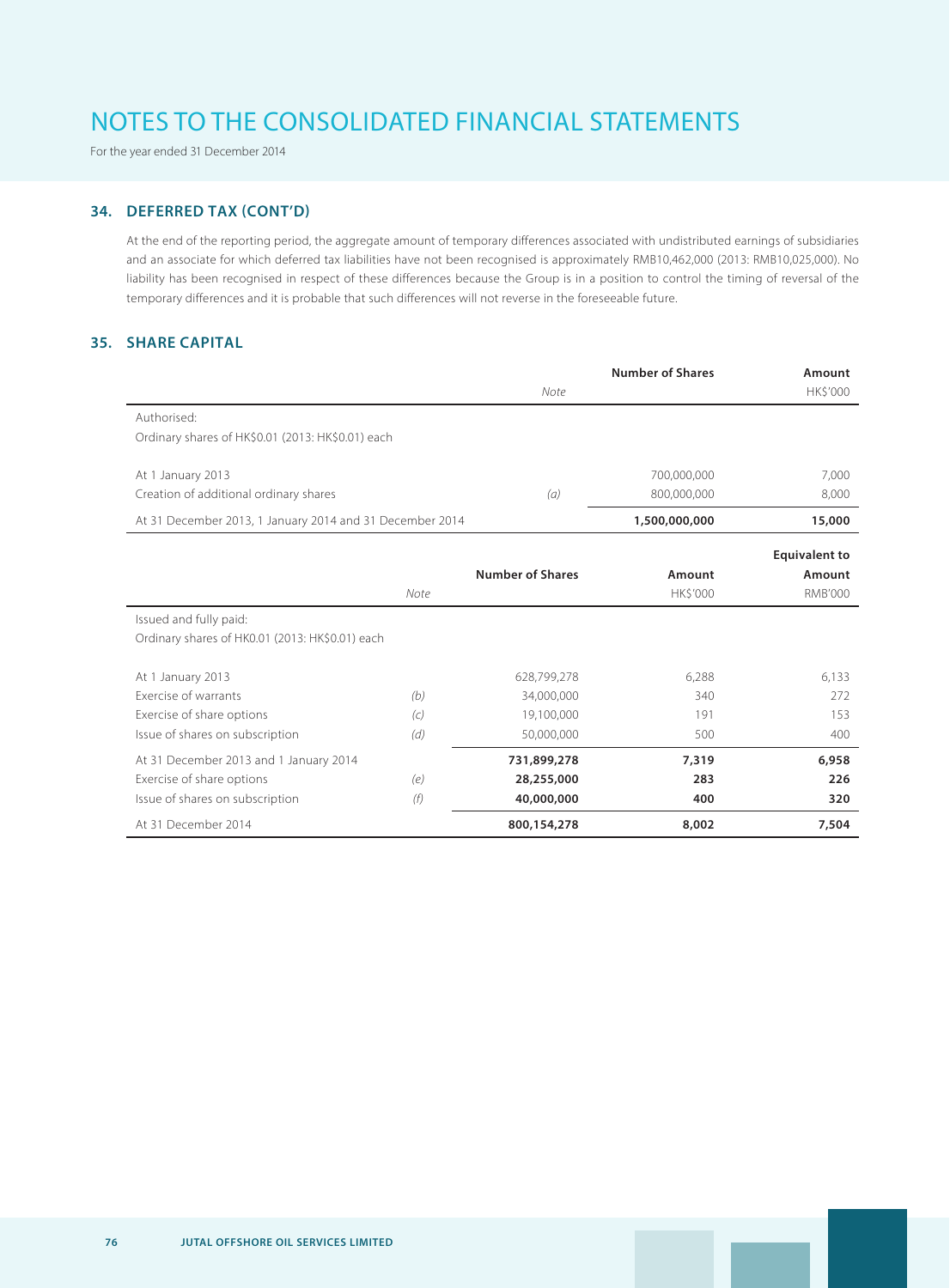# NOTES TO THE CONSOLIDATED FINANCIAL STATEMENTS

For the year ended 31 December 2014

## 34. DEFERRED TAX (CONT'D)

At the end of the reporting period, the aggregate amount of temporary differences associated with undistributed earnings of subsidiaries and an associate for which deferred tax liabilities have not been recognised is approximately RMB10,462,000 (2013: RMB10,025,000). No liability has been recognised in respect of these differences because the Group is in a position to control the timing of reversal of the temporary differences and it is probable that such differences will not reverse in the foreseeable future.

## 35. SHARE CAPITAL

| | Note | Number of Shares | Amount HK$'000 |
|---|---|---|---|
| Authorised: | | | |
| Ordinary shares of HK$0.01 (2013: HK$0.01) each | | | |
| At 1 January 2013 | | 700,000,000 | 7,000 |
| Creation of additional ordinary shares | *(a)* | 800,000,000 | 8,000 |
| At 31 December 2013, 1 January 2014 and 31 December 2014 | | **1,500,000,000** | **15,000** |

| | Note | Number of Shares | Amount HK$'000 | Equivalent to Amount RMB'000 |
|---|---|---|---|---|
| Issued and fully paid: | | | | |
| Ordinary shares of HK0.01 (2013: HK$0.01) each | | | | |
| At 1 January 2013 | | 628,799,278 | 6,288 | 6,133 |
| Exercise of warrants | *(b)* | 34,000,000 | 340 | 272 |
| Exercise of share options | *(c)* | 19,100,000 | 191 | 153 |
| Issue of shares on subscription | *(d)* | 50,000,000 | 500 | 400 |
| At 31 December 2013 and 1 January 2014 | | **731,899,278** | **7,319** | **6,958** |
| Exercise of share options | *(e)* | **28,255,000** | **283** | **226** |
| Issue of shares on subscription | *(f)* | **40,000,000** | **400** | **320** |
| At 31 December 2014 | | **800,154,278** | **8,002** | **7,504** |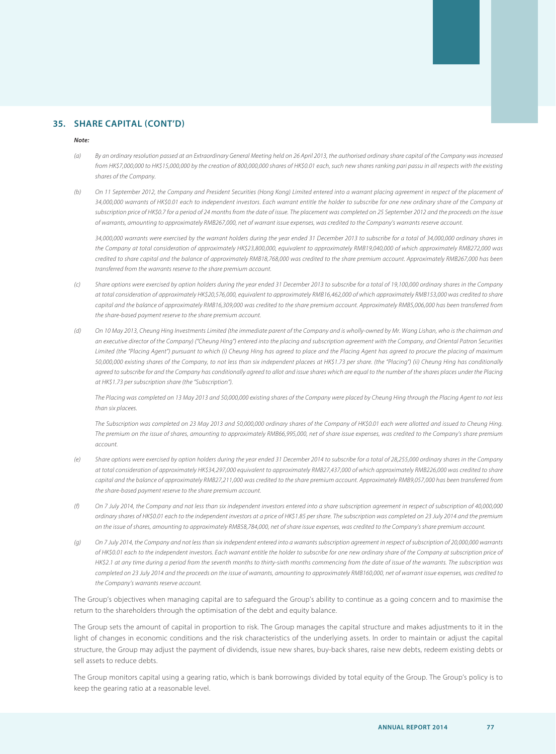## 35. SHARE CAPITAL (CONT'D)

***Note:***

*(a) By an ordinary resolution passed at an Extraordinary General Meeting held on 26 April 2013, the authorised ordinary share capital of the Company was increased from HK$7,000,000 to HK$15,000,000 by the creation of 800,000,000 shares of HK$0.01 each, such new shares ranking pari passu in all respects with the existing shares of the Company.*

*(b) On 11 September 2012, the Company and President Securities (Hong Kong) Limited entered into a warrant placing agreement in respect of the placement of 34,000,000 warrants of HK$0.01 each to independent investors. Each warrant entitle the holder to subscribe for one new ordinary share of the Company at subscription price of HK$0.7 for a period of 24 months from the date of issue. The placement was completed on 25 September 2012 and the proceeds on the issue of warrants, amounting to approximately RMB267,000, net of warrant issue expenses, was credited to the Company's warrants reserve account.*

*34,000,000 warrants were exercised by the warrant holders during the year ended 31 December 2013 to subscribe for a total of 34,000,000 ordinary shares in the Company at total consideration of approximately HK$23,800,000, equivalent to approximately RMB19,040,000 of which approximately RMB272,000 was credited to share capital and the balance of approximately RMB18,768,000 was credited to the share premium account. Approximately RMB267,000 has been transferred from the warrants reserve to the share premium account.*

*(c) Share options were exercised by option holders during the year ended 31 December 2013 to subscribe for a total of 19,100,000 ordinary shares in the Company at total consideration of approximately HK$20,576,000, equivalent to approximately RMB16,462,000 of which approximately RMB153,000 was credited to share capital and the balance of approximately RMB16,309,000 was credited to the share premium account. Approximately RMB5,006,000 has been transferred from the share-based payment reserve to the share premium account.*

*(d) On 10 May 2013, Cheung Hing Investments Limited (the immediate parent of the Company and is wholly-owned by Mr. Wang Lishan, who is the chairman and an executive director of the Company) ("Cheung Hing") entered into the placing and subscription agreement with the Company, and Oriental Patron Securities Limited (the "Placing Agent") pursuant to which (i) Cheung Hing has agreed to place and the Placing Agent has agreed to procure the placing of maximum 50,000,000 existing shares of the Company, to not less than six independent placees at HK$1.73 per share. (the "Placing") (ii) Cheung Hing has conditionally agreed to subscribe for and the Company has conditionally agreed to allot and issue shares which are equal to the number of the shares places under the Placing at HK$1.73 per subscription share (the "Subscription").*

*The Placing was completed on 13 May 2013 and 50,000,000 existing shares of the Company were placed by Cheung Hing through the Placing Agent to not less than six placees.*

*The Subscription was completed on 23 May 2013 and 50,000,000 ordinary shares of the Company of HK$0.01 each were allotted and issued to Cheung Hing. The premium on the issue of shares, amounting to approximately RMB66,995,000, net of share issue expenses, was credited to the Company's share premium account.*

*(e) Share options were exercised by option holders during the year ended 31 December 2014 to subscribe for a total of 28,255,000 ordinary shares in the Company at total consideration of approximately HK$34,297,000 equivalent to approximately RMB27,437,000 of which approximately RMB226,000 was credited to share capital and the balance of approximately RMB27,211,000 was credited to the share premium account. Approximately RMB9,057,000 has been transferred from the share-based payment reserve to the share premium account.*

*(f) On 7 July 2014, the Company and not less than six independent investors entered into a share subscription agreement in respect of subscription of 40,000,000 ordinary shares of HK$0.01 each to the independent investors at a price of HK$1.85 per share. The subscription was completed on 23 July 2014 and the premium on the issue of shares, amounting to approximately RMB58,784,000, net of share issue expenses, was credited to the Company's share premium account.*

*(g) On 7 July 2014, the Company and not less than six independent entered into a warrants subscription agreement in respect of subscription of 20,000,000 warrants of HK$0.01 each to the independent investors. Each warrant entitle the holder to subscribe for one new ordinary share of the Company at subscription price of HK$2.1 at any time during a period from the seventh months to thirty-sixth months commencing from the date of issue of the warrants. The subscription was completed on 23 July 2014 and the proceeds on the issue of warrants, amounting to approximately RMB160,000, net of warrant issue expenses, was credited to the Company's warrants reserve account.*

The Group's objectives when managing capital are to safeguard the Group's ability to continue as a going concern and to maximise the return to the shareholders through the optimisation of the debt and equity balance.

The Group sets the amount of capital in proportion to risk. The Group manages the capital structure and makes adjustments to it in the light of changes in economic conditions and the risk characteristics of the underlying assets. In order to maintain or adjust the capital structure, the Group may adjust the payment of dividends, issue new shares, buy-back shares, raise new debts, redeem existing debts or sell assets to reduce debts.

The Group monitors capital using a gearing ratio, which is bank borrowings divided by total equity of the Group. The Group's policy is to keep the gearing ratio at a reasonable level.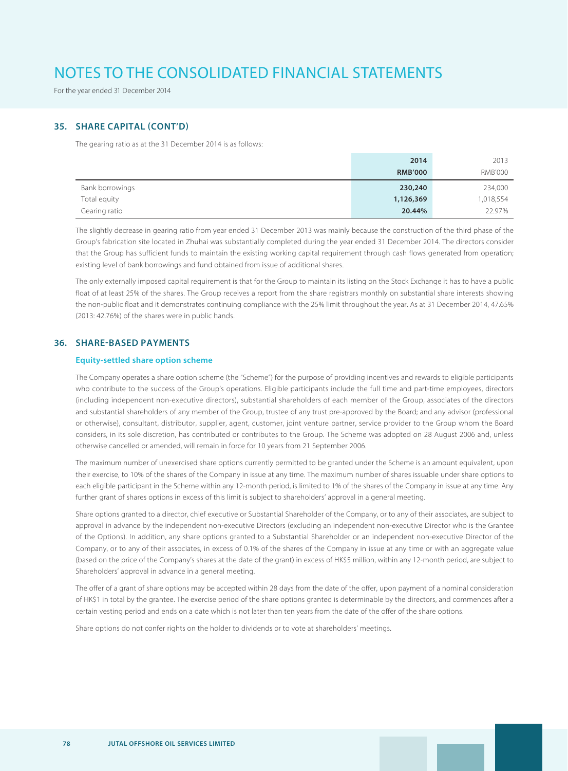# NOTES TO THE CONSOLIDATED FINANCIAL STATEMENTS

For the year ended 31 December 2014

## 35. SHARE CAPITAL (CONT'D)

The gearing ratio as at the 31 December 2014 is as follows:

| | 2014 | 2013 |
|---|---|---|
| | RMB'000 | RMB'000 |
| Bank borrowings | 230,240 | 234,000 |
| Total equity | 1,126,369 | 1,018,554 |
| Gearing ratio | 20.44% | 22.97% |

The slightly decrease in gearing ratio from year ended 31 December 2013 was mainly because the construction of the third phase of the Group's fabrication site located in Zhuhai was substantially completed during the year ended 31 December 2014. The directors consider that the Group has sufficient funds to maintain the existing working capital requirement through cash flows generated from operation; existing level of bank borrowings and fund obtained from issue of additional shares.

The only externally imposed capital requirement is that for the Group to maintain its listing on the Stock Exchange it has to have a public float of at least 25% of the shares. The Group receives a report from the share registrars monthly on substantial share interests showing the non-public float and it demonstrates continuing compliance with the 25% limit throughout the year. As at 31 December 2014, 47.65% (2013: 42.76%) of the shares were in public hands.

## 36. SHARE-BASED PAYMENTS

### Equity-settled share option scheme

The Company operates a share option scheme (the "Scheme") for the purpose of providing incentives and rewards to eligible participants who contribute to the success of the Group's operations. Eligible participants include the full time and part-time employees, directors (including independent non-executive directors), substantial shareholders of each member of the Group, associates of the directors and substantial shareholders of any member of the Group, trustee of any trust pre-approved by the Board; and any advisor (professional or otherwise), consultant, distributor, supplier, agent, customer, joint venture partner, service provider to the Group whom the Board considers, in its sole discretion, has contributed or contributes to the Group. The Scheme was adopted on 28 August 2006 and, unless otherwise cancelled or amended, will remain in force for 10 years from 21 September 2006.

The maximum number of unexercised share options currently permitted to be granted under the Scheme is an amount equivalent, upon their exercise, to 10% of the shares of the Company in issue at any time. The maximum number of shares issuable under share options to each eligible participant in the Scheme within any 12-month period, is limited to 1% of the shares of the Company in issue at any time. Any further grant of shares options in excess of this limit is subject to shareholders' approval in a general meeting.

Share options granted to a director, chief executive or Substantial Shareholder of the Company, or to any of their associates, are subject to approval in advance by the independent non-executive Directors (excluding an independent non-executive Director who is the Grantee of the Options). In addition, any share options granted to a Substantial Shareholder or an independent non-executive Director of the Company, or to any of their associates, in excess of 0.1% of the shares of the Company in issue at any time or with an aggregate value (based on the price of the Company's shares at the date of the grant) in excess of HK$5 million, within any 12-month period, are subject to Shareholders' approval in advance in a general meeting.

The offer of a grant of share options may be accepted within 28 days from the date of the offer, upon payment of a nominal consideration of HK$1 in total by the grantee. The exercise period of the share options granted is determinable by the directors, and commences after a certain vesting period and ends on a date which is not later than ten years from the date of the offer of the share options.

Share options do not confer rights on the holder to dividends or to vote at shareholders' meetings.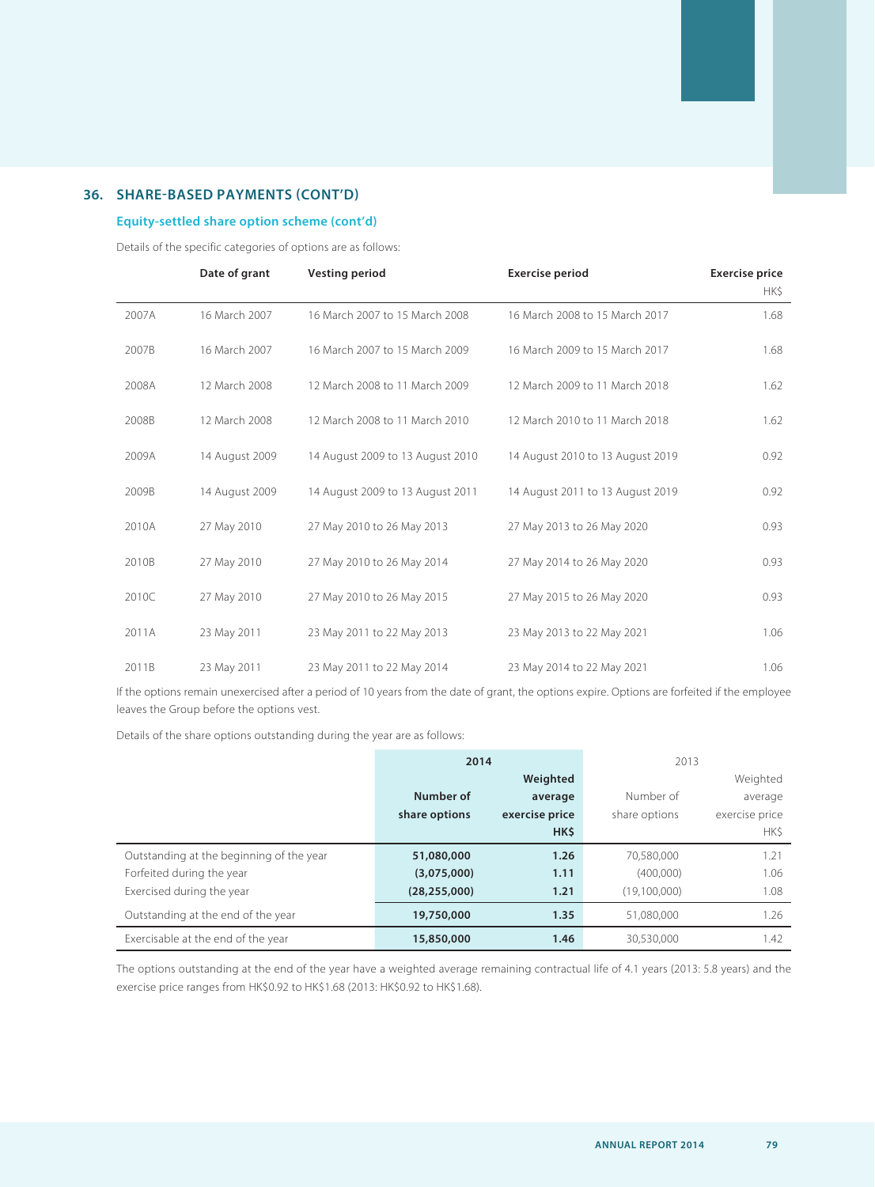## 36. SHARE-BASED PAYMENTS (CONT'D)

### Equity-settled share option scheme (cont'd)

Details of the specific categories of options are as follows:

| | Date of grant | Vesting period | Exercise period | Exercise price HK$ |
|---|---|---|---|---|
| 2007A | 16 March 2007 | 16 March 2007 to 15 March 2008 | 16 March 2008 to 15 March 2017 | 1.68 |
| 2007B | 16 March 2007 | 16 March 2007 to 15 March 2009 | 16 March 2009 to 15 March 2017 | 1.68 |
| 2008A | 12 March 2008 | 12 March 2008 to 11 March 2009 | 12 March 2009 to 11 March 2018 | 1.62 |
| 2008B | 12 March 2008 | 12 March 2008 to 11 March 2010 | 12 March 2010 to 11 March 2018 | 1.62 |
| 2009A | 14 August 2009 | 14 August 2009 to 13 August 2010 | 14 August 2010 to 13 August 2019 | 0.92 |
| 2009B | 14 August 2009 | 14 August 2009 to 13 August 2011 | 14 August 2011 to 13 August 2019 | 0.92 |
| 2010A | 27 May 2010 | 27 May 2010 to 26 May 2013 | 27 May 2013 to 26 May 2020 | 0.93 |
| 2010B | 27 May 2010 | 27 May 2010 to 26 May 2014 | 27 May 2014 to 26 May 2020 | 0.93 |
| 2010C | 27 May 2010 | 27 May 2010 to 26 May 2015 | 27 May 2015 to 26 May 2020 | 0.93 |
| 2011A | 23 May 2011 | 23 May 2011 to 22 May 2013 | 23 May 2013 to 22 May 2021 | 1.06 |
| 2011B | 23 May 2011 | 23 May 2011 to 22 May 2014 | 23 May 2014 to 22 May 2021 | 1.06 |

If the options remain unexercised after a period of 10 years from the date of grant, the options expire. Options are forfeited if the employee leaves the Group before the options vest.

Details of the share options outstanding during the year are as follows:

| | 2014 | | 2013 | |
|---|---|---|---|---|
| | **Number of share options** | **Weighted average exercise price HK$** | Number of share options | Weighted average exercise price HK$ |
| Outstanding at the beginning of the year | **51,080,000** | **1.26** | 70,580,000 | 1.21 |
| Forfeited during the year | **(3,075,000)** | **1.11** | (400,000) | 1.06 |
| Exercised during the year | **(28,255,000)** | **1.21** | (19,100,000) | 1.08 |
| Outstanding at the end of the year | **19,750,000** | **1.35** | 51,080,000 | 1.26 |
| Exercisable at the end of the year | **15,850,000** | **1.46** | 30,530,000 | 1.42 |

The options outstanding at the end of the year have a weighted average remaining contractual life of 4.1 years (2013: 5.8 years) and the exercise price ranges from HK$0.92 to HK$1.68 (2013: HK$0.92 to HK$1.68).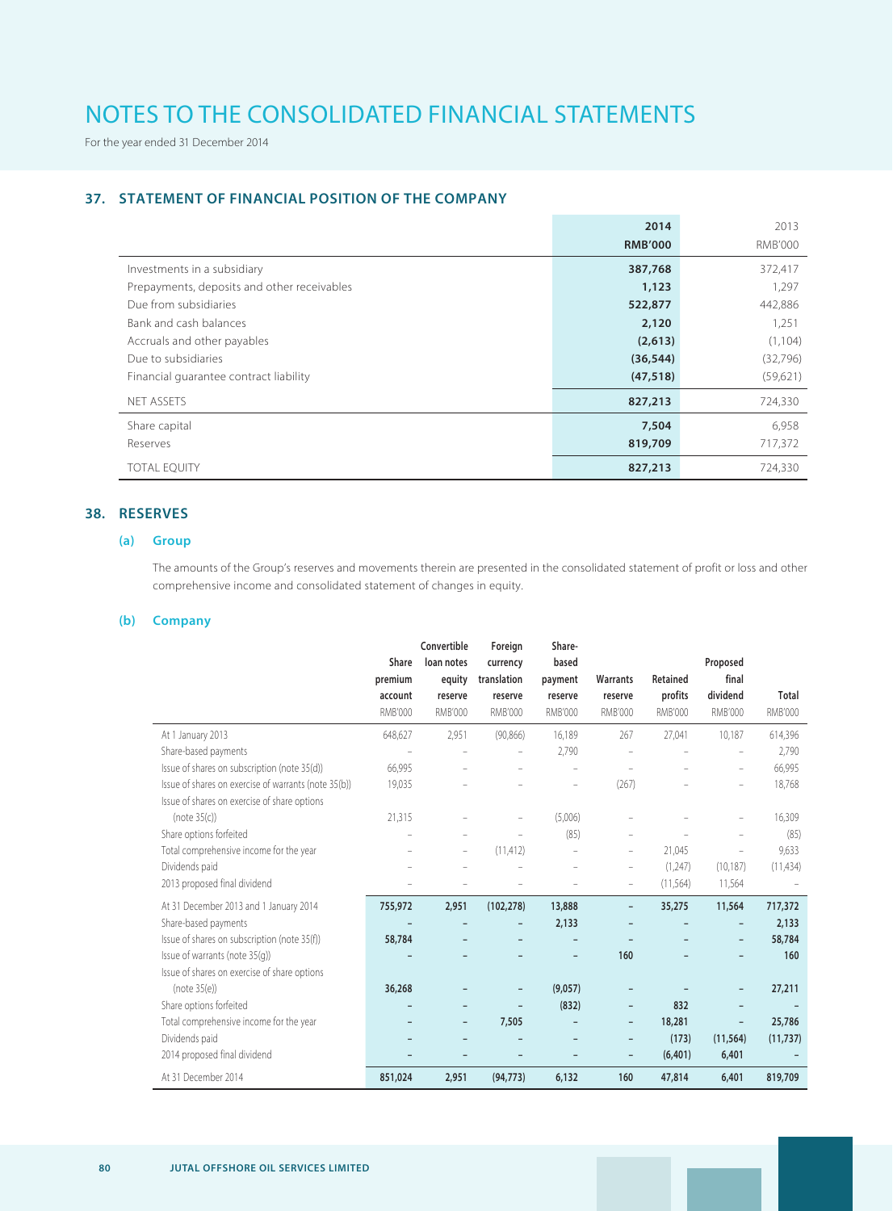# NOTES TO THE CONSOLIDATED FINANCIAL STATEMENTS

For the year ended 31 December 2014

## 37. STATEMENT OF FINANCIAL POSITION OF THE COMPANY

| | 2014<br>RMB'000 | 2013<br>RMB'000 |
|---|---|---|
| Investments in a subsidiary | **387,768** | 372,417 |
| Prepayments, deposits and other receivables | **1,123** | 1,297 |
| Due from subsidiaries | **522,877** | 442,886 |
| Bank and cash balances | **2,120** | 1,251 |
| Accruals and other payables | **(2,613)** | (1,104) |
| Due to subsidiaries | **(36,544)** | (32,796) |
| Financial guarantee contract liability | **(47,518)** | (59,621) |
| NET ASSETS | **827,213** | 724,330 |
| Share capital | **7,504** | 6,958 |
| Reserves | **819,709** | 717,372 |
| TOTAL EQUITY | **827,213** | 724,330 |

## 38. RESERVES

### (a) Group

The amounts of the Group's reserves and movements therein are presented in the consolidated statement of profit or loss and other comprehensive income and consolidated statement of changes in equity.

### (b) Company

| | Share premium account<br>RMB'000 | Convertible loan notes equity reserve<br>RMB'000 | Foreign currency translation reserve<br>RMB'000 | Share-based payment reserve<br>RMB'000 | Warrants reserve<br>RMB'000 | Retained profits<br>RMB'000 | Proposed final dividend<br>RMB'000 | Total<br>RMB'000 |
|---|---|---|---|---|---|---|---|---|
| At 1 January 2013 | 648,627 | 2,951 | (90,866) | 16,189 | 267 | 27,041 | 10,187 | 614,396 |
| Share-based payments | – | – | – | 2,790 | – | – | – | 2,790 |
| Issue of shares on subscription (note 35(d)) | 66,995 | – | – | – | – | – | – | 66,995 |
| Issue of shares on exercise of warrants (note 35(b)) | 19,035 | – | – | – | (267) | – | – | 18,768 |
| Issue of shares on exercise of share options (note 35(c)) | 21,315 | – | – | (5,006) | – | – | – | 16,309 |
| Share options forfeited | – | – | – | (85) | – | – | – | (85) |
| Total comprehensive income for the year | – | – | (11,412) | – | – | 21,045 | – | 9,633 |
| Dividends paid | – | – | – | – | – | (1,247) | (10,187) | (11,434) |
| 2013 proposed final dividend | – | – | – | – | – | (11,564) | 11,564 | – |
| At 31 December 2013 and 1 January 2014 | **755,972** | **2,951** | **(102,278)** | **13,888** | **–** | **35,275** | **11,564** | **717,372** |
| Share-based payments | **–** | **–** | **–** | **2,133** | **–** | **–** | **–** | **2,133** |
| Issue of shares on subscription (note 35(f)) | **58,784** | **–** | **–** | **–** | **–** | **–** | **–** | **58,784** |
| Issue of warrants (note 35(g)) | **–** | **–** | **–** | **–** | **160** | **–** | **–** | **160** |
| Issue of shares on exercise of share options (note 35(e)) | **36,268** | **–** | **–** | **(9,057)** | **–** | **–** | **–** | **27,211** |
| Share options forfeited | **–** | **–** | **–** | **(832)** | **–** | **832** | **–** | **–** |
| Total comprehensive income for the year | **–** | **–** | **7,505** | **–** | **–** | **18,281** | **–** | **25,786** |
| Dividends paid | **–** | **–** | **–** | **–** | **–** | **(173)** | **(11,564)** | **(11,737)** |
| 2014 proposed final dividend | **–** | **–** | **–** | **–** | **–** | **(6,401)** | **6,401** | **–** |
| At 31 December 2014 | **851,024** | **2,951** | **(94,773)** | **6,132** | **160** | **47,814** | **6,401** | **819,709** |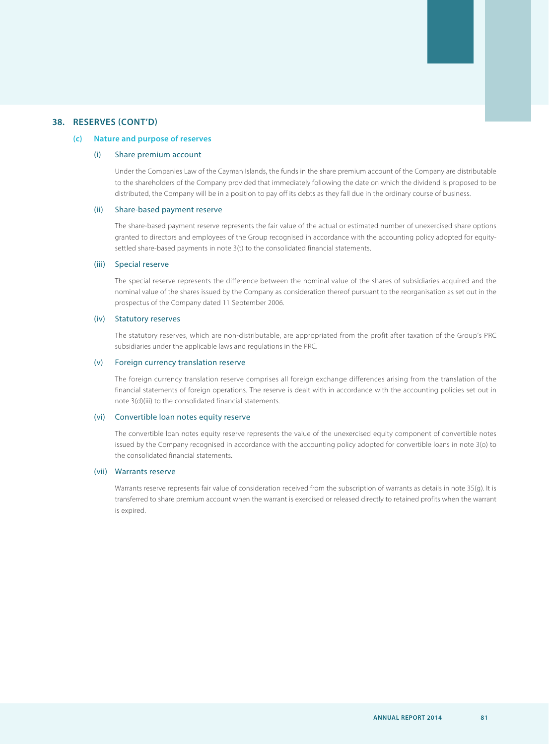## 38. RESERVES (CONT'D)

### (c) Nature and purpose of reserves

#### (i) Share premium account

Under the Companies Law of the Cayman Islands, the funds in the share premium account of the Company are distributable to the shareholders of the Company provided that immediately following the date on which the dividend is proposed to be distributed, the Company will be in a position to pay off its debts as they fall due in the ordinary course of business.

#### (ii) Share-based payment reserve

The share-based payment reserve represents the fair value of the actual or estimated number of unexercised share options granted to directors and employees of the Group recognised in accordance with the accounting policy adopted for equity-settled share-based payments in note 3(t) to the consolidated financial statements.

#### (iii) Special reserve

The special reserve represents the difference between the nominal value of the shares of subsidiaries acquired and the nominal value of the shares issued by the Company as consideration thereof pursuant to the reorganisation as set out in the prospectus of the Company dated 11 September 2006.

#### (iv) Statutory reserves

The statutory reserves, which are non-distributable, are appropriated from the profit after taxation of the Group's PRC subsidiaries under the applicable laws and regulations in the PRC.

#### (v) Foreign currency translation reserve

The foreign currency translation reserve comprises all foreign exchange differences arising from the translation of the financial statements of foreign operations. The reserve is dealt with in accordance with the accounting policies set out in note 3(d)(iii) to the consolidated financial statements.

#### (vi) Convertible loan notes equity reserve

The convertible loan notes equity reserve represents the value of the unexercised equity component of convertible notes issued by the Company recognised in accordance with the accounting policy adopted for convertible loans in note 3(o) to the consolidated financial statements.

#### (vii) Warrants reserve

Warrants reserve represents fair value of consideration received from the subscription of warrants as details in note 35(g). It is transferred to share premium account when the warrant is exercised or released directly to retained profits when the warrant is expired.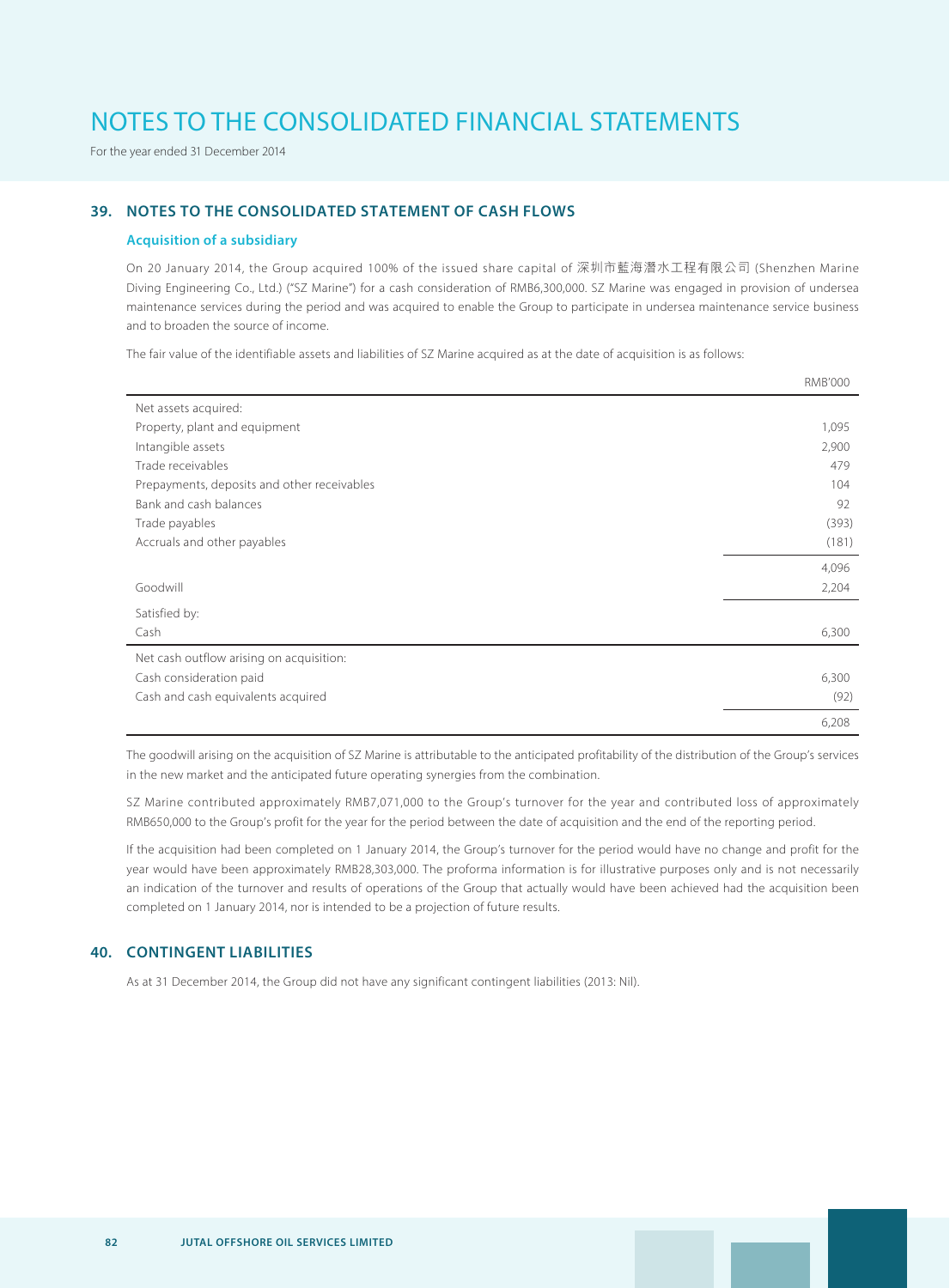# NOTES TO THE CONSOLIDATED FINANCIAL STATEMENTS

For the year ended 31 December 2014

## 39. NOTES TO THE CONSOLIDATED STATEMENT OF CASH FLOWS

### Acquisition of a subsidiary

On 20 January 2014, the Group acquired 100% of the issued share capital of 深圳市藍海潛水工程有限公司 (Shenzhen Marine Diving Engineering Co., Ltd.) ("SZ Marine") for a cash consideration of RMB6,300,000. SZ Marine was engaged in provision of undersea maintenance services during the period and was acquired to enable the Group to participate in undersea maintenance service business and to broaden the source of income.

The fair value of the identifiable assets and liabilities of SZ Marine acquired as at the date of acquisition is as follows:

| | RMB'000 |
|---|---|
| Net assets acquired: | |
| Property, plant and equipment | 1,095 |
| Intangible assets | 2,900 |
| Trade receivables | 479 |
| Prepayments, deposits and other receivables | 104 |
| Bank and cash balances | 92 |
| Trade payables | (393) |
| Accruals and other payables | (181) |
| | 4,096 |
| Goodwill | 2,204 |
| Satisfied by: | |
| Cash | 6,300 |
| Net cash outflow arising on acquisition: | |
| Cash consideration paid | 6,300 |
| Cash and cash equivalents acquired | (92) |
| | 6,208 |

The goodwill arising on the acquisition of SZ Marine is attributable to the anticipated profitability of the distribution of the Group's services in the new market and the anticipated future operating synergies from the combination.

SZ Marine contributed approximately RMB7,071,000 to the Group's turnover for the year and contributed loss of approximately RMB650,000 to the Group's profit for the year for the period between the date of acquisition and the end of the reporting period.

If the acquisition had been completed on 1 January 2014, the Group's turnover for the period would have no change and profit for the year would have been approximately RMB28,303,000. The proforma information is for illustrative purposes only and is not necessarily an indication of the turnover and results of operations of the Group that actually would have been achieved had the acquisition been completed on 1 January 2014, nor is intended to be a projection of future results.

## 40. CONTINGENT LIABILITIES

As at 31 December 2014, the Group did not have any significant contingent liabilities (2013: Nil).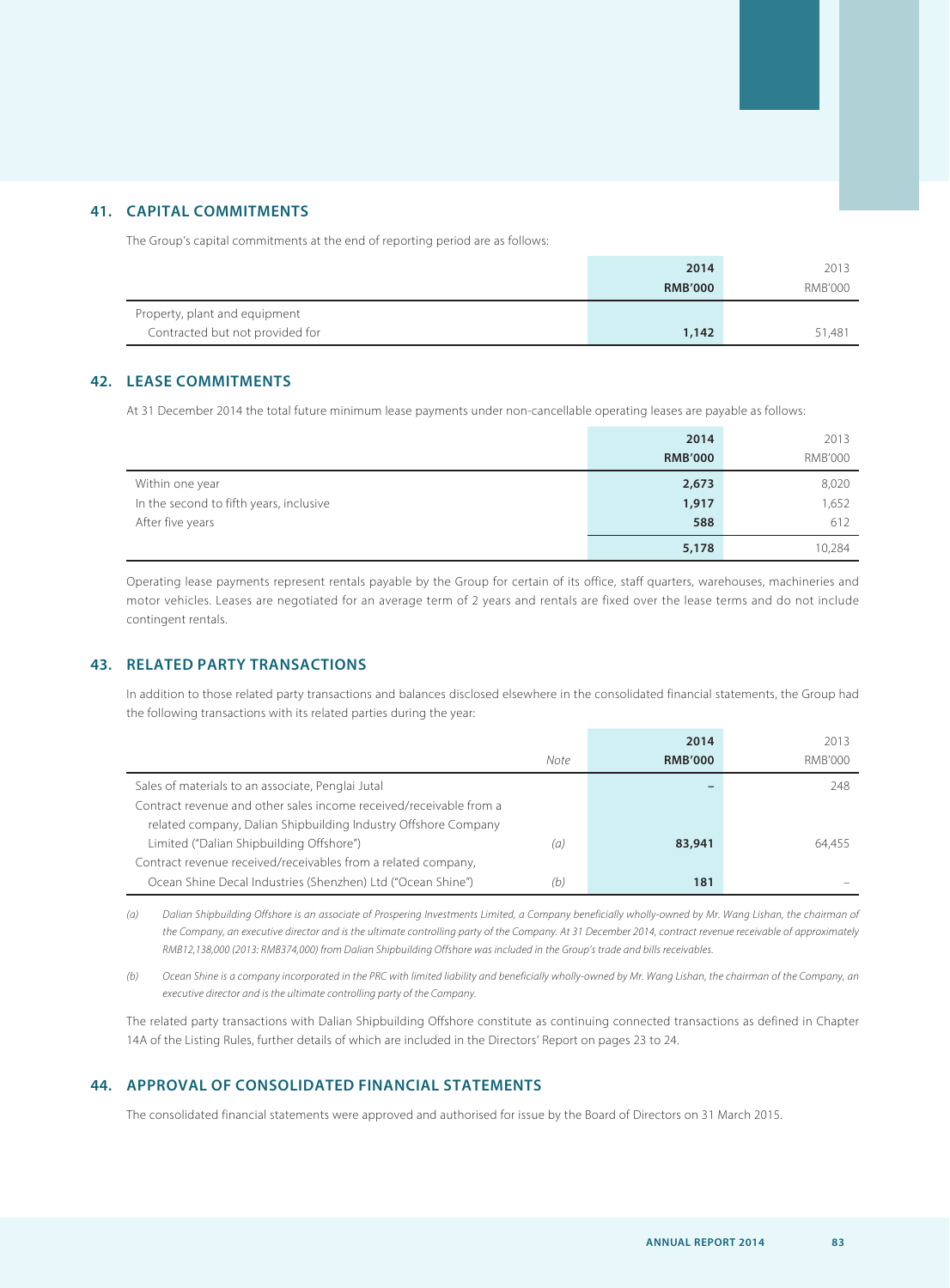## 41. CAPITAL COMMITMENTS

The Group's capital commitments at the end of reporting period are as follows:

| | 2014<br>RMB'000 | 2013<br>RMB'000 |
|---|---|---|
| Property, plant and equipment | | |
| Contracted but not provided for | **1,142** | 51,481 |

## 42. LEASE COMMITMENTS

At 31 December 2014 the total future minimum lease payments under non-cancellable operating leases are payable as follows:

| | 2014<br>RMB'000 | 2013<br>RMB'000 |
|---|---|---|
| Within one year | **2,673** | 8,020 |
| In the second to fifth years, inclusive | **1,917** | 1,652 |
| After five years | **588** | 612 |
| | **5,178** | 10,284 |

Operating lease payments represent rentals payable by the Group for certain of its office, staff quarters, warehouses, machineries and motor vehicles. Leases are negotiated for an average term of 2 years and rentals are fixed over the lease terms and do not include contingent rentals.

## 43. RELATED PARTY TRANSACTIONS

In addition to those related party transactions and balances disclosed elsewhere in the consolidated financial statements, the Group had the following transactions with its related parties during the year:

| | Note | 2014<br>RMB'000 | 2013<br>RMB'000 |
|---|---|---|---|
| Sales of materials to an associate, Penglai Jutal | | **–** | 248 |
| Contract revenue and other sales income received/receivable from a related company, Dalian Shipbuilding Industry Offshore Company Limited ("Dalian Shipbuilding Offshore") | (a) | **83,941** | 64,455 |
| Contract revenue received/receivables from a related company, Ocean Shine Decal Industries (Shenzhen) Ltd ("Ocean Shine") | (b) | **181** | – |

*(a) Dalian Shipbuilding Offshore is an associate of Prospering Investments Limited, a Company beneficially wholly-owned by Mr. Wang Lishan, the chairman of the Company, an executive director and is the ultimate controlling party of the Company. At 31 December 2014, contract revenue receivable of approximately RMB12,138,000 (2013: RMB374,000) from Dalian Shipbuilding Offshore was included in the Group's trade and bills receivables.*

*(b) Ocean Shine is a company incorporated in the PRC with limited liability and beneficially wholly-owned by Mr. Wang Lishan, the chairman of the Company, an executive director and is the ultimate controlling party of the Company.*

The related party transactions with Dalian Shipbuilding Offshore constitute as continuing connected transactions as defined in Chapter 14A of the Listing Rules, further details of which are included in the Directors' Report on pages 23 to 24.

## 44. APPROVAL OF CONSOLIDATED FINANCIAL STATEMENTS

The consolidated financial statements were approved and authorised for issue by the Board of Directors on 31 March 2015.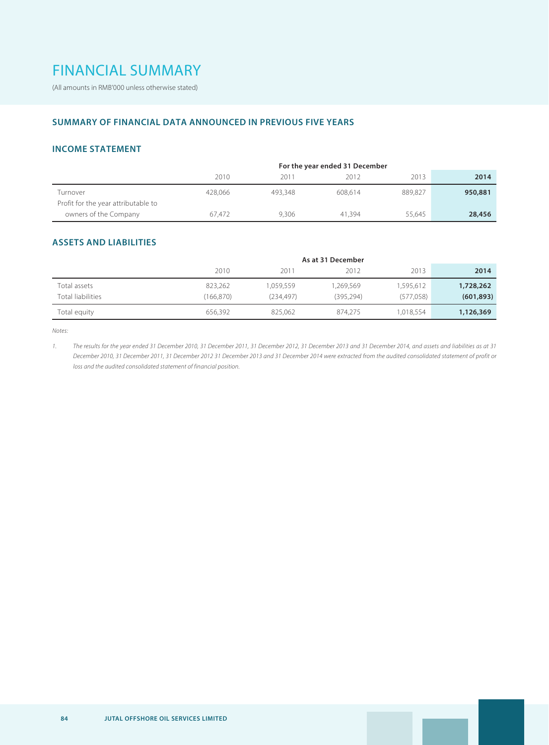# FINANCIAL SUMMARY

(All amounts in RMB'000 unless otherwise stated)

## SUMMARY OF FINANCIAL DATA ANNOUNCED IN PREVIOUS FIVE YEARS

### INCOME STATEMENT

| | For the year ended 31 December | | | | |
|---|---|---|---|---|---|
| | 2010 | 2011 | 2012 | 2013 | **2014** |
| Turnover | 428,066 | 493,348 | 608,614 | 889,827 | **950,881** |
| Profit for the year attributable to owners of the Company | 67,472 | 9,306 | 41,394 | 55,645 | **28,456** |

### ASSETS AND LIABILITIES

| | As at 31 December | | | | |
|---|---|---|---|---|---|
| | 2010 | 2011 | 2012 | 2013 | **2014** |
| Total assets | 823,262 | 1,059,559 | 1,269,569 | 1,595,612 | **1,728,262** |
| Total liabilities | (166,870) | (234,497) | (395,294) | (577,058) | **(601,893)** |
| Total equity | 656,392 | 825,062 | 874,275 | 1,018,554 | **1,126,369** |

*Notes:*

1. *The results for the year ended 31 December 2010, 31 December 2011, 31 December 2012, 31 December 2013 and 31 December 2014, and assets and liabilities as at 31 December 2010, 31 December 2011, 31 December 2012 31 December 2013 and 31 December 2014 were extracted from the audited consolidated statement of profit or loss and the audited consolidated statement of financial position.*